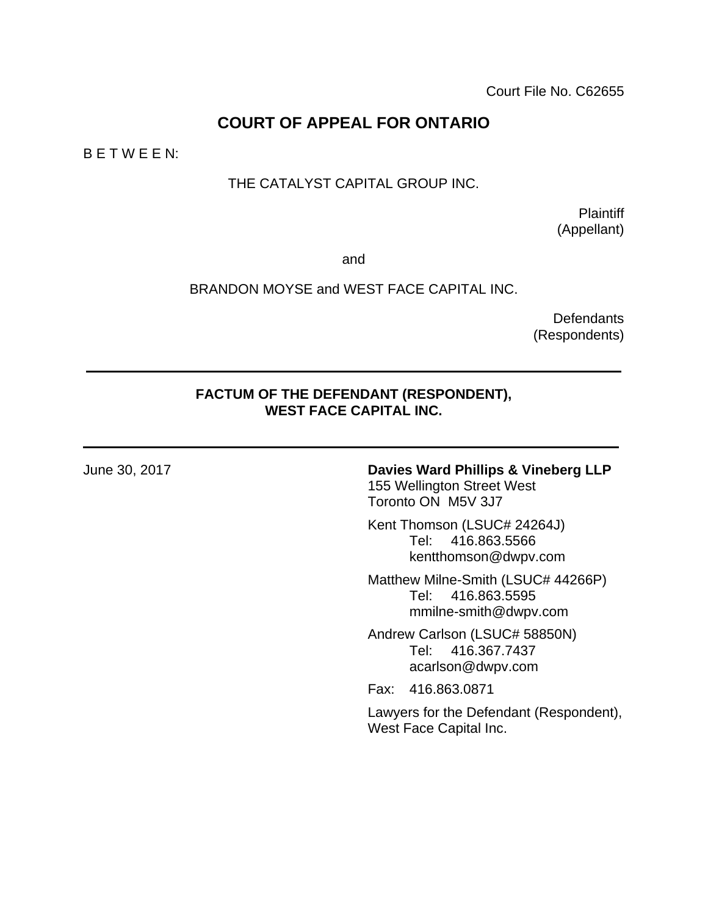Court File No. C62655

# COURT OF APPEAL FOR ONTARIO

B E T W E E N:

THE CATALYST CAPITAL GROUP INC.

Plaintiff
(Appellant)

and

BRANDON MOYSE and WEST FACE CAPITAL INC.

Defendants
(Respondents)

---

**FACTUM OF THE DEFENDANT (RESPONDENT), WEST FACE CAPITAL INC.**

---

June 30, 2017

**Davies Ward Phillips & Vineberg LLP**
155 Wellington Street West
Toronto ON M5V 3J7

Kent Thomson (LSUC# 24264J)
Tel: 416.863.5566
kentthomson@dwpv.com

Matthew Milne-Smith (LSUC# 44266P)
Tel: 416.863.5595
mmilne-smith@dwpv.com

Andrew Carlson (LSUC# 58850N)
Tel: 416.367.7437
acarlson@dwpv.com

Fax: 416.863.0871

Lawyers for the Defendant (Respondent), West Face Capital Inc.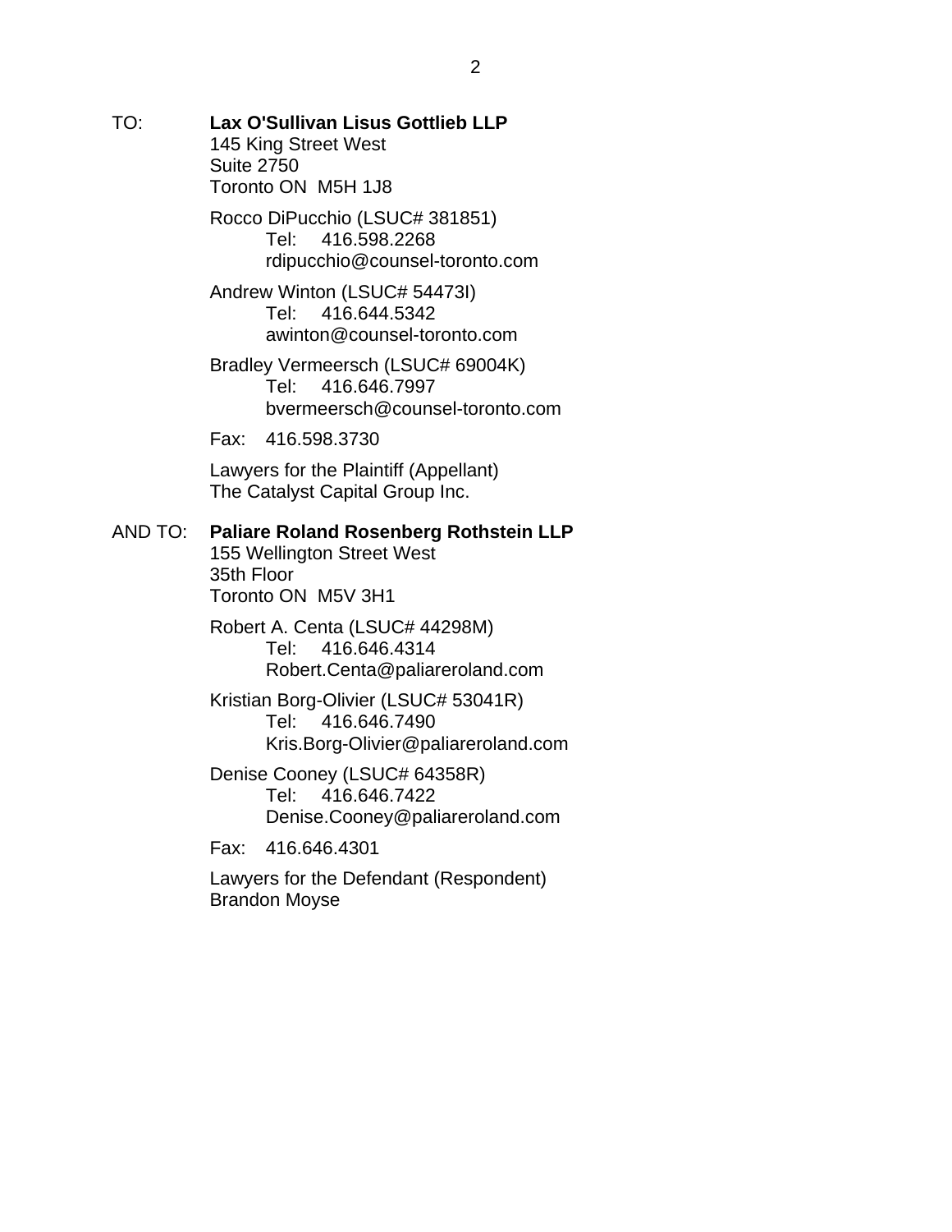TO: **Lax O'Sullivan Lisus Gottlieb LLP**
145 King Street West
Suite 2750
Toronto ON M5H 1J8

Rocco DiPucchio (LSUC# 381851)
Tel: 416.598.2268
rdipucchio@counsel-toronto.com

Andrew Winton (LSUC# 54473I)
Tel: 416.644.5342
awinton@counsel-toronto.com

Bradley Vermeersch (LSUC# 69004K)
Tel: 416.646.7997
bvermeersch@counsel-toronto.com

Fax: 416.598.3730

Lawyers for the Plaintiff (Appellant)
The Catalyst Capital Group Inc.

AND TO: **Paliare Roland Rosenberg Rothstein LLP**
155 Wellington Street West
35th Floor
Toronto ON M5V 3H1

Robert A. Centa (LSUC# 44298M)
Tel: 416.646.4314
Robert.Centa@paliareroland.com

Kristian Borg-Olivier (LSUC# 53041R)
Tel: 416.646.7490
Kris.Borg-Olivier@paliareroland.com

Denise Cooney (LSUC# 64358R)
Tel: 416.646.7422
Denise.Cooney@paliareroland.com

Fax: 416.646.4301

Lawyers for the Defendant (Respondent)
Brandon Moyse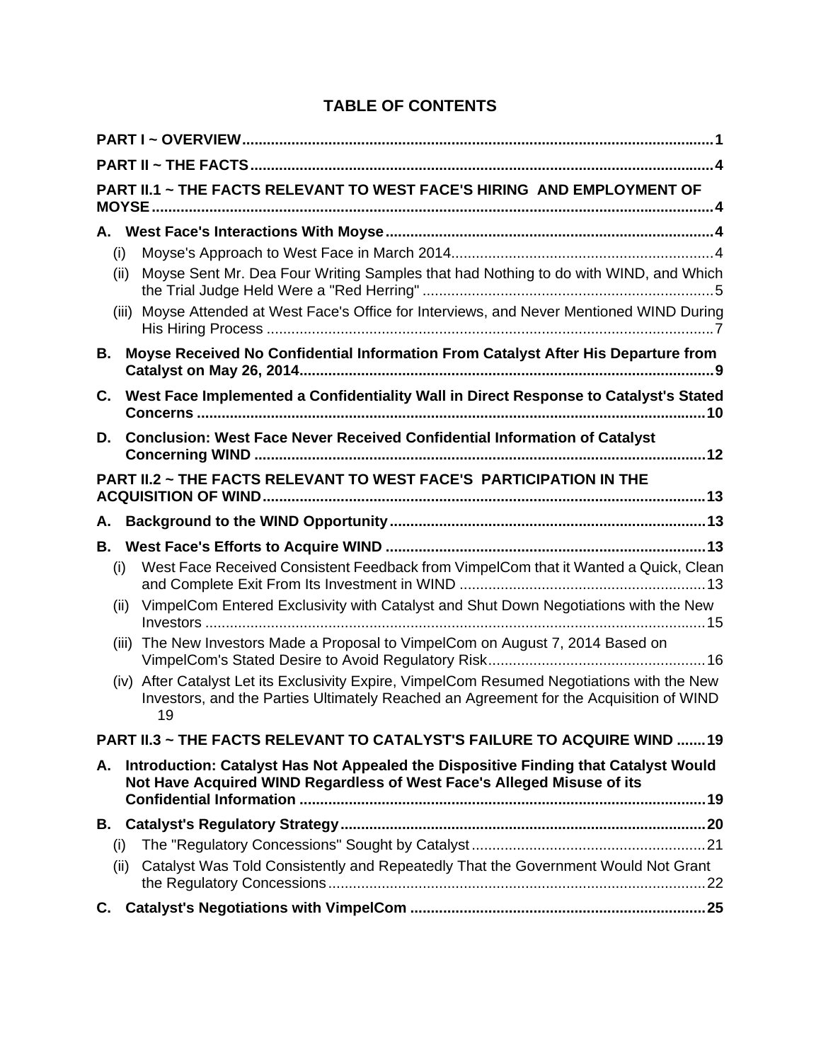# TABLE OF CONTENTS

**PART I ~ OVERVIEW** ..... 1

**PART II ~ THE FACTS** ..... 4

**PART II.1 ~ THE FACTS RELEVANT TO WEST FACE'S HIRING AND EMPLOYMENT OF MOYSE** ..... 4

**A. West Face's Interactions With Moyse** ..... 4

- (i) Moyse's Approach to West Face in March 2014 ..... 4
- (ii) Moyse Sent Mr. Dea Four Writing Samples that had Nothing to do with WIND, and Which the Trial Judge Held Were a "Red Herring" ..... 5
- (iii) Moyse Attended at West Face's Office for Interviews, and Never Mentioned WIND During His Hiring Process ..... 7

**B. Moyse Received No Confidential Information From Catalyst After His Departure from Catalyst on May 26, 2014** ..... 9

**C. West Face Implemented a Confidentiality Wall in Direct Response to Catalyst's Stated Concerns** ..... 10

**D. Conclusion: West Face Never Received Confidential Information of Catalyst Concerning WIND** ..... 12

**PART II.2 ~ THE FACTS RELEVANT TO WEST FACE'S PARTICIPATION IN THE ACQUISITION OF WIND** ..... 13

**A. Background to the WIND Opportunity** ..... 13

**B. West Face's Efforts to Acquire WIND** ..... 13

- (i) West Face Received Consistent Feedback from VimpelCom that it Wanted a Quick, Clean and Complete Exit From Its Investment in WIND ..... 13
- (ii) VimpelCom Entered Exclusivity with Catalyst and Shut Down Negotiations with the New Investors ..... 15
- (iii) The New Investors Made a Proposal to VimpelCom on August 7, 2014 Based on VimpelCom's Stated Desire to Avoid Regulatory Risk ..... 16
- (iv) After Catalyst Let its Exclusivity Expire, VimpelCom Resumed Negotiations with the New Investors, and the Parties Ultimately Reached an Agreement for the Acquisition of WIND ..... 19

**PART II.3 ~ THE FACTS RELEVANT TO CATALYST'S FAILURE TO ACQUIRE WIND** ..... 19

**A. Introduction: Catalyst Has Not Appealed the Dispositive Finding that Catalyst Would Not Have Acquired WIND Regardless of West Face's Alleged Misuse of its Confidential Information** ..... 19

**B. Catalyst's Regulatory Strategy** ..... 20

- (i) The "Regulatory Concessions" Sought by Catalyst ..... 21
- (ii) Catalyst Was Told Consistently and Repeatedly That the Government Would Not Grant the Regulatory Concessions ..... 22

**C. Catalyst's Negotiations with VimpelCom** ..... 25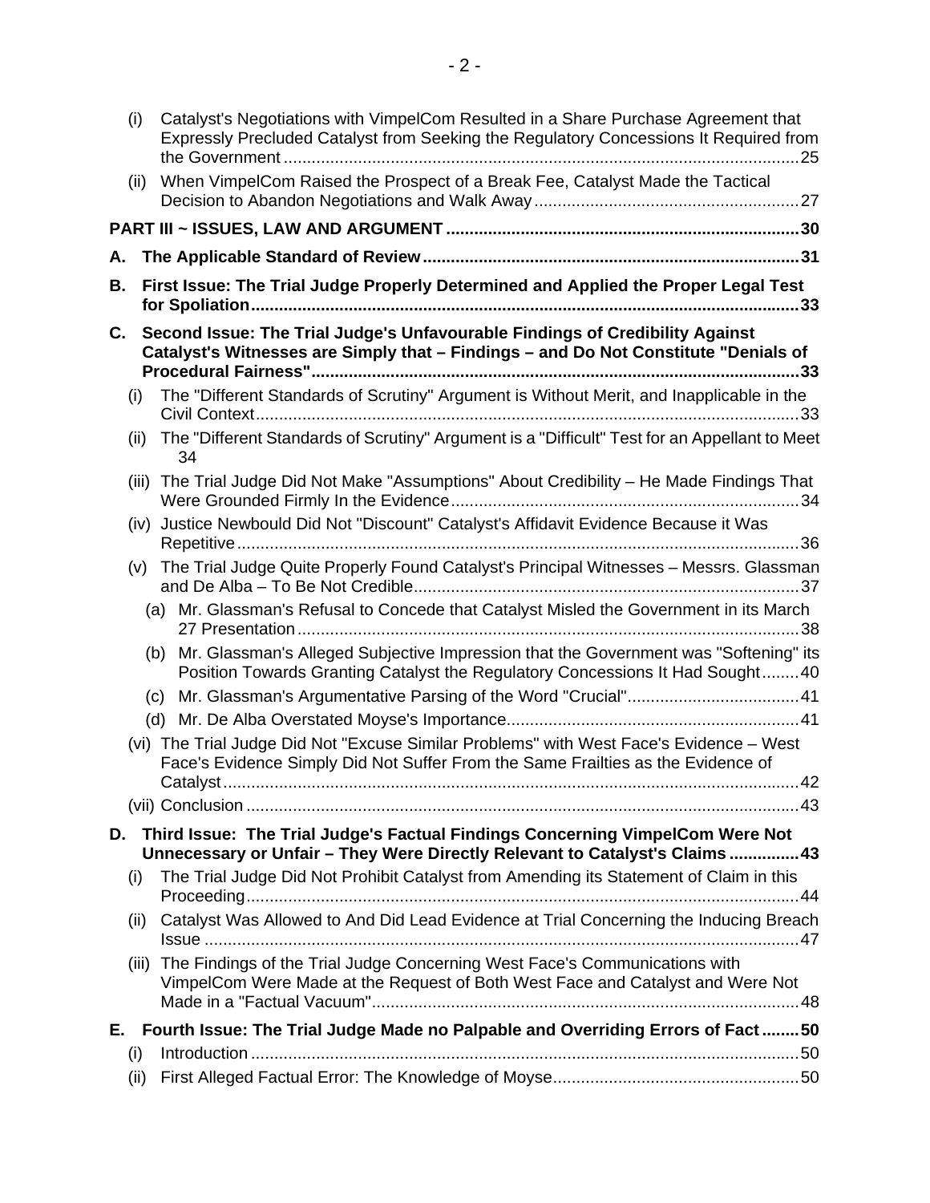(i) Catalyst's Negotiations with VimpelCom Resulted in a Share Purchase Agreement that Expressly Precluded Catalyst from Seeking the Regulatory Concessions It Required from the Government ..... 25

(ii) When VimpelCom Raised the Prospect of a Break Fee, Catalyst Made the Tactical Decision to Abandon Negotiations and Walk Away ..... 27

**PART III ~ ISSUES, LAW AND ARGUMENT ..... 30**

**A. The Applicable Standard of Review ..... 31**

**B. First Issue: The Trial Judge Properly Determined and Applied the Proper Legal Test for Spoliation ..... 33**

**C. Second Issue: The Trial Judge's Unfavourable Findings of Credibility Against Catalyst's Witnesses are Simply that – Findings – and Do Not Constitute "Denials of Procedural Fairness" ..... 33**

(i) The "Different Standards of Scrutiny" Argument is Without Merit, and Inapplicable in the Civil Context ..... 33

(ii) The "Different Standards of Scrutiny" Argument is a "Difficult" Test for an Appellant to Meet ..... 34

(iii) The Trial Judge Did Not Make "Assumptions" About Credibility – He Made Findings That Were Grounded Firmly In the Evidence ..... 34

(iv) Justice Newbould Did Not "Discount" Catalyst's Affidavit Evidence Because it Was Repetitive ..... 36

(v) The Trial Judge Quite Properly Found Catalyst's Principal Witnesses – Messrs. Glassman and De Alba – To Be Not Credible ..... 37

(a) Mr. Glassman's Refusal to Concede that Catalyst Misled the Government in its March 27 Presentation ..... 38

(b) Mr. Glassman's Alleged Subjective Impression that the Government was "Softening" its Position Towards Granting Catalyst the Regulatory Concessions It Had Sought ..... 40

(c) Mr. Glassman's Argumentative Parsing of the Word "Crucial" ..... 41

(d) Mr. De Alba Overstated Moyse's Importance ..... 41

(vi) The Trial Judge Did Not "Excuse Similar Problems" with West Face's Evidence – West Face's Evidence Simply Did Not Suffer From the Same Frailties as the Evidence of Catalyst ..... 42

(vii) Conclusion ..... 43

**D. Third Issue: The Trial Judge's Factual Findings Concerning VimpelCom Were Not Unnecessary or Unfair – They Were Directly Relevant to Catalyst's Claims ..... 43**

(i) The Trial Judge Did Not Prohibit Catalyst from Amending its Statement of Claim in this Proceeding ..... 44

(ii) Catalyst Was Allowed to And Did Lead Evidence at Trial Concerning the Inducing Breach Issue ..... 47

(iii) The Findings of the Trial Judge Concerning West Face's Communications with VimpelCom Were Made at the Request of Both West Face and Catalyst and Were Not Made in a "Factual Vacuum" ..... 48

**E. Fourth Issue: The Trial Judge Made no Palpable and Overriding Errors of Fact ..... 50**

(i) Introduction ..... 50

(ii) First Alleged Factual Error: The Knowledge of Moyse ..... 50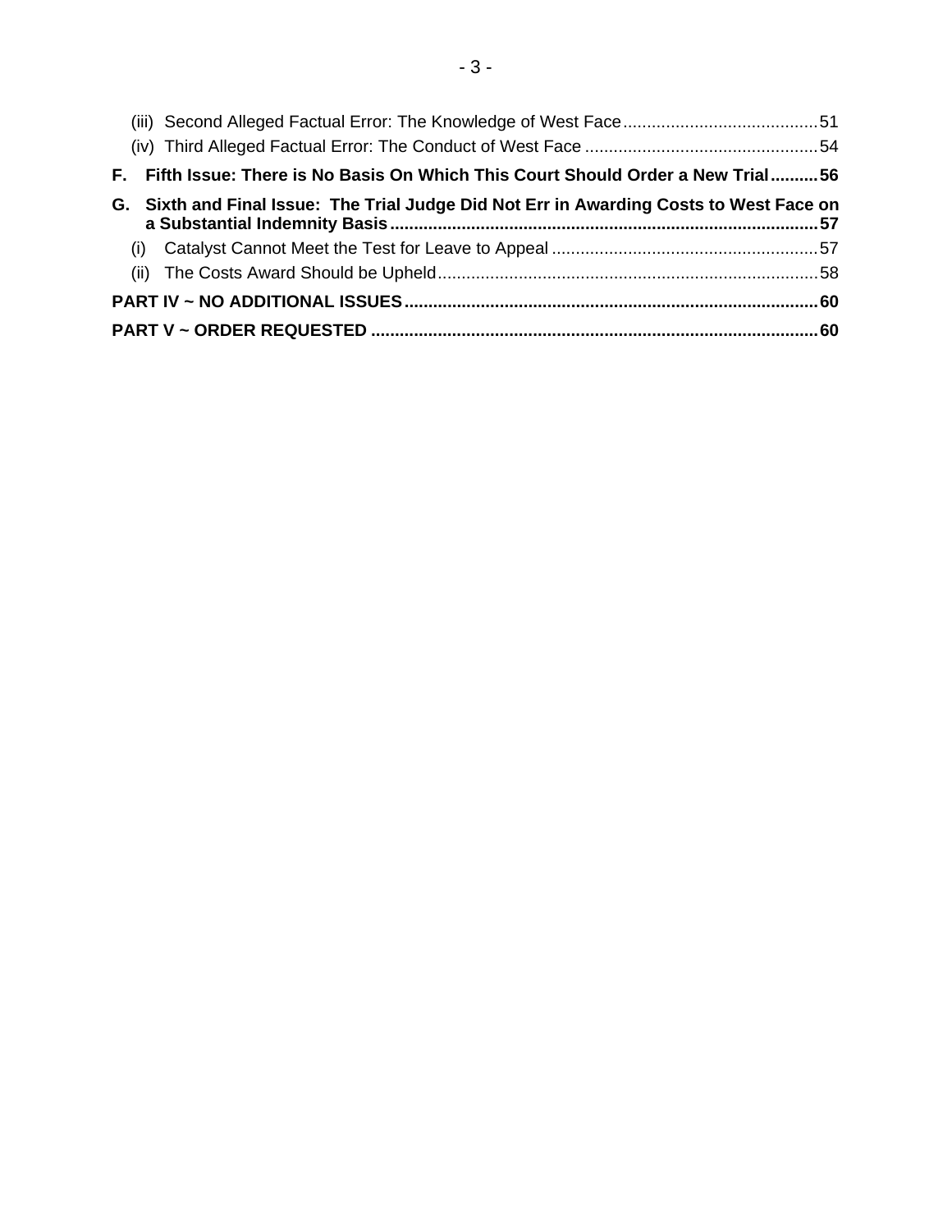(iii) Second Alleged Factual Error: The Knowledge of West Face ......................................... 51

(iv) Third Alleged Factual Error: The Conduct of West Face ................................................ 54

**F. Fifth Issue: There is No Basis On Which This Court Should Order a New Trial .......... 56**

**G. Sixth and Final Issue: The Trial Judge Did Not Err in Awarding Costs to West Face on a Substantial Indemnity Basis ......................................................................................... 57**

(i) Catalyst Cannot Meet the Test for Leave to Appeal ....................................................... 57

(ii) The Costs Award Should be Upheld ............................................................................... 58

**PART IV ~ NO ADDITIONAL ISSUES ...................................................................................... 60**

**PART V ~ ORDER REQUESTED ............................................................................................. 60**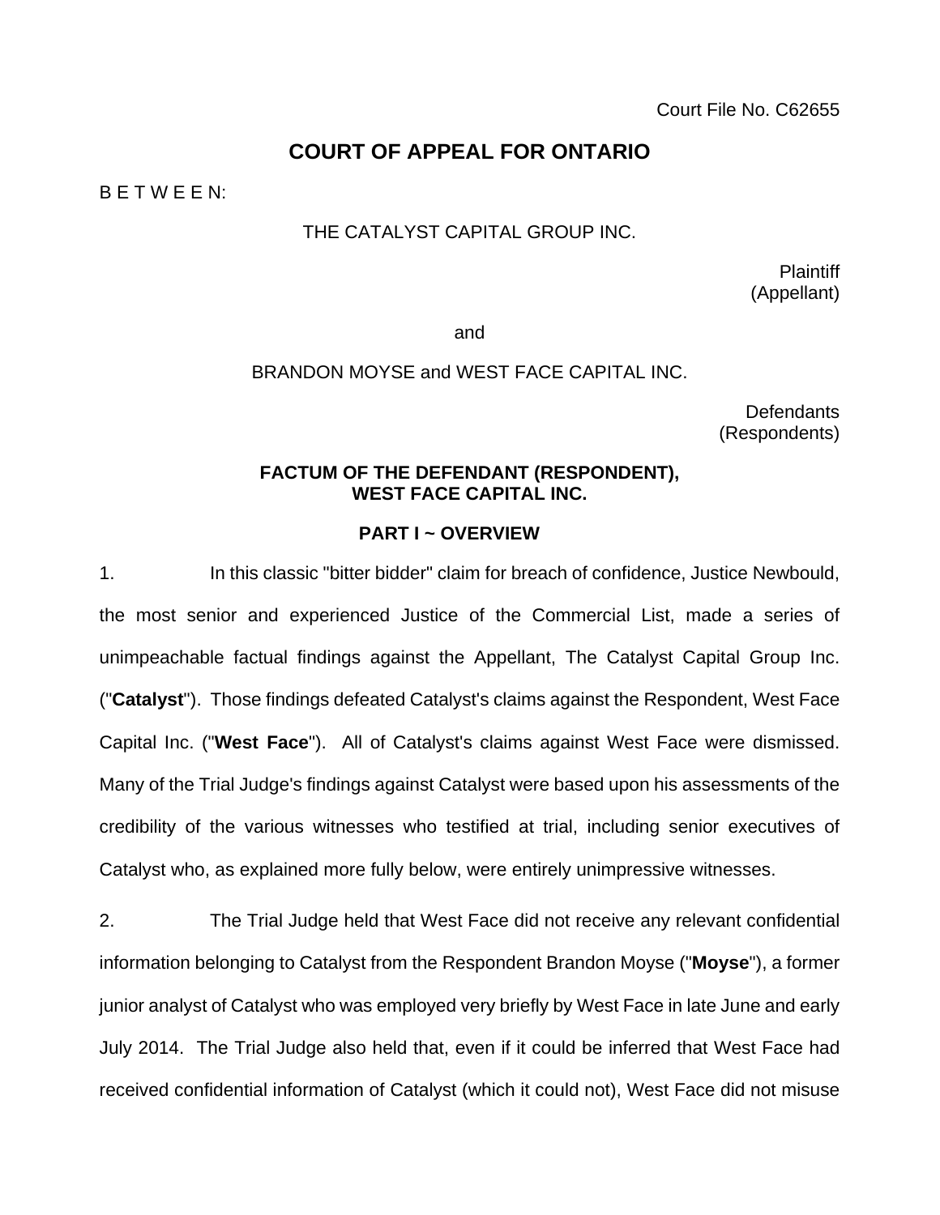Court File No. C62655

# COURT OF APPEAL FOR ONTARIO

B E T W E E N:

THE CATALYST CAPITAL GROUP INC.

Plaintiff
(Appellant)

and

BRANDON MOYSE and WEST FACE CAPITAL INC.

Defendants
(Respondents)

## FACTUM OF THE DEFENDANT (RESPONDENT), WEST FACE CAPITAL INC.

## PART I ~ OVERVIEW

1. In this classic "bitter bidder" claim for breach of confidence, Justice Newbould, the most senior and experienced Justice of the Commercial List, made a series of unimpeachable factual findings against the Appellant, The Catalyst Capital Group Inc. ("**Catalyst**"). Those findings defeated Catalyst's claims against the Respondent, West Face Capital Inc. ("**West Face**"). All of Catalyst's claims against West Face were dismissed. Many of the Trial Judge's findings against Catalyst were based upon his assessments of the credibility of the various witnesses who testified at trial, including senior executives of Catalyst who, as explained more fully below, were entirely unimpressive witnesses.

2. The Trial Judge held that West Face did not receive any relevant confidential information belonging to Catalyst from the Respondent Brandon Moyse ("**Moyse**"), a former junior analyst of Catalyst who was employed very briefly by West Face in late June and early July 2014. The Trial Judge also held that, even if it could be inferred that West Face had received confidential information of Catalyst (which it could not), West Face did not misuse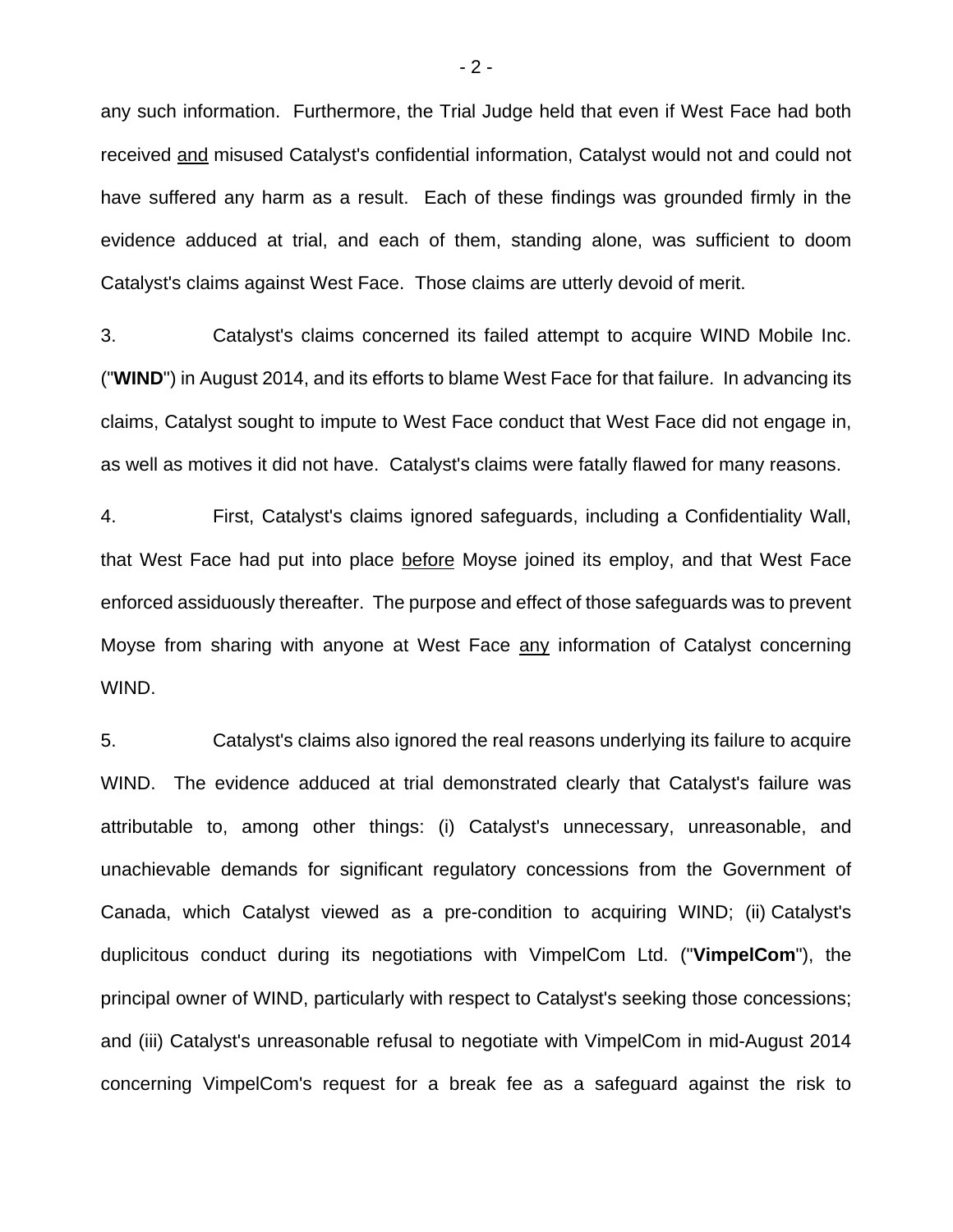any such information. Furthermore, the Trial Judge held that even if West Face had both received <u>and</u> misused Catalyst's confidential information, Catalyst would not and could not have suffered any harm as a result. Each of these findings was grounded firmly in the evidence adduced at trial, and each of them, standing alone, was sufficient to doom Catalyst's claims against West Face. Those claims are utterly devoid of merit.

3. Catalyst's claims concerned its failed attempt to acquire WIND Mobile Inc. ("**WIND**") in August 2014, and its efforts to blame West Face for that failure. In advancing its claims, Catalyst sought to impute to West Face conduct that West Face did not engage in, as well as motives it did not have. Catalyst's claims were fatally flawed for many reasons.

4. First, Catalyst's claims ignored safeguards, including a Confidentiality Wall, that West Face had put into place <u>before</u> Moyse joined its employ, and that West Face enforced assiduously thereafter. The purpose and effect of those safeguards was to prevent Moyse from sharing with anyone at West Face <u>any</u> information of Catalyst concerning WIND.

5. Catalyst's claims also ignored the real reasons underlying its failure to acquire WIND. The evidence adduced at trial demonstrated clearly that Catalyst's failure was attributable to, among other things: (i) Catalyst's unnecessary, unreasonable, and unachievable demands for significant regulatory concessions from the Government of Canada, which Catalyst viewed as a pre-condition to acquiring WIND; (ii) Catalyst's duplicitous conduct during its negotiations with VimpelCom Ltd. ("**VimpelCom**"), the principal owner of WIND, particularly with respect to Catalyst's seeking those concessions; and (iii) Catalyst's unreasonable refusal to negotiate with VimpelCom in mid-August 2014 concerning VimpelCom's request for a break fee as a safeguard against the risk to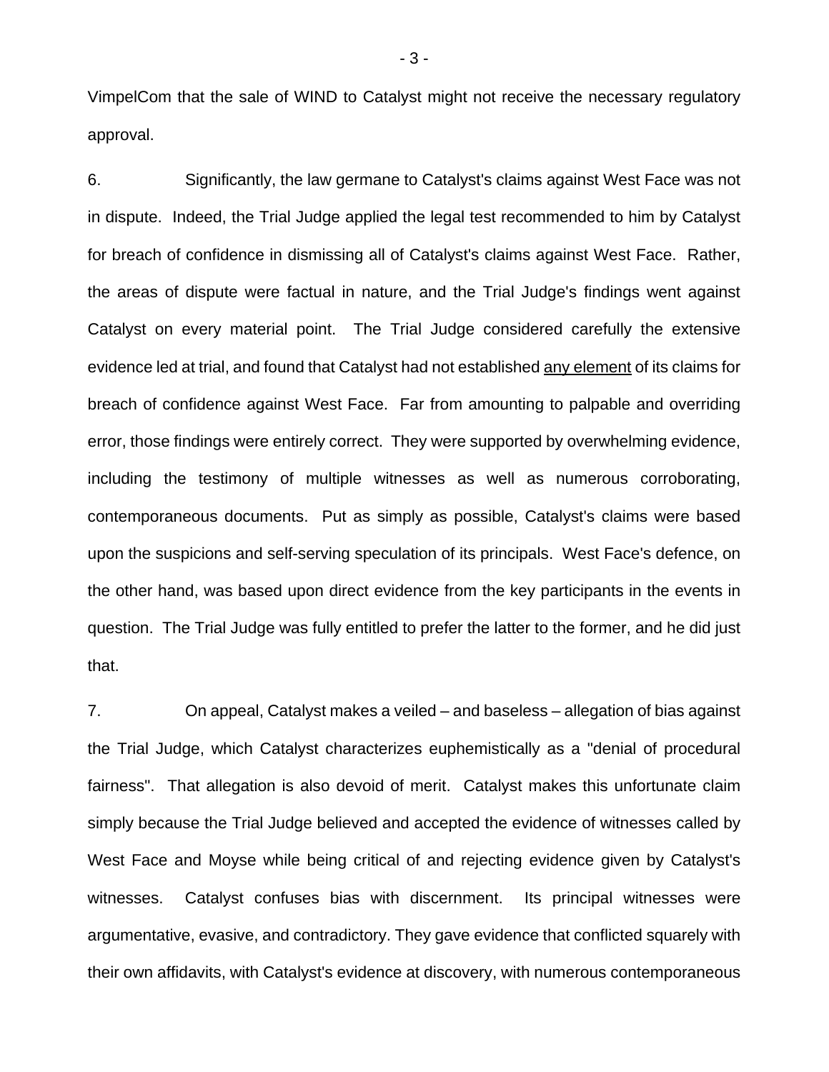VimpelCom that the sale of WIND to Catalyst might not receive the necessary regulatory approval.

6. Significantly, the law germane to Catalyst's claims against West Face was not in dispute. Indeed, the Trial Judge applied the legal test recommended to him by Catalyst for breach of confidence in dismissing all of Catalyst's claims against West Face. Rather, the areas of dispute were factual in nature, and the Trial Judge's findings went against Catalyst on every material point. The Trial Judge considered carefully the extensive evidence led at trial, and found that Catalyst had not established <u>any element</u> of its claims for breach of confidence against West Face. Far from amounting to palpable and overriding error, those findings were entirely correct. They were supported by overwhelming evidence, including the testimony of multiple witnesses as well as numerous corroborating, contemporaneous documents. Put as simply as possible, Catalyst's claims were based upon the suspicions and self-serving speculation of its principals. West Face's defence, on the other hand, was based upon direct evidence from the key participants in the events in question. The Trial Judge was fully entitled to prefer the latter to the former, and he did just that.

7. On appeal, Catalyst makes a veiled – and baseless – allegation of bias against the Trial Judge, which Catalyst characterizes euphemistically as a "denial of procedural fairness". That allegation is also devoid of merit. Catalyst makes this unfortunate claim simply because the Trial Judge believed and accepted the evidence of witnesses called by West Face and Moyse while being critical of and rejecting evidence given by Catalyst's witnesses. Catalyst confuses bias with discernment. Its principal witnesses were argumentative, evasive, and contradictory. They gave evidence that conflicted squarely with their own affidavits, with Catalyst's evidence at discovery, with numerous contemporaneous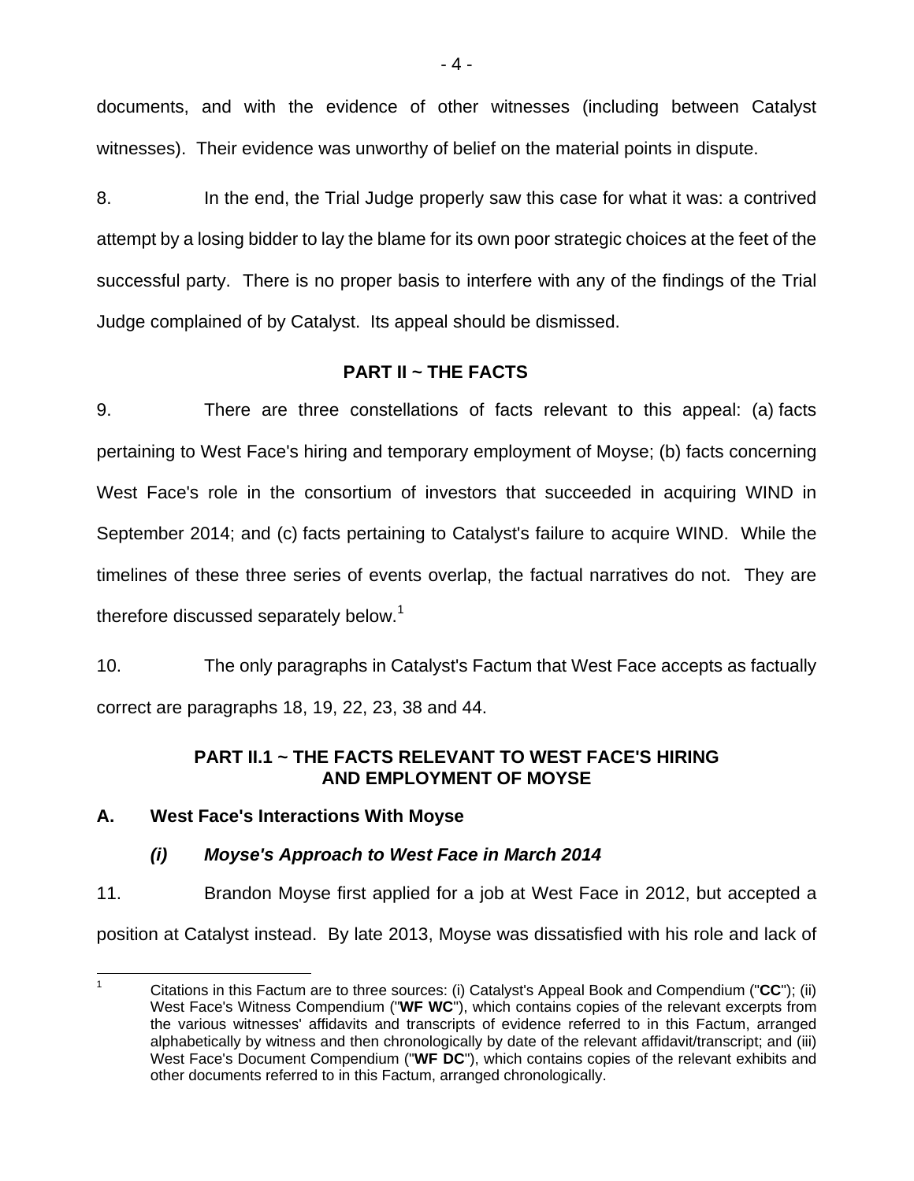documents, and with the evidence of other witnesses (including between Catalyst witnesses). Their evidence was unworthy of belief on the material points in dispute.

8. In the end, the Trial Judge properly saw this case for what it was: a contrived attempt by a losing bidder to lay the blame for its own poor strategic choices at the feet of the successful party. There is no proper basis to interfere with any of the findings of the Trial Judge complained of by Catalyst. Its appeal should be dismissed.

## PART II ~ THE FACTS

9. There are three constellations of facts relevant to this appeal: (a) facts pertaining to West Face's hiring and temporary employment of Moyse; (b) facts concerning West Face's role in the consortium of investors that succeeded in acquiring WIND in September 2014; and (c) facts pertaining to Catalyst's failure to acquire WIND. While the timelines of these three series of events overlap, the factual narratives do not. They are therefore discussed separately below.[1]

10. The only paragraphs in Catalyst's Factum that West Face accepts as factually correct are paragraphs 18, 19, 22, 23, 38 and 44.

## PART II.1 ~ THE FACTS RELEVANT TO WEST FACE'S HIRING AND EMPLOYMENT OF MOYSE

### A. West Face's Interactions With Moyse

#### *(i) Moyse's Approach to West Face in March 2014*

11. Brandon Moyse first applied for a job at West Face in 2012, but accepted a position at Catalyst instead. By late 2013, Moyse was dissatisfied with his role and lack of

---

[1] Citations in this Factum are to three sources: (i) Catalyst's Appeal Book and Compendium ("**CC**"); (ii) West Face's Witness Compendium ("**WF WC**"), which contains copies of the relevant excerpts from the various witnesses' affidavits and transcripts of evidence referred to in this Factum, arranged alphabetically by witness and then chronologically by date of the relevant affidavit/transcript; and (iii) West Face's Document Compendium ("**WF DC**"), which contains copies of the relevant exhibits and other documents referred to in this Factum, arranged chronologically.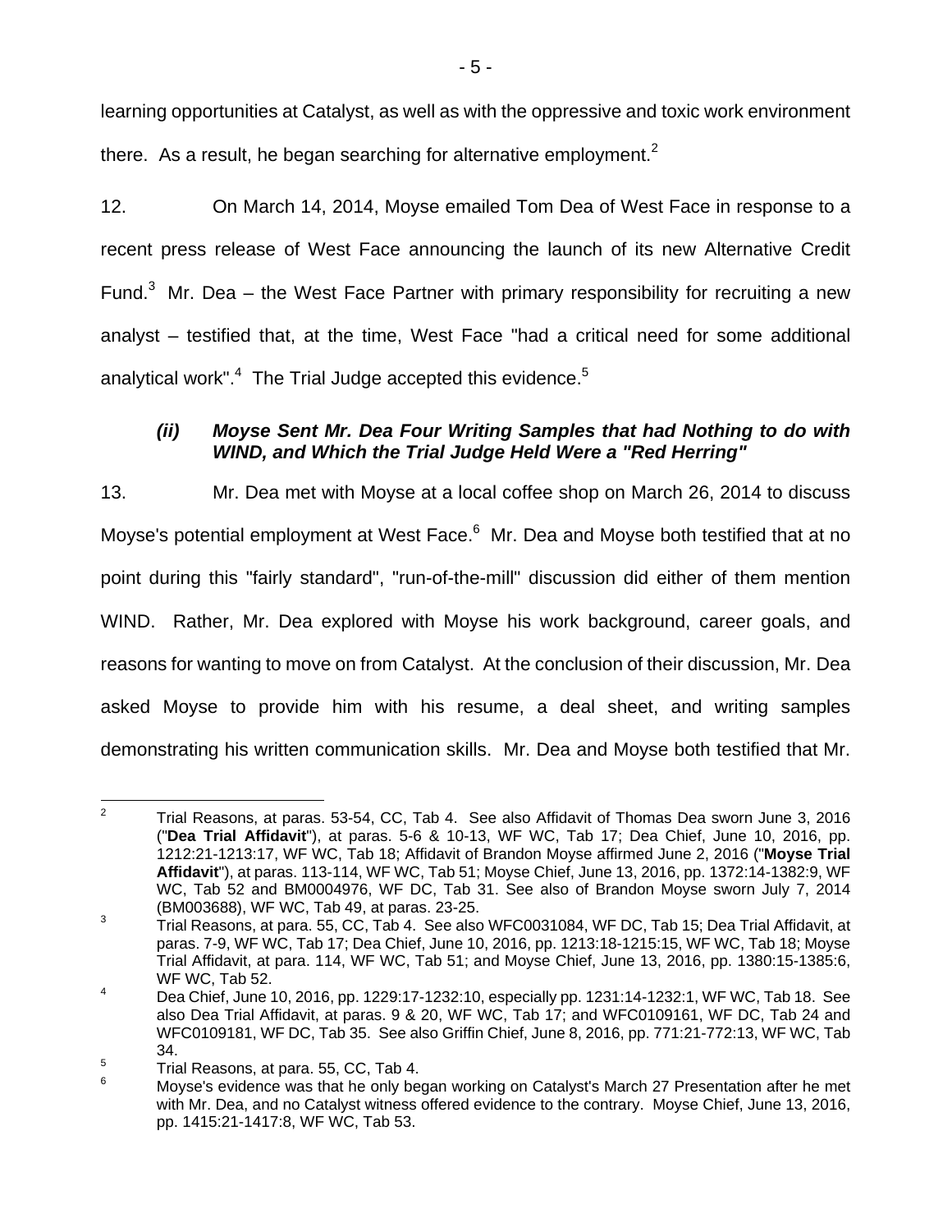learning opportunities at Catalyst, as well as with the oppressive and toxic work environment there. As a result, he began searching for alternative employment.[2]

12. On March 14, 2014, Moyse emailed Tom Dea of West Face in response to a recent press release of West Face announcing the launch of its new Alternative Credit Fund.[3] Mr. Dea – the West Face Partner with primary responsibility for recruiting a new analyst – testified that, at the time, West Face "had a critical need for some additional analytical work".[4] The Trial Judge accepted this evidence.[5]

### *(ii) Moyse Sent Mr. Dea Four Writing Samples that had Nothing to do with WIND, and Which the Trial Judge Held Were a "Red Herring"*

13. Mr. Dea met with Moyse at a local coffee shop on March 26, 2014 to discuss Moyse's potential employment at West Face.[6] Mr. Dea and Moyse both testified that at no point during this "fairly standard", "run-of-the-mill" discussion did either of them mention WIND. Rather, Mr. Dea explored with Moyse his work background, career goals, and reasons for wanting to move on from Catalyst. At the conclusion of their discussion, Mr. Dea asked Moyse to provide him with his resume, a deal sheet, and writing samples demonstrating his written communication skills. Mr. Dea and Moyse both testified that Mr.

---

[2] Trial Reasons, at paras. 53-54, CC, Tab 4. See also Affidavit of Thomas Dea sworn June 3, 2016 ("**Dea Trial Affidavit**"), at paras. 5-6 & 10-13, WF WC, Tab 17; Dea Chief, June 10, 2016, pp. 1212:21-1213:17, WF WC, Tab 18; Affidavit of Brandon Moyse affirmed June 2, 2016 ("**Moyse Trial Affidavit**"), at paras. 113-114, WF WC, Tab 51; Moyse Chief, June 13, 2016, pp. 1372:14-1382:9, WF WC, Tab 52 and BM0004976, WF DC, Tab 31. See also of Brandon Moyse sworn July 7, 2014 (BM003688), WF WC, Tab 49, at paras. 23-25.

[3] Trial Reasons, at para. 55, CC, Tab 4. See also WFC0031084, WF DC, Tab 15; Dea Trial Affidavit, at paras. 7-9, WF WC, Tab 17; Dea Chief, June 10, 2016, pp. 1213:18-1215:15, WF WC, Tab 18; Moyse Trial Affidavit, at para. 114, WF WC, Tab 51; and Moyse Chief, June 13, 2016, pp. 1380:15-1385:6, WF WC, Tab 52.

[4] Dea Chief, June 10, 2016, pp. 1229:17-1232:10, especially pp. 1231:14-1232:1, WF WC, Tab 18. See also Dea Trial Affidavit, at paras. 9 & 20, WF WC, Tab 17; and WFC0109161, WF DC, Tab 24 and WFC0109181, WF DC, Tab 35. See also Griffin Chief, June 8, 2016, pp. 771:21-772:13, WF WC, Tab 34.

[5] Trial Reasons, at para. 55, CC, Tab 4.

[6] Moyse's evidence was that he only began working on Catalyst's March 27 Presentation after he met with Mr. Dea, and no Catalyst witness offered evidence to the contrary. Moyse Chief, June 13, 2016, pp. 1415:21-1417:8, WF WC, Tab 53.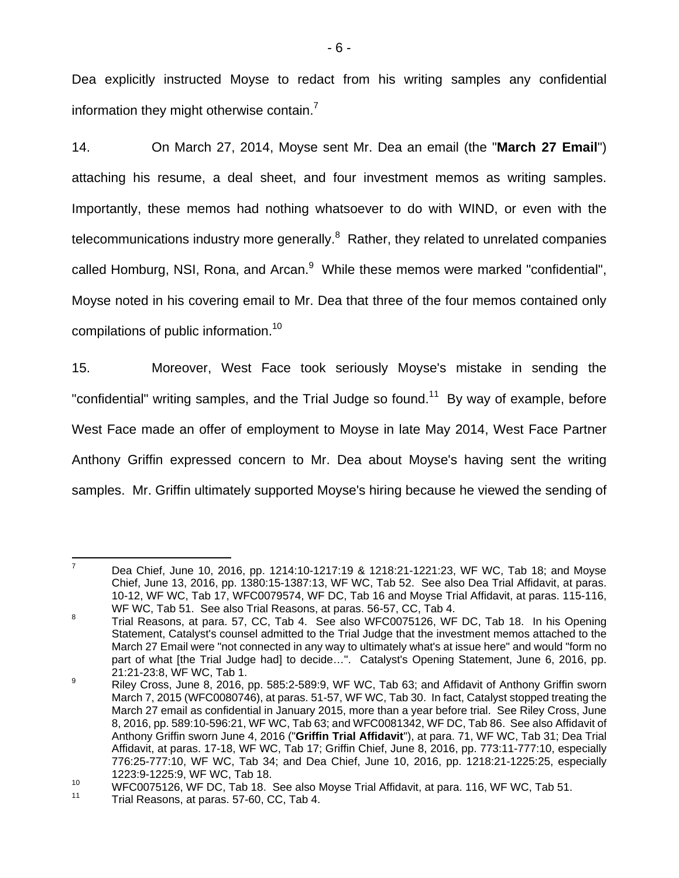Dea explicitly instructed Moyse to redact from his writing samples any confidential information they might otherwise contain.[7]

14. On March 27, 2014, Moyse sent Mr. Dea an email (the "**March 27 Email**") attaching his resume, a deal sheet, and four investment memos as writing samples. Importantly, these memos had nothing whatsoever to do with WIND, or even with the telecommunications industry more generally.[8] Rather, they related to unrelated companies called Homburg, NSI, Rona, and Arcan.[9] While these memos were marked "confidential", Moyse noted in his covering email to Mr. Dea that three of the four memos contained only compilations of public information.[10]

15. Moreover, West Face took seriously Moyse's mistake in sending the "confidential" writing samples, and the Trial Judge so found.[11] By way of example, before West Face made an offer of employment to Moyse in late May 2014, West Face Partner Anthony Griffin expressed concern to Mr. Dea about Moyse's having sent the writing samples. Mr. Griffin ultimately supported Moyse's hiring because he viewed the sending of

---

[7] Dea Chief, June 10, 2016, pp. 1214:10-1217:19 & 1218:21-1221:23, WF WC, Tab 18; and Moyse Chief, June 13, 2016, pp. 1380:15-1387:13, WF WC, Tab 52. See also Dea Trial Affidavit, at paras. 10-12, WF WC, Tab 17, WFC0079574, WF DC, Tab 16 and Moyse Trial Affidavit, at paras. 115-116, WF WC, Tab 51. See also Trial Reasons, at paras. 56-57, CC, Tab 4.

[8] Trial Reasons, at para. 57, CC, Tab 4. See also WFC0075126, WF DC, Tab 18. In his Opening Statement, Catalyst's counsel admitted to the Trial Judge that the investment memos attached to the March 27 Email were "not connected in any way to ultimately what's at issue here" and would "form no part of what [the Trial Judge had] to decide…". Catalyst's Opening Statement, June 6, 2016, pp. 21:21-23:8, WF WC, Tab 1.

[9] Riley Cross, June 8, 2016, pp. 585:2-589:9, WF WC, Tab 63; and Affidavit of Anthony Griffin sworn March 7, 2015 (WFC0080746), at paras. 51-57, WF WC, Tab 30. In fact, Catalyst stopped treating the March 27 email as confidential in January 2015, more than a year before trial. See Riley Cross, June 8, 2016, pp. 589:10-596:21, WF WC, Tab 63; and WFC0081342, WF DC, Tab 86. See also Affidavit of Anthony Griffin sworn June 4, 2016 ("**Griffin Trial Affidavit**"), at para. 71, WF WC, Tab 31; Dea Trial Affidavit, at paras. 17-18, WF WC, Tab 17; Griffin Chief, June 8, 2016, pp. 773:11-777:10, especially 776:25-777:10, WF WC, Tab 34; and Dea Chief, June 10, 2016, pp. 1218:21-1225:25, especially 1223:9-1225:9, WF WC, Tab 18.

[10] WFC0075126, WF DC, Tab 18. See also Moyse Trial Affidavit, at para. 116, WF WC, Tab 51.

[11] Trial Reasons, at paras. 57-60, CC, Tab 4.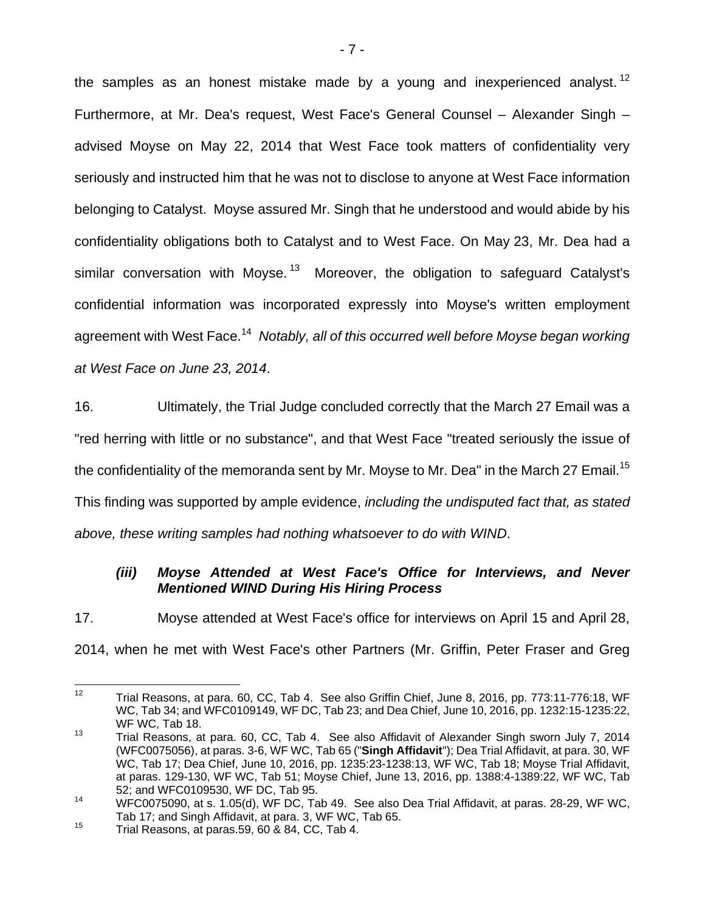the samples as an honest mistake made by a young and inexperienced analyst.[12] Furthermore, at Mr. Dea's request, West Face's General Counsel – Alexander Singh – advised Moyse on May 22, 2014 that West Face took matters of confidentiality very seriously and instructed him that he was not to disclose to anyone at West Face information belonging to Catalyst. Moyse assured Mr. Singh that he understood and would abide by his confidentiality obligations both to Catalyst and to West Face. On May 23, Mr. Dea had a similar conversation with Moyse.[13] Moreover, the obligation to safeguard Catalyst's confidential information was incorporated expressly into Moyse's written employment agreement with West Face.[14] *Notably, all of this occurred well before Moyse began working at West Face on June 23, 2014*.

16. Ultimately, the Trial Judge concluded correctly that the March 27 Email was a "red herring with little or no substance", and that West Face "treated seriously the issue of the confidentiality of the memoranda sent by Mr. Moyse to Mr. Dea" in the March 27 Email.[15] This finding was supported by ample evidence, *including the undisputed fact that, as stated above, these writing samples had nothing whatsoever to do with WIND*.

### *(iii) Moyse Attended at West Face's Office for Interviews, and Never Mentioned WIND During His Hiring Process*

17. Moyse attended at West Face's office for interviews on April 15 and April 28, 2014, when he met with West Face's other Partners (Mr. Griffin, Peter Fraser and Greg

---

[12] Trial Reasons, at para. 60, CC, Tab 4. See also Griffin Chief, June 8, 2016, pp. 773:11-776:18, WF WC, Tab 34; and WFC0109149, WF DC, Tab 23; and Dea Chief, June 10, 2016, pp. 1232:15-1235:22, WF WC, Tab 18.

[13] Trial Reasons, at para. 60, CC, Tab 4. See also Affidavit of Alexander Singh sworn July 7, 2014 (WFC0075056), at paras. 3-6, WF WC, Tab 65 ("**Singh Affidavit**"); Dea Trial Affidavit, at para. 30, WF WC, Tab 17; Dea Chief, June 10, 2016, pp. 1235:23-1238:13, WF WC, Tab 18; Moyse Trial Affidavit, at paras. 129-130, WF WC, Tab 51; Moyse Chief, June 13, 2016, pp. 1388:4-1389:22, WF WC, Tab 52; and WFC0109530, WF DC, Tab 95.

[14] WFC0075090, at s. 1.05(d), WF DC, Tab 49. See also Dea Trial Affidavit, at paras. 28-29, WF WC, Tab 17; and Singh Affidavit, at para. 3, WF WC, Tab 65.

[15] Trial Reasons, at paras.59, 60 & 84, CC, Tab 4.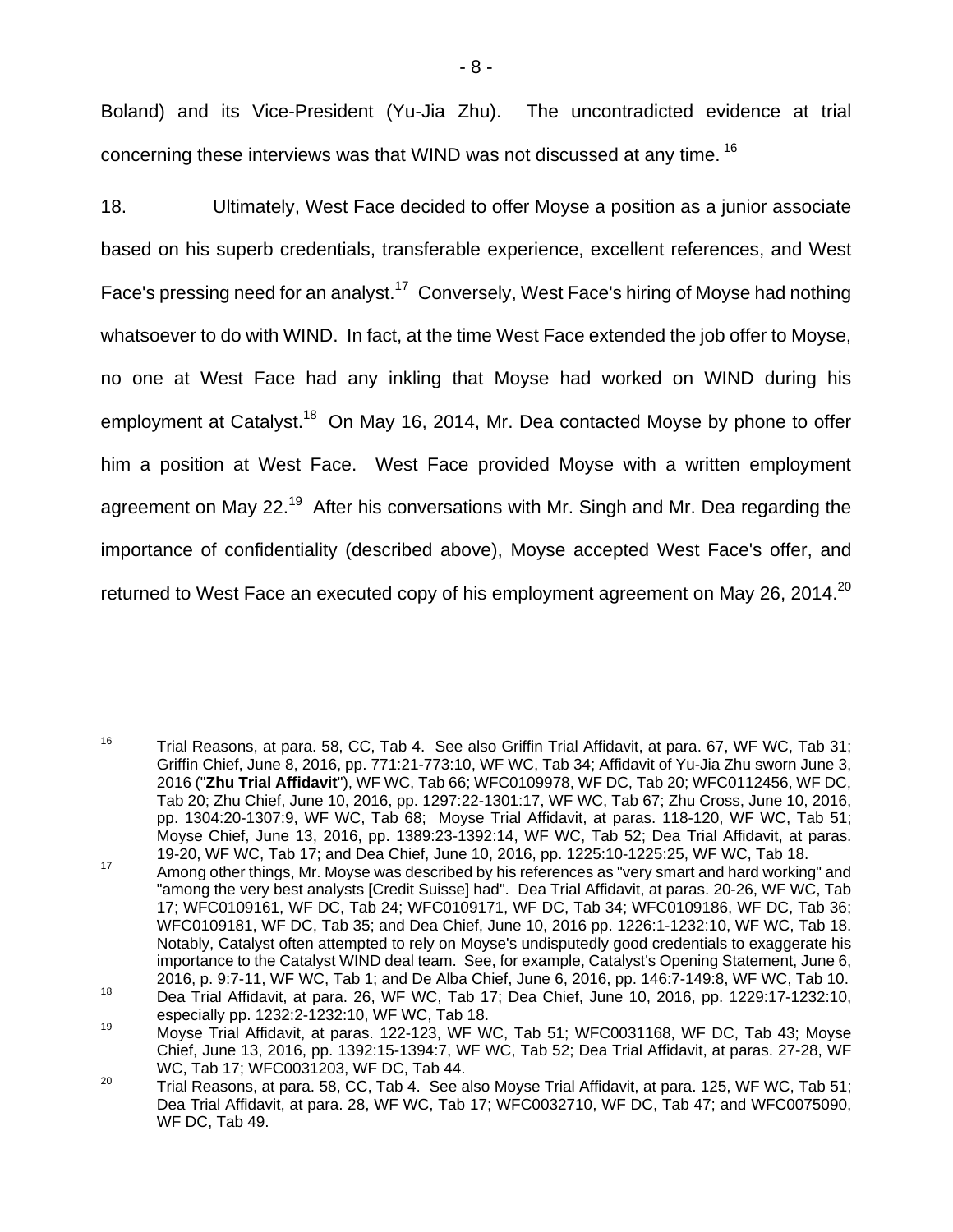Boland) and its Vice-President (Yu-Jia Zhu). The uncontradicted evidence at trial concerning these interviews was that WIND was not discussed at any time.[16]

18. Ultimately, West Face decided to offer Moyse a position as a junior associate based on his superb credentials, transferable experience, excellent references, and West Face's pressing need for an analyst.[17] Conversely, West Face's hiring of Moyse had nothing whatsoever to do with WIND. In fact, at the time West Face extended the job offer to Moyse, no one at West Face had any inkling that Moyse had worked on WIND during his employment at Catalyst.[18] On May 16, 2014, Mr. Dea contacted Moyse by phone to offer him a position at West Face. West Face provided Moyse with a written employment agreement on May 22.[19] After his conversations with Mr. Singh and Mr. Dea regarding the importance of confidentiality (described above), Moyse accepted West Face's offer, and returned to West Face an executed copy of his employment agreement on May 26, 2014.[20]

---

[16] Trial Reasons, at para. 58, CC, Tab 4. See also Griffin Trial Affidavit, at para. 67, WF WC, Tab 31; Griffin Chief, June 8, 2016, pp. 771:21-773:10, WF WC, Tab 34; Affidavit of Yu-Jia Zhu sworn June 3, 2016 ("**Zhu Trial Affidavit**"), WF WC, Tab 66; WFC0109978, WF DC, Tab 20; WFC0112456, WF DC, Tab 20; Zhu Chief, June 10, 2016, pp. 1297:22-1301:17, WF WC, Tab 67; Zhu Cross, June 10, 2016, pp. 1304:20-1307:9, WF WC, Tab 68; Moyse Trial Affidavit, at paras. 118-120, WF WC, Tab 51; Moyse Chief, June 13, 2016, pp. 1389:23-1392:14, WF WC, Tab 52; Dea Trial Affidavit, at paras. 19-20, WF WC, Tab 17; and Dea Chief, June 10, 2016, pp. 1225:10-1225:25, WF WC, Tab 18.

[17] Among other things, Mr. Moyse was described by his references as "very smart and hard working" and "among the very best analysts [Credit Suisse] had". Dea Trial Affidavit, at paras. 20-26, WF WC, Tab 17; WFC0109161, WF DC, Tab 24; WFC0109171, WF DC, Tab 34; WFC0109186, WF DC, Tab 36; WFC0109181, WF DC, Tab 35; and Dea Chief, June 10, 2016 pp. 1226:1-1232:10, WF WC, Tab 18. Notably, Catalyst often attempted to rely on Moyse's undisputedly good credentials to exaggerate his importance to the Catalyst WIND deal team. See, for example, Catalyst's Opening Statement, June 6, 2016, p. 9:7-11, WF WC, Tab 1; and De Alba Chief, June 6, 2016, pp. 146:7-149:8, WF WC, Tab 10.

[18] Dea Trial Affidavit, at para. 26, WF WC, Tab 17; Dea Chief, June 10, 2016, pp. 1229:17-1232:10, especially pp. 1232:2-1232:10, WF WC, Tab 18.

[19] Moyse Trial Affidavit, at paras. 122-123, WF WC, Tab 51; WFC0031168, WF DC, Tab 43; Moyse Chief, June 13, 2016, pp. 1392:15-1394:7, WF WC, Tab 52; Dea Trial Affidavit, at paras. 27-28, WF WC, Tab 17; WFC0031203, WF DC, Tab 44.

[20] Trial Reasons, at para. 58, CC, Tab 4. See also Moyse Trial Affidavit, at para. 125, WF WC, Tab 51; Dea Trial Affidavit, at para. 28, WF WC, Tab 17; WFC0032710, WF DC, Tab 47; and WFC0075090, WF DC, Tab 49.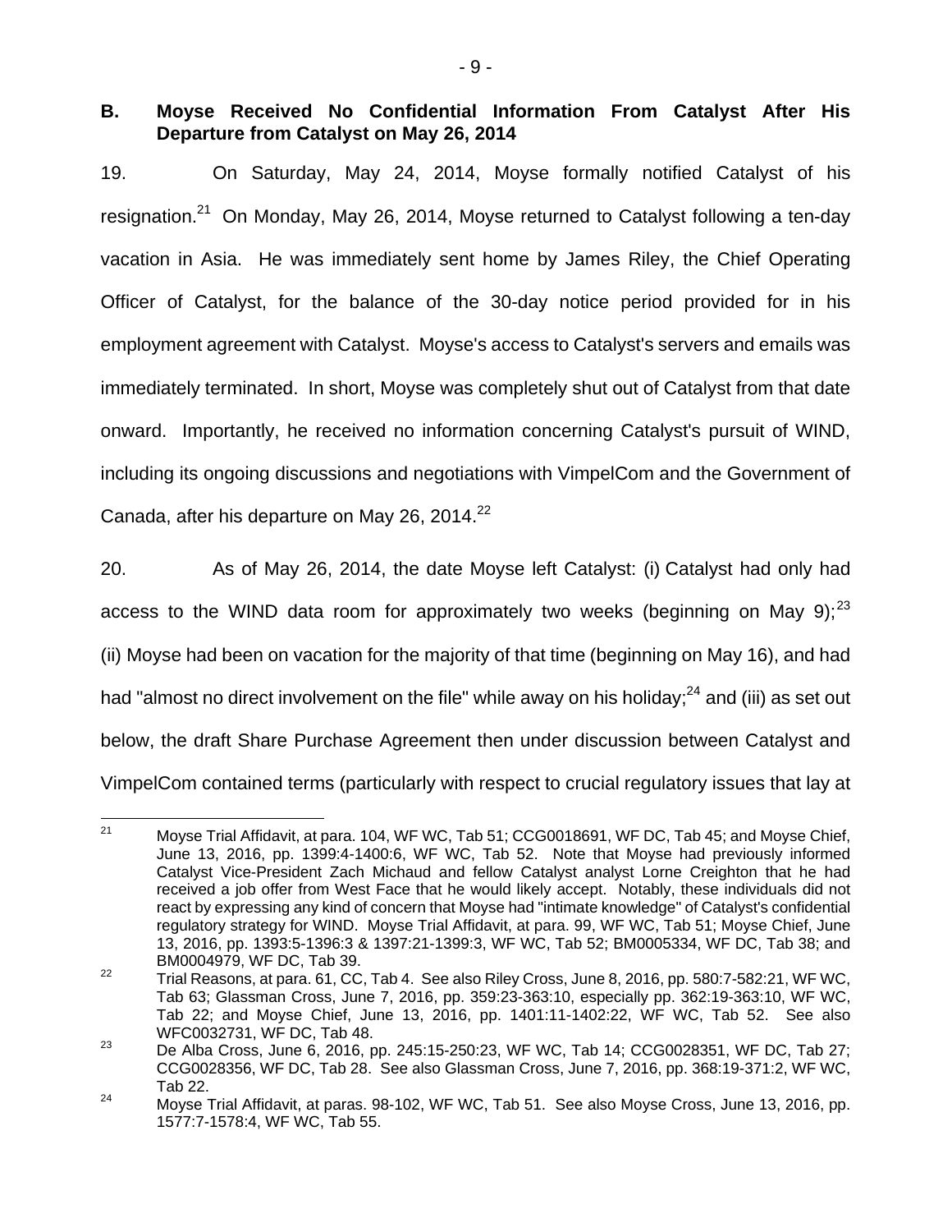## B. Moyse Received No Confidential Information From Catalyst After His Departure from Catalyst on May 26, 2014

19. On Saturday, May 24, 2014, Moyse formally notified Catalyst of his resignation.[21] On Monday, May 26, 2014, Moyse returned to Catalyst following a ten-day vacation in Asia. He was immediately sent home by James Riley, the Chief Operating Officer of Catalyst, for the balance of the 30-day notice period provided for in his employment agreement with Catalyst. Moyse's access to Catalyst's servers and emails was immediately terminated. In short, Moyse was completely shut out of Catalyst from that date onward. Importantly, he received no information concerning Catalyst's pursuit of WIND, including its ongoing discussions and negotiations with VimpelCom and the Government of Canada, after his departure on May 26, 2014.[22]

20. As of May 26, 2014, the date Moyse left Catalyst: (i) Catalyst had only had access to the WIND data room for approximately two weeks (beginning on May 9);[23] (ii) Moyse had been on vacation for the majority of that time (beginning on May 16), and had had "almost no direct involvement on the file" while away on his holiday;[24] and (iii) as set out below, the draft Share Purchase Agreement then under discussion between Catalyst and VimpelCom contained terms (particularly with respect to crucial regulatory issues that lay at

---

[21] Moyse Trial Affidavit, at para. 104, WF WC, Tab 51; CCG0018691, WF DC, Tab 45; and Moyse Chief, June 13, 2016, pp. 1399:4-1400:6, WF WC, Tab 52. Note that Moyse had previously informed Catalyst Vice-President Zach Michaud and fellow Catalyst analyst Lorne Creighton that he had received a job offer from West Face that he would likely accept. Notably, these individuals did not react by expressing any kind of concern that Moyse had "intimate knowledge" of Catalyst's confidential regulatory strategy for WIND. Moyse Trial Affidavit, at para. 99, WF WC, Tab 51; Moyse Chief, June 13, 2016, pp. 1393:5-1396:3 & 1397:21-1399:3, WF WC, Tab 52; BM0005334, WF DC, Tab 38; and BM0004979, WF DC, Tab 39.

[22] Trial Reasons, at para. 61, CC, Tab 4. See also Riley Cross, June 8, 2016, pp. 580:7-582:21, WF WC, Tab 63; Glassman Cross, June 7, 2016, pp. 359:23-363:10, especially pp. 362:19-363:10, WF WC, Tab 22; and Moyse Chief, June 13, 2016, pp. 1401:11-1402:22, WF WC, Tab 52. See also WFC0032731, WF DC, Tab 48.

[23] De Alba Cross, June 6, 2016, pp. 245:15-250:23, WF WC, Tab 14; CCG0028351, WF DC, Tab 27; CCG0028356, WF DC, Tab 28. See also Glassman Cross, June 7, 2016, pp. 368:19-371:2, WF WC, Tab 22.

[24] Moyse Trial Affidavit, at paras. 98-102, WF WC, Tab 51. See also Moyse Cross, June 13, 2016, pp. 1577:7-1578:4, WF WC, Tab 55.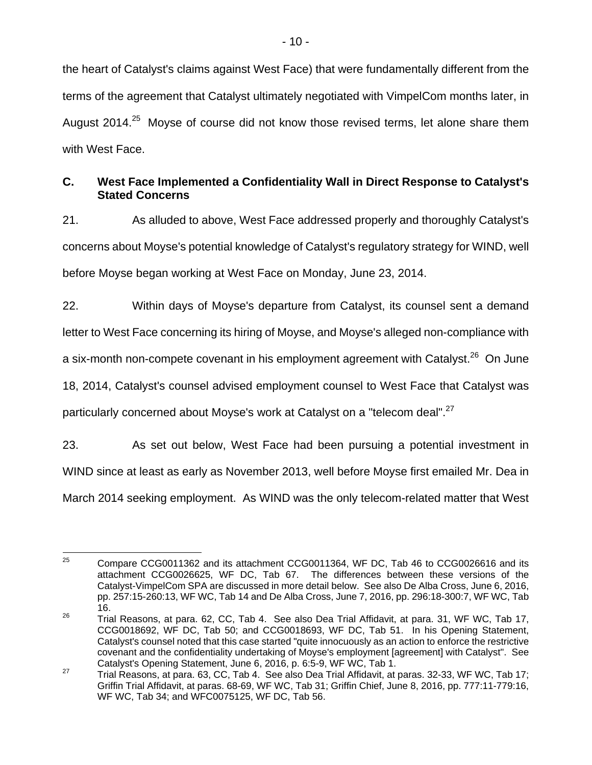the heart of Catalyst's claims against West Face) that were fundamentally different from the terms of the agreement that Catalyst ultimately negotiated with VimpelCom months later, in August 2014.[25] Moyse of course did not know those revised terms, let alone share them with West Face.

### C. West Face Implemented a Confidentiality Wall in Direct Response to Catalyst's Stated Concerns

21. As alluded to above, West Face addressed properly and thoroughly Catalyst's concerns about Moyse's potential knowledge of Catalyst's regulatory strategy for WIND, well before Moyse began working at West Face on Monday, June 23, 2014.

22. Within days of Moyse's departure from Catalyst, its counsel sent a demand letter to West Face concerning its hiring of Moyse, and Moyse's alleged non-compliance with a six-month non-compete covenant in his employment agreement with Catalyst.[26] On June 18, 2014, Catalyst's counsel advised employment counsel to West Face that Catalyst was particularly concerned about Moyse's work at Catalyst on a "telecom deal".[27]

23. As set out below, West Face had been pursuing a potential investment in WIND since at least as early as November 2013, well before Moyse first emailed Mr. Dea in March 2014 seeking employment. As WIND was the only telecom-related matter that West

---

[25] Compare CCG0011362 and its attachment CCG0011364, WF DC, Tab 46 to CCG0026616 and its attachment CCG0026625, WF DC, Tab 67. The differences between these versions of the Catalyst-VimpelCom SPA are discussed in more detail below. See also De Alba Cross, June 6, 2016, pp. 257:15-260:13, WF WC, Tab 14 and De Alba Cross, June 7, 2016, pp. 296:18-300:7, WF WC, Tab 16.

[26] Trial Reasons, at para. 62, CC, Tab 4. See also Dea Trial Affidavit, at para. 31, WF WC, Tab 17, CCG0018692, WF DC, Tab 50; and CCG0018693, WF DC, Tab 51. In his Opening Statement, Catalyst's counsel noted that this case started "quite innocuously as an action to enforce the restrictive covenant and the confidentiality undertaking of Moyse's employment [agreement] with Catalyst". See Catalyst's Opening Statement, June 6, 2016, p. 6:5-9, WF WC, Tab 1.

[27] Trial Reasons, at para. 63, CC, Tab 4. See also Dea Trial Affidavit, at paras. 32-33, WF WC, Tab 17; Griffin Trial Affidavit, at paras. 68-69, WF WC, Tab 31; Griffin Chief, June 8, 2016, pp. 777:11-779:16, WF WC, Tab 34; and WFC0075125, WF DC, Tab 56.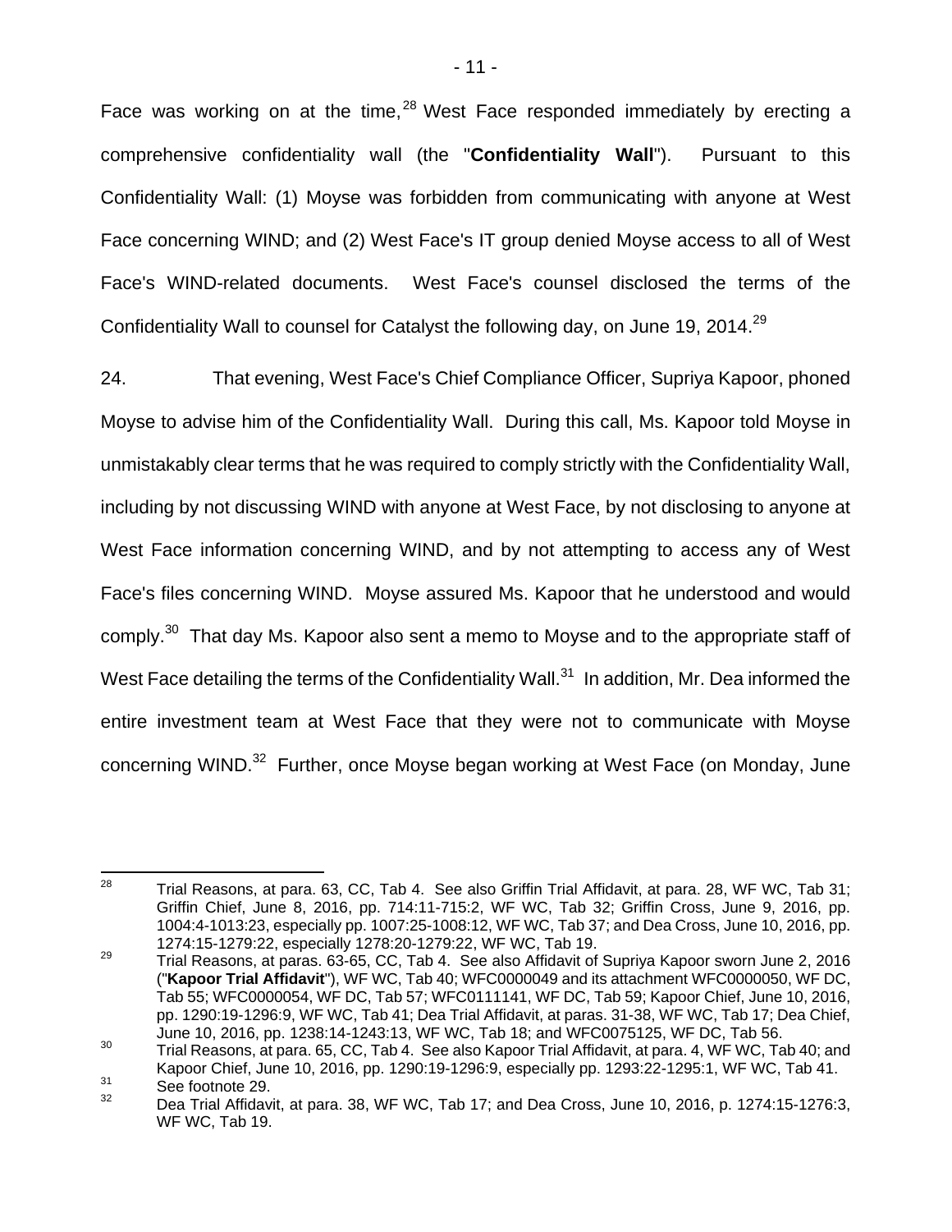Face was working on at the time,[28] West Face responded immediately by erecting a comprehensive confidentiality wall (the "**Confidentiality Wall**"). Pursuant to this Confidentiality Wall: (1) Moyse was forbidden from communicating with anyone at West Face concerning WIND; and (2) West Face's IT group denied Moyse access to all of West Face's WIND-related documents. West Face's counsel disclosed the terms of the Confidentiality Wall to counsel for Catalyst the following day, on June 19, 2014.[29]

24. That evening, West Face's Chief Compliance Officer, Supriya Kapoor, phoned Moyse to advise him of the Confidentiality Wall. During this call, Ms. Kapoor told Moyse in unmistakably clear terms that he was required to comply strictly with the Confidentiality Wall, including by not discussing WIND with anyone at West Face, by not disclosing to anyone at West Face information concerning WIND, and by not attempting to access any of West Face's files concerning WIND. Moyse assured Ms. Kapoor that he understood and would comply.[30] That day Ms. Kapoor also sent a memo to Moyse and to the appropriate staff of West Face detailing the terms of the Confidentiality Wall.[31] In addition, Mr. Dea informed the entire investment team at West Face that they were not to communicate with Moyse concerning WIND.[32] Further, once Moyse began working at West Face (on Monday, June

---

[28] Trial Reasons, at para. 63, CC, Tab 4. See also Griffin Trial Affidavit, at para. 28, WF WC, Tab 31; Griffin Chief, June 8, 2016, pp. 714:11-715:2, WF WC, Tab 32; Griffin Cross, June 9, 2016, pp. 1004:4-1013:23, especially pp. 1007:25-1008:12, WF WC, Tab 37; and Dea Cross, June 10, 2016, pp. 1274:15-1279:22, especially 1278:20-1279:22, WF WC, Tab 19.

[29] Trial Reasons, at paras. 63-65, CC, Tab 4. See also Affidavit of Supriya Kapoor sworn June 2, 2016 ("**Kapoor Trial Affidavit**"), WF WC, Tab 40; WFC0000049 and its attachment WFC0000050, WF DC, Tab 55; WFC0000054, WF DC, Tab 57; WFC0111141, WF DC, Tab 59; Kapoor Chief, June 10, 2016, pp. 1290:19-1296:9, WF WC, Tab 41; Dea Trial Affidavit, at paras. 31-38, WF WC, Tab 17; Dea Chief, June 10, 2016, pp. 1238:14-1243:13, WF WC, Tab 18; and WFC0075125, WF DC, Tab 56.

[30] Trial Reasons, at para. 65, CC, Tab 4. See also Kapoor Trial Affidavit, at para. 4, WF WC, Tab 40; and Kapoor Chief, June 10, 2016, pp. 1290:19-1296:9, especially pp. 1293:22-1295:1, WF WC, Tab 41.

[31] See footnote 29.

[32] Dea Trial Affidavit, at para. 38, WF WC, Tab 17; and Dea Cross, June 10, 2016, p. 1274:15-1276:3, WF WC, Tab 19.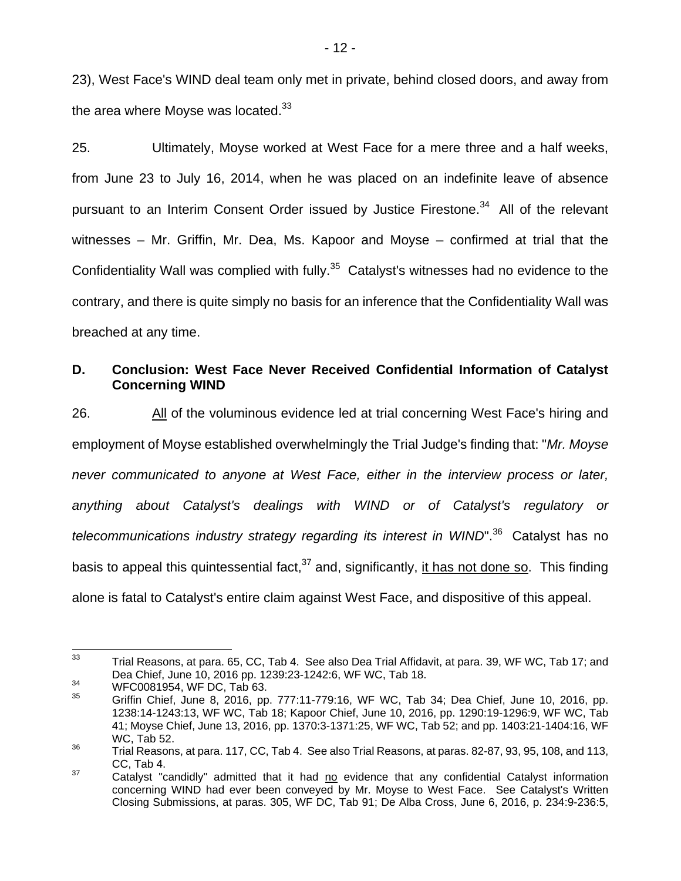23), West Face's WIND deal team only met in private, behind closed doors, and away from the area where Moyse was located.[33]

25. Ultimately, Moyse worked at West Face for a mere three and a half weeks, from June 23 to July 16, 2014, when he was placed on an indefinite leave of absence pursuant to an Interim Consent Order issued by Justice Firestone.[34] All of the relevant witnesses – Mr. Griffin, Mr. Dea, Ms. Kapoor and Moyse – confirmed at trial that the Confidentiality Wall was complied with fully.[35] Catalyst's witnesses had no evidence to the contrary, and there is quite simply no basis for an inference that the Confidentiality Wall was breached at any time.

## D. Conclusion: West Face Never Received Confidential Information of Catalyst Concerning WIND

26. <u>All</u> of the voluminous evidence led at trial concerning West Face's hiring and employment of Moyse established overwhelmingly the Trial Judge's finding that: "*Mr. Moyse never communicated to anyone at West Face, either in the interview process or later, anything about Catalyst's dealings with WIND or of Catalyst's regulatory or telecommunications industry strategy regarding its interest in WIND*".[36] Catalyst has no basis to appeal this quintessential fact,[37] and, significantly, <u>it has not done so</u>. This finding alone is fatal to Catalyst's entire claim against West Face, and dispositive of this appeal.

---

[33] Trial Reasons, at para. 65, CC, Tab 4. See also Dea Trial Affidavit, at para. 39, WF WC, Tab 17; and Dea Chief, June 10, 2016 pp. 1239:23-1242:6, WF WC, Tab 18.

[34] WFC0081954, WF DC, Tab 63.

[35] Griffin Chief, June 8, 2016, pp. 777:11-779:16, WF WC, Tab 34; Dea Chief, June 10, 2016, pp. 1238:14-1243:13, WF WC, Tab 18; Kapoor Chief, June 10, 2016, pp. 1290:19-1296:9, WF WC, Tab 41; Moyse Chief, June 13, 2016, pp. 1370:3-1371:25, WF WC, Tab 52; and pp. 1403:21-1404:16, WF WC, Tab 52.

[36] Trial Reasons, at para. 117, CC, Tab 4. See also Trial Reasons, at paras. 82-87, 93, 95, 108, and 113, CC, Tab 4.

[37] Catalyst "candidly" admitted that it had <u>no</u> evidence that any confidential Catalyst information concerning WIND had ever been conveyed by Mr. Moyse to West Face. See Catalyst's Written Closing Submissions, at paras. 305, WF DC, Tab 91; De Alba Cross, June 6, 2016, p. 234:9-236:5,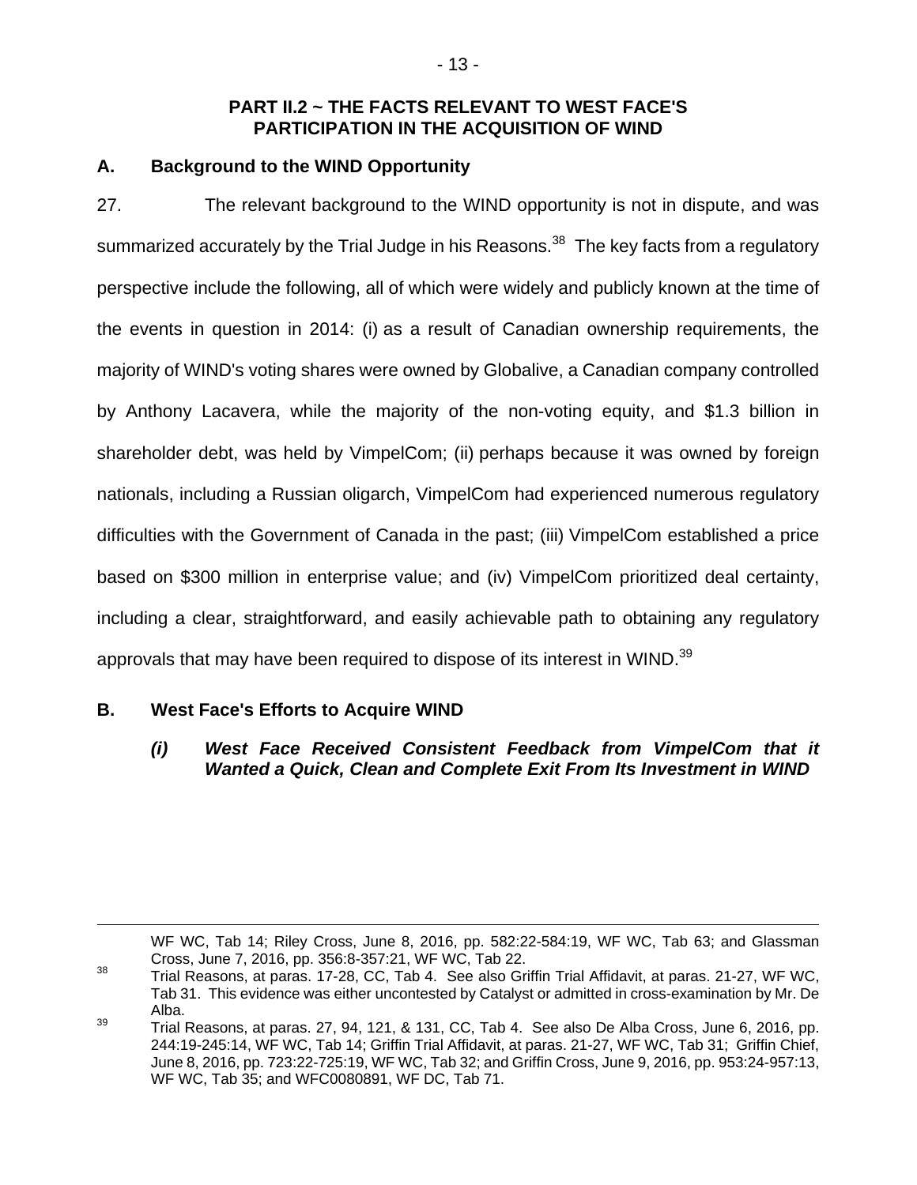## PART II.2 ~ THE FACTS RELEVANT TO WEST FACE'S PARTICIPATION IN THE ACQUISITION OF WIND

### A. Background to the WIND Opportunity

27. The relevant background to the WIND opportunity is not in dispute, and was summarized accurately by the Trial Judge in his Reasons.[38] The key facts from a regulatory perspective include the following, all of which were widely and publicly known at the time of the events in question in 2014: (i) as a result of Canadian ownership requirements, the majority of WIND's voting shares were owned by Globalive, a Canadian company controlled by Anthony Lacavera, while the majority of the non-voting equity, and $1.3 billion in shareholder debt, was held by VimpelCom; (ii) perhaps because it was owned by foreign nationals, including a Russian oligarch, VimpelCom had experienced numerous regulatory difficulties with the Government of Canada in the past; (iii) VimpelCom established a price based on $300 million in enterprise value; and (iv) VimpelCom prioritized deal certainty, including a clear, straightforward, and easily achievable path to obtaining any regulatory approvals that may have been required to dispose of its interest in WIND.[39]

### B. West Face's Efforts to Acquire WIND

#### *(i) West Face Received Consistent Feedback from VimpelCom that it Wanted a Quick, Clean and Complete Exit From Its Investment in WIND*

---

WF WC, Tab 14; Riley Cross, June 8, 2016, pp. 582:22-584:19, WF WC, Tab 63; and Glassman Cross, June 7, 2016, pp. 356:8-357:21, WF WC, Tab 22.

[38] Trial Reasons, at paras. 17-28, CC, Tab 4. See also Griffin Trial Affidavit, at paras. 21-27, WF WC, Tab 31. This evidence was either uncontested by Catalyst or admitted in cross-examination by Mr. De Alba.

[39] Trial Reasons, at paras. 27, 94, 121, & 131, CC, Tab 4. See also De Alba Cross, June 6, 2016, pp. 244:19-245:14, WF WC, Tab 14; Griffin Trial Affidavit, at paras. 21-27, WF WC, Tab 31; Griffin Chief, June 8, 2016, pp. 723:22-725:19, WF WC, Tab 32; and Griffin Cross, June 9, 2016, pp. 953:24-957:13, WF WC, Tab 35; and WFC0080891, WF DC, Tab 71.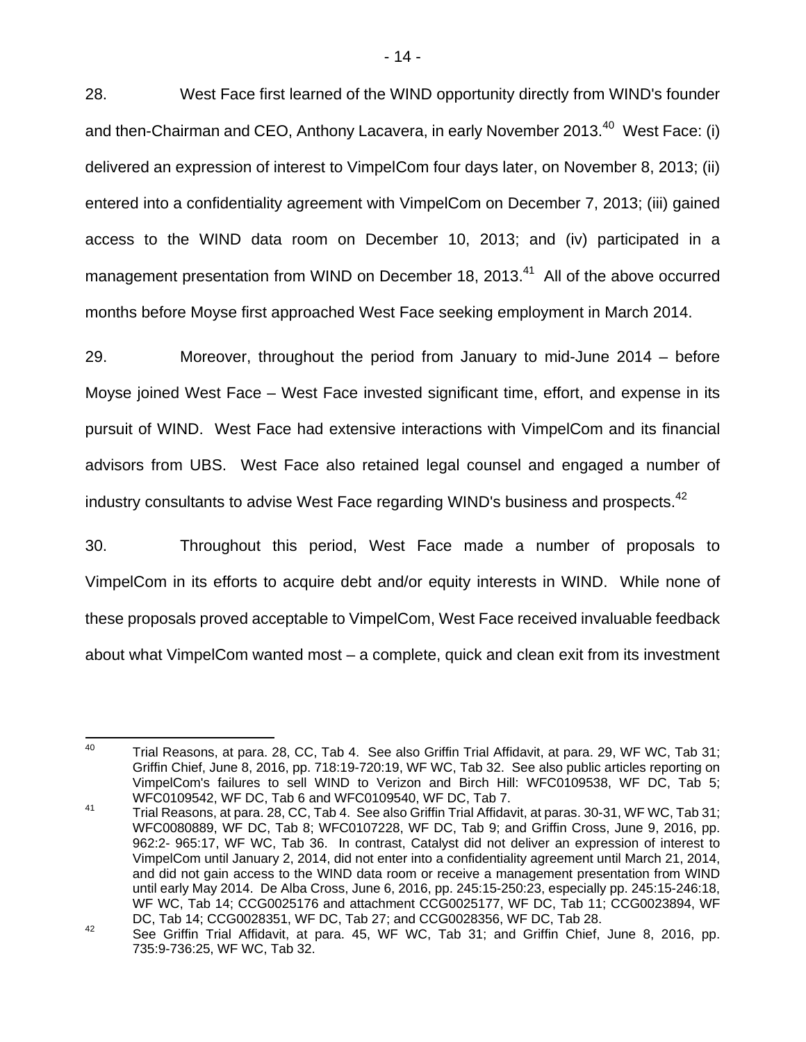28. West Face first learned of the WIND opportunity directly from WIND's founder and then-Chairman and CEO, Anthony Lacavera, in early November 2013.[40] West Face: (i) delivered an expression of interest to VimpelCom four days later, on November 8, 2013; (ii) entered into a confidentiality agreement with VimpelCom on December 7, 2013; (iii) gained access to the WIND data room on December 10, 2013; and (iv) participated in a management presentation from WIND on December 18, 2013.[41] All of the above occurred months before Moyse first approached West Face seeking employment in March 2014.

29. Moreover, throughout the period from January to mid-June 2014 – before Moyse joined West Face – West Face invested significant time, effort, and expense in its pursuit of WIND. West Face had extensive interactions with VimpelCom and its financial advisors from UBS. West Face also retained legal counsel and engaged a number of industry consultants to advise West Face regarding WIND's business and prospects.[42]

30. Throughout this period, West Face made a number of proposals to VimpelCom in its efforts to acquire debt and/or equity interests in WIND. While none of these proposals proved acceptable to VimpelCom, West Face received invaluable feedback about what VimpelCom wanted most – a complete, quick and clean exit from its investment

---

[40] Trial Reasons, at para. 28, CC, Tab 4. See also Griffin Trial Affidavit, at para. 29, WF WC, Tab 31; Griffin Chief, June 8, 2016, pp. 718:19-720:19, WF WC, Tab 32. See also public articles reporting on VimpelCom's failures to sell WIND to Verizon and Birch Hill: WFC0109538, WF DC, Tab 5; WFC0109542, WF DC, Tab 6 and WFC0109540, WF DC, Tab 7.

[41] Trial Reasons, at para. 28, CC, Tab 4. See also Griffin Trial Affidavit, at paras. 30-31, WF WC, Tab 31; WFC0080889, WF DC, Tab 8; WFC0107228, WF DC, Tab 9; and Griffin Cross, June 9, 2016, pp. 962:2- 965:17, WF WC, Tab 36. In contrast, Catalyst did not deliver an expression of interest to VimpelCom until January 2, 2014, did not enter into a confidentiality agreement until March 21, 2014, and did not gain access to the WIND data room or receive a management presentation from WIND until early May 2014. De Alba Cross, June 6, 2016, pp. 245:15-250:23, especially pp. 245:15-246:18, WF WC, Tab 14; CCG0025176 and attachment CCG0025177, WF DC, Tab 11; CCG0023894, WF DC, Tab 14; CCG0028351, WF DC, Tab 27; and CCG0028356, WF DC, Tab 28.

[42] See Griffin Trial Affidavit, at para. 45, WF WC, Tab 31; and Griffin Chief, June 8, 2016, pp. 735:9-736:25, WF WC, Tab 32.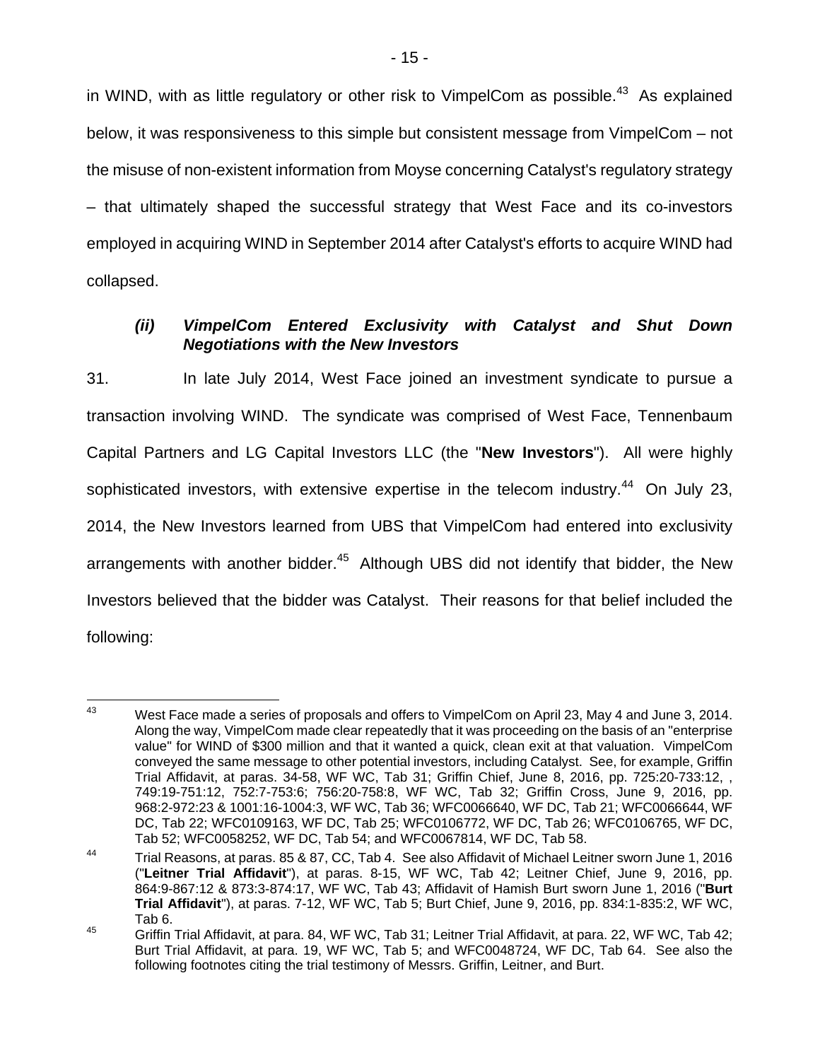in WIND, with as little regulatory or other risk to VimpelCom as possible.[43] As explained below, it was responsiveness to this simple but consistent message from VimpelCom – not the misuse of non-existent information from Moyse concerning Catalyst's regulatory strategy – that ultimately shaped the successful strategy that West Face and its co-investors employed in acquiring WIND in September 2014 after Catalyst's efforts to acquire WIND had collapsed.

### *(ii) VimpelCom Entered Exclusivity with Catalyst and Shut Down Negotiations with the New Investors*

31. In late July 2014, West Face joined an investment syndicate to pursue a transaction involving WIND. The syndicate was comprised of West Face, Tennenbaum Capital Partners and LG Capital Investors LLC (the "**New Investors**"). All were highly sophisticated investors, with extensive expertise in the telecom industry.[44] On July 23, 2014, the New Investors learned from UBS that VimpelCom had entered into exclusivity arrangements with another bidder.[45] Although UBS did not identify that bidder, the New Investors believed that the bidder was Catalyst. Their reasons for that belief included the following:

---

[43] West Face made a series of proposals and offers to VimpelCom on April 23, May 4 and June 3, 2014. Along the way, VimpelCom made clear repeatedly that it was proceeding on the basis of an "enterprise value" for WIND of $300 million and that it wanted a quick, clean exit at that valuation. VimpelCom conveyed the same message to other potential investors, including Catalyst. See, for example, Griffin Trial Affidavit, at paras. 34-58, WF WC, Tab 31; Griffin Chief, June 8, 2016, pp. 725:20-733:12, , 749:19-751:12, 752:7-753:6; 756:20-758:8, WF WC, Tab 32; Griffin Cross, June 9, 2016, pp. 968:2-972:23 & 1001:16-1004:3, WF WC, Tab 36; WFC0066640, WF DC, Tab 21; WFC0066644, WF DC, Tab 22; WFC0109163, WF DC, Tab 25; WFC0106772, WF DC, Tab 26; WFC0106765, WF DC, Tab 52; WFC0058252, WF DC, Tab 54; and WFC0067814, WF DC, Tab 58.

[44] Trial Reasons, at paras. 85 & 87, CC, Tab 4. See also Affidavit of Michael Leitner sworn June 1, 2016 ("**Leitner Trial Affidavit**"), at paras. 8-15, WF WC, Tab 42; Leitner Chief, June 9, 2016, pp. 864:9-867:12 & 873:3-874:17, WF WC, Tab 43; Affidavit of Hamish Burt sworn June 1, 2016 ("**Burt Trial Affidavit**"), at paras. 7-12, WF WC, Tab 5; Burt Chief, June 9, 2016, pp. 834:1-835:2, WF WC, Tab 6.

[45] Griffin Trial Affidavit, at para. 84, WF WC, Tab 31; Leitner Trial Affidavit, at para. 22, WF WC, Tab 42; Burt Trial Affidavit, at para. 19, WF WC, Tab 5; and WFC0048724, WF DC, Tab 64. See also the following footnotes citing the trial testimony of Messrs. Griffin, Leitner, and Burt.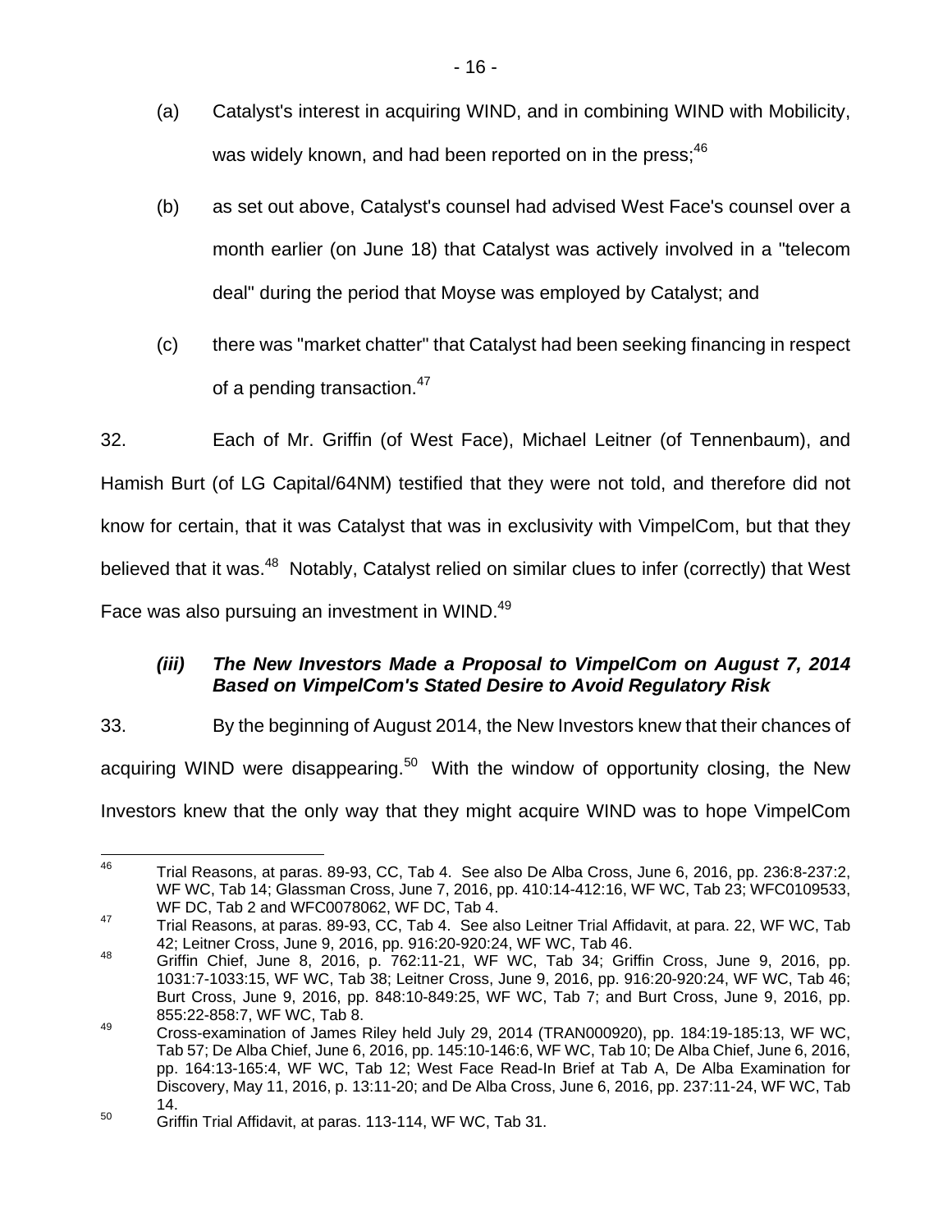(a) Catalyst's interest in acquiring WIND, and in combining WIND with Mobilicity, was widely known, and had been reported on in the press;[46]

(b) as set out above, Catalyst's counsel had advised West Face's counsel over a month earlier (on June 18) that Catalyst was actively involved in a "telecom deal" during the period that Moyse was employed by Catalyst; and

(c) there was "market chatter" that Catalyst had been seeking financing in respect of a pending transaction.[47]

32. Each of Mr. Griffin (of West Face), Michael Leitner (of Tennenbaum), and Hamish Burt (of LG Capital/64NM) testified that they were not told, and therefore did not know for certain, that it was Catalyst that was in exclusivity with VimpelCom, but that they believed that it was.[48] Notably, Catalyst relied on similar clues to infer (correctly) that West Face was also pursuing an investment in WIND.[49]

#### *(iii) The New Investors Made a Proposal to VimpelCom on August 7, 2014 Based on VimpelCom's Stated Desire to Avoid Regulatory Risk*

33. By the beginning of August 2014, the New Investors knew that their chances of acquiring WIND were disappearing.[50] With the window of opportunity closing, the New Investors knew that the only way that they might acquire WIND was to hope VimpelCom

---

[46] Trial Reasons, at paras. 89-93, CC, Tab 4. See also De Alba Cross, June 6, 2016, pp. 236:8-237:2, WF WC, Tab 14; Glassman Cross, June 7, 2016, pp. 410:14-412:16, WF WC, Tab 23; WFC0109533, WF DC, Tab 2 and WFC0078062, WF DC, Tab 4.

[47] Trial Reasons, at paras. 89-93, CC, Tab 4. See also Leitner Trial Affidavit, at para. 22, WF WC, Tab 42; Leitner Cross, June 9, 2016, pp. 916:20-920:24, WF WC, Tab 46.

[48] Griffin Chief, June 8, 2016, p. 762:11-21, WF WC, Tab 34; Griffin Cross, June 9, 2016, pp. 1031:7-1033:15, WF WC, Tab 38; Leitner Cross, June 9, 2016, pp. 916:20-920:24, WF WC, Tab 46; Burt Cross, June 9, 2016, pp. 848:10-849:25, WF WC, Tab 7; and Burt Cross, June 9, 2016, pp. 855:22-858:7, WF WC, Tab 8.

[49] Cross-examination of James Riley held July 29, 2014 (TRAN000920), pp. 184:19-185:13, WF WC, Tab 57; De Alba Chief, June 6, 2016, pp. 145:10-146:6, WF WC, Tab 10; De Alba Chief, June 6, 2016, pp. 164:13-165:4, WF WC, Tab 12; West Face Read-In Brief at Tab A, De Alba Examination for Discovery, May 11, 2016, p. 13:11-20; and De Alba Cross, June 6, 2016, pp. 237:11-24, WF WC, Tab 14.

[50] Griffin Trial Affidavit, at paras. 113-114, WF WC, Tab 31.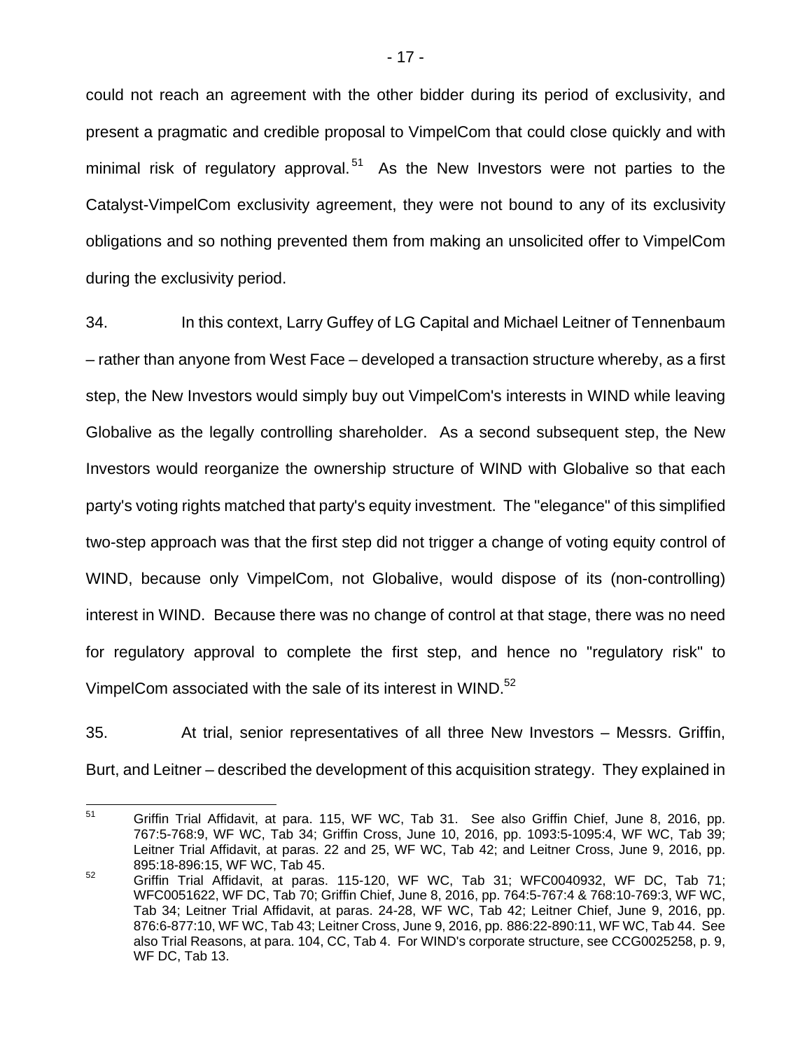could not reach an agreement with the other bidder during its period of exclusivity, and present a pragmatic and credible proposal to VimpelCom that could close quickly and with minimal risk of regulatory approval.[51] As the New Investors were not parties to the Catalyst-VimpelCom exclusivity agreement, they were not bound to any of its exclusivity obligations and so nothing prevented them from making an unsolicited offer to VimpelCom during the exclusivity period.

34. In this context, Larry Guffey of LG Capital and Michael Leitner of Tennenbaum – rather than anyone from West Face – developed a transaction structure whereby, as a first step, the New Investors would simply buy out VimpelCom's interests in WIND while leaving Globalive as the legally controlling shareholder. As a second subsequent step, the New Investors would reorganize the ownership structure of WIND with Globalive so that each party's voting rights matched that party's equity investment. The "elegance" of this simplified two-step approach was that the first step did not trigger a change of voting equity control of WIND, because only VimpelCom, not Globalive, would dispose of its (non-controlling) interest in WIND. Because there was no change of control at that stage, there was no need for regulatory approval to complete the first step, and hence no "regulatory risk" to VimpelCom associated with the sale of its interest in WIND.[52]

35. At trial, senior representatives of all three New Investors – Messrs. Griffin, Burt, and Leitner – described the development of this acquisition strategy. They explained in

---

[51] Griffin Trial Affidavit, at para. 115, WF WC, Tab 31. See also Griffin Chief, June 8, 2016, pp. 767:5-768:9, WF WC, Tab 34; Griffin Cross, June 10, 2016, pp. 1093:5-1095:4, WF WC, Tab 39; Leitner Trial Affidavit, at paras. 22 and 25, WF WC, Tab 42; and Leitner Cross, June 9, 2016, pp. 895:18-896:15, WF WC, Tab 45.

[52] Griffin Trial Affidavit, at paras. 115-120, WF WC, Tab 31; WFC0040932, WF DC, Tab 71; WFC0051622, WF DC, Tab 70; Griffin Chief, June 8, 2016, pp. 764:5-767:4 & 768:10-769:3, WF WC, Tab 34; Leitner Trial Affidavit, at paras. 24-28, WF WC, Tab 42; Leitner Chief, June 9, 2016, pp. 876:6-877:10, WF WC, Tab 43; Leitner Cross, June 9, 2016, pp. 886:22-890:11, WF WC, Tab 44. See also Trial Reasons, at para. 104, CC, Tab 4. For WIND's corporate structure, see CCG0025258, p. 9, WF DC, Tab 13.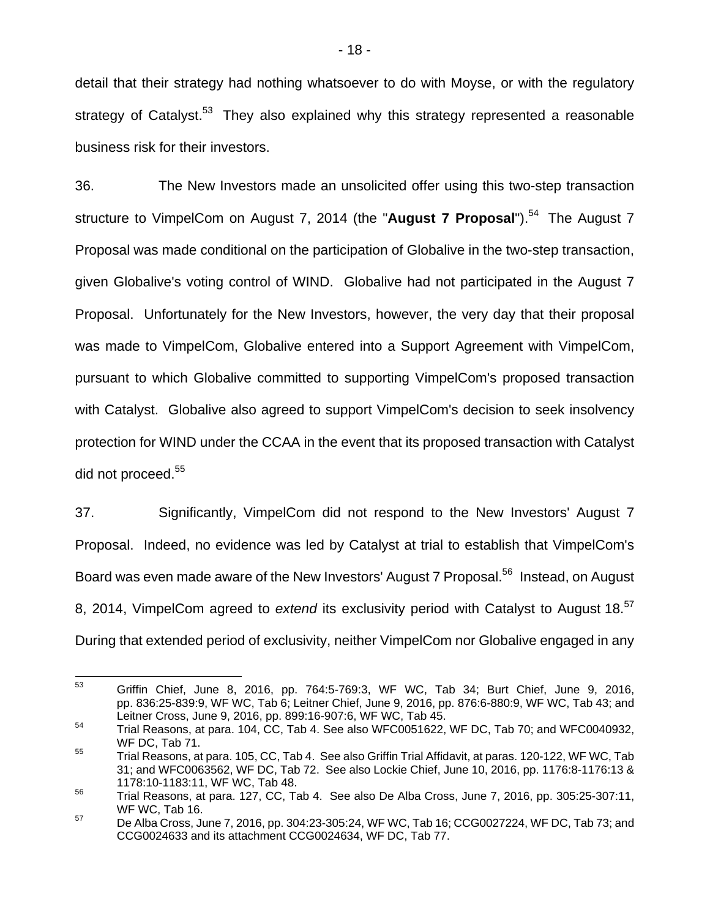detail that their strategy had nothing whatsoever to do with Moyse, or with the regulatory strategy of Catalyst.[53] They also explained why this strategy represented a reasonable business risk for their investors.

36. The New Investors made an unsolicited offer using this two-step transaction structure to VimpelCom on August 7, 2014 (the "**August 7 Proposal**").[54] The August 7 Proposal was made conditional on the participation of Globalive in the two-step transaction, given Globalive's voting control of WIND. Globalive had not participated in the August 7 Proposal. Unfortunately for the New Investors, however, the very day that their proposal was made to VimpelCom, Globalive entered into a Support Agreement with VimpelCom, pursuant to which Globalive committed to supporting VimpelCom's proposed transaction with Catalyst. Globalive also agreed to support VimpelCom's decision to seek insolvency protection for WIND under the CCAA in the event that its proposed transaction with Catalyst did not proceed.[55]

37. Significantly, VimpelCom did not respond to the New Investors' August 7 Proposal. Indeed, no evidence was led by Catalyst at trial to establish that VimpelCom's Board was even made aware of the New Investors' August 7 Proposal.[56] Instead, on August 8, 2014, VimpelCom agreed to *extend* its exclusivity period with Catalyst to August 18.[57] During that extended period of exclusivity, neither VimpelCom nor Globalive engaged in any

---

[53] Griffin Chief, June 8, 2016, pp. 764:5-769:3, WF WC, Tab 34; Burt Chief, June 9, 2016, pp. 836:25-839:9, WF WC, Tab 6; Leitner Chief, June 9, 2016, pp. 876:6-880:9, WF WC, Tab 43; and Leitner Cross, June 9, 2016, pp. 899:16-907:6, WF WC, Tab 45.

[54] Trial Reasons, at para. 104, CC, Tab 4. See also WFC0051622, WF DC, Tab 70; and WFC0040932, WF DC, Tab 71.

[55] Trial Reasons, at para. 105, CC, Tab 4. See also Griffin Trial Affidavit, at paras. 120-122, WF WC, Tab 31; and WFC0063562, WF DC, Tab 72. See also Lockie Chief, June 10, 2016, pp. 1176:8-1176:13 & 1178:10-1183:11, WF WC, Tab 48.

[56] Trial Reasons, at para. 127, CC, Tab 4. See also De Alba Cross, June 7, 2016, pp. 305:25-307:11, WF WC, Tab 16.

[57] De Alba Cross, June 7, 2016, pp. 304:23-305:24, WF WC, Tab 16; CCG0027224, WF DC, Tab 73; and CCG0024633 and its attachment CCG0024634, WF DC, Tab 77.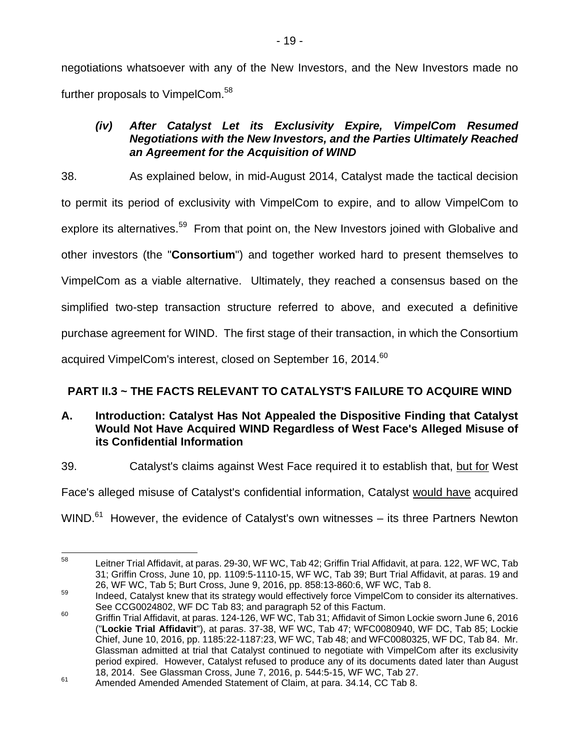negotiations whatsoever with any of the New Investors, and the New Investors made no further proposals to VimpelCom.[58]

### *(iv) After Catalyst Let its Exclusivity Expire, VimpelCom Resumed Negotiations with the New Investors, and the Parties Ultimately Reached an Agreement for the Acquisition of WIND*

38. As explained below, in mid-August 2014, Catalyst made the tactical decision to permit its period of exclusivity with VimpelCom to expire, and to allow VimpelCom to explore its alternatives.[59] From that point on, the New Investors joined with Globalive and other investors (the "**Consortium**") and together worked hard to present themselves to VimpelCom as a viable alternative. Ultimately, they reached a consensus based on the simplified two-step transaction structure referred to above, and executed a definitive purchase agreement for WIND. The first stage of their transaction, in which the Consortium acquired VimpelCom's interest, closed on September 16, 2014.[60]

## PART II.3 ~ THE FACTS RELEVANT TO CATALYST'S FAILURE TO ACQUIRE WIND

### A. Introduction: Catalyst Has Not Appealed the Dispositive Finding that Catalyst Would Not Have Acquired WIND Regardless of West Face's Alleged Misuse of its Confidential Information

39. Catalyst's claims against West Face required it to establish that, <u>but for</u> West Face's alleged misuse of Catalyst's confidential information, Catalyst <u>would have</u> acquired WIND.[61] However, the evidence of Catalyst's own witnesses – its three Partners Newton

---

[58] Leitner Trial Affidavit, at paras. 29-30, WF WC, Tab 42; Griffin Trial Affidavit, at para. 122, WF WC, Tab 31; Griffin Cross, June 10, pp. 1109:5-1110-15, WF WC, Tab 39; Burt Trial Affidavit, at paras. 19 and 26, WF WC, Tab 5; Burt Cross, June 9, 2016, pp. 858:13-860:6, WF WC, Tab 8.

[59] Indeed, Catalyst knew that its strategy would effectively force VimpelCom to consider its alternatives. See CCG0024802, WF DC Tab 83; and paragraph 52 of this Factum.

[60] Griffin Trial Affidavit, at paras. 124-126, WF WC, Tab 31; Affidavit of Simon Lockie sworn June 6, 2016 ("**Lockie Trial Affidavit**"), at paras. 37-38, WF WC, Tab 47; WFC0080940, WF DC, Tab 85; Lockie Chief, June 10, 2016, pp. 1185:22-1187:23, WF WC, Tab 48; and WFC0080325, WF DC, Tab 84. Mr. Glassman admitted at trial that Catalyst continued to negotiate with VimpelCom after its exclusivity period expired. However, Catalyst refused to produce any of its documents dated later than August 18, 2014. See Glassman Cross, June 7, 2016, p. 544:5-15, WF WC, Tab 27.

[61] Amended Amended Amended Statement of Claim, at para. 34.14, CC Tab 8.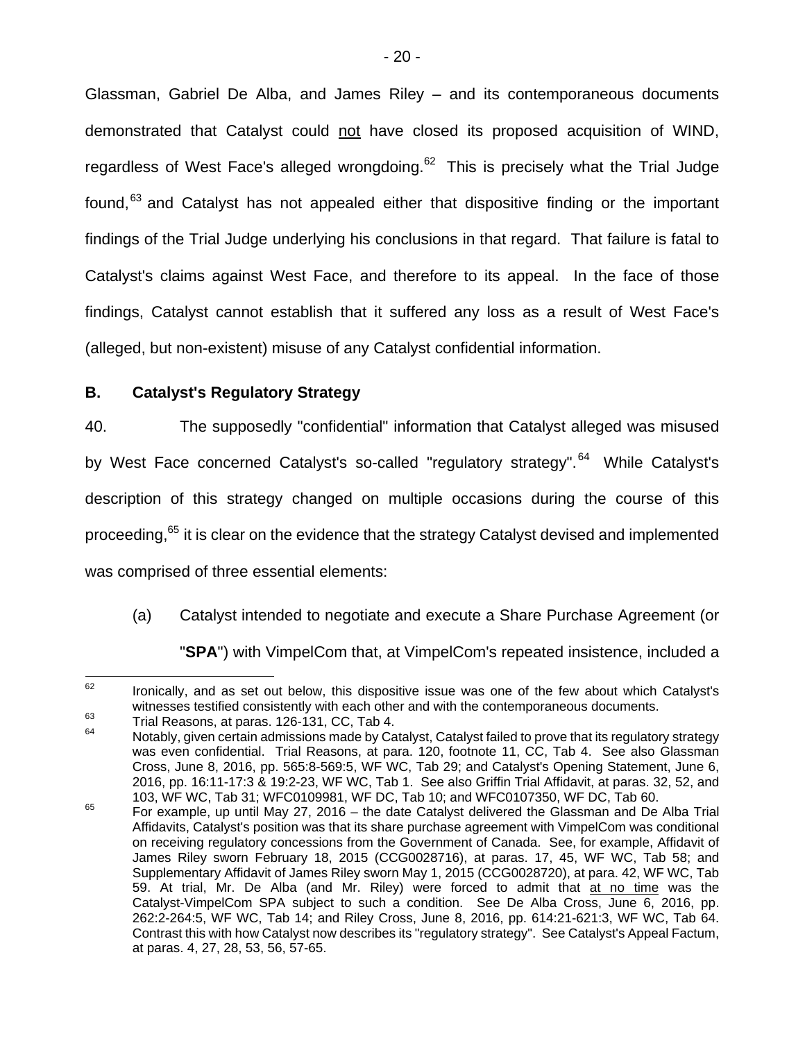Glassman, Gabriel De Alba, and James Riley – and its contemporaneous documents demonstrated that Catalyst could <u>not</u> have closed its proposed acquisition of WIND, regardless of West Face's alleged wrongdoing.[62] This is precisely what the Trial Judge found,[63] and Catalyst has not appealed either that dispositive finding or the important findings of the Trial Judge underlying his conclusions in that regard. That failure is fatal to Catalyst's claims against West Face, and therefore to its appeal. In the face of those findings, Catalyst cannot establish that it suffered any loss as a result of West Face's (alleged, but non-existent) misuse of any Catalyst confidential information.

### B. Catalyst's Regulatory Strategy

40. The supposedly "confidential" information that Catalyst alleged was misused by West Face concerned Catalyst's so-called "regulatory strategy".[64] While Catalyst's description of this strategy changed on multiple occasions during the course of this proceeding,[65] it is clear on the evidence that the strategy Catalyst devised and implemented was comprised of three essential elements:

(a) Catalyst intended to negotiate and execute a Share Purchase Agreement (or "**SPA**") with VimpelCom that, at VimpelCom's repeated insistence, included a

---

[62] Ironically, and as set out below, this dispositive issue was one of the few about which Catalyst's witnesses testified consistently with each other and with the contemporaneous documents.

[63] Trial Reasons, at paras. 126-131, CC, Tab 4.

[64] Notably, given certain admissions made by Catalyst, Catalyst failed to prove that its regulatory strategy was even confidential. Trial Reasons, at para. 120, footnote 11, CC, Tab 4. See also Glassman Cross, June 8, 2016, pp. 565:8-569:5, WF WC, Tab 29; and Catalyst's Opening Statement, June 6, 2016, pp. 16:11-17:3 & 19:2-23, WF WC, Tab 1. See also Griffin Trial Affidavit, at paras. 32, 52, and 103, WF WC, Tab 31; WFC0109981, WF DC, Tab 10; and WFC0107350, WF DC, Tab 60.

[65] For example, up until May 27, 2016 – the date Catalyst delivered the Glassman and De Alba Trial Affidavits, Catalyst's position was that its share purchase agreement with VimpelCom was conditional on receiving regulatory concessions from the Government of Canada. See, for example, Affidavit of James Riley sworn February 18, 2015 (CCG0028716), at paras. 17, 45, WF WC, Tab 58; and Supplementary Affidavit of James Riley sworn May 1, 2015 (CCG0028720), at para. 42, WF WC, Tab 59. At trial, Mr. De Alba (and Mr. Riley) were forced to admit that <u>at no time</u> was the Catalyst-VimpelCom SPA subject to such a condition. See De Alba Cross, June 6, 2016, pp. 262:2-264:5, WF WC, Tab 14; and Riley Cross, June 8, 2016, pp. 614:21-621:3, WF WC, Tab 64. Contrast this with how Catalyst now describes its "regulatory strategy". See Catalyst's Appeal Factum, at paras. 4, 27, 28, 53, 56, 57-65.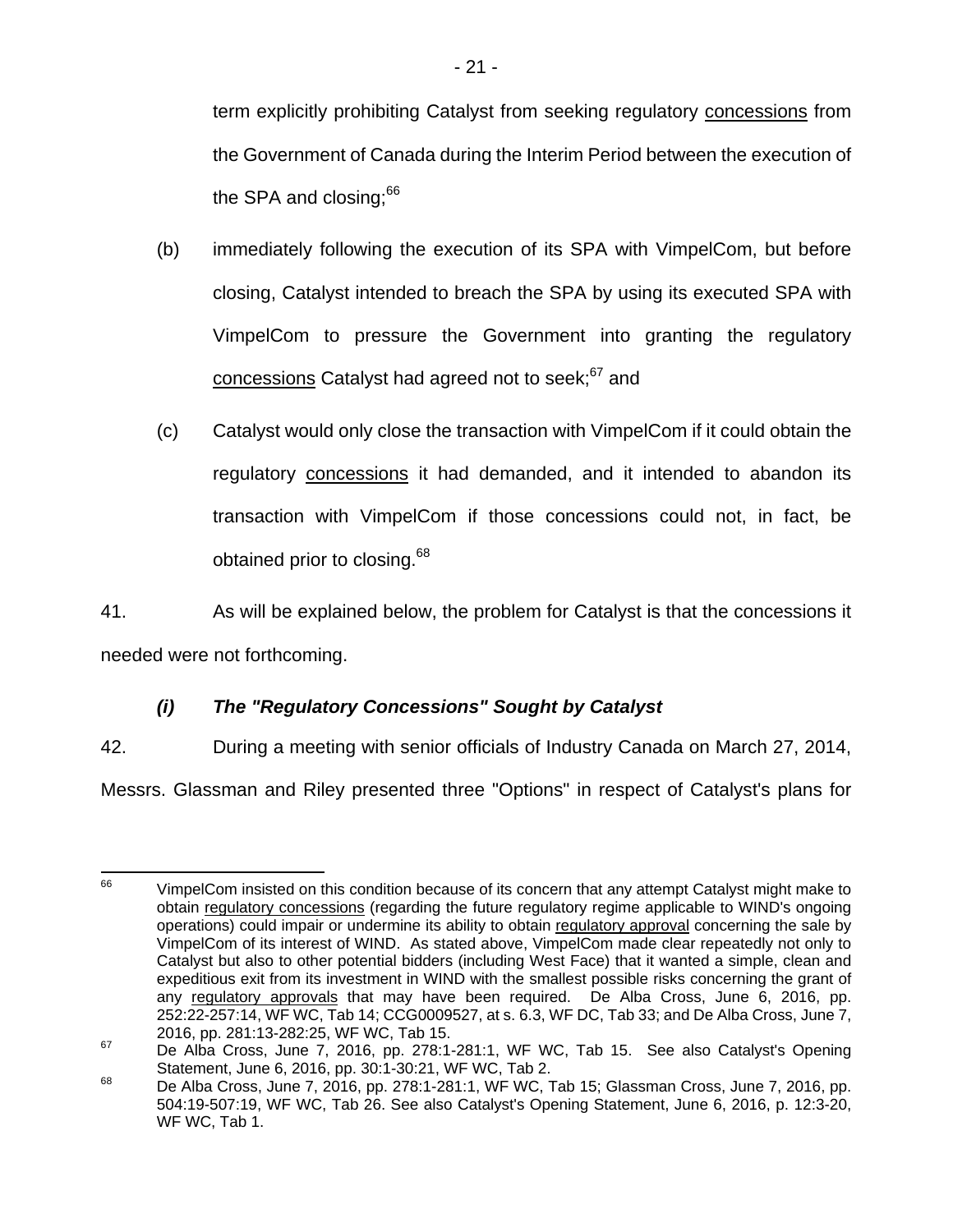term explicitly prohibiting Catalyst from seeking regulatory concessions from the Government of Canada during the Interim Period between the execution of the SPA and closing;[66]

(b) immediately following the execution of its SPA with VimpelCom, but before closing, Catalyst intended to breach the SPA by using its executed SPA with VimpelCom to pressure the Government into granting the regulatory concessions Catalyst had agreed not to seek;[67] and

(c) Catalyst would only close the transaction with VimpelCom if it could obtain the regulatory concessions it had demanded, and it intended to abandon its transaction with VimpelCom if those concessions could not, in fact, be obtained prior to closing.[68]

41. As will be explained below, the problem for Catalyst is that the concessions it needed were not forthcoming.

### *(i) The "Regulatory Concessions" Sought by Catalyst*

42. During a meeting with senior officials of Industry Canada on March 27, 2014, Messrs. Glassman and Riley presented three "Options" in respect of Catalyst's plans for

---

66 VimpelCom insisted on this condition because of its concern that any attempt Catalyst might make to obtain regulatory concessions (regarding the future regulatory regime applicable to WIND's ongoing operations) could impair or undermine its ability to obtain regulatory approval concerning the sale by VimpelCom of its interest of WIND. As stated above, VimpelCom made clear repeatedly not only to Catalyst but also to other potential bidders (including West Face) that it wanted a simple, clean and expeditious exit from its investment in WIND with the smallest possible risks concerning the grant of any regulatory approvals that may have been required. De Alba Cross, June 6, 2016, pp. 252:22-257:14, WF WC, Tab 14; CCG0009527, at s. 6.3, WF DC, Tab 33; and De Alba Cross, June 7, 2016, pp. 281:13-282:25, WF WC, Tab 15.

67 De Alba Cross, June 7, 2016, pp. 278:1-281:1, WF WC, Tab 15. See also Catalyst's Opening Statement, June 6, 2016, pp. 30:1-30:21, WF WC, Tab 2.

68 De Alba Cross, June 7, 2016, pp. 278:1-281:1, WF WC, Tab 15; Glassman Cross, June 7, 2016, pp. 504:19-507:19, WF WC, Tab 26. See also Catalyst's Opening Statement, June 6, 2016, p. 12:3-20, WF WC, Tab 1.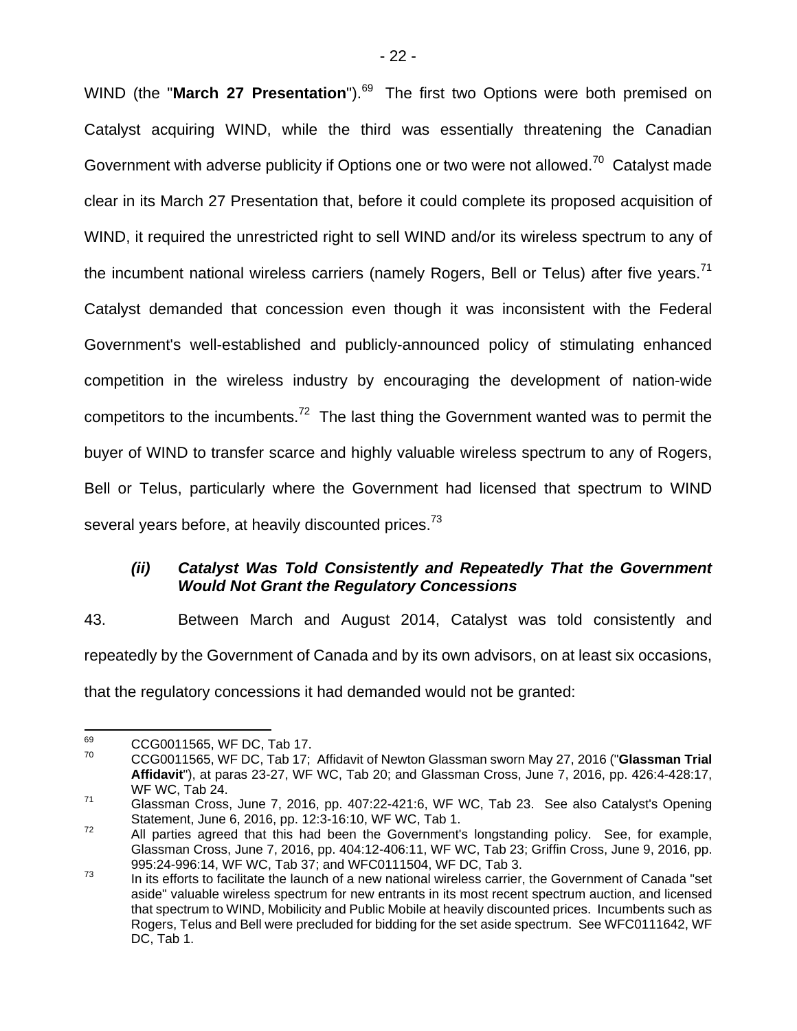WIND (the "**March 27 Presentation**").[69] The first two Options were both premised on Catalyst acquiring WIND, while the third was essentially threatening the Canadian Government with adverse publicity if Options one or two were not allowed.[70] Catalyst made clear in its March 27 Presentation that, before it could complete its proposed acquisition of WIND, it required the unrestricted right to sell WIND and/or its wireless spectrum to any of the incumbent national wireless carriers (namely Rogers, Bell or Telus) after five years.[71] Catalyst demanded that concession even though it was inconsistent with the Federal Government's well-established and publicly-announced policy of stimulating enhanced competition in the wireless industry by encouraging the development of nation-wide competitors to the incumbents.[72] The last thing the Government wanted was to permit the buyer of WIND to transfer scarce and highly valuable wireless spectrum to any of Rogers, Bell or Telus, particularly where the Government had licensed that spectrum to WIND several years before, at heavily discounted prices.[73]

### *(ii) Catalyst Was Told Consistently and Repeatedly That the Government Would Not Grant the Regulatory Concessions*

43. Between March and August 2014, Catalyst was told consistently and repeatedly by the Government of Canada and by its own advisors, on at least six occasions, that the regulatory concessions it had demanded would not be granted:

---

[69] CCG0011565, WF DC, Tab 17.

[70] CCG0011565, WF DC, Tab 17; Affidavit of Newton Glassman sworn May 27, 2016 ("**Glassman Trial Affidavit**"), at paras 23-27, WF WC, Tab 20; and Glassman Cross, June 7, 2016, pp. 426:4-428:17, WF WC, Tab 24.

[71] Glassman Cross, June 7, 2016, pp. 407:22-421:6, WF WC, Tab 23. See also Catalyst's Opening Statement, June 6, 2016, pp. 12:3-16:10, WF WC, Tab 1.

[72] All parties agreed that this had been the Government's longstanding policy. See, for example, Glassman Cross, June 7, 2016, pp. 404:12-406:11, WF WC, Tab 23; Griffin Cross, June 9, 2016, pp. 995:24-996:14, WF WC, Tab 37; and WFC0111504, WF DC, Tab 3.

[73] In its efforts to facilitate the launch of a new national wireless carrier, the Government of Canada "set aside" valuable wireless spectrum for new entrants in its most recent spectrum auction, and licensed that spectrum to WIND, Mobilicity and Public Mobile at heavily discounted prices. Incumbents such as Rogers, Telus and Bell were precluded for bidding for the set aside spectrum. See WFC0111642, WF DC, Tab 1.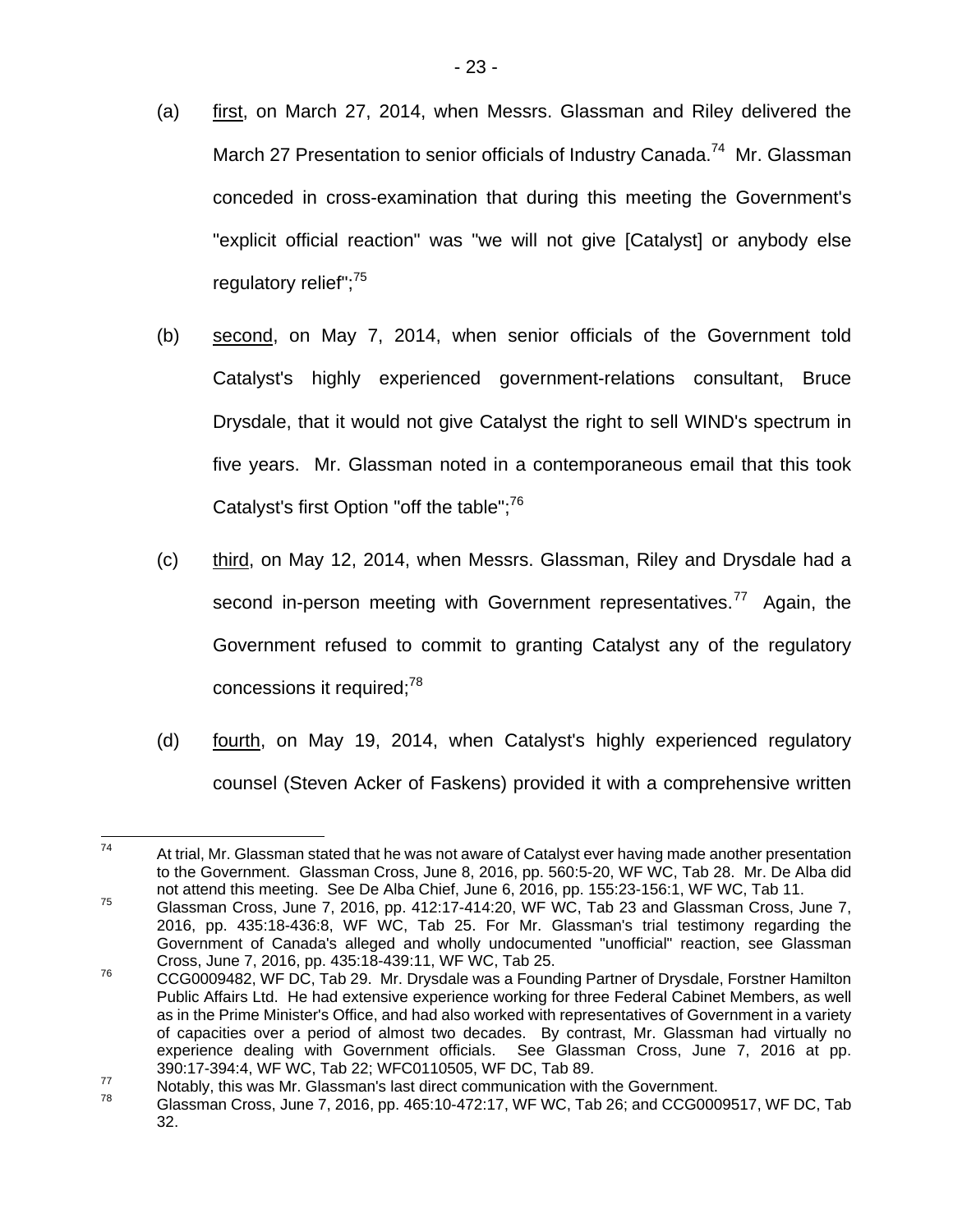(a) first, on March 27, 2014, when Messrs. Glassman and Riley delivered the March 27 Presentation to senior officials of Industry Canada.[74] Mr. Glassman conceded in cross-examination that during this meeting the Government's "explicit official reaction" was "we will not give [Catalyst] or anybody else regulatory relief";[75]

(b) second, on May 7, 2014, when senior officials of the Government told Catalyst's highly experienced government-relations consultant, Bruce Drysdale, that it would not give Catalyst the right to sell WIND's spectrum in five years. Mr. Glassman noted in a contemporaneous email that this took Catalyst's first Option "off the table";[76]

(c) third, on May 12, 2014, when Messrs. Glassman, Riley and Drysdale had a second in-person meeting with Government representatives.[77] Again, the Government refused to commit to granting Catalyst any of the regulatory concessions it required;[78]

(d) fourth, on May 19, 2014, when Catalyst's highly experienced regulatory counsel (Steven Acker of Faskens) provided it with a comprehensive written

---

[74] At trial, Mr. Glassman stated that he was not aware of Catalyst ever having made another presentation to the Government. Glassman Cross, June 8, 2016, pp. 560:5-20, WF WC, Tab 28. Mr. De Alba did not attend this meeting. See De Alba Chief, June 6, 2016, pp. 155:23-156:1, WF WC, Tab 11.

[75] Glassman Cross, June 7, 2016, pp. 412:17-414:20, WF WC, Tab 23 and Glassman Cross, June 7, 2016, pp. 435:18-436:8, WF WC, Tab 25. For Mr. Glassman's trial testimony regarding the Government of Canada's alleged and wholly undocumented "unofficial" reaction, see Glassman Cross, June 7, 2016, pp. 435:18-439:11, WF WC, Tab 25.

[76] CCG0009482, WF DC, Tab 29. Mr. Drysdale was a Founding Partner of Drysdale, Forstner Hamilton Public Affairs Ltd. He had extensive experience working for three Federal Cabinet Members, as well as in the Prime Minister's Office, and had also worked with representatives of Government in a variety of capacities over a period of almost two decades. By contrast, Mr. Glassman had virtually no experience dealing with Government officials. See Glassman Cross, June 7, 2016 at pp. 390:17-394:4, WF WC, Tab 22; WFC0110505, WF DC, Tab 89.

[77] Notably, this was Mr. Glassman's last direct communication with the Government.

[78] Glassman Cross, June 7, 2016, pp. 465:10-472:17, WF WC, Tab 26; and CCG0009517, WF DC, Tab 32.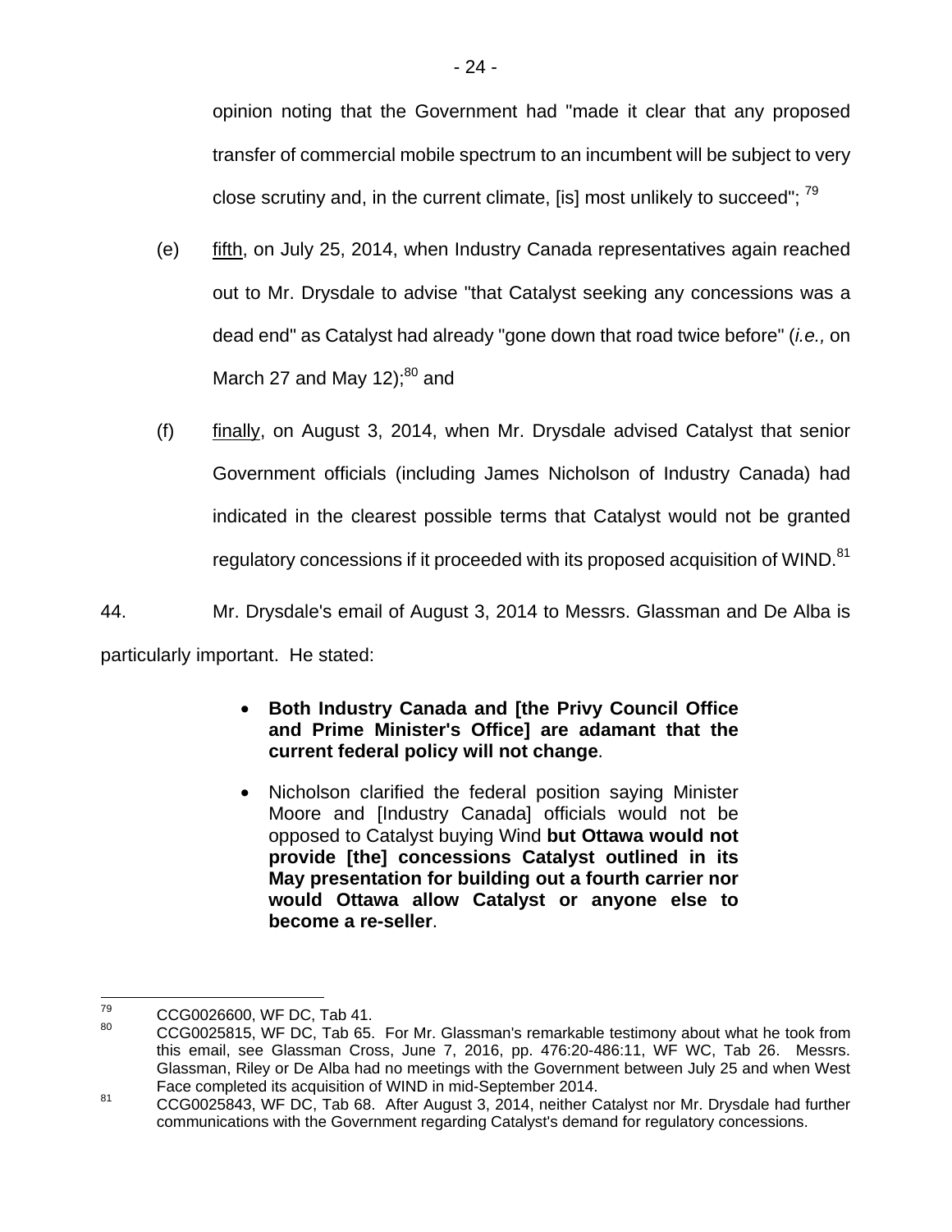opinion noting that the Government had "made it clear that any proposed transfer of commercial mobile spectrum to an incumbent will be subject to very close scrutiny and, in the current climate, [is] most unlikely to succeed"; [79]

(e) fifth, on July 25, 2014, when Industry Canada representatives again reached out to Mr. Drysdale to advise "that Catalyst seeking any concessions was a dead end" as Catalyst had already "gone down that road twice before" (*i.e.,* on March 27 and May 12);[80] and

(f) finally, on August 3, 2014, when Mr. Drysdale advised Catalyst that senior Government officials (including James Nicholson of Industry Canada) had indicated in the clearest possible terms that Catalyst would not be granted regulatory concessions if it proceeded with its proposed acquisition of WIND.[81]

44. Mr. Drysdale's email of August 3, 2014 to Messrs. Glassman and De Alba is particularly important. He stated:

> - **Both Industry Canada and [the Privy Council Office and Prime Minister's Office] are adamant that the current federal policy will not change**.
> - Nicholson clarified the federal position saying Minister Moore and [Industry Canada] officials would not be opposed to Catalyst buying Wind **but Ottawa would not provide [the] concessions Catalyst outlined in its May presentation for building out a fourth carrier nor would Ottawa allow Catalyst or anyone else to become a re-seller**.

---

[79] CCG0026600, WF DC, Tab 41.

[80] CCG0025815, WF DC, Tab 65. For Mr. Glassman's remarkable testimony about what he took from this email, see Glassman Cross, June 7, 2016, pp. 476:20-486:11, WF WC, Tab 26. Messrs. Glassman, Riley or De Alba had no meetings with the Government between July 25 and when West Face completed its acquisition of WIND in mid-September 2014.

[81] CCG0025843, WF DC, Tab 68. After August 3, 2014, neither Catalyst nor Mr. Drysdale had further communications with the Government regarding Catalyst's demand for regulatory concessions.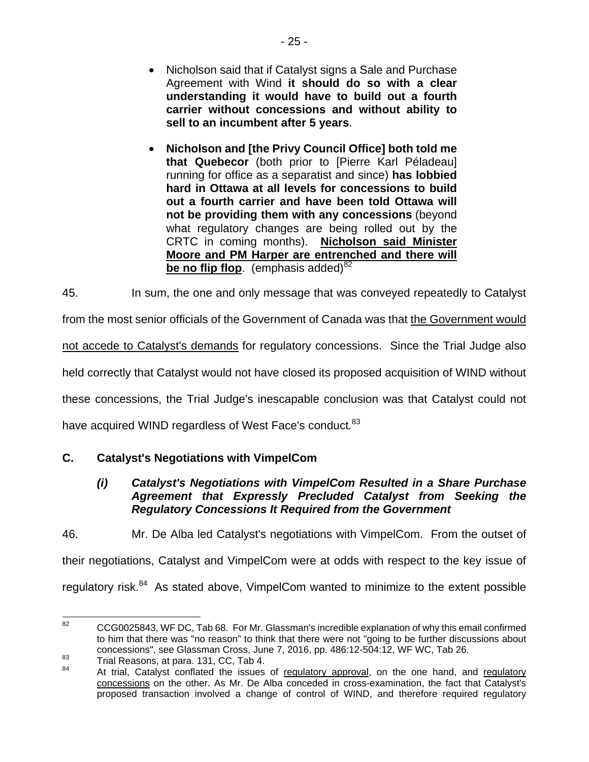- Nicholson said that if Catalyst signs a Sale and Purchase Agreement with Wind **it should do so with a clear understanding it would have to build out a fourth carrier without concessions and without ability to sell to an incumbent after 5 years**.

- **Nicholson and [the Privy Council Office] both told me that Quebecor** (both prior to [Pierre Karl Péladeau] running for office as a separatist and since) **has lobbied hard in Ottawa at all levels for concessions to build out a fourth carrier and have been told Ottawa will not be providing them with any concessions** (beyond what regulatory changes are being rolled out by the CRTC in coming months). **<u>Nicholson said Minister Moore and PM Harper are entrenched and there will be no flip flop</u>**. (emphasis added)[82]

45. In sum, the one and only message that was conveyed repeatedly to Catalyst from the most senior officials of the Government of Canada was that <u>the Government would not accede to Catalyst's demands</u> for regulatory concessions. Since the Trial Judge also held correctly that Catalyst would not have closed its proposed acquisition of WIND without these concessions, the Trial Judge's inescapable conclusion was that Catalyst could not have acquired WIND regardless of West Face's conduct.[83]

## C. Catalyst's Negotiations with VimpelCom

### *(i) Catalyst's Negotiations with VimpelCom Resulted in a Share Purchase Agreement that Expressly Precluded Catalyst from Seeking the Regulatory Concessions It Required from the Government*

46. Mr. De Alba led Catalyst's negotiations with VimpelCom. From the outset of their negotiations, Catalyst and VimpelCom were at odds with respect to the key issue of regulatory risk.[84] As stated above, VimpelCom wanted to minimize to the extent possible

---

[82] CCG0025843, WF DC, Tab 68. For Mr. Glassman's incredible explanation of why this email confirmed to him that there was "no reason" to think that there were not "going to be further discussions about concessions", see Glassman Cross, June 7, 2016, pp. 486:12-504:12, WF WC, Tab 26.

[83] Trial Reasons, at para. 131, CC, Tab 4.

[84] At trial, Catalyst conflated the issues of <u>regulatory approval</u>, on the one hand, and <u>regulatory concessions</u> on the other. As Mr. De Alba conceded in cross-examination, the fact that Catalyst's proposed transaction involved a change of control of WIND, and therefore required regulatory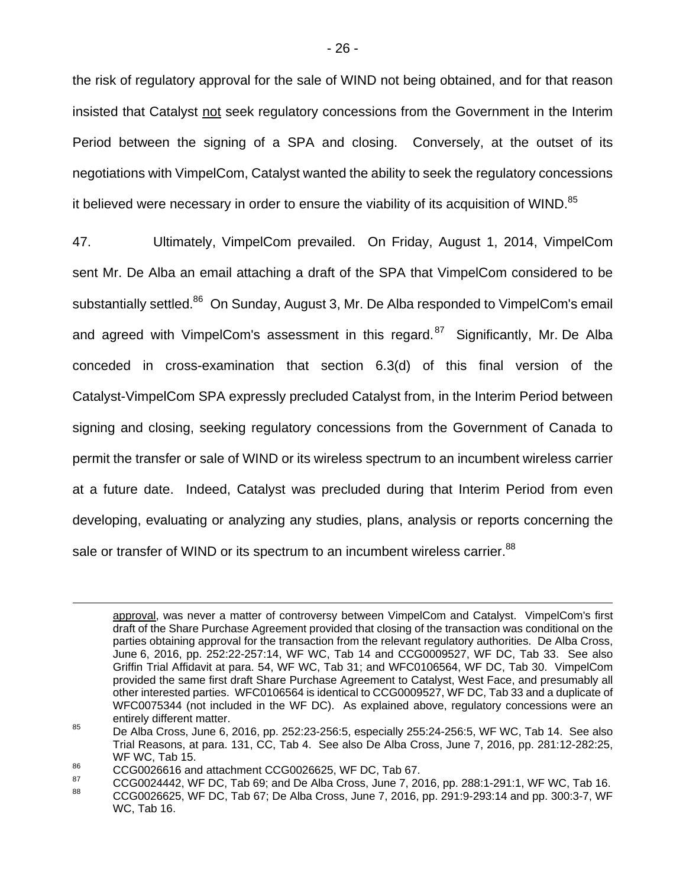the risk of regulatory approval for the sale of WIND not being obtained, and for that reason insisted that Catalyst <u>not</u> seek regulatory concessions from the Government in the Interim Period between the signing of a SPA and closing. Conversely, at the outset of its negotiations with VimpelCom, Catalyst wanted the ability to seek the regulatory concessions it believed were necessary in order to ensure the viability of its acquisition of WIND.[85]

47. Ultimately, VimpelCom prevailed. On Friday, August 1, 2014, VimpelCom sent Mr. De Alba an email attaching a draft of the SPA that VimpelCom considered to be substantially settled.[86] On Sunday, August 3, Mr. De Alba responded to VimpelCom's email and agreed with VimpelCom's assessment in this regard.[87] Significantly, Mr. De Alba conceded in cross-examination that section 6.3(d) of this final version of the Catalyst-VimpelCom SPA expressly precluded Catalyst from, in the Interim Period between signing and closing, seeking regulatory concessions from the Government of Canada to permit the transfer or sale of WIND or its wireless spectrum to an incumbent wireless carrier at a future date. Indeed, Catalyst was precluded during that Interim Period from even developing, evaluating or analyzing any studies, plans, analysis or reports concerning the sale or transfer of WIND or its spectrum to an incumbent wireless carrier.[88]

---

<u>approval</u>, was never a matter of controversy between VimpelCom and Catalyst. VimpelCom's first draft of the Share Purchase Agreement provided that closing of the transaction was conditional on the parties obtaining approval for the transaction from the relevant regulatory authorities. De Alba Cross, June 6, 2016, pp. 252:22-257:14, WF WC, Tab 14 and CCG0009527, WF DC, Tab 33. See also Griffin Trial Affidavit at para. 54, WF WC, Tab 31; and WFC0106564, WF DC, Tab 30. VimpelCom provided the same first draft Share Purchase Agreement to Catalyst, West Face, and presumably all other interested parties. WFC0106564 is identical to CCG0009527, WF DC, Tab 33 and a duplicate of WFC0075344 (not included in the WF DC). As explained above, regulatory concessions were an entirely different matter.

[85] De Alba Cross, June 6, 2016, pp. 252:23-256:5, especially 255:24-256:5, WF WC, Tab 14. See also Trial Reasons, at para. 131, CC, Tab 4. See also De Alba Cross, June 7, 2016, pp. 281:12-282:25, WF WC, Tab 15.

[86] CCG0026616 and attachment CCG0026625, WF DC, Tab 67.

[87] CCG0024442, WF DC, Tab 69; and De Alba Cross, June 7, 2016, pp. 288:1-291:1, WF WC, Tab 16.

[88] CCG0026625, WF DC, Tab 67; De Alba Cross, June 7, 2016, pp. 291:9-293:14 and pp. 300:3-7, WF WC, Tab 16.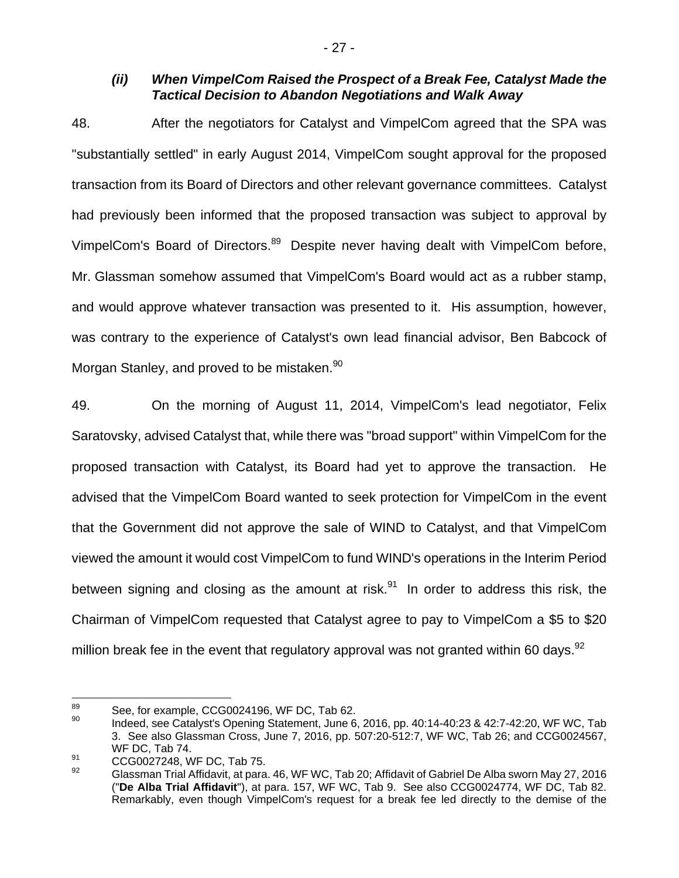### *(ii) When VimpelCom Raised the Prospect of a Break Fee, Catalyst Made the Tactical Decision to Abandon Negotiations and Walk Away*

48. After the negotiators for Catalyst and VimpelCom agreed that the SPA was "substantially settled" in early August 2014, VimpelCom sought approval for the proposed transaction from its Board of Directors and other relevant governance committees. Catalyst had previously been informed that the proposed transaction was subject to approval by VimpelCom's Board of Directors.[89] Despite never having dealt with VimpelCom before, Mr. Glassman somehow assumed that VimpelCom's Board would act as a rubber stamp, and would approve whatever transaction was presented to it. His assumption, however, was contrary to the experience of Catalyst's own lead financial advisor, Ben Babcock of Morgan Stanley, and proved to be mistaken.[90]

49. On the morning of August 11, 2014, VimpelCom's lead negotiator, Felix Saratovsky, advised Catalyst that, while there was "broad support" within VimpelCom for the proposed transaction with Catalyst, its Board had yet to approve the transaction. He advised that the VimpelCom Board wanted to seek protection for VimpelCom in the event that the Government did not approve the sale of WIND to Catalyst, and that VimpelCom viewed the amount it would cost VimpelCom to fund WIND's operations in the Interim Period between signing and closing as the amount at risk.[91] In order to address this risk, the Chairman of VimpelCom requested that Catalyst agree to pay to VimpelCom a \$5 to \$20 million break fee in the event that regulatory approval was not granted within 60 days.[92]

---

[89] See, for example, CCG0024196, WF DC, Tab 62.

[90] Indeed, see Catalyst's Opening Statement, June 6, 2016, pp. 40:14-40:23 & 42:7-42:20, WF WC, Tab 3. See also Glassman Cross, June 7, 2016, pp. 507:20-512:7, WF WC, Tab 26; and CCG0024567, WF DC, Tab 74.

[91] CCG0027248, WF DC, Tab 75.

[92] Glassman Trial Affidavit, at para. 46, WF WC, Tab 20; Affidavit of Gabriel De Alba sworn May 27, 2016 ("**De Alba Trial Affidavit**"), at para. 157, WF WC, Tab 9. See also CCG0024774, WF DC, Tab 82. Remarkably, even though VimpelCom's request for a break fee led directly to the demise of the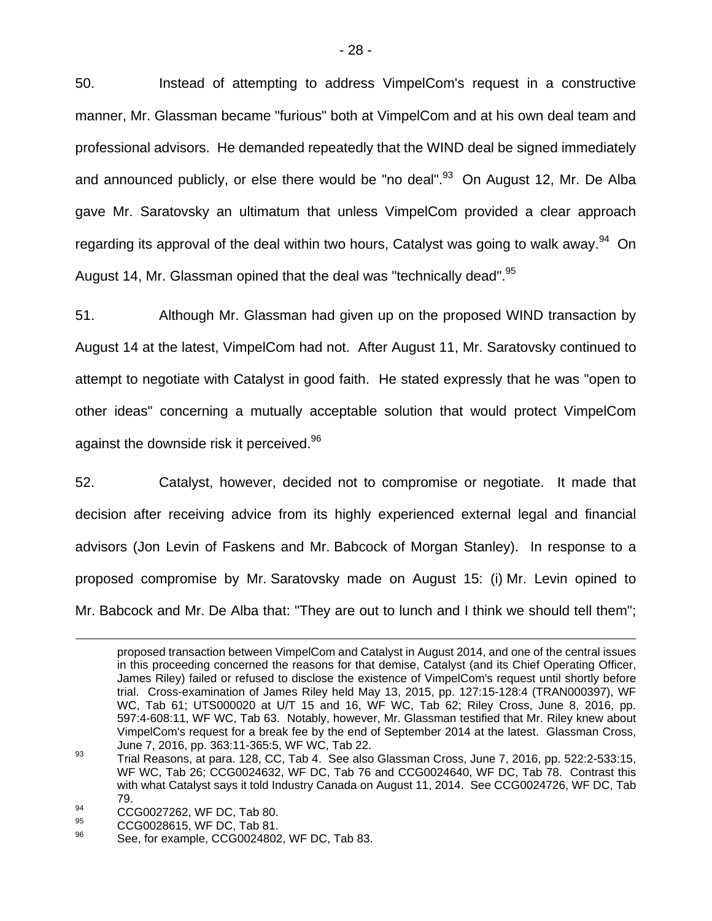50. Instead of attempting to address VimpelCom's request in a constructive manner, Mr. Glassman became "furious" both at VimpelCom and at his own deal team and professional advisors. He demanded repeatedly that the WIND deal be signed immediately and announced publicly, or else there would be "no deal".[93] On August 12, Mr. De Alba gave Mr. Saratovsky an ultimatum that unless VimpelCom provided a clear approach regarding its approval of the deal within two hours, Catalyst was going to walk away.[94] On August 14, Mr. Glassman opined that the deal was "technically dead".[95]

51. Although Mr. Glassman had given up on the proposed WIND transaction by August 14 at the latest, VimpelCom had not. After August 11, Mr. Saratovsky continued to attempt to negotiate with Catalyst in good faith. He stated expressly that he was "open to other ideas" concerning a mutually acceptable solution that would protect VimpelCom against the downside risk it perceived.[96]

52. Catalyst, however, decided not to compromise or negotiate. It made that decision after receiving advice from its highly experienced external legal and financial advisors (Jon Levin of Faskens and Mr. Babcock of Morgan Stanley). In response to a proposed compromise by Mr. Saratovsky made on August 15: (i) Mr. Levin opined to Mr. Babcock and Mr. De Alba that: "They are out to lunch and I think we should tell them";

---

proposed transaction between VimpelCom and Catalyst in August 2014, and one of the central issues in this proceeding concerned the reasons for that demise, Catalyst (and its Chief Operating Officer, James Riley) failed or refused to disclose the existence of VimpelCom's request until shortly before trial. Cross-examination of James Riley held May 13, 2015, pp. 127:15-128:4 (TRAN000397), WF WC, Tab 61; UTS000020 at U/T 15 and 16, WF WC, Tab 62; Riley Cross, June 8, 2016, pp. 597:4-608:11, WF WC, Tab 63. Notably, however, Mr. Glassman testified that Mr. Riley knew about VimpelCom's request for a break fee by the end of September 2014 at the latest. Glassman Cross, June 7, 2016, pp. 363:11-365:5, WF WC, Tab 22.

[93] Trial Reasons, at para. 128, CC, Tab 4. See also Glassman Cross, June 7, 2016, pp. 522:2-533:15, WF WC, Tab 26; CCG0024632, WF DC, Tab 76 and CCG0024640, WF DC, Tab 78. Contrast this with what Catalyst says it told Industry Canada on August 11, 2014. See CCG0024726, WF DC, Tab 79.

[94] CCG0027262, WF DC, Tab 80.

[95] CCG0028615, WF DC, Tab 81.

[96] See, for example, CCG0024802, WF DC, Tab 83.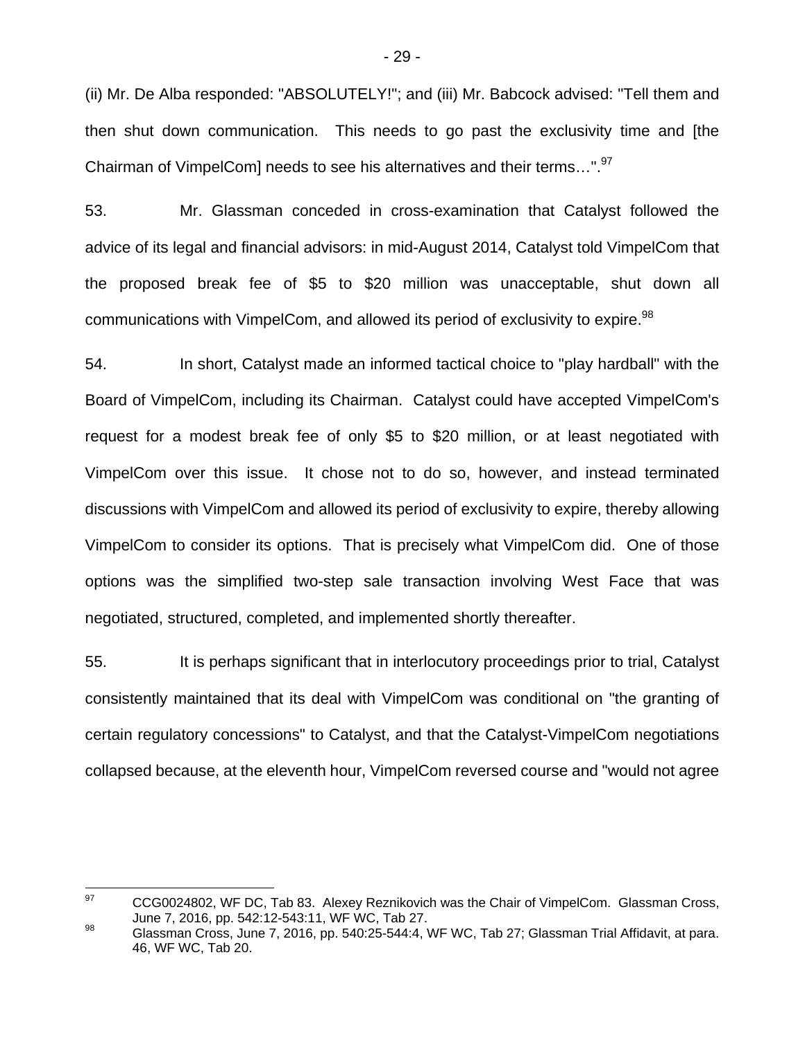(ii) Mr. De Alba responded: "ABSOLUTELY!"; and (iii) Mr. Babcock advised: "Tell them and then shut down communication. This needs to go past the exclusivity time and [the Chairman of VimpelCom] needs to see his alternatives and their terms…".[97]

53. Mr. Glassman conceded in cross-examination that Catalyst followed the advice of its legal and financial advisors: in mid-August 2014, Catalyst told VimpelCom that the proposed break fee of $5 to $20 million was unacceptable, shut down all communications with VimpelCom, and allowed its period of exclusivity to expire.[98]

54. In short, Catalyst made an informed tactical choice to "play hardball" with the Board of VimpelCom, including its Chairman. Catalyst could have accepted VimpelCom's request for a modest break fee of only $5 to $20 million, or at least negotiated with VimpelCom over this issue. It chose not to do so, however, and instead terminated discussions with VimpelCom and allowed its period of exclusivity to expire, thereby allowing VimpelCom to consider its options. That is precisely what VimpelCom did. One of those options was the simplified two-step sale transaction involving West Face that was negotiated, structured, completed, and implemented shortly thereafter.

55. It is perhaps significant that in interlocutory proceedings prior to trial, Catalyst consistently maintained that its deal with VimpelCom was conditional on "the granting of certain regulatory concessions" to Catalyst, and that the Catalyst-VimpelCom negotiations collapsed because, at the eleventh hour, VimpelCom reversed course and "would not agree

---

[97] CCG0024802, WF DC, Tab 83. Alexey Reznikovich was the Chair of VimpelCom. Glassman Cross, June 7, 2016, pp. 542:12-543:11, WF WC, Tab 27.

[98] Glassman Cross, June 7, 2016, pp. 540:25-544:4, WF WC, Tab 27; Glassman Trial Affidavit, at para. 46, WF WC, Tab 20.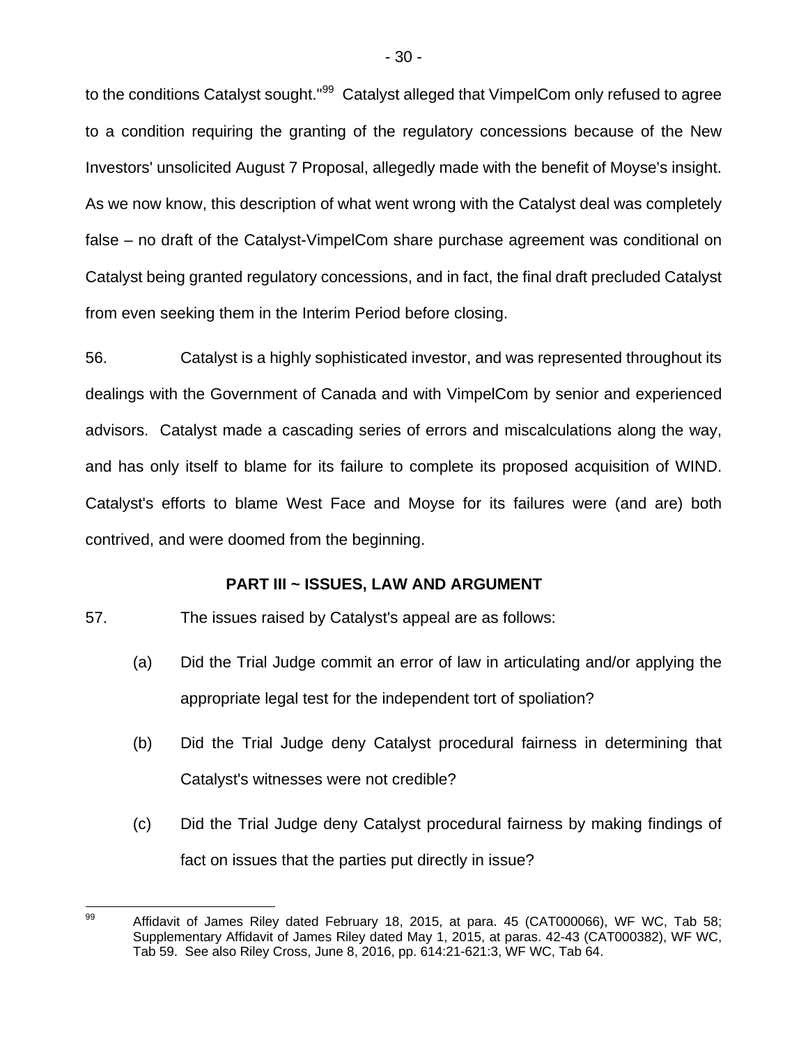to the conditions Catalyst sought."[99] Catalyst alleged that VimpelCom only refused to agree to a condition requiring the granting of the regulatory concessions because of the New Investors' unsolicited August 7 Proposal, allegedly made with the benefit of Moyse's insight. As we now know, this description of what went wrong with the Catalyst deal was completely false – no draft of the Catalyst-VimpelCom share purchase agreement was conditional on Catalyst being granted regulatory concessions, and in fact, the final draft precluded Catalyst from even seeking them in the Interim Period before closing.

56. Catalyst is a highly sophisticated investor, and was represented throughout its dealings with the Government of Canada and with VimpelCom by senior and experienced advisors. Catalyst made a cascading series of errors and miscalculations along the way, and has only itself to blame for its failure to complete its proposed acquisition of WIND. Catalyst's efforts to blame West Face and Moyse for its failures were (and are) both contrived, and were doomed from the beginning.

## PART III ~ ISSUES, LAW AND ARGUMENT

57. The issues raised by Catalyst's appeal are as follows:

(a) Did the Trial Judge commit an error of law in articulating and/or applying the appropriate legal test for the independent tort of spoliation?

(b) Did the Trial Judge deny Catalyst procedural fairness in determining that Catalyst's witnesses were not credible?

(c) Did the Trial Judge deny Catalyst procedural fairness by making findings of fact on issues that the parties put directly in issue?

---

[99] Affidavit of James Riley dated February 18, 2015, at para. 45 (CAT000066), WF WC, Tab 58; Supplementary Affidavit of James Riley dated May 1, 2015, at paras. 42-43 (CAT000382), WF WC, Tab 59. See also Riley Cross, June 8, 2016, pp. 614:21-621:3, WF WC, Tab 64.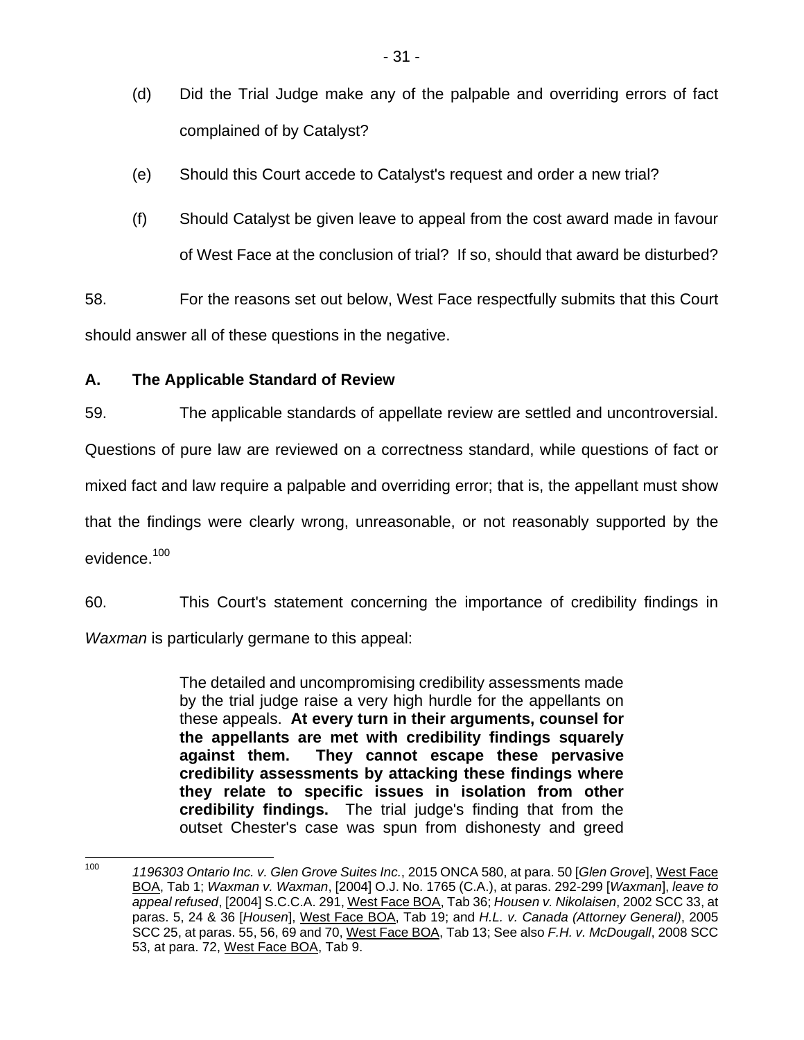(d) Did the Trial Judge make any of the palpable and overriding errors of fact complained of by Catalyst?

(e) Should this Court accede to Catalyst's request and order a new trial?

(f) Should Catalyst be given leave to appeal from the cost award made in favour of West Face at the conclusion of trial? If so, should that award be disturbed?

58. For the reasons set out below, West Face respectfully submits that this Court should answer all of these questions in the negative.

### A. The Applicable Standard of Review

59. The applicable standards of appellate review are settled and uncontroversial. Questions of pure law are reviewed on a correctness standard, while questions of fact or mixed fact and law require a palpable and overriding error; that is, the appellant must show that the findings were clearly wrong, unreasonable, or not reasonably supported by the evidence.[100]

60. This Court's statement concerning the importance of credibility findings in *Waxman* is particularly germane to this appeal:

> The detailed and uncompromising credibility assessments made by the trial judge raise a very high hurdle for the appellants on these appeals. **At every turn in their arguments, counsel for the appellants are met with credibility findings squarely against them. They cannot escape these pervasive credibility assessments by attacking these findings where they relate to specific issues in isolation from other credibility findings.** The trial judge's finding that from the outset Chester's case was spun from dishonesty and greed

---

[100] *1196303 Ontario Inc. v. Glen Grove Suites Inc.*, 2015 ONCA 580, at para. 50 [*Glen Grove*], West Face BOA, Tab 1; *Waxman v. Waxman*, [2004] O.J. No. 1765 (C.A.), at paras. 292-299 [*Waxman*], *leave to appeal refused*, [2004] S.C.C.A. 291, West Face BOA, Tab 36; *Housen v. Nikolaisen*, 2002 SCC 33, at paras. 5, 24 & 36 [*Housen*], West Face BOA, Tab 19; and *H.L. v. Canada (Attorney General)*, 2005 SCC 25, at paras. 55, 56, 69 and 70, West Face BOA, Tab 13; See also *F.H. v. McDougall*, 2008 SCC 53, at para. 72, West Face BOA, Tab 9.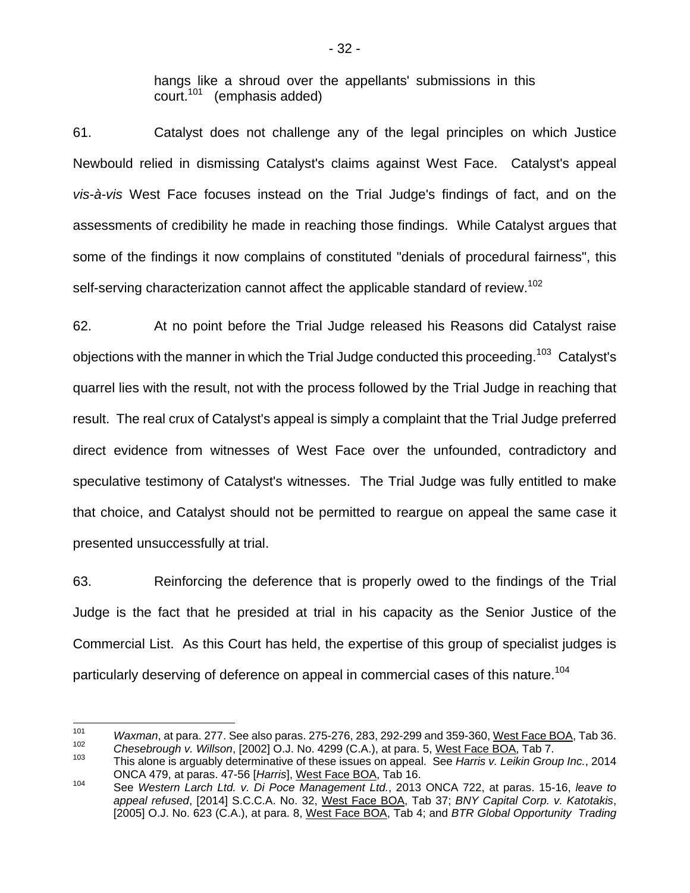> hangs like a shroud over the appellants' submissions in this court.[101] (emphasis added)

61. Catalyst does not challenge any of the legal principles on which Justice Newbould relied in dismissing Catalyst's claims against West Face. Catalyst's appeal *vis-à-vis* West Face focuses instead on the Trial Judge's findings of fact, and on the assessments of credibility he made in reaching those findings. While Catalyst argues that some of the findings it now complains of constituted "denials of procedural fairness", this self-serving characterization cannot affect the applicable standard of review.[102]

62. At no point before the Trial Judge released his Reasons did Catalyst raise objections with the manner in which the Trial Judge conducted this proceeding.[103] Catalyst's quarrel lies with the result, not with the process followed by the Trial Judge in reaching that result. The real crux of Catalyst's appeal is simply a complaint that the Trial Judge preferred direct evidence from witnesses of West Face over the unfounded, contradictory and speculative testimony of Catalyst's witnesses. The Trial Judge was fully entitled to make that choice, and Catalyst should not be permitted to reargue on appeal the same case it presented unsuccessfully at trial.

63. Reinforcing the deference that is properly owed to the findings of the Trial Judge is the fact that he presided at trial in his capacity as the Senior Justice of the Commercial List. As this Court has held, the expertise of this group of specialist judges is particularly deserving of deference on appeal in commercial cases of this nature.[104]

---

[101] *Waxman*, at para. 277. See also paras. 275-276, 283, 292-299 and 359-360, West Face BOA, Tab 36.

[102] *Chesebrough v. Willson*, [2002] O.J. No. 4299 (C.A.), at para. 5, West Face BOA, Tab 7.

[103] This alone is arguably determinative of these issues on appeal. See *Harris v. Leikin Group Inc.*, 2014 ONCA 479, at paras. 47-56 [*Harris*], West Face BOA, Tab 16.

[104] See *Western Larch Ltd. v. Di Poce Management Ltd.*, 2013 ONCA 722, at paras. 15-16, *leave to appeal refused*, [2014] S.C.C.A. No. 32, West Face BOA, Tab 37; *BNY Capital Corp. v. Katotakis*, [2005] O.J. No. 623 (C.A.), at para. 8, West Face BOA, Tab 4; and *BTR Global Opportunity Trading*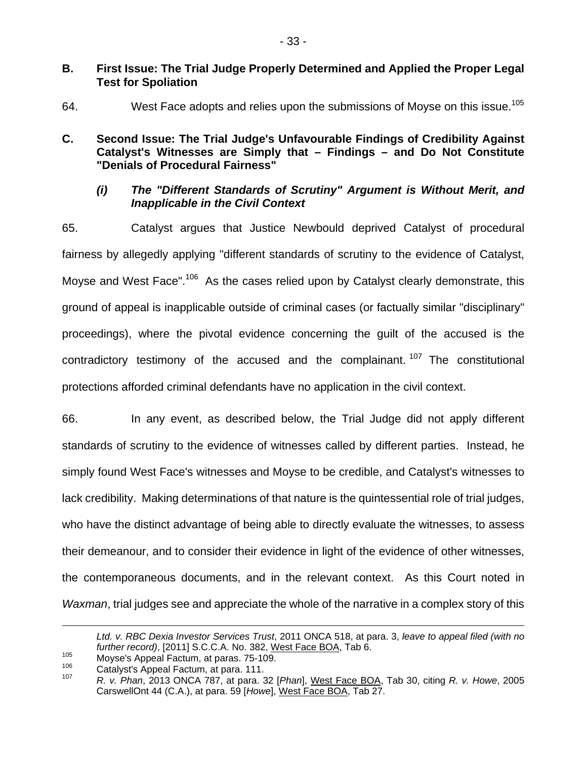## B. First Issue: The Trial Judge Properly Determined and Applied the Proper Legal Test for Spoliation

64. West Face adopts and relies upon the submissions of Moyse on this issue.[105]

## C. Second Issue: The Trial Judge's Unfavourable Findings of Credibility Against Catalyst's Witnesses are Simply that – Findings – and Do Not Constitute "Denials of Procedural Fairness"

### *(i) The "Different Standards of Scrutiny" Argument is Without Merit, and Inapplicable in the Civil Context*

65. Catalyst argues that Justice Newbould deprived Catalyst of procedural fairness by allegedly applying "different standards of scrutiny to the evidence of Catalyst, Moyse and West Face".[106] As the cases relied upon by Catalyst clearly demonstrate, this ground of appeal is inapplicable outside of criminal cases (or factually similar "disciplinary" proceedings), where the pivotal evidence concerning the guilt of the accused is the contradictory testimony of the accused and the complainant.[107] The constitutional protections afforded criminal defendants have no application in the civil context.

66. In any event, as described below, the Trial Judge did not apply different standards of scrutiny to the evidence of witnesses called by different parties. Instead, he simply found West Face's witnesses and Moyse to be credible, and Catalyst's witnesses to lack credibility. Making determinations of that nature is the quintessential role of trial judges, who have the distinct advantage of being able to directly evaluate the witnesses, to assess their demeanour, and to consider their evidence in light of the evidence of other witnesses, the contemporaneous documents, and in the relevant context. As this Court noted in *Waxman*, trial judges see and appreciate the whole of the narrative in a complex story of this

---

*Ltd. v. RBC Dexia Investor Services Trust*, 2011 ONCA 518, at para. 3, *leave to appeal filed (with no further record)*, [2011] S.C.C.A. No. 382, West Face BOA, Tab 6.

[105] Moyse's Appeal Factum, at paras. 75-109.

[106] Catalyst's Appeal Factum, at para. 111.

[107] *R. v. Phan*, 2013 ONCA 787, at para. 32 [*Phan*], West Face BOA, Tab 30, citing *R. v. Howe*, 2005 CarswellOnt 44 (C.A.), at para. 59 [*Howe*], West Face BOA, Tab 27.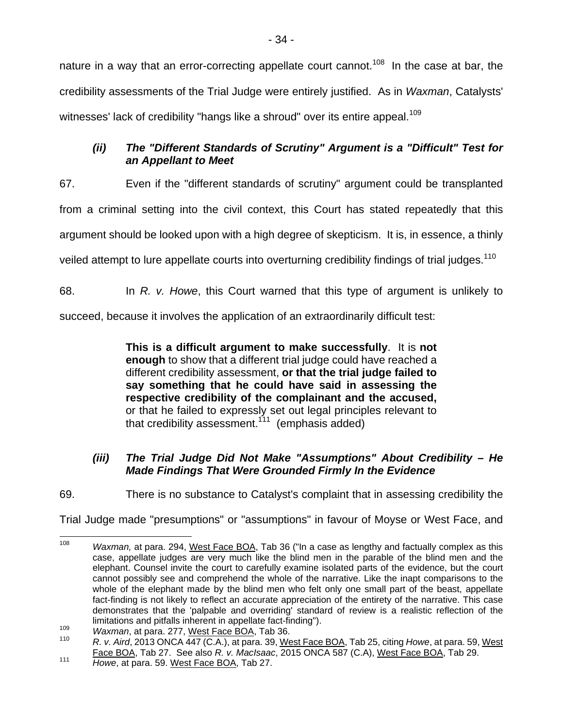nature in a way that an error-correcting appellate court cannot.[108] In the case at bar, the credibility assessments of the Trial Judge were entirely justified. As in *Waxman*, Catalysts' witnesses' lack of credibility "hangs like a shroud" over its entire appeal.[109]

### *(ii) The "Different Standards of Scrutiny" Argument is a "Difficult" Test for an Appellant to Meet*

67. Even if the "different standards of scrutiny" argument could be transplanted from a criminal setting into the civil context, this Court has stated repeatedly that this argument should be looked upon with a high degree of skepticism. It is, in essence, a thinly veiled attempt to lure appellate courts into overturning credibility findings of trial judges.[110]

68. In *R. v. Howe*, this Court warned that this type of argument is unlikely to succeed, because it involves the application of an extraordinarily difficult test:

> **This is a difficult argument to make successfully**. It is **not enough** to show that a different trial judge could have reached a different credibility assessment, **or that the trial judge failed to say something that he could have said in assessing the respective credibility of the complainant and the accused,** or that he failed to expressly set out legal principles relevant to that credibility assessment.[111] (emphasis added)

### *(iii) The Trial Judge Did Not Make "Assumptions" About Credibility – He Made Findings That Were Grounded Firmly In the Evidence*

69. There is no substance to Catalyst's complaint that in assessing credibility the Trial Judge made "presumptions" or "assumptions" in favour of Moyse or West Face, and

---

[108] *Waxman,* at para. 294, West Face BOA, Tab 36 ("In a case as lengthy and factually complex as this case, appellate judges are very much like the blind men in the parable of the blind men and the elephant. Counsel invite the court to carefully examine isolated parts of the evidence, but the court cannot possibly see and comprehend the whole of the narrative. Like the inapt comparisons to the whole of the elephant made by the blind men who felt only one small part of the beast, appellate fact-finding is not likely to reflect an accurate appreciation of the entirety of the narrative. This case demonstrates that the 'palpable and overriding' standard of review is a realistic reflection of the limitations and pitfalls inherent in appellate fact-finding").

[109] *Waxman*, at para. 277, West Face BOA, Tab 36.

[110] *R. v. Aird*, 2013 ONCA 447 (C.A.), at para. 39, West Face BOA, Tab 25, citing *Howe*, at para. 59, West Face BOA, Tab 27. See also *R. v. MacIsaac*, 2015 ONCA 587 (C.A), West Face BOA, Tab 29.

[111] *Howe*, at para. 59. West Face BOA, Tab 27.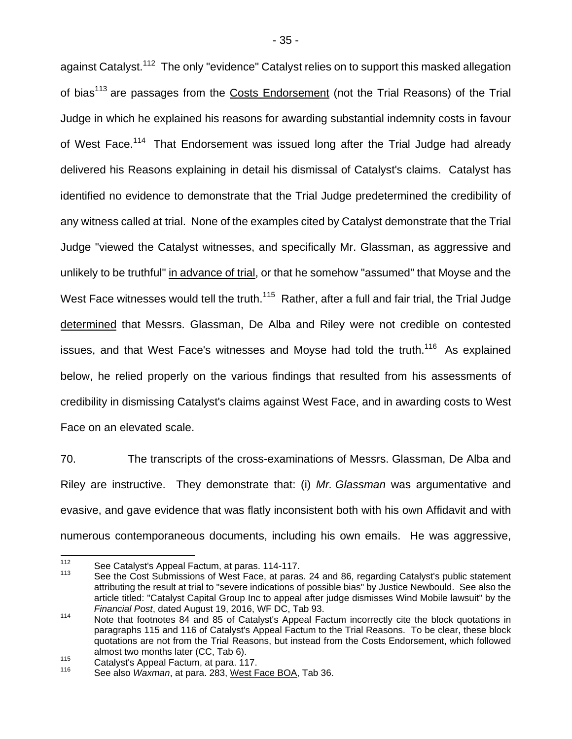against Catalyst.[112] The only "evidence" Catalyst relies on to support this masked allegation of bias[113] are passages from the Costs Endorsement (not the Trial Reasons) of the Trial Judge in which he explained his reasons for awarding substantial indemnity costs in favour of West Face.[114] That Endorsement was issued long after the Trial Judge had already delivered his Reasons explaining in detail his dismissal of Catalyst's claims. Catalyst has identified no evidence to demonstrate that the Trial Judge predetermined the credibility of any witness called at trial. None of the examples cited by Catalyst demonstrate that the Trial Judge "viewed the Catalyst witnesses, and specifically Mr. Glassman, as aggressive and unlikely to be truthful" in advance of trial, or that he somehow "assumed" that Moyse and the West Face witnesses would tell the truth.[115] Rather, after a full and fair trial, the Trial Judge determined that Messrs. Glassman, De Alba and Riley were not credible on contested issues, and that West Face's witnesses and Moyse had told the truth.[116] As explained below, he relied properly on the various findings that resulted from his assessments of credibility in dismissing Catalyst's claims against West Face, and in awarding costs to West Face on an elevated scale.

70. The transcripts of the cross-examinations of Messrs. Glassman, De Alba and Riley are instructive. They demonstrate that: (i) *Mr. Glassman* was argumentative and evasive, and gave evidence that was flatly inconsistent both with his own Affidavit and with numerous contemporaneous documents, including his own emails. He was aggressive,

---

[112] See Catalyst's Appeal Factum, at paras. 114-117.

[113] See the Cost Submissions of West Face, at paras. 24 and 86, regarding Catalyst's public statement attributing the result at trial to "severe indications of possible bias" by Justice Newbould. See also the article titled: "Catalyst Capital Group Inc to appeal after judge dismisses Wind Mobile lawsuit" by the *Financial Post*, dated August 19, 2016, WF DC, Tab 93.

[114] Note that footnotes 84 and 85 of Catalyst's Appeal Factum incorrectly cite the block quotations in paragraphs 115 and 116 of Catalyst's Appeal Factum to the Trial Reasons. To be clear, these block quotations are not from the Trial Reasons, but instead from the Costs Endorsement, which followed almost two months later (CC, Tab 6).

[115] Catalyst's Appeal Factum, at para. 117.

[116] See also *Waxman*, at para. 283, West Face BOA, Tab 36.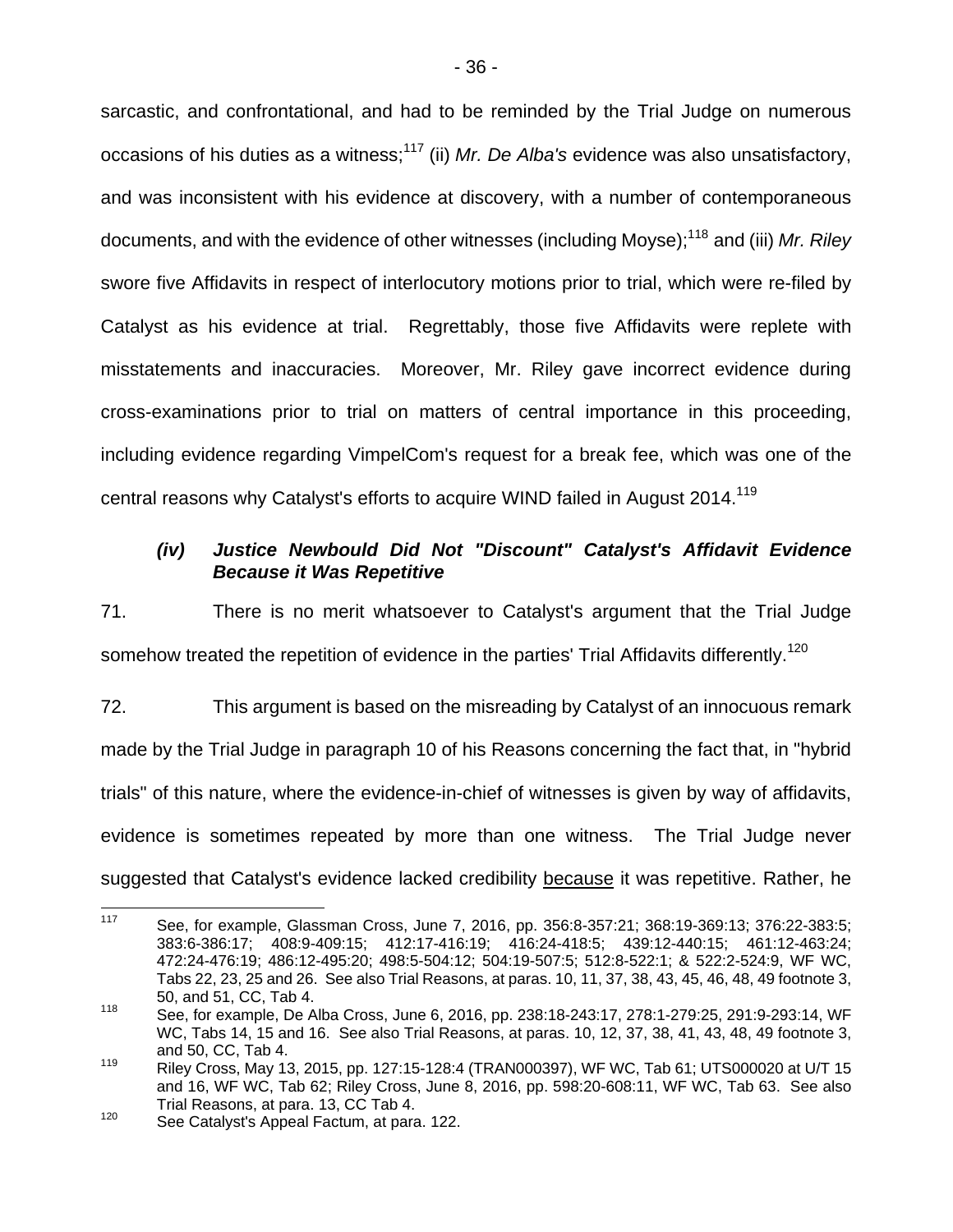sarcastic, and confrontational, and had to be reminded by the Trial Judge on numerous occasions of his duties as a witness;[117] (ii) *Mr. De Alba's* evidence was also unsatisfactory, and was inconsistent with his evidence at discovery, with a number of contemporaneous documents, and with the evidence of other witnesses (including Moyse);[118] and (iii) *Mr. Riley* swore five Affidavits in respect of interlocutory motions prior to trial, which were re-filed by Catalyst as his evidence at trial. Regrettably, those five Affidavits were replete with misstatements and inaccuracies. Moreover, Mr. Riley gave incorrect evidence during cross-examinations prior to trial on matters of central importance in this proceeding, including evidence regarding VimpelCom's request for a break fee, which was one of the central reasons why Catalyst's efforts to acquire WIND failed in August 2014.[119]

### *(iv) Justice Newbould Did Not "Discount" Catalyst's Affidavit Evidence Because it Was Repetitive*

71. There is no merit whatsoever to Catalyst's argument that the Trial Judge somehow treated the repetition of evidence in the parties' Trial Affidavits differently.[120]

72. This argument is based on the misreading by Catalyst of an innocuous remark made by the Trial Judge in paragraph 10 of his Reasons concerning the fact that, in "hybrid trials" of this nature, where the evidence-in-chief of witnesses is given by way of affidavits, evidence is sometimes repeated by more than one witness. The Trial Judge never suggested that Catalyst's evidence lacked credibility <u>because</u> it was repetitive. Rather, he

---

117 See, for example, Glassman Cross, June 7, 2016, pp. 356:8-357:21; 368:19-369:13; 376:22-383:5; 383:6-386:17; 408:9-409:15; 412:17-416:19; 416:24-418:5; 439:12-440:15; 461:12-463:24; 472:24-476:19; 486:12-495:20; 498:5-504:12; 504:19-507:5; 512:8-522:1; & 522:2-524:9, WF WC, Tabs 22, 23, 25 and 26. See also Trial Reasons, at paras. 10, 11, 37, 38, 43, 45, 46, 48, 49 footnote 3, 50, and 51, CC, Tab 4.

118 See, for example, De Alba Cross, June 6, 2016, pp. 238:18-243:17, 278:1-279:25, 291:9-293:14, WF WC, Tabs 14, 15 and 16. See also Trial Reasons, at paras. 10, 12, 37, 38, 41, 43, 48, 49 footnote 3, and 50, CC, Tab 4.

119 Riley Cross, May 13, 2015, pp. 127:15-128:4 (TRAN000397), WF WC, Tab 61; UTS000020 at U/T 15 and 16, WF WC, Tab 62; Riley Cross, June 8, 2016, pp. 598:20-608:11, WF WC, Tab 63. See also Trial Reasons, at para. 13, CC Tab 4.

120 See Catalyst's Appeal Factum, at para. 122.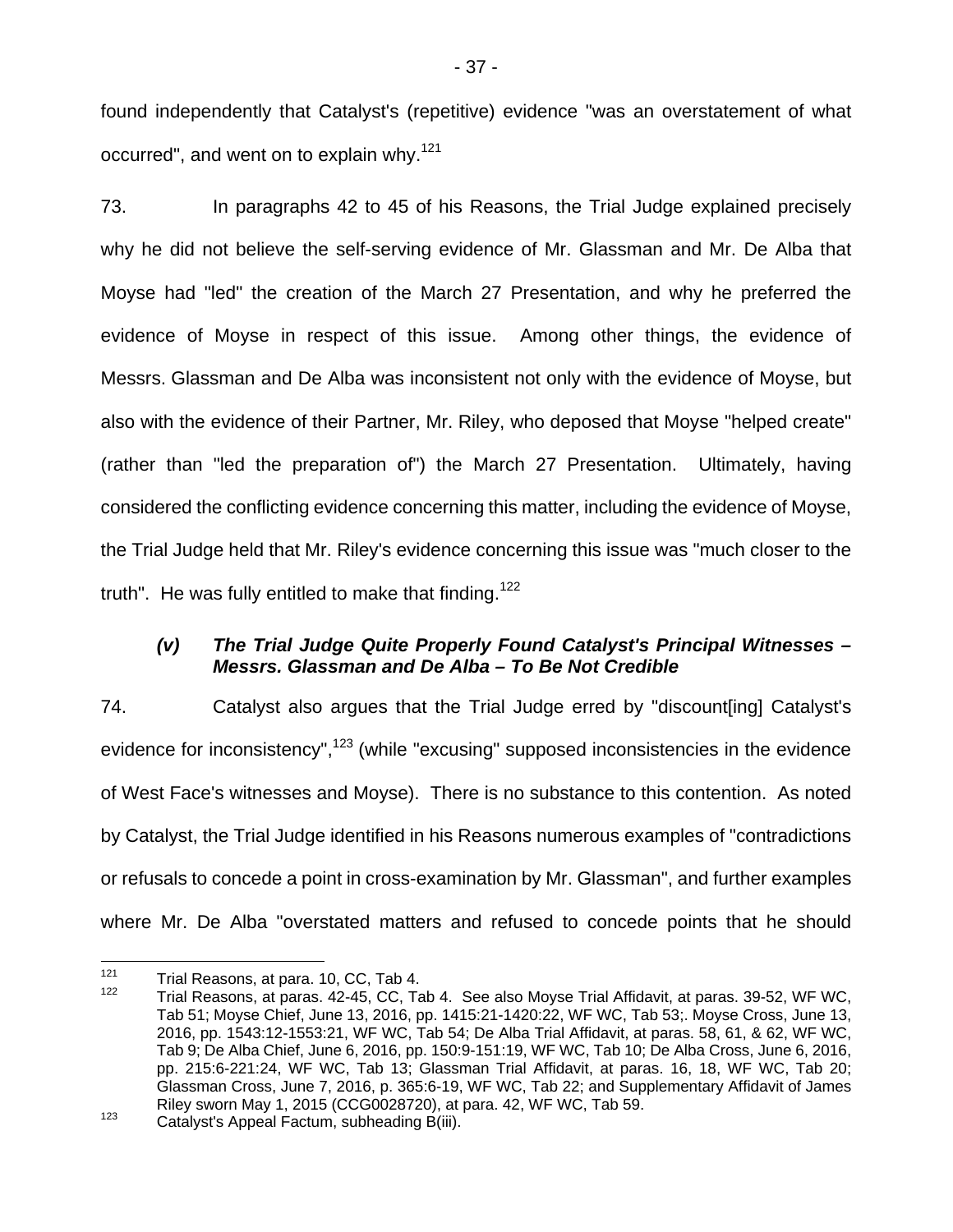found independently that Catalyst's (repetitive) evidence "was an overstatement of what occurred", and went on to explain why.[121]

73. In paragraphs 42 to 45 of his Reasons, the Trial Judge explained precisely why he did not believe the self-serving evidence of Mr. Glassman and Mr. De Alba that Moyse had "led" the creation of the March 27 Presentation, and why he preferred the evidence of Moyse in respect of this issue. Among other things, the evidence of Messrs. Glassman and De Alba was inconsistent not only with the evidence of Moyse, but also with the evidence of their Partner, Mr. Riley, who deposed that Moyse "helped create" (rather than "led the preparation of") the March 27 Presentation. Ultimately, having considered the conflicting evidence concerning this matter, including the evidence of Moyse, the Trial Judge held that Mr. Riley's evidence concerning this issue was "much closer to the truth". He was fully entitled to make that finding.[122]

#### *(v) The Trial Judge Quite Properly Found Catalyst's Principal Witnesses – Messrs. Glassman and De Alba – To Be Not Credible*

74. Catalyst also argues that the Trial Judge erred by "discount[ing] Catalyst's evidence for inconsistency",[123] (while "excusing" supposed inconsistencies in the evidence of West Face's witnesses and Moyse). There is no substance to this contention. As noted by Catalyst, the Trial Judge identified in his Reasons numerous examples of "contradictions or refusals to concede a point in cross-examination by Mr. Glassman", and further examples where Mr. De Alba "overstated matters and refused to concede points that he should

---

[121] Trial Reasons, at para. 10, CC, Tab 4.

[122] Trial Reasons, at paras. 42-45, CC, Tab 4. See also Moyse Trial Affidavit, at paras. 39-52, WF WC, Tab 51; Moyse Chief, June 13, 2016, pp. 1415:21-1420:22, WF WC, Tab 53;. Moyse Cross, June 13, 2016, pp. 1543:12-1553:21, WF WC, Tab 54; De Alba Trial Affidavit, at paras. 58, 61, & 62, WF WC, Tab 9; De Alba Chief, June 6, 2016, pp. 150:9-151:19, WF WC, Tab 10; De Alba Cross, June 6, 2016, pp. 215:6-221:24, WF WC, Tab 13; Glassman Trial Affidavit, at paras. 16, 18, WF WC, Tab 20; Glassman Cross, June 7, 2016, p. 365:6-19, WF WC, Tab 22; and Supplementary Affidavit of James Riley sworn May 1, 2015 (CCG0028720), at para. 42, WF WC, Tab 59.

[123] Catalyst's Appeal Factum, subheading B(iii).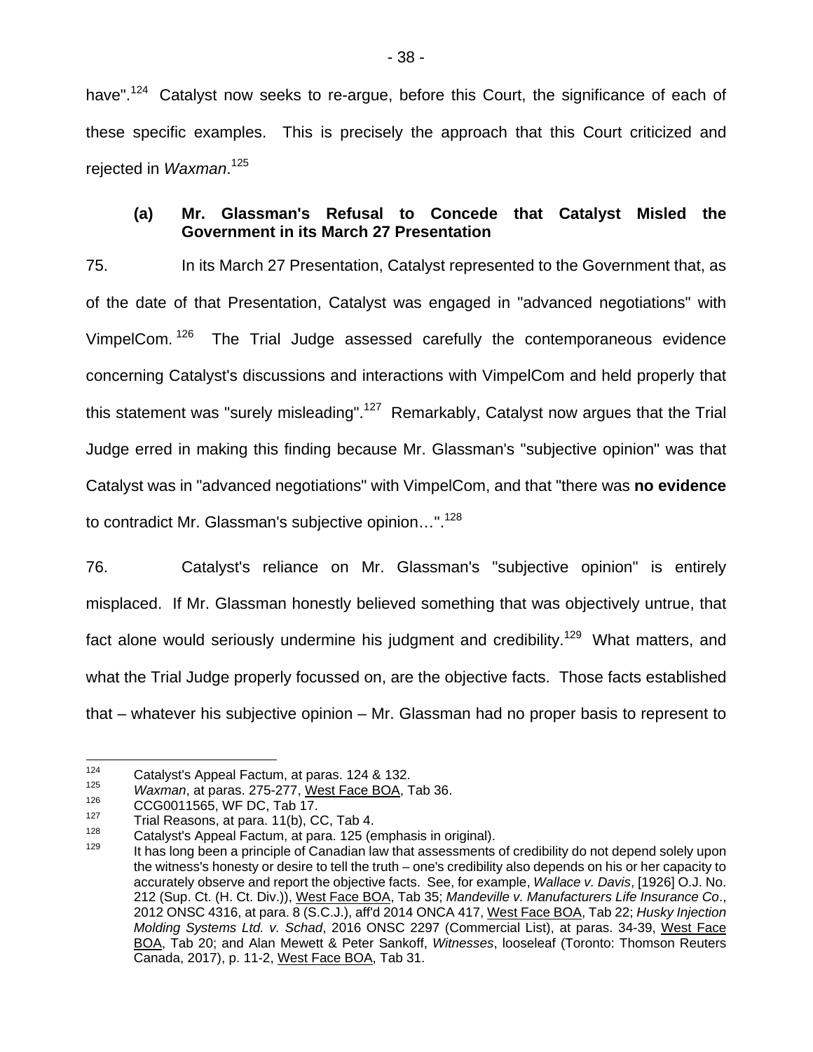have".[124] Catalyst now seeks to re-argue, before this Court, the significance of each of these specific examples. This is precisely the approach that this Court criticized and rejected in *Waxman*.[125]

### (a) Mr. Glassman's Refusal to Concede that Catalyst Misled the Government in its March 27 Presentation

75. In its March 27 Presentation, Catalyst represented to the Government that, as of the date of that Presentation, Catalyst was engaged in "advanced negotiations" with VimpelCom.[126] The Trial Judge assessed carefully the contemporaneous evidence concerning Catalyst's discussions and interactions with VimpelCom and held properly that this statement was "surely misleading".[127] Remarkably, Catalyst now argues that the Trial Judge erred in making this finding because Mr. Glassman's "subjective opinion" was that Catalyst was in "advanced negotiations" with VimpelCom, and that "there was **no evidence** to contradict Mr. Glassman's subjective opinion…".[128]

76. Catalyst's reliance on Mr. Glassman's "subjective opinion" is entirely misplaced. If Mr. Glassman honestly believed something that was objectively untrue, that fact alone would seriously undermine his judgment and credibility.[129] What matters, and what the Trial Judge properly focussed on, are the objective facts. Those facts established that – whatever his subjective opinion – Mr. Glassman had no proper basis to represent to

---

[124] Catalyst's Appeal Factum, at paras. 124 & 132.

[125] *Waxman*, at paras. 275-277, West Face BOA, Tab 36.

[126] CCG0011565, WF DC, Tab 17.

[127] Trial Reasons, at para. 11(b), CC, Tab 4.

[128] Catalyst's Appeal Factum, at para. 125 (emphasis in original).

[129] It has long been a principle of Canadian law that assessments of credibility do not depend solely upon the witness's honesty or desire to tell the truth – one's credibility also depends on his or her capacity to accurately observe and report the objective facts. See, for example, *Wallace v. Davis*, [1926] O.J. No. 212 (Sup. Ct. (H. Ct. Div.)), West Face BOA, Tab 35; *Mandeville v. Manufacturers Life Insurance Co*., 2012 ONSC 4316, at para. 8 (S.C.J.), aff'd 2014 ONCA 417, West Face BOA, Tab 22; *Husky Injection Molding Systems Ltd. v. Schad*, 2016 ONSC 2297 (Commercial List), at paras. 34-39, West Face BOA, Tab 20; and Alan Mewett & Peter Sankoff, *Witnesses*, looseleaf (Toronto: Thomson Reuters Canada, 2017), p. 11-2, West Face BOA, Tab 31.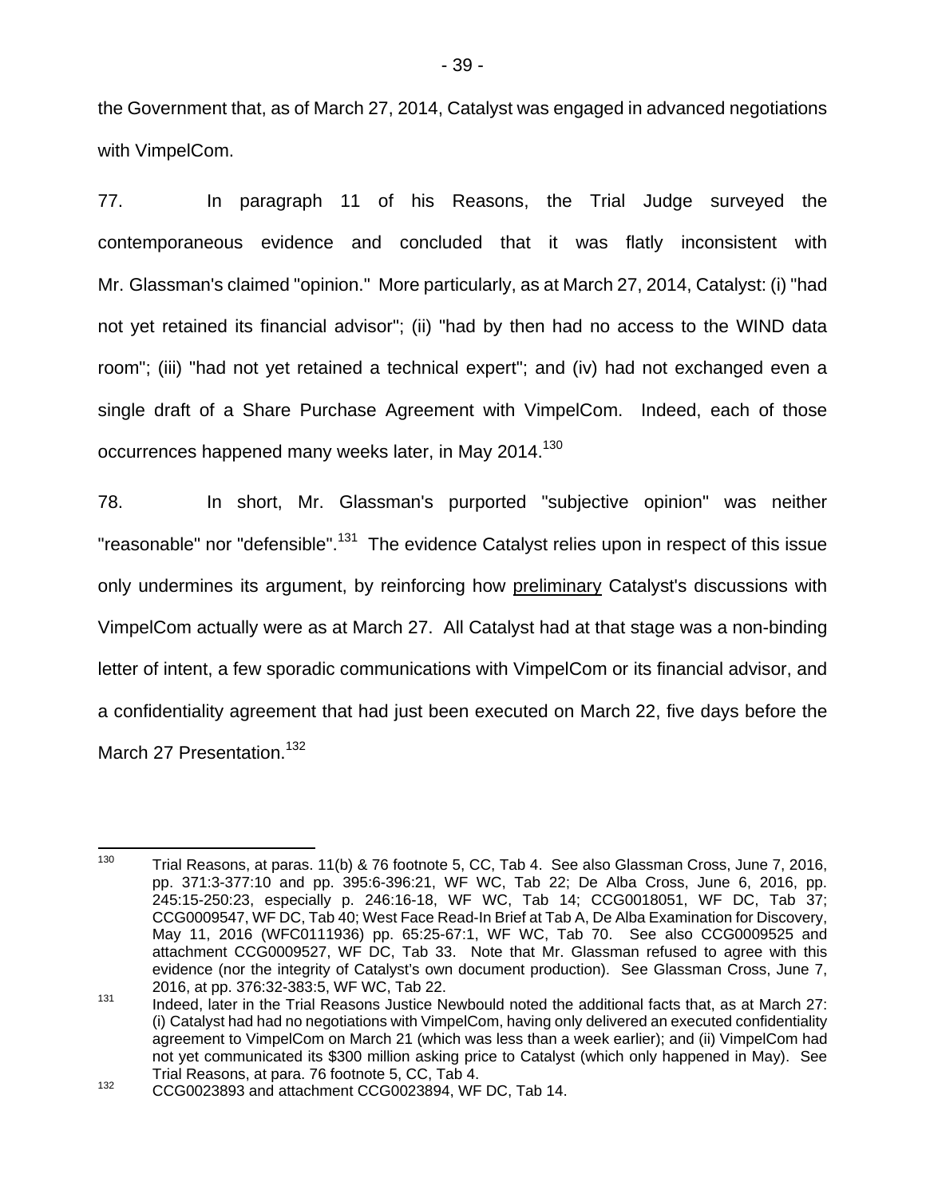the Government that, as of March 27, 2014, Catalyst was engaged in advanced negotiations with VimpelCom.

77. In paragraph 11 of his Reasons, the Trial Judge surveyed the contemporaneous evidence and concluded that it was flatly inconsistent with Mr. Glassman's claimed "opinion." More particularly, as at March 27, 2014, Catalyst: (i) "had not yet retained its financial advisor"; (ii) "had by then had no access to the WIND data room"; (iii) "had not yet retained a technical expert"; and (iv) had not exchanged even a single draft of a Share Purchase Agreement with VimpelCom. Indeed, each of those occurrences happened many weeks later, in May 2014.[130]

78. In short, Mr. Glassman's purported "subjective opinion" was neither "reasonable" nor "defensible".[131] The evidence Catalyst relies upon in respect of this issue only undermines its argument, by reinforcing how <u>preliminary</u> Catalyst's discussions with VimpelCom actually were as at March 27. All Catalyst had at that stage was a non-binding letter of intent, a few sporadic communications with VimpelCom or its financial advisor, and a confidentiality agreement that had just been executed on March 22, five days before the March 27 Presentation.[132]

---

[130] Trial Reasons, at paras. 11(b) & 76 footnote 5, CC, Tab 4. See also Glassman Cross, June 7, 2016, pp. 371:3-377:10 and pp. 395:6-396:21, WF WC, Tab 22; De Alba Cross, June 6, 2016, pp. 245:15-250:23, especially p. 246:16-18, WF WC, Tab 14; CCG0018051, WF DC, Tab 37; CCG0009547, WF DC, Tab 40; West Face Read-In Brief at Tab A, De Alba Examination for Discovery, May 11, 2016 (WFC0111936) pp. 65:25-67:1, WF WC, Tab 70. See also CCG0009525 and attachment CCG0009527, WF DC, Tab 33. Note that Mr. Glassman refused to agree with this evidence (nor the integrity of Catalyst's own document production). See Glassman Cross, June 7, 2016, at pp. 376:32-383:5, WF WC, Tab 22.

[131] Indeed, later in the Trial Reasons Justice Newbould noted the additional facts that, as at March 27: (i) Catalyst had had no negotiations with VimpelCom, having only delivered an executed confidentiality agreement to VimpelCom on March 21 (which was less than a week earlier); and (ii) VimpelCom had not yet communicated its $300 million asking price to Catalyst (which only happened in May). See Trial Reasons, at para. 76 footnote 5, CC, Tab 4.

[132] CCG0023893 and attachment CCG0023894, WF DC, Tab 14.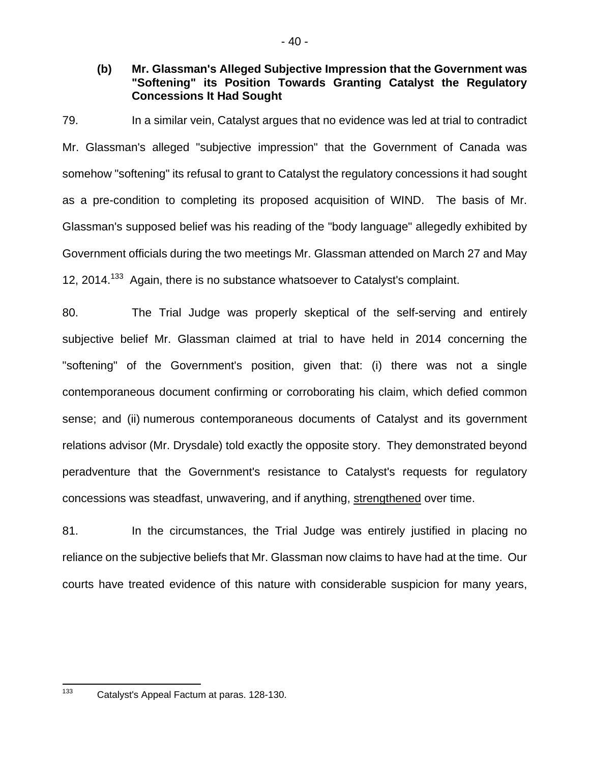### (b) Mr. Glassman's Alleged Subjective Impression that the Government was "Softening" its Position Towards Granting Catalyst the Regulatory Concessions It Had Sought

79. In a similar vein, Catalyst argues that no evidence was led at trial to contradict Mr. Glassman's alleged "subjective impression" that the Government of Canada was somehow "softening" its refusal to grant to Catalyst the regulatory concessions it had sought as a pre-condition to completing its proposed acquisition of WIND. The basis of Mr. Glassman's supposed belief was his reading of the "body language" allegedly exhibited by Government officials during the two meetings Mr. Glassman attended on March 27 and May 12, 2014.[133] Again, there is no substance whatsoever to Catalyst's complaint.

80. The Trial Judge was properly skeptical of the self-serving and entirely subjective belief Mr. Glassman claimed at trial to have held in 2014 concerning the "softening" of the Government's position, given that: (i) there was not a single contemporaneous document confirming or corroborating his claim, which defied common sense; and (ii) numerous contemporaneous documents of Catalyst and its government relations advisor (Mr. Drysdale) told exactly the opposite story. They demonstrated beyond peradventure that the Government's resistance to Catalyst's requests for regulatory concessions was steadfast, unwavering, and if anything, <u>strengthened</u> over time.

81. In the circumstances, the Trial Judge was entirely justified in placing no reliance on the subjective beliefs that Mr. Glassman now claims to have had at the time. Our courts have treated evidence of this nature with considerable suspicion for many years,

---

[133] Catalyst's Appeal Factum at paras. 128-130.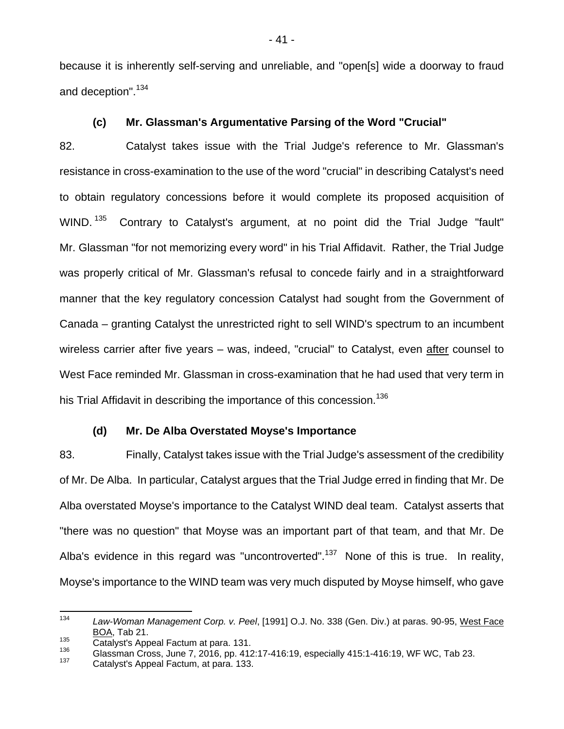because it is inherently self-serving and unreliable, and "open[s] wide a doorway to fraud and deception".[134]

### (c) Mr. Glassman's Argumentative Parsing of the Word "Crucial"

82. Catalyst takes issue with the Trial Judge's reference to Mr. Glassman's resistance in cross-examination to the use of the word "crucial" in describing Catalyst's need to obtain regulatory concessions before it would complete its proposed acquisition of WIND.[135] Contrary to Catalyst's argument, at no point did the Trial Judge "fault" Mr. Glassman "for not memorizing every word" in his Trial Affidavit. Rather, the Trial Judge was properly critical of Mr. Glassman's refusal to concede fairly and in a straightforward manner that the key regulatory concession Catalyst had sought from the Government of Canada – granting Catalyst the unrestricted right to sell WIND's spectrum to an incumbent wireless carrier after five years – was, indeed, "crucial" to Catalyst, even <u>after</u> counsel to West Face reminded Mr. Glassman in cross-examination that he had used that very term in his Trial Affidavit in describing the importance of this concession.[136]

### (d) Mr. De Alba Overstated Moyse's Importance

83. Finally, Catalyst takes issue with the Trial Judge's assessment of the credibility of Mr. De Alba. In particular, Catalyst argues that the Trial Judge erred in finding that Mr. De Alba overstated Moyse's importance to the Catalyst WIND deal team. Catalyst asserts that "there was no question" that Moyse was an important part of that team, and that Mr. De Alba's evidence in this regard was "uncontroverted".[137] None of this is true. In reality, Moyse's importance to the WIND team was very much disputed by Moyse himself, who gave

---

[134] *Law-Woman Management Corp. v. Peel*, [1991] O.J. No. 338 (Gen. Div.) at paras. 90-95, <u>West Face BOA</u>, Tab 21.

[135] Catalyst's Appeal Factum at para. 131.

[136] Glassman Cross, June 7, 2016, pp. 412:17-416:19, especially 415:1-416:19, WF WC, Tab 23.

[137] Catalyst's Appeal Factum, at para. 133.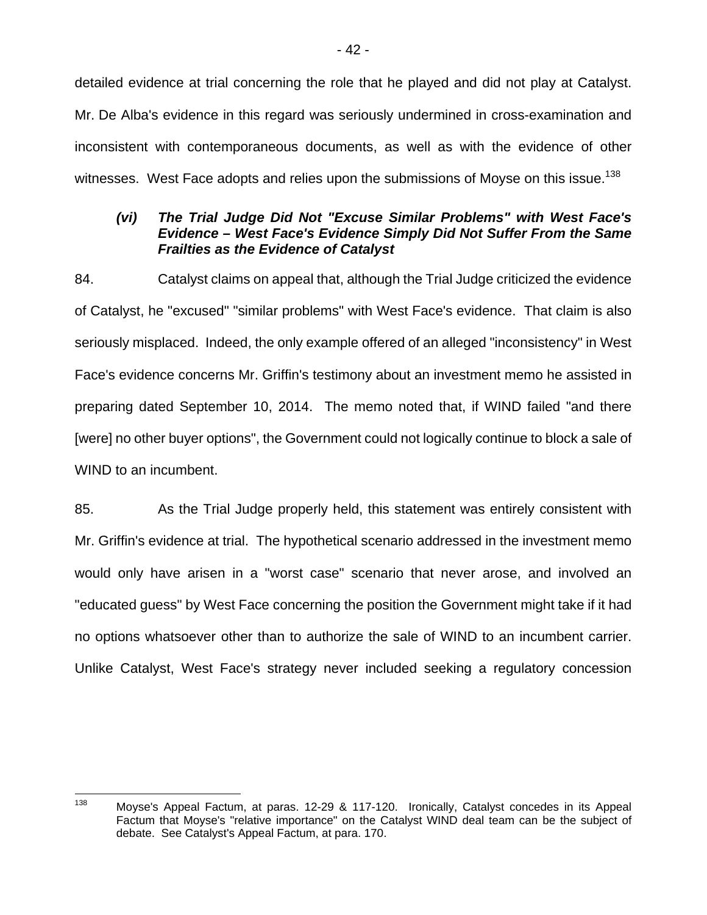detailed evidence at trial concerning the role that he played and did not play at Catalyst. Mr. De Alba's evidence in this regard was seriously undermined in cross-examination and inconsistent with contemporaneous documents, as well as with the evidence of other witnesses. West Face adopts and relies upon the submissions of Moyse on this issue.[138]

#### *(vi) The Trial Judge Did Not "Excuse Similar Problems" with West Face's Evidence – West Face's Evidence Simply Did Not Suffer From the Same Frailties as the Evidence of Catalyst*

84. Catalyst claims on appeal that, although the Trial Judge criticized the evidence of Catalyst, he "excused" "similar problems" with West Face's evidence. That claim is also seriously misplaced. Indeed, the only example offered of an alleged "inconsistency" in West Face's evidence concerns Mr. Griffin's testimony about an investment memo he assisted in preparing dated September 10, 2014. The memo noted that, if WIND failed "and there [were] no other buyer options", the Government could not logically continue to block a sale of WIND to an incumbent.

85. As the Trial Judge properly held, this statement was entirely consistent with Mr. Griffin's evidence at trial. The hypothetical scenario addressed in the investment memo would only have arisen in a "worst case" scenario that never arose, and involved an "educated guess" by West Face concerning the position the Government might take if it had no options whatsoever other than to authorize the sale of WIND to an incumbent carrier. Unlike Catalyst, West Face's strategy never included seeking a regulatory concession

---

[138] Moyse's Appeal Factum, at paras. 12-29 & 117-120. Ironically, Catalyst concedes in its Appeal Factum that Moyse's "relative importance" on the Catalyst WIND deal team can be the subject of debate. See Catalyst's Appeal Factum, at para. 170.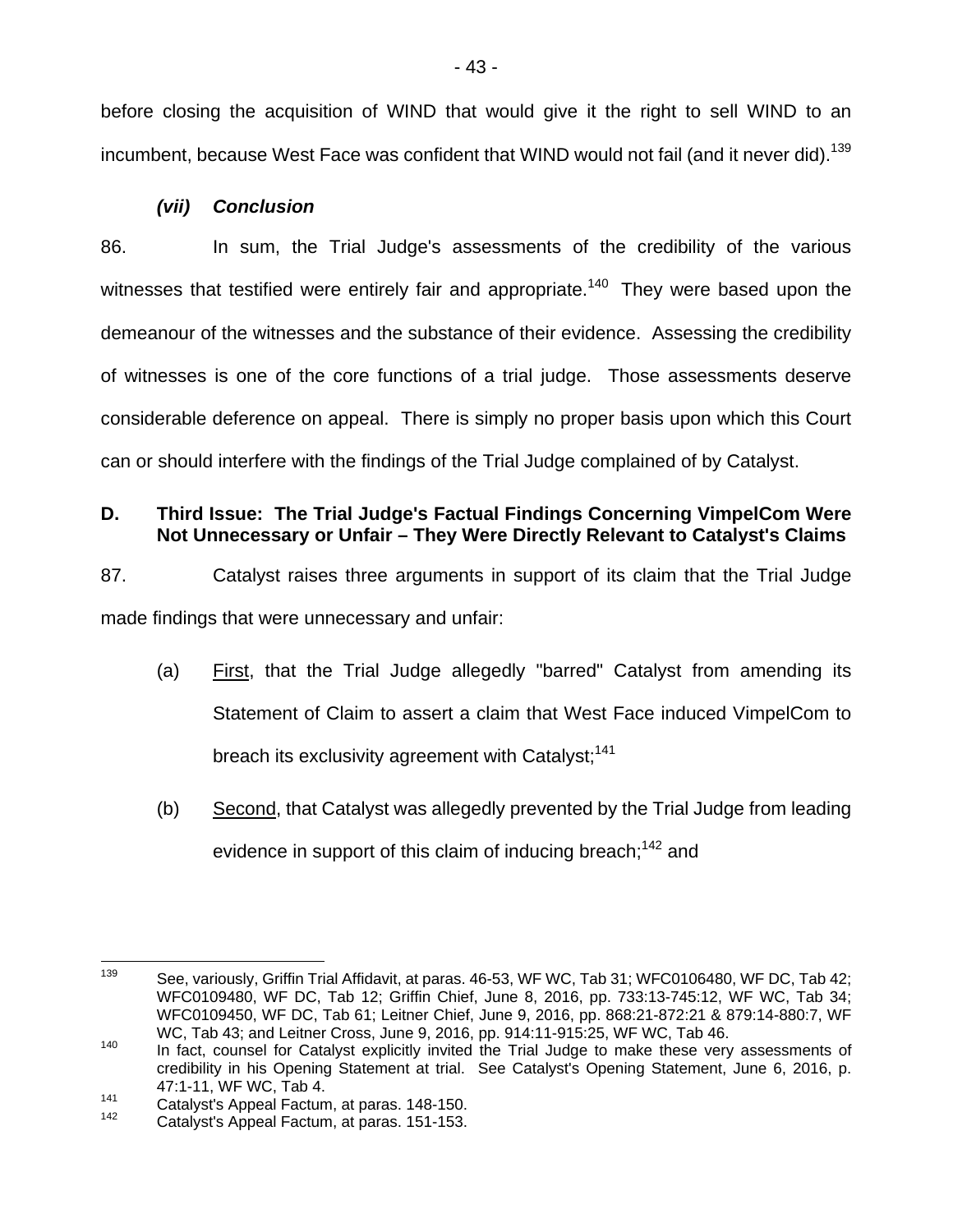before closing the acquisition of WIND that would give it the right to sell WIND to an incumbent, because West Face was confident that WIND would not fail (and it never did).[139]

### *(vii) Conclusion*

86. In sum, the Trial Judge's assessments of the credibility of the various witnesses that testified were entirely fair and appropriate.[140] They were based upon the demeanour of the witnesses and the substance of their evidence. Assessing the credibility of witnesses is one of the core functions of a trial judge. Those assessments deserve considerable deference on appeal. There is simply no proper basis upon which this Court can or should interfere with the findings of the Trial Judge complained of by Catalyst.

## D. Third Issue: The Trial Judge's Factual Findings Concerning VimpelCom Were Not Unnecessary or Unfair – They Were Directly Relevant to Catalyst's Claims

87. Catalyst raises three arguments in support of its claim that the Trial Judge made findings that were unnecessary and unfair:

(a) First, that the Trial Judge allegedly "barred" Catalyst from amending its Statement of Claim to assert a claim that West Face induced VimpelCom to breach its exclusivity agreement with Catalyst;[141]

(b) Second, that Catalyst was allegedly prevented by the Trial Judge from leading evidence in support of this claim of inducing breach;[142] and

---

[139] See, variously, Griffin Trial Affidavit, at paras. 46-53, WF WC, Tab 31; WFC0106480, WF DC, Tab 42; WFC0109480, WF DC, Tab 12; Griffin Chief, June 8, 2016, pp. 733:13-745:12, WF WC, Tab 34; WFC0109450, WF DC, Tab 61; Leitner Chief, June 9, 2016, pp. 868:21-872:21 & 879:14-880:7, WF WC, Tab 43; and Leitner Cross, June 9, 2016, pp. 914:11-915:25, WF WC, Tab 46.

[140] In fact, counsel for Catalyst explicitly invited the Trial Judge to make these very assessments of credibility in his Opening Statement at trial. See Catalyst's Opening Statement, June 6, 2016, p. 47:1-11, WF WC, Tab 4.

[141] Catalyst's Appeal Factum, at paras. 148-150.

[142] Catalyst's Appeal Factum, at paras. 151-153.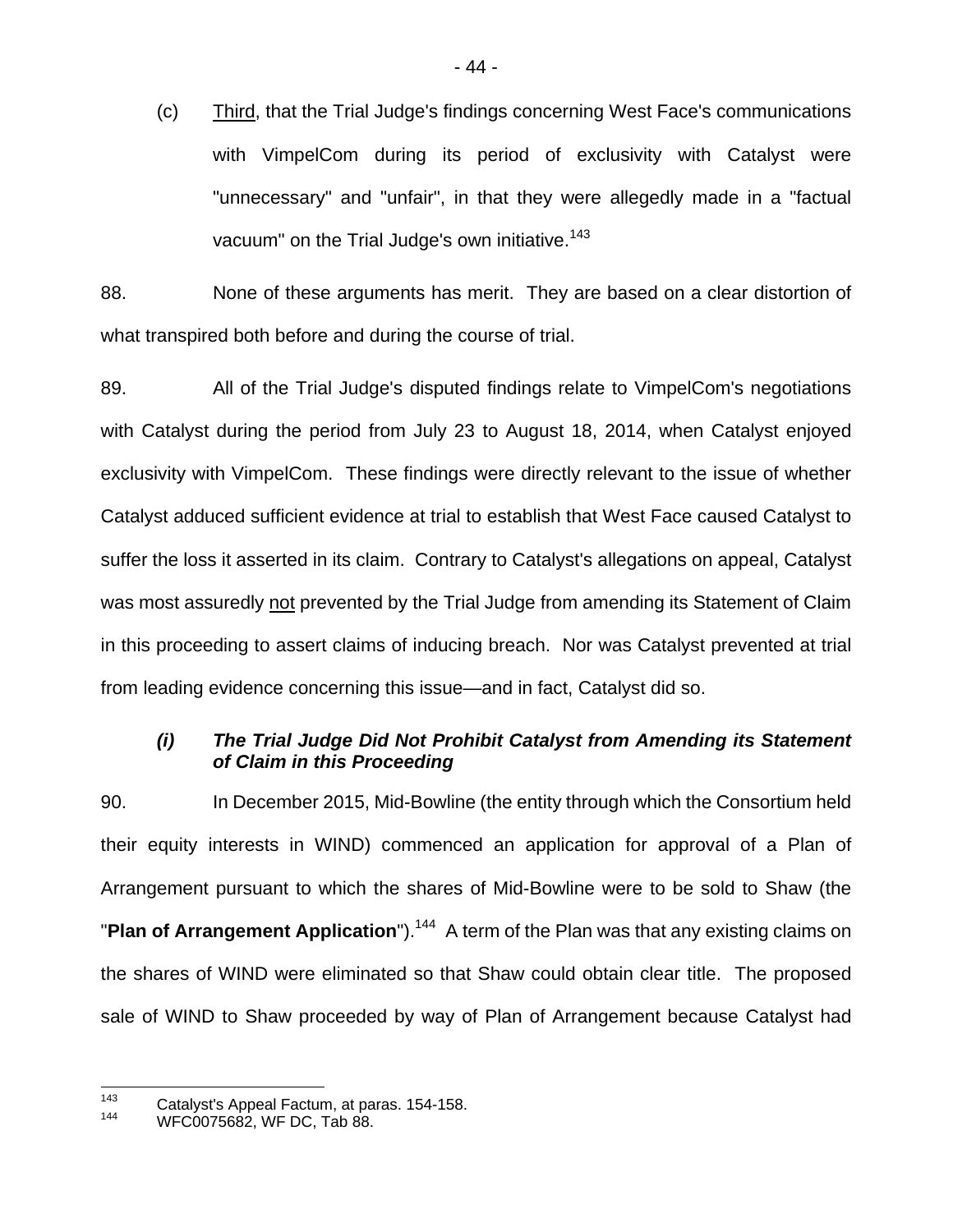(c) Third, that the Trial Judge's findings concerning West Face's communications with VimpelCom during its period of exclusivity with Catalyst were "unnecessary" and "unfair", in that they were allegedly made in a "factual vacuum" on the Trial Judge's own initiative.[143]

88. None of these arguments has merit. They are based on a clear distortion of what transpired both before and during the course of trial.

89. All of the Trial Judge's disputed findings relate to VimpelCom's negotiations with Catalyst during the period from July 23 to August 18, 2014, when Catalyst enjoyed exclusivity with VimpelCom. These findings were directly relevant to the issue of whether Catalyst adduced sufficient evidence at trial to establish that West Face caused Catalyst to suffer the loss it asserted in its claim. Contrary to Catalyst's allegations on appeal, Catalyst was most assuredly not prevented by the Trial Judge from amending its Statement of Claim in this proceeding to assert claims of inducing breach. Nor was Catalyst prevented at trial from leading evidence concerning this issue—and in fact, Catalyst did so.

### *(i) The Trial Judge Did Not Prohibit Catalyst from Amending its Statement of Claim in this Proceeding*

90. In December 2015, Mid-Bowline (the entity through which the Consortium held their equity interests in WIND) commenced an application for approval of a Plan of Arrangement pursuant to which the shares of Mid-Bowline were to be sold to Shaw (the "**Plan of Arrangement Application**").[144] A term of the Plan was that any existing claims on the shares of WIND were eliminated so that Shaw could obtain clear title. The proposed sale of WIND to Shaw proceeded by way of Plan of Arrangement because Catalyst had

---

[143] Catalyst's Appeal Factum, at paras. 154-158.

[144] WFC0075682, WF DC, Tab 88.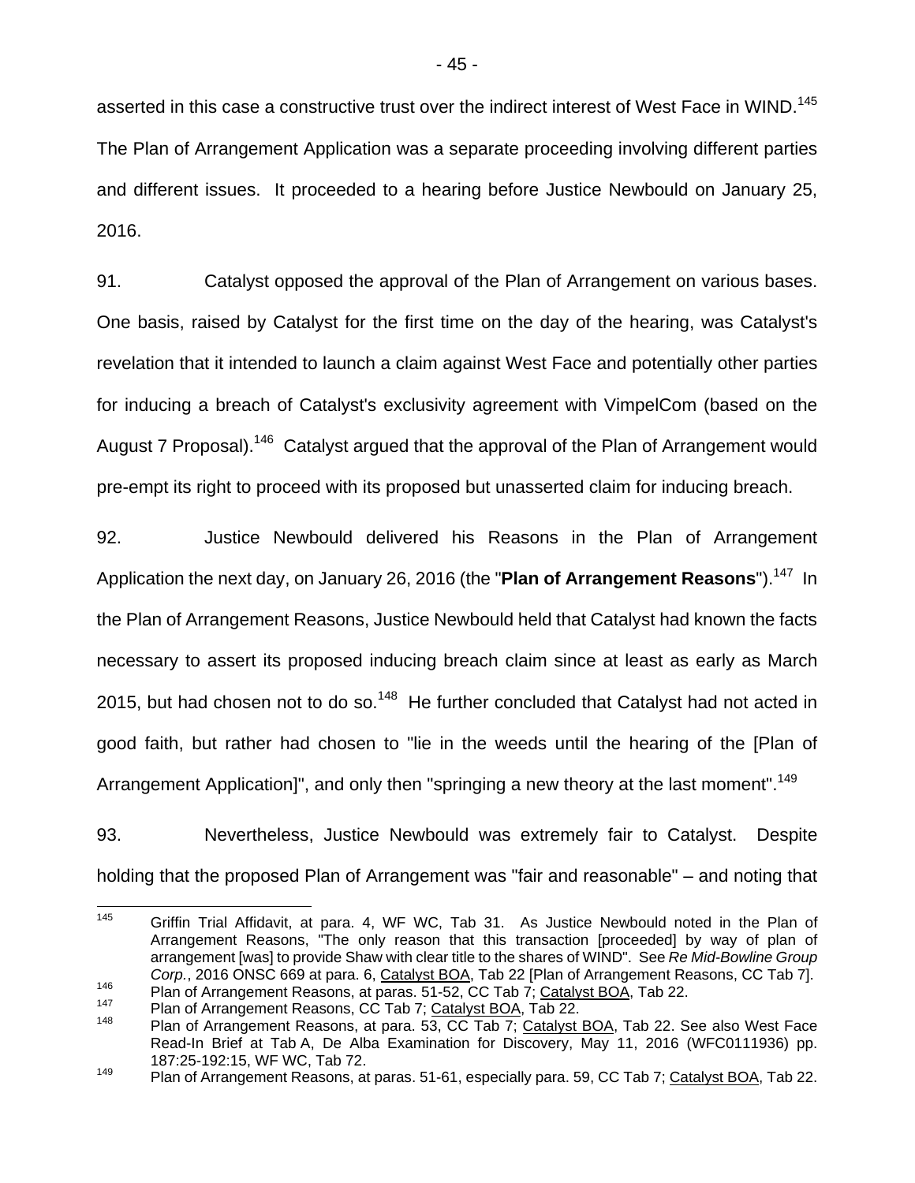asserted in this case a constructive trust over the indirect interest of West Face in WIND.[145] The Plan of Arrangement Application was a separate proceeding involving different parties and different issues. It proceeded to a hearing before Justice Newbould on January 25, 2016.

91. Catalyst opposed the approval of the Plan of Arrangement on various bases. One basis, raised by Catalyst for the first time on the day of the hearing, was Catalyst's revelation that it intended to launch a claim against West Face and potentially other parties for inducing a breach of Catalyst's exclusivity agreement with VimpelCom (based on the August 7 Proposal).[146] Catalyst argued that the approval of the Plan of Arrangement would pre-empt its right to proceed with its proposed but unasserted claim for inducing breach.

92. Justice Newbould delivered his Reasons in the Plan of Arrangement Application the next day, on January 26, 2016 (the "**Plan of Arrangement Reasons**").[147] In the Plan of Arrangement Reasons, Justice Newbould held that Catalyst had known the facts necessary to assert its proposed inducing breach claim since at least as early as March 2015, but had chosen not to do so.[148] He further concluded that Catalyst had not acted in good faith, but rather had chosen to "lie in the weeds until the hearing of the [Plan of Arrangement Application]", and only then "springing a new theory at the last moment".[149]

93. Nevertheless, Justice Newbould was extremely fair to Catalyst. Despite holding that the proposed Plan of Arrangement was "fair and reasonable" – and noting that

---

[145] Griffin Trial Affidavit, at para. 4, WF WC, Tab 31. As Justice Newbould noted in the Plan of Arrangement Reasons, "The only reason that this transaction [proceeded] by way of plan of arrangement [was] to provide Shaw with clear title to the shares of WIND". See *Re Mid-Bowline Group Corp.*, 2016 ONSC 669 at para. 6, Catalyst BOA, Tab 22 [Plan of Arrangement Reasons, CC Tab 7].

[146] Plan of Arrangement Reasons, at paras. 51-52, CC Tab 7; Catalyst BOA, Tab 22.

[147] Plan of Arrangement Reasons, CC Tab 7; Catalyst BOA, Tab 22.

[148] Plan of Arrangement Reasons, at para. 53, CC Tab 7; Catalyst BOA, Tab 22. See also West Face Read-In Brief at Tab A, De Alba Examination for Discovery, May 11, 2016 (WFC0111936) pp. 187:25-192:15, WF WC, Tab 72.

[149] Plan of Arrangement Reasons, at paras. 51-61, especially para. 59, CC Tab 7; Catalyst BOA, Tab 22.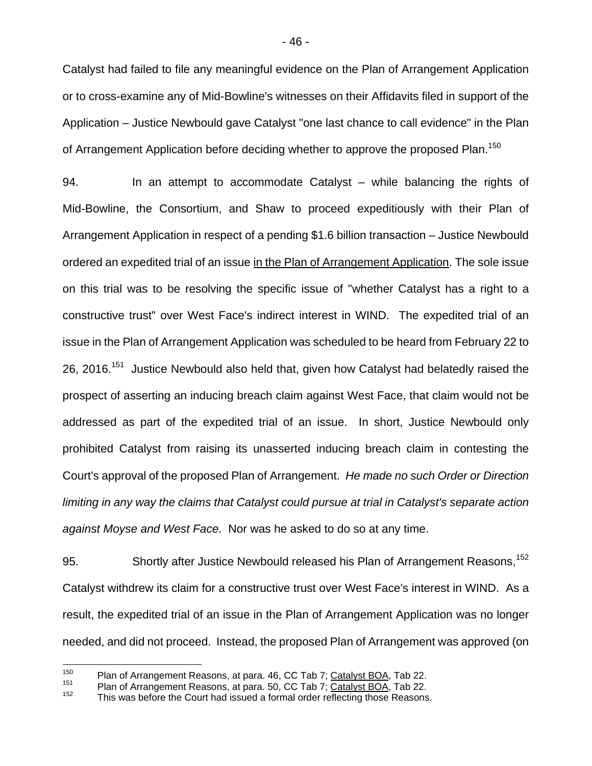Catalyst had failed to file any meaningful evidence on the Plan of Arrangement Application or to cross-examine any of Mid-Bowline's witnesses on their Affidavits filed in support of the Application – Justice Newbould gave Catalyst "one last chance to call evidence" in the Plan of Arrangement Application before deciding whether to approve the proposed Plan.[150]

94. In an attempt to accommodate Catalyst – while balancing the rights of Mid-Bowline, the Consortium, and Shaw to proceed expeditiously with their Plan of Arrangement Application in respect of a pending $1.6 billion transaction – Justice Newbould ordered an expedited trial of an issue <u>in the Plan of Arrangement Application</u>. The sole issue on this trial was to be resolving the specific issue of "whether Catalyst has a right to a constructive trust" over West Face's indirect interest in WIND. The expedited trial of an issue in the Plan of Arrangement Application was scheduled to be heard from February 22 to 26, 2016.[151] Justice Newbould also held that, given how Catalyst had belatedly raised the prospect of asserting an inducing breach claim against West Face, that claim would not be addressed as part of the expedited trial of an issue. In short, Justice Newbould only prohibited Catalyst from raising its unasserted inducing breach claim in contesting the Court's approval of the proposed Plan of Arrangement. *He made no such Order or Direction limiting in any way the claims that Catalyst could pursue at trial in Catalyst's separate action against Moyse and West Face*. Nor was he asked to do so at any time.

95. Shortly after Justice Newbould released his Plan of Arrangement Reasons,[152] Catalyst withdrew its claim for a constructive trust over West Face's interest in WIND. As a result, the expedited trial of an issue in the Plan of Arrangement Application was no longer needed, and did not proceed. Instead, the proposed Plan of Arrangement was approved (on

---

[150] Plan of Arrangement Reasons, at para. 46, CC Tab 7; <u>Catalyst BOA</u>, Tab 22.

[151] Plan of Arrangement Reasons, at para. 50, CC Tab 7; <u>Catalyst BOA</u>, Tab 22.

[152] This was before the Court had issued a formal order reflecting those Reasons.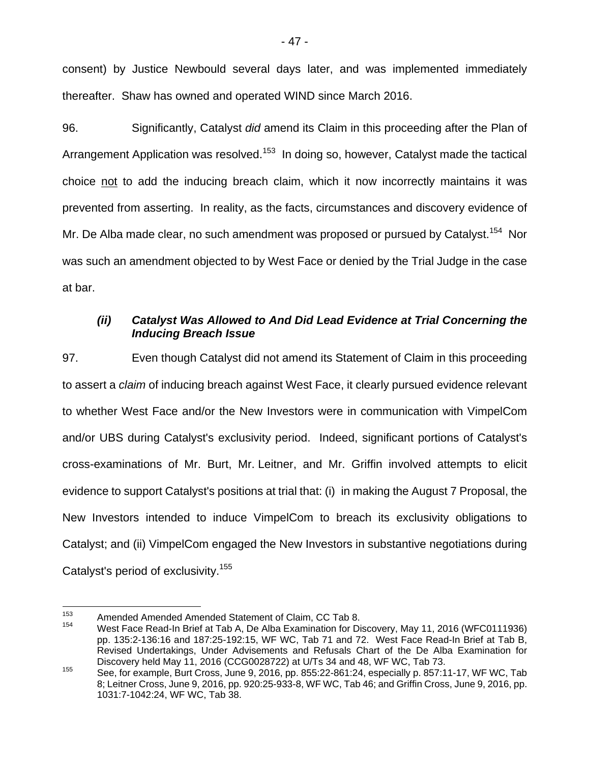consent) by Justice Newbould several days later, and was implemented immediately thereafter. Shaw has owned and operated WIND since March 2016.

96. Significantly, Catalyst *did* amend its Claim in this proceeding after the Plan of Arrangement Application was resolved.[153] In doing so, however, Catalyst made the tactical choice <u>not</u> to add the inducing breach claim, which it now incorrectly maintains it was prevented from asserting. In reality, as the facts, circumstances and discovery evidence of Mr. De Alba made clear, no such amendment was proposed or pursued by Catalyst.[154] Nor was such an amendment objected to by West Face or denied by the Trial Judge in the case at bar.

### *(ii) Catalyst Was Allowed to And Did Lead Evidence at Trial Concerning the Inducing Breach Issue*

97. Even though Catalyst did not amend its Statement of Claim in this proceeding to assert a *claim* of inducing breach against West Face, it clearly pursued evidence relevant to whether West Face and/or the New Investors were in communication with VimpelCom and/or UBS during Catalyst's exclusivity period. Indeed, significant portions of Catalyst's cross-examinations of Mr. Burt, Mr. Leitner, and Mr. Griffin involved attempts to elicit evidence to support Catalyst's positions at trial that: (i) in making the August 7 Proposal, the New Investors intended to induce VimpelCom to breach its exclusivity obligations to Catalyst; and (ii) VimpelCom engaged the New Investors in substantive negotiations during Catalyst's period of exclusivity.[155]

---

[153] Amended Amended Amended Statement of Claim, CC Tab 8.

[154] West Face Read-In Brief at Tab A, De Alba Examination for Discovery, May 11, 2016 (WFC0111936) pp. 135:2-136:16 and 187:25-192:15, WF WC, Tab 71 and 72. West Face Read-In Brief at Tab B, Revised Undertakings, Under Advisements and Refusals Chart of the De Alba Examination for Discovery held May 11, 2016 (CCG0028722) at U/Ts 34 and 48, WF WC, Tab 73.

[155] See, for example, Burt Cross, June 9, 2016, pp. 855:22-861:24, especially p. 857:11-17, WF WC, Tab 8; Leitner Cross, June 9, 2016, pp. 920:25-933-8, WF WC, Tab 46; and Griffin Cross, June 9, 2016, pp. 1031:7-1042:24, WF WC, Tab 38.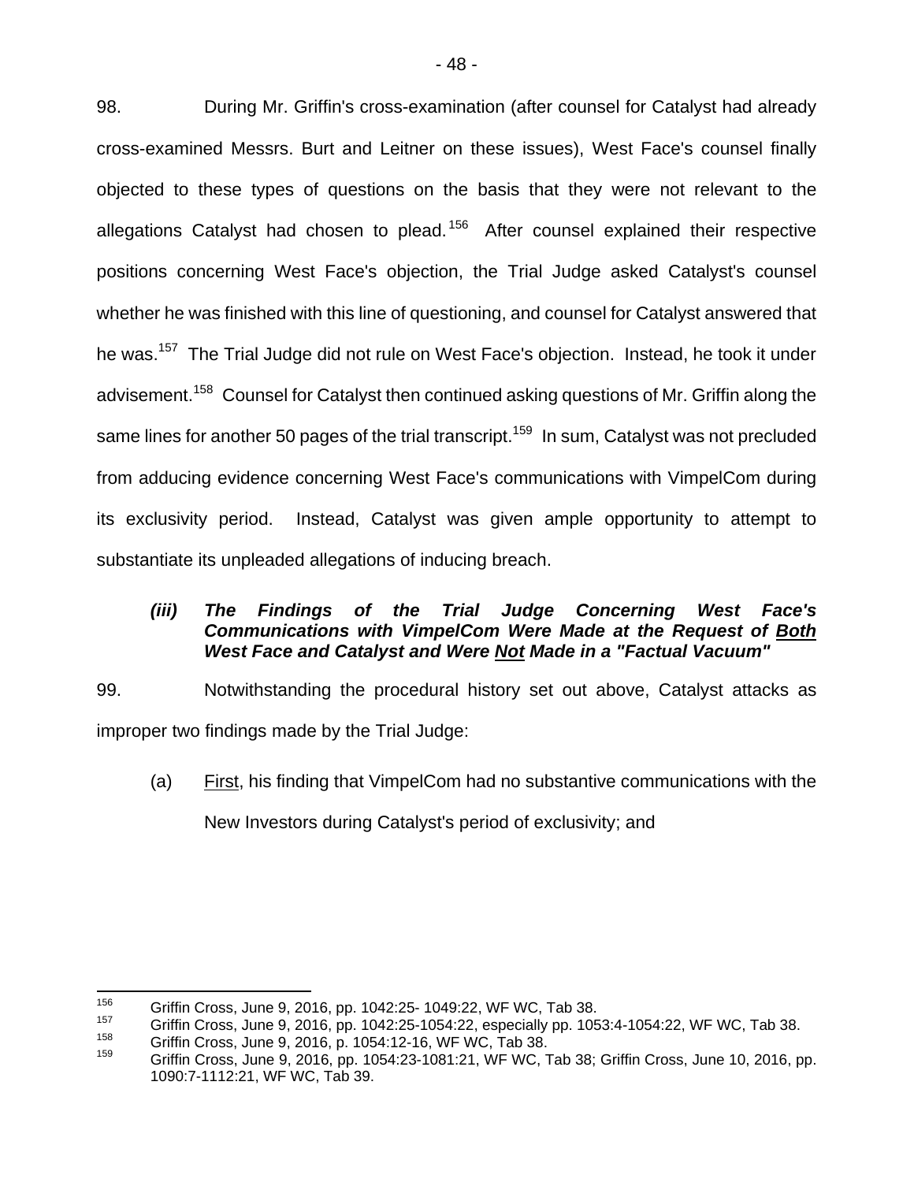98. During Mr. Griffin's cross-examination (after counsel for Catalyst had already cross-examined Messrs. Burt and Leitner on these issues), West Face's counsel finally objected to these types of questions on the basis that they were not relevant to the allegations Catalyst had chosen to plead.[156] After counsel explained their respective positions concerning West Face's objection, the Trial Judge asked Catalyst's counsel whether he was finished with this line of questioning, and counsel for Catalyst answered that he was.[157] The Trial Judge did not rule on West Face's objection. Instead, he took it under advisement.[158] Counsel for Catalyst then continued asking questions of Mr. Griffin along the same lines for another 50 pages of the trial transcript.[159] In sum, Catalyst was not precluded from adducing evidence concerning West Face's communications with VimpelCom during its exclusivity period. Instead, Catalyst was given ample opportunity to attempt to substantiate its unpleaded allegations of inducing breach.

### *(iii) The Findings of the Trial Judge Concerning West Face's Communications with VimpelCom Were Made at the Request of Both West Face and Catalyst and Were Not Made in a "Factual Vacuum"*

99. Notwithstanding the procedural history set out above, Catalyst attacks as improper two findings made by the Trial Judge:

(a) First, his finding that VimpelCom had no substantive communications with the New Investors during Catalyst's period of exclusivity; and

---

[156] Griffin Cross, June 9, 2016, pp. 1042:25- 1049:22, WF WC, Tab 38.

[157] Griffin Cross, June 9, 2016, pp. 1042:25-1054:22, especially pp. 1053:4-1054:22, WF WC, Tab 38.

[158] Griffin Cross, June 9, 2016, p. 1054:12-16, WF WC, Tab 38.

[159] Griffin Cross, June 9, 2016, pp. 1054:23-1081:21, WF WC, Tab 38; Griffin Cross, June 10, 2016, pp. 1090:7-1112:21, WF WC, Tab 39.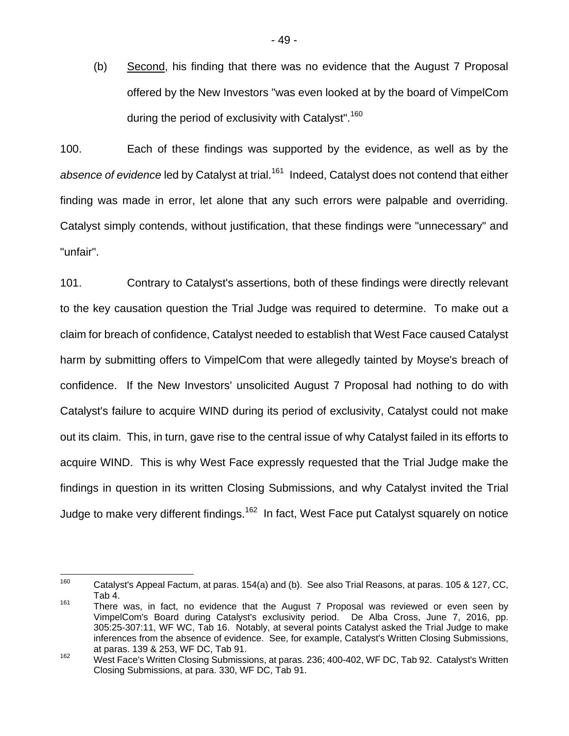(b) Second, his finding that there was no evidence that the August 7 Proposal offered by the New Investors "was even looked at by the board of VimpelCom during the period of exclusivity with Catalyst".[160]

100. Each of these findings was supported by the evidence, as well as by the *absence of evidence* led by Catalyst at trial.[161] Indeed, Catalyst does not contend that either finding was made in error, let alone that any such errors were palpable and overriding. Catalyst simply contends, without justification, that these findings were "unnecessary" and "unfair".

101. Contrary to Catalyst's assertions, both of these findings were directly relevant to the key causation question the Trial Judge was required to determine. To make out a claim for breach of confidence, Catalyst needed to establish that West Face caused Catalyst harm by submitting offers to VimpelCom that were allegedly tainted by Moyse's breach of confidence. If the New Investors' unsolicited August 7 Proposal had nothing to do with Catalyst's failure to acquire WIND during its period of exclusivity, Catalyst could not make out its claim. This, in turn, gave rise to the central issue of why Catalyst failed in its efforts to acquire WIND. This is why West Face expressly requested that the Trial Judge make the findings in question in its written Closing Submissions, and why Catalyst invited the Trial Judge to make very different findings.[162] In fact, West Face put Catalyst squarely on notice

---

[160] Catalyst's Appeal Factum, at paras. 154(a) and (b). See also Trial Reasons, at paras. 105 & 127, CC, Tab 4.

[161] There was, in fact, no evidence that the August 7 Proposal was reviewed or even seen by VimpelCom's Board during Catalyst's exclusivity period. De Alba Cross, June 7, 2016, pp. 305:25-307:11, WF WC, Tab 16. Notably, at several points Catalyst asked the Trial Judge to make inferences from the absence of evidence. See, for example, Catalyst's Written Closing Submissions, at paras. 139 & 253, WF DC, Tab 91.

[162] West Face's Written Closing Submissions, at paras. 236; 400-402, WF DC, Tab 92. Catalyst's Written Closing Submissions, at para. 330, WF DC, Tab 91.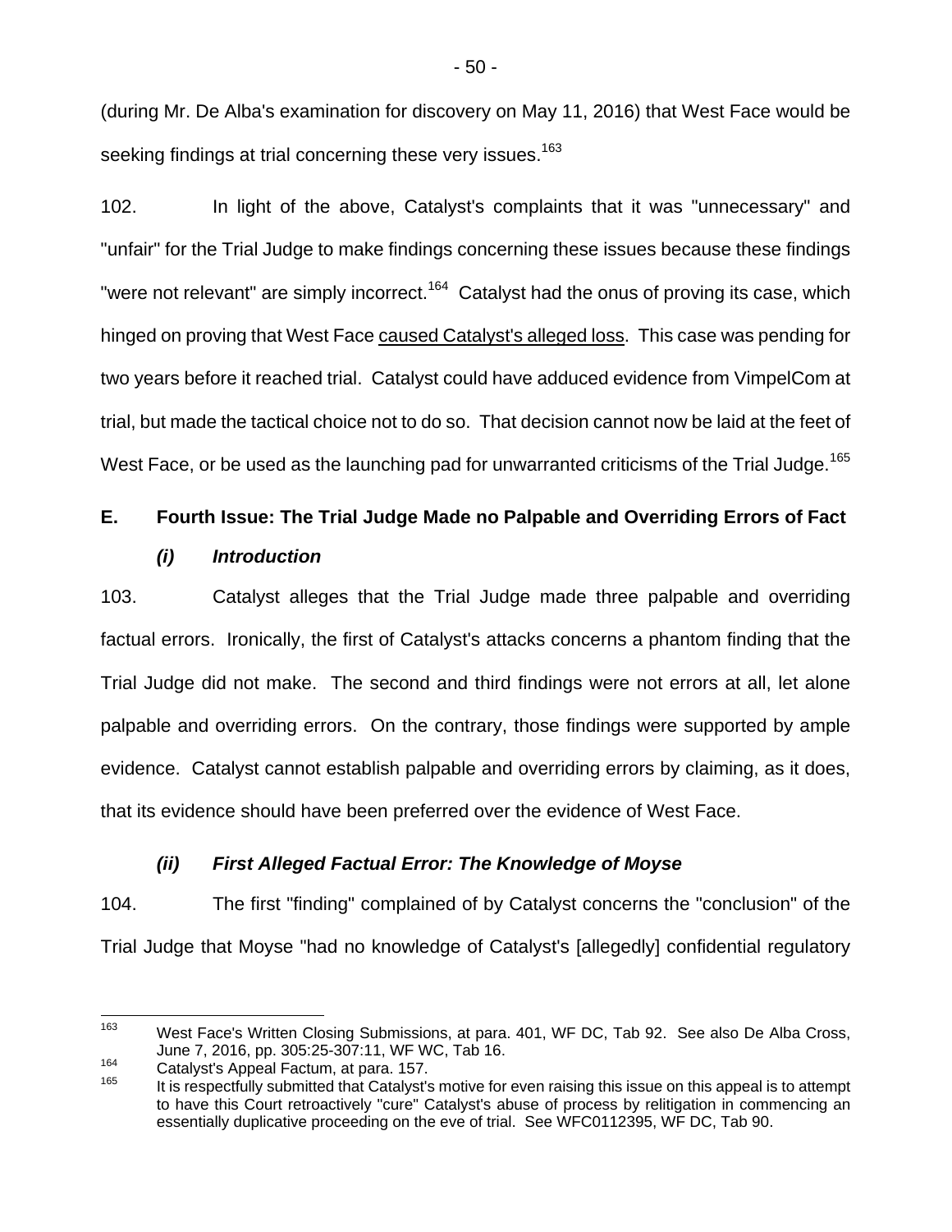(during Mr. De Alba's examination for discovery on May 11, 2016) that West Face would be seeking findings at trial concerning these very issues.[163]

102. In light of the above, Catalyst's complaints that it was "unnecessary" and "unfair" for the Trial Judge to make findings concerning these issues because these findings "were not relevant" are simply incorrect.[164] Catalyst had the onus of proving its case, which hinged on proving that West Face <u>caused Catalyst's alleged loss</u>. This case was pending for two years before it reached trial. Catalyst could have adduced evidence from VimpelCom at trial, but made the tactical choice not to do so. That decision cannot now be laid at the feet of West Face, or be used as the launching pad for unwarranted criticisms of the Trial Judge.[165]

## E. Fourth Issue: The Trial Judge Made no Palpable and Overriding Errors of Fact

### *(i) Introduction*

103. Catalyst alleges that the Trial Judge made three palpable and overriding factual errors. Ironically, the first of Catalyst's attacks concerns a phantom finding that the Trial Judge did not make. The second and third findings were not errors at all, let alone palpable and overriding errors. On the contrary, those findings were supported by ample evidence. Catalyst cannot establish palpable and overriding errors by claiming, as it does, that its evidence should have been preferred over the evidence of West Face.

### *(ii) First Alleged Factual Error: The Knowledge of Moyse*

104. The first "finding" complained of by Catalyst concerns the "conclusion" of the Trial Judge that Moyse "had no knowledge of Catalyst's [allegedly] confidential regulatory

---

[163] West Face's Written Closing Submissions, at para. 401, WF DC, Tab 92. See also De Alba Cross, June 7, 2016, pp. 305:25-307:11, WF WC, Tab 16.

[164] Catalyst's Appeal Factum, at para. 157.

[165] It is respectfully submitted that Catalyst's motive for even raising this issue on this appeal is to attempt to have this Court retroactively "cure" Catalyst's abuse of process by relitigation in commencing an essentially duplicative proceeding on the eve of trial. See WFC0112395, WF DC, Tab 90.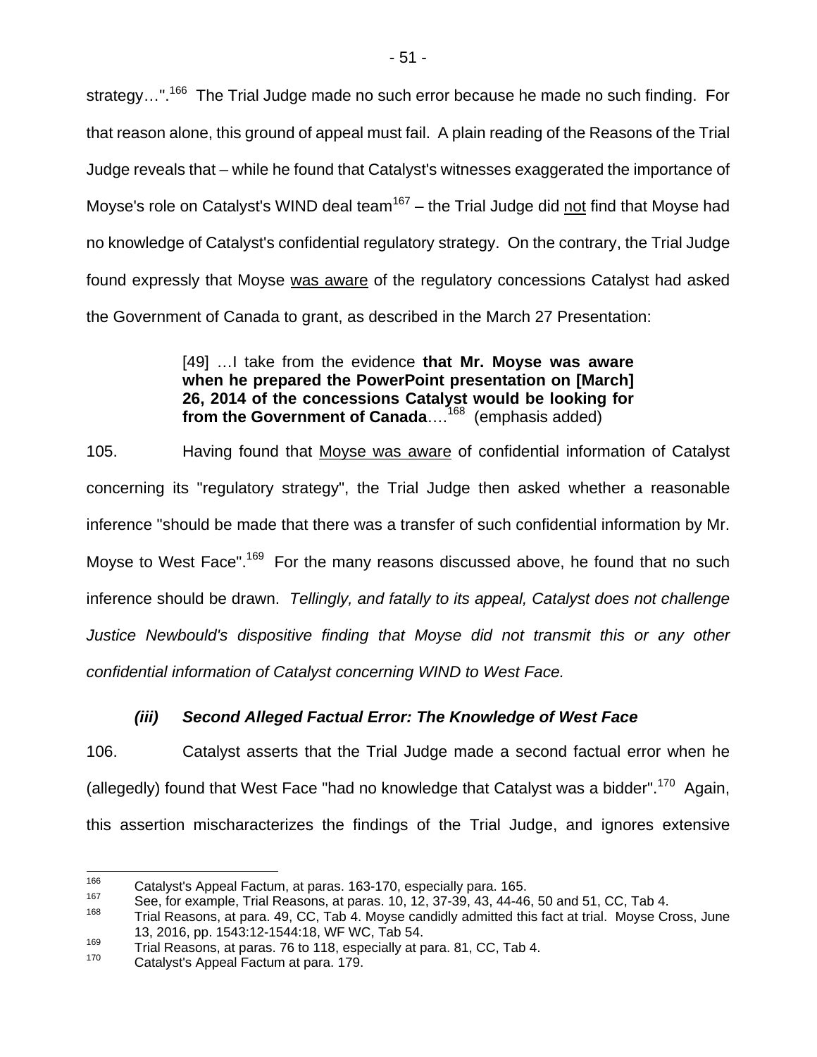strategy…".[166] The Trial Judge made no such error because he made no such finding. For that reason alone, this ground of appeal must fail. A plain reading of the Reasons of the Trial Judge reveals that – while he found that Catalyst's witnesses exaggerated the importance of Moyse's role on Catalyst's WIND deal team[167] – the Trial Judge did <u>not</u> find that Moyse had no knowledge of Catalyst's confidential regulatory strategy. On the contrary, the Trial Judge found expressly that Moyse <u>was aware</u> of the regulatory concessions Catalyst had asked the Government of Canada to grant, as described in the March 27 Presentation:

> [49] …I take from the evidence **that Mr. Moyse was aware when he prepared the PowerPoint presentation on [March] 26, 2014 of the concessions Catalyst would be looking for from the Government of Canada**….[168] (emphasis added)

105. Having found that <u>Moyse was aware</u> of confidential information of Catalyst concerning its "regulatory strategy", the Trial Judge then asked whether a reasonable inference "should be made that there was a transfer of such confidential information by Mr. Moyse to West Face".[169] For the many reasons discussed above, he found that no such inference should be drawn. *Tellingly, and fatally to its appeal, Catalyst does not challenge Justice Newbould's dispositive finding that Moyse did not transmit this or any other confidential information of Catalyst concerning WIND to West Face.*

#### *(iii) Second Alleged Factual Error: The Knowledge of West Face*

106. Catalyst asserts that the Trial Judge made a second factual error when he (allegedly) found that West Face "had no knowledge that Catalyst was a bidder".[170] Again, this assertion mischaracterizes the findings of the Trial Judge, and ignores extensive

---

[166] Catalyst's Appeal Factum, at paras. 163-170, especially para. 165.

[167] See, for example, Trial Reasons, at paras. 10, 12, 37-39, 43, 44-46, 50 and 51, CC, Tab 4.

[168] Trial Reasons, at para. 49, CC, Tab 4. Moyse candidly admitted this fact at trial. Moyse Cross, June 13, 2016, pp. 1543:12-1544:18, WF WC, Tab 54.

[169] Trial Reasons, at paras. 76 to 118, especially at para. 81, CC, Tab 4.

[170] Catalyst's Appeal Factum at para. 179.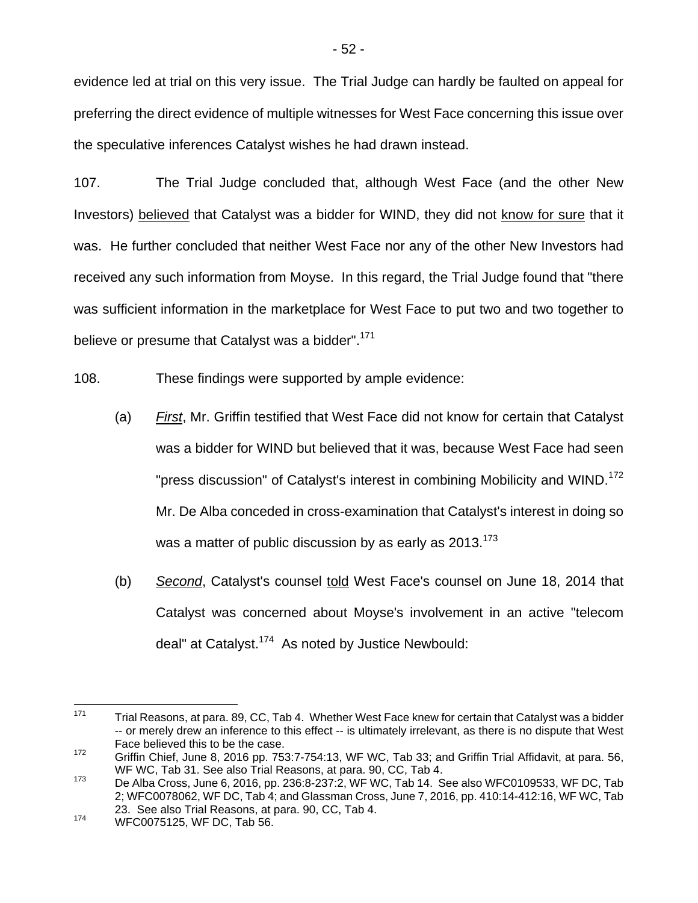evidence led at trial on this very issue. The Trial Judge can hardly be faulted on appeal for preferring the direct evidence of multiple witnesses for West Face concerning this issue over the speculative inferences Catalyst wishes he had drawn instead.

107. The Trial Judge concluded that, although West Face (and the other New Investors) <u>believed</u> that Catalyst was a bidder for WIND, they did not <u>know for sure</u> that it was. He further concluded that neither West Face nor any of the other New Investors had received any such information from Moyse. In this regard, the Trial Judge found that "there was sufficient information in the marketplace for West Face to put two and two together to believe or presume that Catalyst was a bidder".[171]

108. These findings were supported by ample evidence:

(a) ***<u>First</u>***, Mr. Griffin testified that West Face did not know for certain that Catalyst was a bidder for WIND but believed that it was, because West Face had seen "press discussion" of Catalyst's interest in combining Mobilicity and WIND.[172] Mr. De Alba conceded in cross-examination that Catalyst's interest in doing so was a matter of public discussion by as early as 2013.[173]

(b) ***<u>Second</u>***, Catalyst's counsel <u>told</u> West Face's counsel on June 18, 2014 that Catalyst was concerned about Moyse's involvement in an active "telecom deal" at Catalyst.[174] As noted by Justice Newbould:

---

[171] Trial Reasons, at para. 89, CC, Tab 4. Whether West Face knew for certain that Catalyst was a bidder -- or merely drew an inference to this effect -- is ultimately irrelevant, as there is no dispute that West Face believed this to be the case.

[172] Griffin Chief, June 8, 2016 pp. 753:7-754:13, WF WC, Tab 33; and Griffin Trial Affidavit, at para. 56, WF WC, Tab 31. See also Trial Reasons, at para. 90, CC, Tab 4.

[173] De Alba Cross, June 6, 2016, pp. 236:8-237:2, WF WC, Tab 14. See also WFC0109533, WF DC, Tab 2; WFC0078062, WF DC, Tab 4; and Glassman Cross, June 7, 2016, pp. 410:14-412:16, WF WC, Tab 23. See also Trial Reasons, at para. 90, CC, Tab 4.

[174] WFC0075125, WF DC, Tab 56.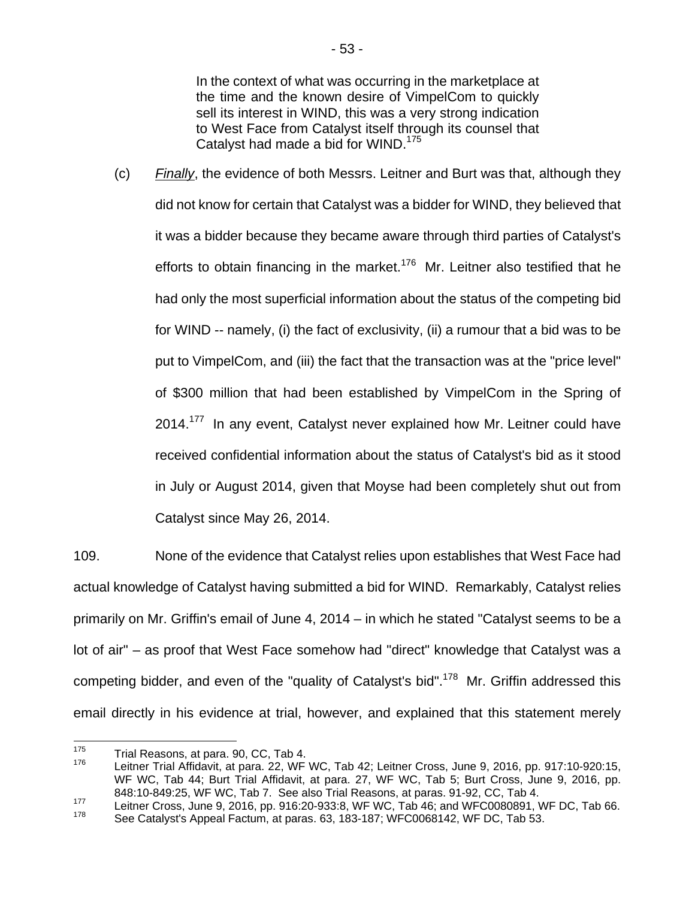> In the context of what was occurring in the marketplace at the time and the known desire of VimpelCom to quickly sell its interest in WIND, this was a very strong indication to West Face from Catalyst itself through its counsel that Catalyst had made a bid for WIND.[175]

(c) *Finally*, the evidence of both Messrs. Leitner and Burt was that, although they did not know for certain that Catalyst was a bidder for WIND, they believed that it was a bidder because they became aware through third parties of Catalyst's efforts to obtain financing in the market.[176] Mr. Leitner also testified that he had only the most superficial information about the status of the competing bid for WIND -- namely, (i) the fact of exclusivity, (ii) a rumour that a bid was to be put to VimpelCom, and (iii) the fact that the transaction was at the "price level" of $300 million that had been established by VimpelCom in the Spring of 2014.[177] In any event, Catalyst never explained how Mr. Leitner could have received confidential information about the status of Catalyst's bid as it stood in July or August 2014, given that Moyse had been completely shut out from Catalyst since May 26, 2014.

109. None of the evidence that Catalyst relies upon establishes that West Face had actual knowledge of Catalyst having submitted a bid for WIND. Remarkably, Catalyst relies primarily on Mr. Griffin's email of June 4, 2014 – in which he stated "Catalyst seems to be a lot of air" – as proof that West Face somehow had "direct" knowledge that Catalyst was a competing bidder, and even of the "quality of Catalyst's bid".[178] Mr. Griffin addressed this email directly in his evidence at trial, however, and explained that this statement merely

---

[175] Trial Reasons, at para. 90, CC, Tab 4.

[176] Leitner Trial Affidavit, at para. 22, WF WC, Tab 42; Leitner Cross, June 9, 2016, pp. 917:10-920:15, WF WC, Tab 44; Burt Trial Affidavit, at para. 27, WF WC, Tab 5; Burt Cross, June 9, 2016, pp. 848:10-849:25, WF WC, Tab 7. See also Trial Reasons, at paras. 91-92, CC, Tab 4.

[177] Leitner Cross, June 9, 2016, pp. 916:20-933:8, WF WC, Tab 46; and WFC0080891, WF DC, Tab 66.

[178] See Catalyst's Appeal Factum, at paras. 63, 183-187; WFC0068142, WF DC, Tab 53.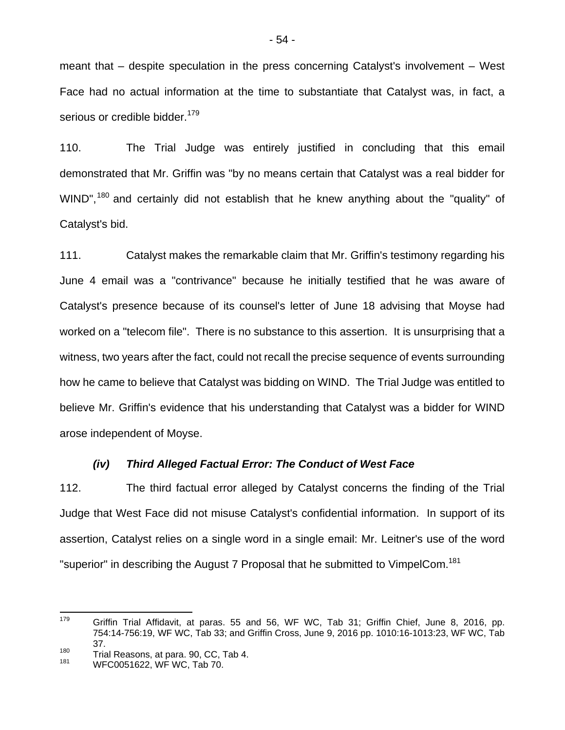meant that – despite speculation in the press concerning Catalyst's involvement – West Face had no actual information at the time to substantiate that Catalyst was, in fact, a serious or credible bidder.[179]

110. The Trial Judge was entirely justified in concluding that this email demonstrated that Mr. Griffin was "by no means certain that Catalyst was a real bidder for WIND",[180] and certainly did not establish that he knew anything about the "quality" of Catalyst's bid.

111. Catalyst makes the remarkable claim that Mr. Griffin's testimony regarding his June 4 email was a "contrivance" because he initially testified that he was aware of Catalyst's presence because of its counsel's letter of June 18 advising that Moyse had worked on a "telecom file". There is no substance to this assertion. It is unsurprising that a witness, two years after the fact, could not recall the precise sequence of events surrounding how he came to believe that Catalyst was bidding on WIND. The Trial Judge was entitled to believe Mr. Griffin's evidence that his understanding that Catalyst was a bidder for WIND arose independent of Moyse.

### *(iv) Third Alleged Factual Error: The Conduct of West Face*

112. The third factual error alleged by Catalyst concerns the finding of the Trial Judge that West Face did not misuse Catalyst's confidential information. In support of its assertion, Catalyst relies on a single word in a single email: Mr. Leitner's use of the word "superior" in describing the August 7 Proposal that he submitted to VimpelCom.[181]

---

[179] Griffin Trial Affidavit, at paras. 55 and 56, WF WC, Tab 31; Griffin Chief, June 8, 2016, pp. 754:14-756:19, WF WC, Tab 33; and Griffin Cross, June 9, 2016 pp. 1010:16-1013:23, WF WC, Tab 37.

[180] Trial Reasons, at para. 90, CC, Tab 4.

[181] WFC0051622, WF WC, Tab 70.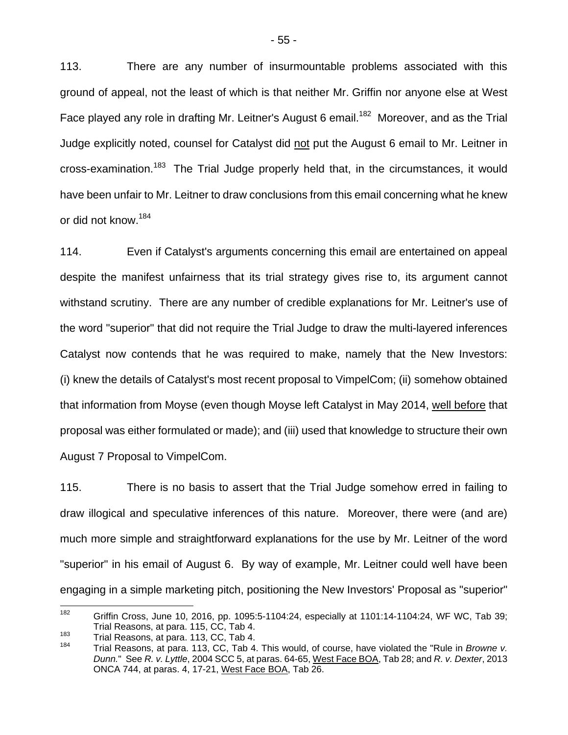113. There are any number of insurmountable problems associated with this ground of appeal, not the least of which is that neither Mr. Griffin nor anyone else at West Face played any role in drafting Mr. Leitner's August 6 email.[182] Moreover, and as the Trial Judge explicitly noted, counsel for Catalyst did not put the August 6 email to Mr. Leitner in cross-examination.[183] The Trial Judge properly held that, in the circumstances, it would have been unfair to Mr. Leitner to draw conclusions from this email concerning what he knew or did not know.[184]

114. Even if Catalyst's arguments concerning this email are entertained on appeal despite the manifest unfairness that its trial strategy gives rise to, its argument cannot withstand scrutiny. There are any number of credible explanations for Mr. Leitner's use of the word "superior" that did not require the Trial Judge to draw the multi-layered inferences Catalyst now contends that he was required to make, namely that the New Investors: (i) knew the details of Catalyst's most recent proposal to VimpelCom; (ii) somehow obtained that information from Moyse (even though Moyse left Catalyst in May 2014, well before that proposal was either formulated or made); and (iii) used that knowledge to structure their own August 7 Proposal to VimpelCom.

115. There is no basis to assert that the Trial Judge somehow erred in failing to draw illogical and speculative inferences of this nature. Moreover, there were (and are) much more simple and straightforward explanations for the use by Mr. Leitner of the word "superior" in his email of August 6. By way of example, Mr. Leitner could well have been engaging in a simple marketing pitch, positioning the New Investors' Proposal as "superior"

---

[182] Griffin Cross, June 10, 2016, pp. 1095:5-1104:24, especially at 1101:14-1104:24, WF WC, Tab 39; Trial Reasons, at para. 115, CC, Tab 4.

[183] Trial Reasons, at para. 113, CC, Tab 4.

[184] Trial Reasons, at para. 113, CC, Tab 4. This would, of course, have violated the "Rule in *Browne v. Dunn.*" See *R. v. Lyttle*, 2004 SCC 5, at paras. 64-65, West Face BOA, Tab 28; and *R. v. Dexter*, 2013 ONCA 744, at paras. 4, 17-21, West Face BOA, Tab 26.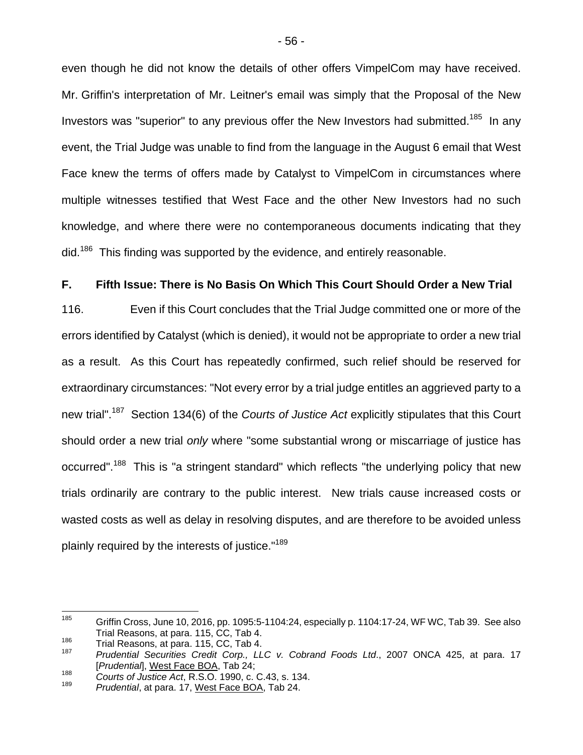even though he did not know the details of other offers VimpelCom may have received. Mr. Griffin's interpretation of Mr. Leitner's email was simply that the Proposal of the New Investors was "superior" to any previous offer the New Investors had submitted.[185] In any event, the Trial Judge was unable to find from the language in the August 6 email that West Face knew the terms of offers made by Catalyst to VimpelCom in circumstances where multiple witnesses testified that West Face and the other New Investors had no such knowledge, and where there were no contemporaneous documents indicating that they did.[186] This finding was supported by the evidence, and entirely reasonable.

## F. Fifth Issue: There is No Basis On Which This Court Should Order a New Trial

116. Even if this Court concludes that the Trial Judge committed one or more of the errors identified by Catalyst (which is denied), it would not be appropriate to order a new trial as a result. As this Court has repeatedly confirmed, such relief should be reserved for extraordinary circumstances: "Not every error by a trial judge entitles an aggrieved party to a new trial".[187] Section 134(6) of the *Courts of Justice Act* explicitly stipulates that this Court should order a new trial *only* where "some substantial wrong or miscarriage of justice has occurred".[188] This is "a stringent standard" which reflects "the underlying policy that new trials ordinarily are contrary to the public interest. New trials cause increased costs or wasted costs as well as delay in resolving disputes, and are therefore to be avoided unless plainly required by the interests of justice."[189]

---

[185] Griffin Cross, June 10, 2016, pp. 1095:5-1104:24, especially p. 1104:17-24, WF WC, Tab 39. See also Trial Reasons, at para. 115, CC, Tab 4.

[186] Trial Reasons, at para. 115, CC, Tab 4.

[187] *Prudential Securities Credit Corp., LLC v. Cobrand Foods Ltd*., 2007 ONCA 425, at para. 17 [*Prudential*], West Face BOA, Tab 24;

[188] *Courts of Justice Act*, R.S.O. 1990, c. C.43, s. 134.

[189] *Prudential*, at para. 17, West Face BOA, Tab 24.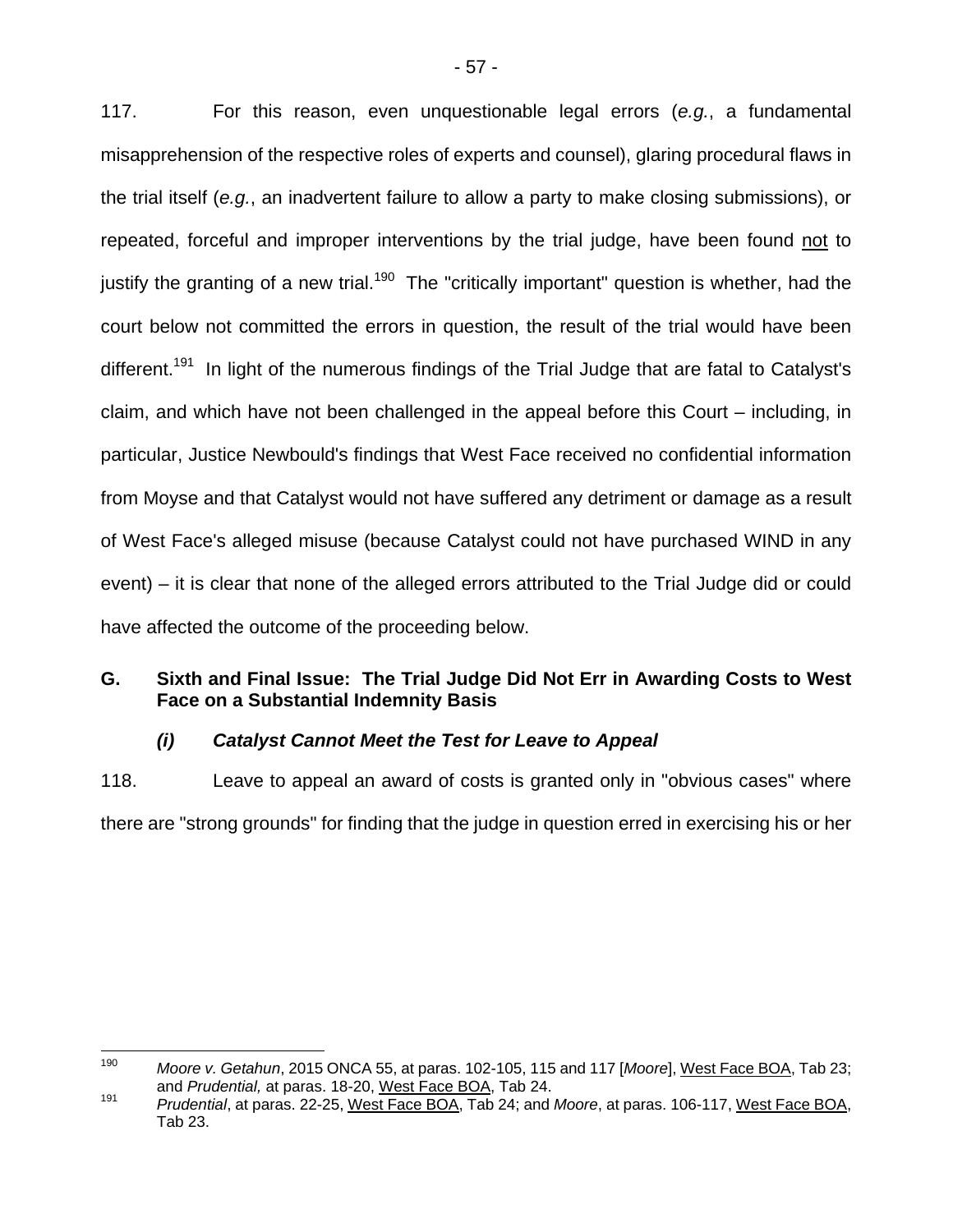117. For this reason, even unquestionable legal errors (*e.g.*, a fundamental misapprehension of the respective roles of experts and counsel), glaring procedural flaws in the trial itself (*e.g.*, an inadvertent failure to allow a party to make closing submissions), or repeated, forceful and improper interventions by the trial judge, have been found <u>not</u> to justify the granting of a new trial.[190] The "critically important" question is whether, had the court below not committed the errors in question, the result of the trial would have been different.[191] In light of the numerous findings of the Trial Judge that are fatal to Catalyst's claim, and which have not been challenged in the appeal before this Court – including, in particular, Justice Newbould's findings that West Face received no confidential information from Moyse and that Catalyst would not have suffered any detriment or damage as a result of West Face's alleged misuse (because Catalyst could not have purchased WIND in any event) – it is clear that none of the alleged errors attributed to the Trial Judge did or could have affected the outcome of the proceeding below.

## G. Sixth and Final Issue: The Trial Judge Did Not Err in Awarding Costs to West Face on a Substantial Indemnity Basis

### *(i) Catalyst Cannot Meet the Test for Leave to Appeal*

118. Leave to appeal an award of costs is granted only in "obvious cases" where there are "strong grounds" for finding that the judge in question erred in exercising his or her

---

[190] *Moore v. Getahun*, 2015 ONCA 55, at paras. 102-105, 115 and 117 [*Moore*], <u>West Face BOA</u>, Tab 23; and *Prudential,* at paras. 18-20, <u>West Face BOA</u>, Tab 24.

[191] *Prudential*, at paras. 22-25, <u>West Face BOA</u>, Tab 24; and *Moore*, at paras. 106-117, <u>West Face BOA</u>, Tab 23.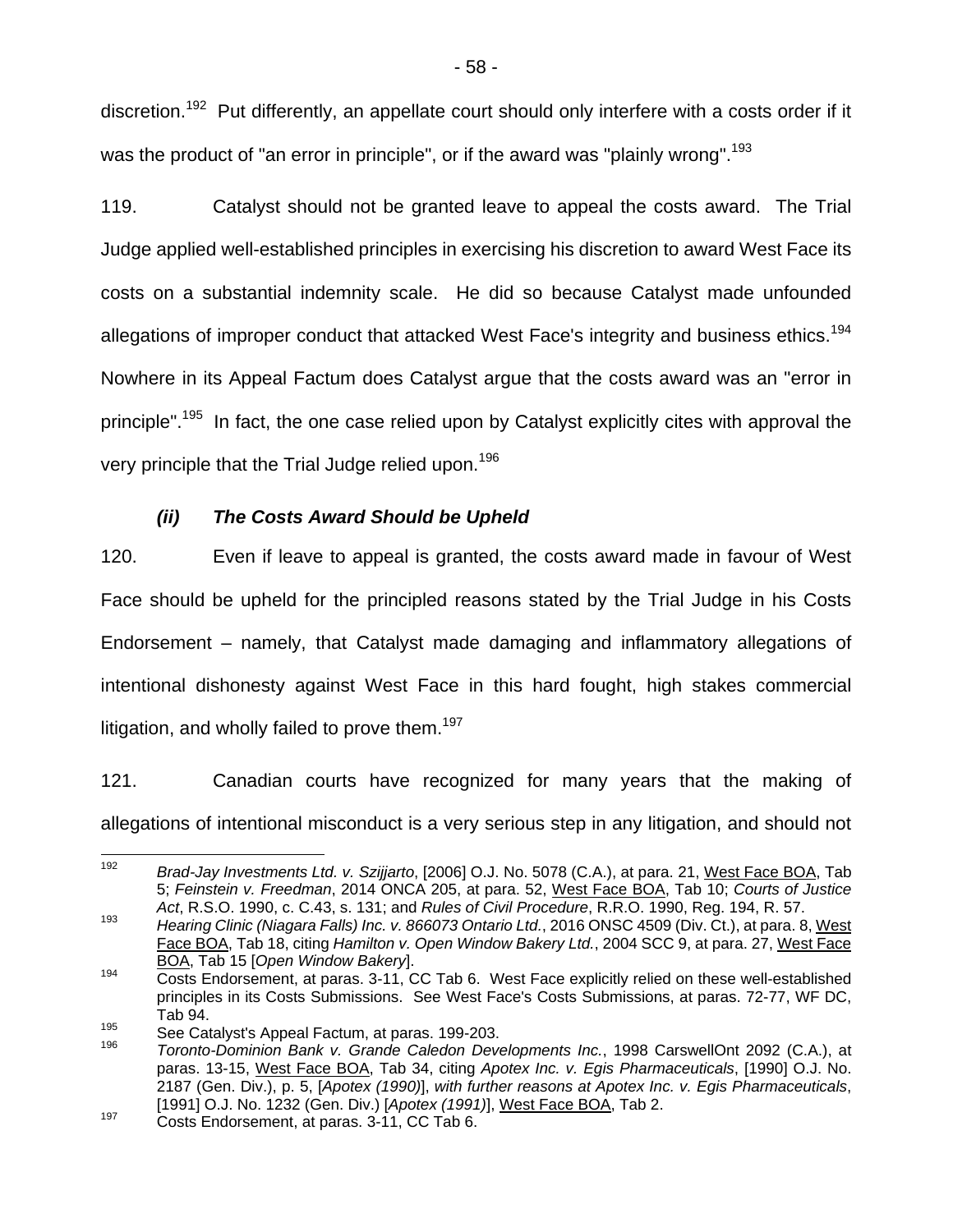discretion.[192] Put differently, an appellate court should only interfere with a costs order if it was the product of "an error in principle", or if the award was "plainly wrong".[193]

119. Catalyst should not be granted leave to appeal the costs award. The Trial Judge applied well-established principles in exercising his discretion to award West Face its costs on a substantial indemnity scale. He did so because Catalyst made unfounded allegations of improper conduct that attacked West Face's integrity and business ethics.[194] Nowhere in its Appeal Factum does Catalyst argue that the costs award was an "error in principle".[195] In fact, the one case relied upon by Catalyst explicitly cites with approval the very principle that the Trial Judge relied upon.[196]

### *(ii) The Costs Award Should be Upheld*

120. Even if leave to appeal is granted, the costs award made in favour of West Face should be upheld for the principled reasons stated by the Trial Judge in his Costs Endorsement – namely, that Catalyst made damaging and inflammatory allegations of intentional dishonesty against West Face in this hard fought, high stakes commercial litigation, and wholly failed to prove them.[197]

121. Canadian courts have recognized for many years that the making of allegations of intentional misconduct is a very serious step in any litigation, and should not

---

[192] *Brad-Jay Investments Ltd. v. Szijjarto*, [2006] O.J. No. 5078 (C.A.), at para. 21, West Face BOA, Tab 5; *Feinstein v. Freedman*, 2014 ONCA 205, at para. 52, West Face BOA, Tab 10; *Courts of Justice Act*, R.S.O. 1990, c. C.43, s. 131; and *Rules of Civil Procedure*, R.R.O. 1990, Reg. 194, R. 57.

[193] *Hearing Clinic (Niagara Falls) Inc. v. 866073 Ontario Ltd.*, 2016 ONSC 4509 (Div. Ct.), at para. 8, West Face BOA, Tab 18, citing *Hamilton v. Open Window Bakery Ltd.*, 2004 SCC 9, at para. 27, West Face BOA, Tab 15 [*Open Window Bakery*].

[194] Costs Endorsement, at paras. 3-11, CC Tab 6. West Face explicitly relied on these well-established principles in its Costs Submissions. See West Face's Costs Submissions, at paras. 72-77, WF DC, Tab 94.

[195] See Catalyst's Appeal Factum, at paras. 199-203.

[196] *Toronto-Dominion Bank v. Grande Caledon Developments Inc.*, 1998 CarswellOnt 2092 (C.A.), at paras. 13-15, West Face BOA, Tab 34, citing *Apotex Inc. v. Egis Pharmaceuticals*, [1990] O.J. No. 2187 (Gen. Div.), p. 5, [*Apotex (1990)*], *with further reasons at Apotex Inc. v. Egis Pharmaceuticals*, [1991] O.J. No. 1232 (Gen. Div.) [*Apotex (1991)*], West Face BOA, Tab 2.

[197] Costs Endorsement, at paras. 3-11, CC Tab 6.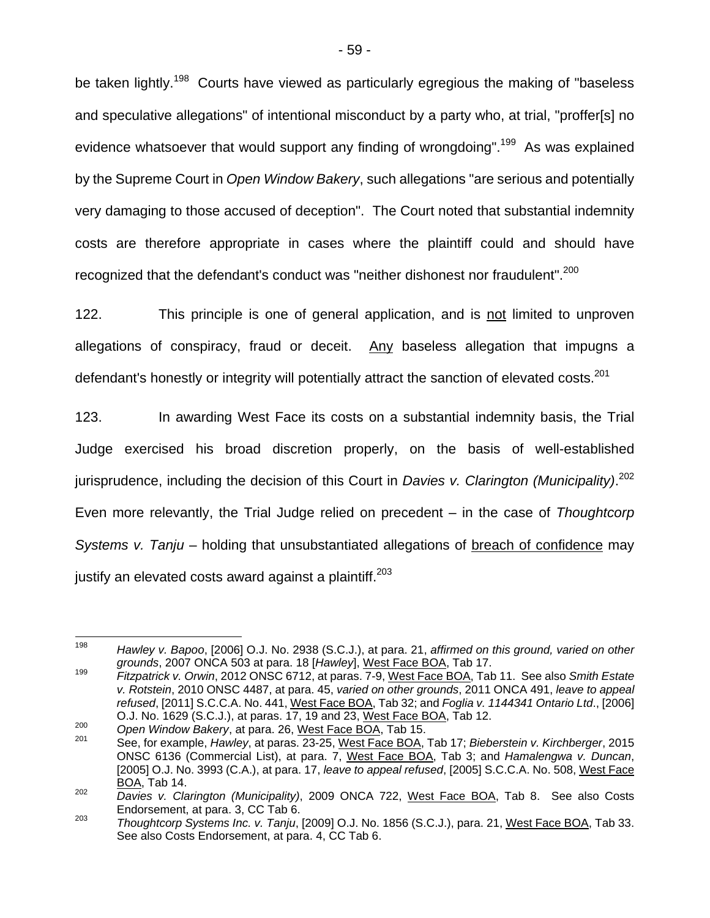be taken lightly.[198] Courts have viewed as particularly egregious the making of "baseless and speculative allegations" of intentional misconduct by a party who, at trial, "proffer[s] no evidence whatsoever that would support any finding of wrongdoing".[199] As was explained by the Supreme Court in *Open Window Bakery*, such allegations "are serious and potentially very damaging to those accused of deception". The Court noted that substantial indemnity costs are therefore appropriate in cases where the plaintiff could and should have recognized that the defendant's conduct was "neither dishonest nor fraudulent".[200]

122. This principle is one of general application, and is not limited to unproven allegations of conspiracy, fraud or deceit. Any baseless allegation that impugns a defendant's honestly or integrity will potentially attract the sanction of elevated costs.[201]

123. In awarding West Face its costs on a substantial indemnity basis, the Trial Judge exercised his broad discretion properly, on the basis of well-established jurisprudence, including the decision of this Court in *Davies v. Clarington (Municipality)*.[202] Even more relevantly, the Trial Judge relied on precedent – in the case of *Thoughtcorp Systems v. Tanju* – holding that unsubstantiated allegations of breach of confidence may justify an elevated costs award against a plaintiff.[203]

---

[198] *Hawley v. Bapoo*, [2006] O.J. No. 2938 (S.C.J.), at para. 21, *affirmed on this ground, varied on other grounds*, 2007 ONCA 503 at para. 18 [*Hawley*], West Face BOA, Tab 17.

[199] *Fitzpatrick v. Orwin*, 2012 ONSC 6712, at paras. 7-9, West Face BOA, Tab 11. See also *Smith Estate v. Rotstein*, 2010 ONSC 4487, at para. 45, *varied on other grounds*, 2011 ONCA 491, *leave to appeal refused*, [2011] S.C.C.A. No. 441, West Face BOA, Tab 32; and *Foglia v. 1144341 Ontario Ltd*., [2006] O.J. No. 1629 (S.C.J.), at paras. 17, 19 and 23, West Face BOA, Tab 12.

[200] *Open Window Bakery*, at para. 26, West Face BOA, Tab 15.

[201] See, for example, *Hawley*, at paras. 23-25, West Face BOA, Tab 17; *Bieberstein v. Kirchberger*, 2015 ONSC 6136 (Commercial List), at para. 7, West Face BOA, Tab 3; and *Hamalengwa v. Duncan*, [2005] O.J. No. 3993 (C.A.), at para. 17, *leave to appeal refused*, [2005] S.C.C.A. No. 508, West Face BOA, Tab 14.

[202] *Davies v. Clarington (Municipality)*, 2009 ONCA 722, West Face BOA, Tab 8. See also Costs Endorsement, at para. 3, CC Tab 6.

[203] *Thoughtcorp Systems Inc. v. Tanju*, [2009] O.J. No. 1856 (S.C.J.), para. 21, West Face BOA, Tab 33. See also Costs Endorsement, at para. 4, CC Tab 6.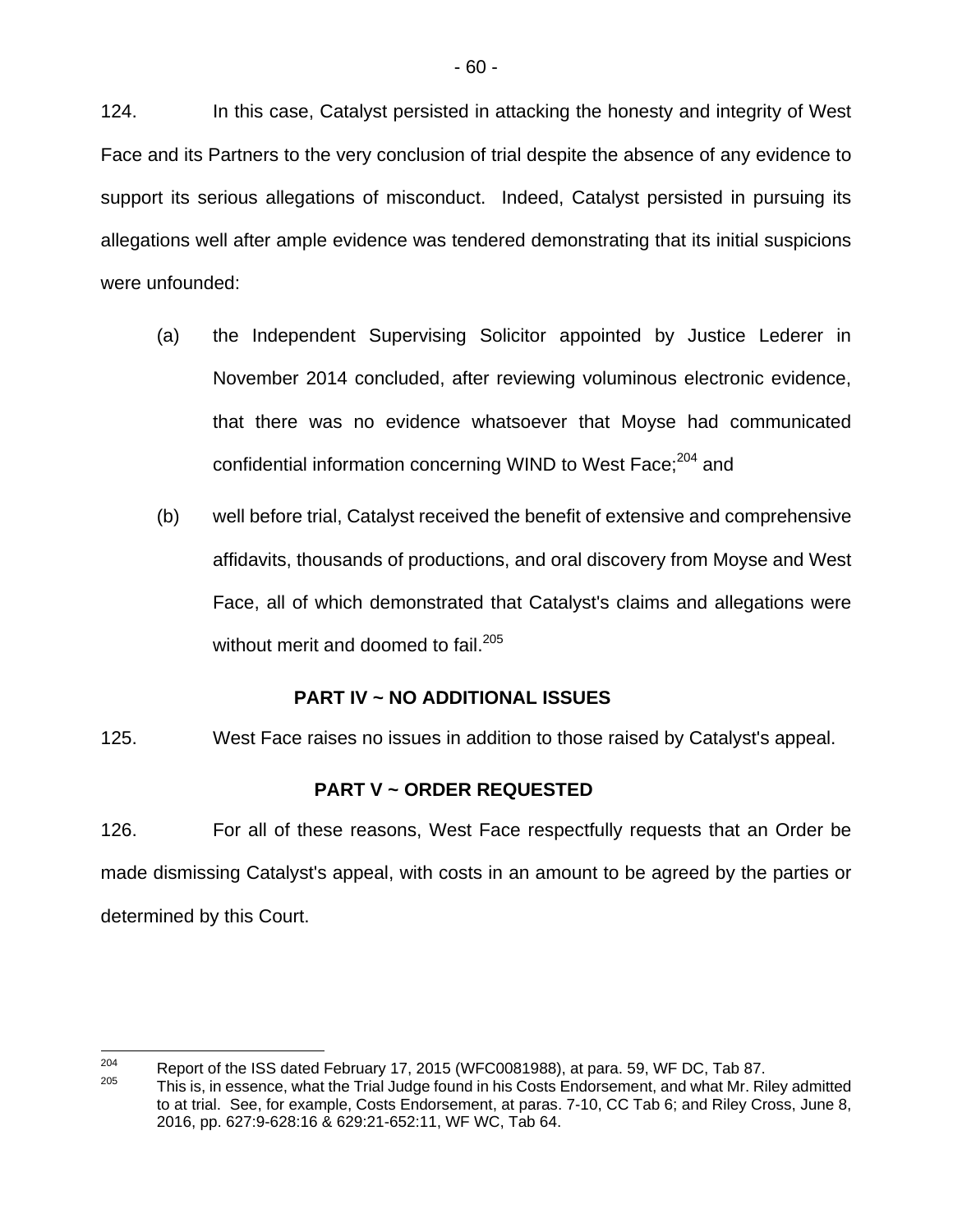124. In this case, Catalyst persisted in attacking the honesty and integrity of West Face and its Partners to the very conclusion of trial despite the absence of any evidence to support its serious allegations of misconduct. Indeed, Catalyst persisted in pursuing its allegations well after ample evidence was tendered demonstrating that its initial suspicions were unfounded:

(a) the Independent Supervising Solicitor appointed by Justice Lederer in November 2014 concluded, after reviewing voluminous electronic evidence, that there was no evidence whatsoever that Moyse had communicated confidential information concerning WIND to West Face;[204] and

(b) well before trial, Catalyst received the benefit of extensive and comprehensive affidavits, thousands of productions, and oral discovery from Moyse and West Face, all of which demonstrated that Catalyst's claims and allegations were without merit and doomed to fail.[205]

## PART IV ~ NO ADDITIONAL ISSUES

125. West Face raises no issues in addition to those raised by Catalyst's appeal.

## PART V ~ ORDER REQUESTED

126. For all of these reasons, West Face respectfully requests that an Order be made dismissing Catalyst's appeal, with costs in an amount to be agreed by the parties or determined by this Court.

---

[204] Report of the ISS dated February 17, 2015 (WFC0081988), at para. 59, WF DC, Tab 87.

[205] This is, in essence, what the Trial Judge found in his Costs Endorsement, and what Mr. Riley admitted to at trial. See, for example, Costs Endorsement, at paras. 7-10, CC Tab 6; and Riley Cross, June 8, 2016, pp. 627:9-628:16 & 629:21-652:11, WF WC, Tab 64.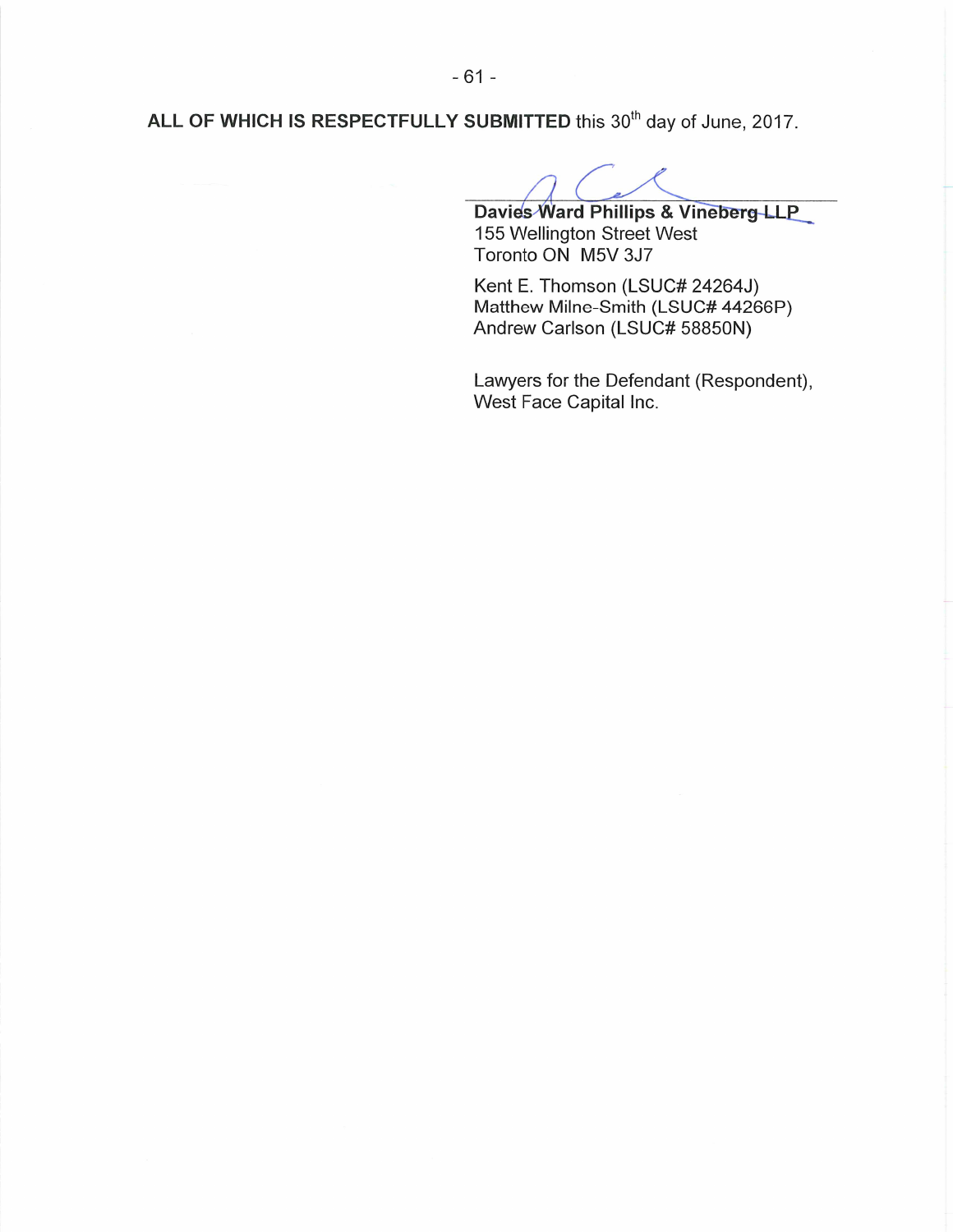**ALL OF WHICH IS RESPECTFULLY SUBMITTED** this 30th day of June, 2017.

**Davies Ward Phillips & Vineberg LLP**
155 Wellington Street West
Toronto ON M5V 3J7

Kent E. Thomson (LSUC# 24264J)
Matthew Milne-Smith (LSUC# 44266P)
Andrew Carlson (LSUC# 58850N)

Lawyers for the Defendant (Respondent), West Face Capital Inc.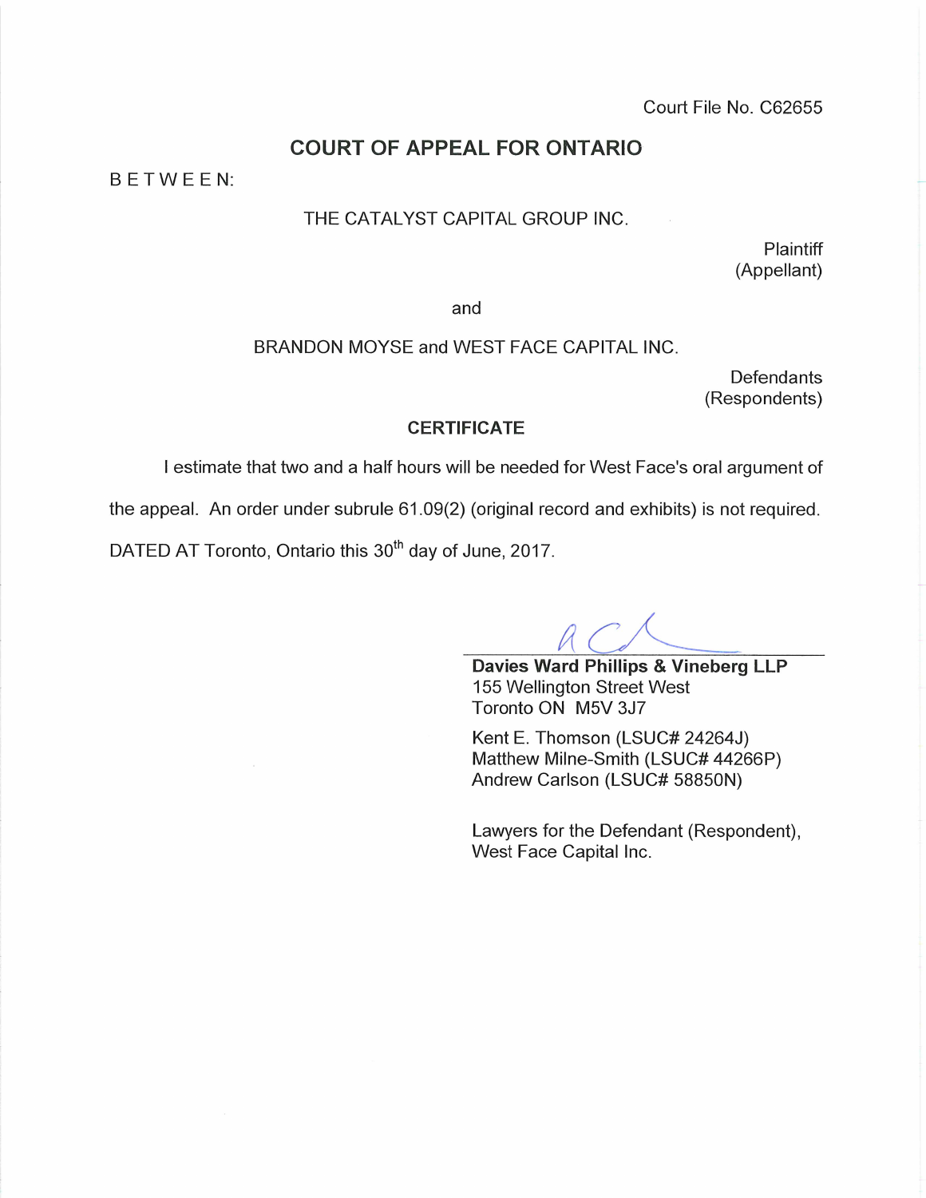Court File No. C62655

## COURT OF APPEAL FOR ONTARIO

BETWEEN:

THE CATALYST CAPITAL GROUP INC.

Plaintiff
(Appellant)

and

BRANDON MOYSE and WEST FACE CAPITAL INC.

Defendants
(Respondents)

### CERTIFICATE

I estimate that two and a half hours will be needed for West Face's oral argument of the appeal. An order under subrule 61.09(2) (original record and exhibits) is not required.

DATED AT Toronto, Ontario this 30th day of June, 2017.

**Davies Ward Phillips & Vineberg LLP**
155 Wellington Street West
Toronto ON M5V 3J7

Kent E. Thomson (LSUC# 24264J)
Matthew Milne-Smith (LSUC# 44266P)
Andrew Carlson (LSUC# 58850N)

Lawyers for the Defendant (Respondent), West Face Capital Inc.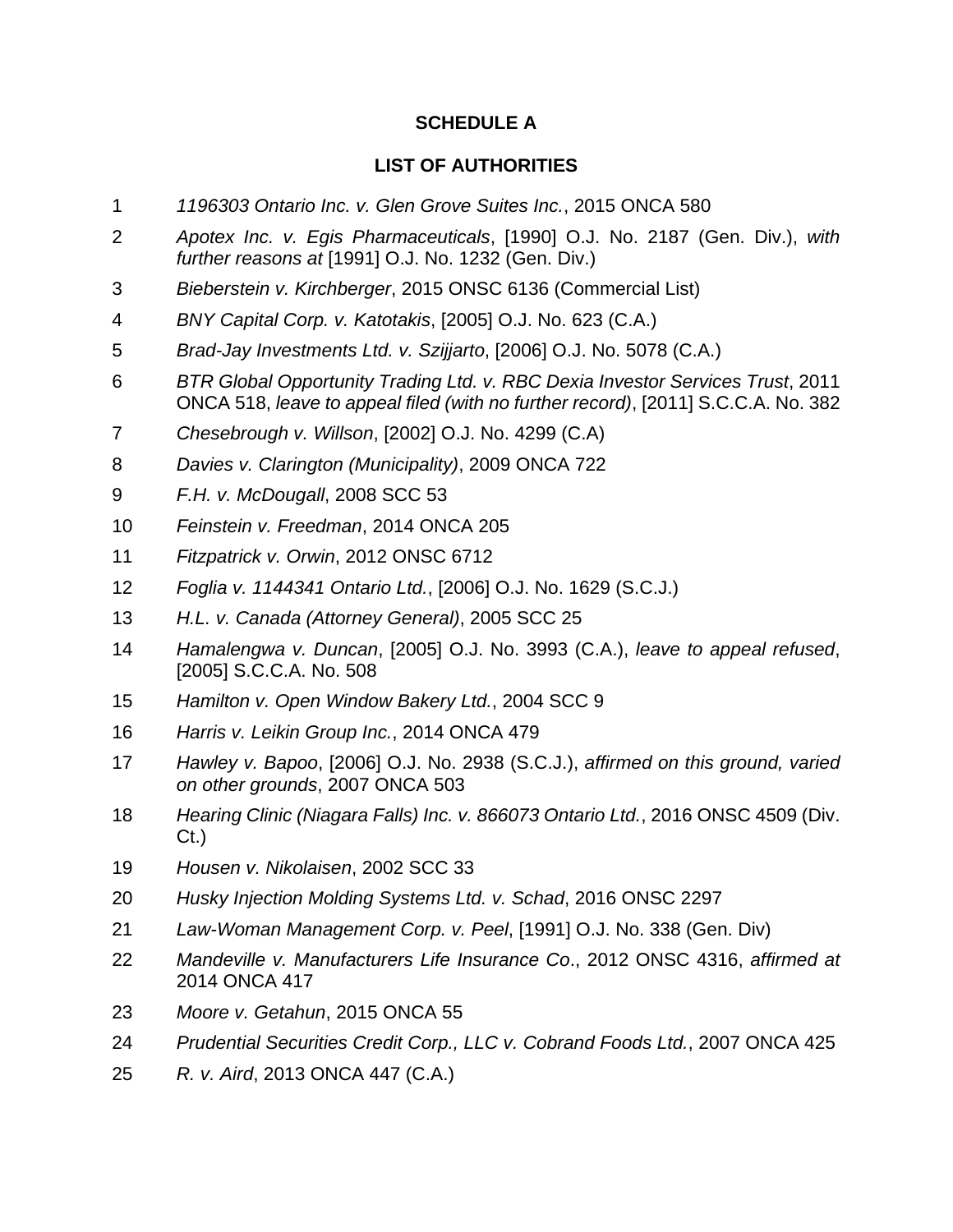**SCHEDULE A**

**LIST OF AUTHORITIES**

1 *1196303 Ontario Inc. v. Glen Grove Suites Inc.*, 2015 ONCA 580

2 *Apotex Inc. v. Egis Pharmaceuticals*, [1990] O.J. No. 2187 (Gen. Div.), *with further reasons at* [1991] O.J. No. 1232 (Gen. Div.)

3 *Bieberstein v. Kirchberger*, 2015 ONSC 6136 (Commercial List)

4 *BNY Capital Corp. v. Katotakis*, [2005] O.J. No. 623 (C.A.)

5 *Brad-Jay Investments Ltd. v. Szijjarto*, [2006] O.J. No. 5078 (C.A.)

6 *BTR Global Opportunity Trading Ltd. v. RBC Dexia Investor Services Trust*, 2011 ONCA 518, *leave to appeal filed (with no further record)*, [2011] S.C.C.A. No. 382

7 *Chesebrough v. Willson*, [2002] O.J. No. 4299 (C.A)

8 *Davies v. Clarington (Municipality)*, 2009 ONCA 722

9 *F.H. v. McDougall*, 2008 SCC 53

10 *Feinstein v. Freedman*, 2014 ONCA 205

11 *Fitzpatrick v. Orwin*, 2012 ONSC 6712

12 *Foglia v. 1144341 Ontario Ltd.*, [2006] O.J. No. 1629 (S.C.J.)

13 *H.L. v. Canada (Attorney General)*, 2005 SCC 25

14 *Hamalengwa v. Duncan*, [2005] O.J. No. 3993 (C.A.), *leave to appeal refused*, [2005] S.C.C.A. No. 508

15 *Hamilton v. Open Window Bakery Ltd.*, 2004 SCC 9

16 *Harris v. Leikin Group Inc.*, 2014 ONCA 479

17 *Hawley v. Bapoo*, [2006] O.J. No. 2938 (S.C.J.), *affirmed on this ground, varied on other grounds*, 2007 ONCA 503

18 *Hearing Clinic (Niagara Falls) Inc. v. 866073 Ontario Ltd.*, 2016 ONSC 4509 (Div. Ct.)

19 *Housen v. Nikolaisen*, 2002 SCC 33

20 *Husky Injection Molding Systems Ltd. v. Schad*, 2016 ONSC 2297

21 *Law-Woman Management Corp. v. Peel*, [1991] O.J. No. 338 (Gen. Div)

22 *Mandeville v. Manufacturers Life Insurance Co*., 2012 ONSC 4316, *affirmed at* 2014 ONCA 417

23 *Moore v. Getahun*, 2015 ONCA 55

24 *Prudential Securities Credit Corp., LLC v. Cobrand Foods Ltd.*, 2007 ONCA 425

25 *R. v. Aird*, 2013 ONCA 447 (C.A.)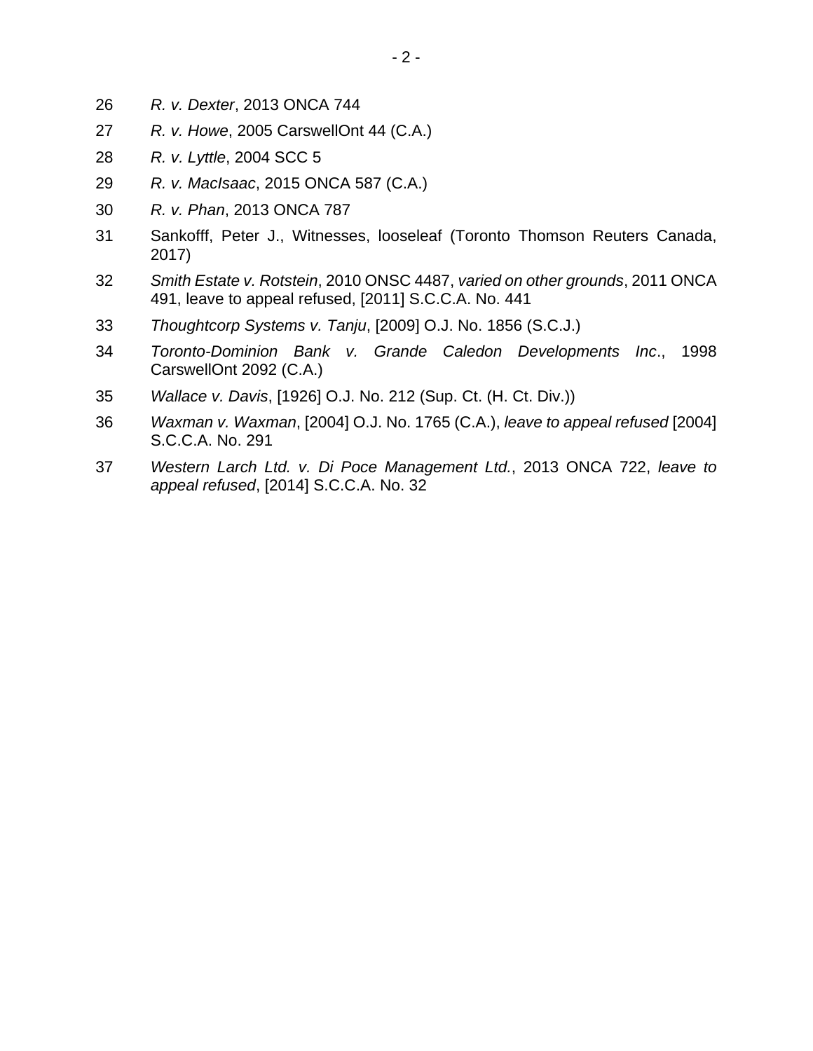26 *R. v. Dexter*, 2013 ONCA 744

27 *R. v. Howe*, 2005 CarswellOnt 44 (C.A.)

28 *R. v. Lyttle*, 2004 SCC 5

29 *R. v. MacIsaac*, 2015 ONCA 587 (C.A.)

30 *R. v. Phan*, 2013 ONCA 787

31 Sankofff, Peter J., Witnesses, looseleaf (Toronto Thomson Reuters Canada, 2017)

32 *Smith Estate v. Rotstein*, 2010 ONSC 4487, *varied on other grounds*, 2011 ONCA 491, leave to appeal refused, [2011] S.C.C.A. No. 441

33 *Thoughtcorp Systems v. Tanju*, [2009] O.J. No. 1856 (S.C.J.)

34 *Toronto-Dominion Bank v. Grande Caledon Developments Inc*., 1998 CarswellOnt 2092 (C.A.)

35 *Wallace v. Davis*, [1926] O.J. No. 212 (Sup. Ct. (H. Ct. Div.))

36 *Waxman v. Waxman*, [2004] O.J. No. 1765 (C.A.), *leave to appeal refused* [2004] S.C.C.A. No. 291

37 *Western Larch Ltd. v. Di Poce Management Ltd.*, 2013 ONCA 722, *leave to appeal refused*, [2014] S.C.C.A. No. 32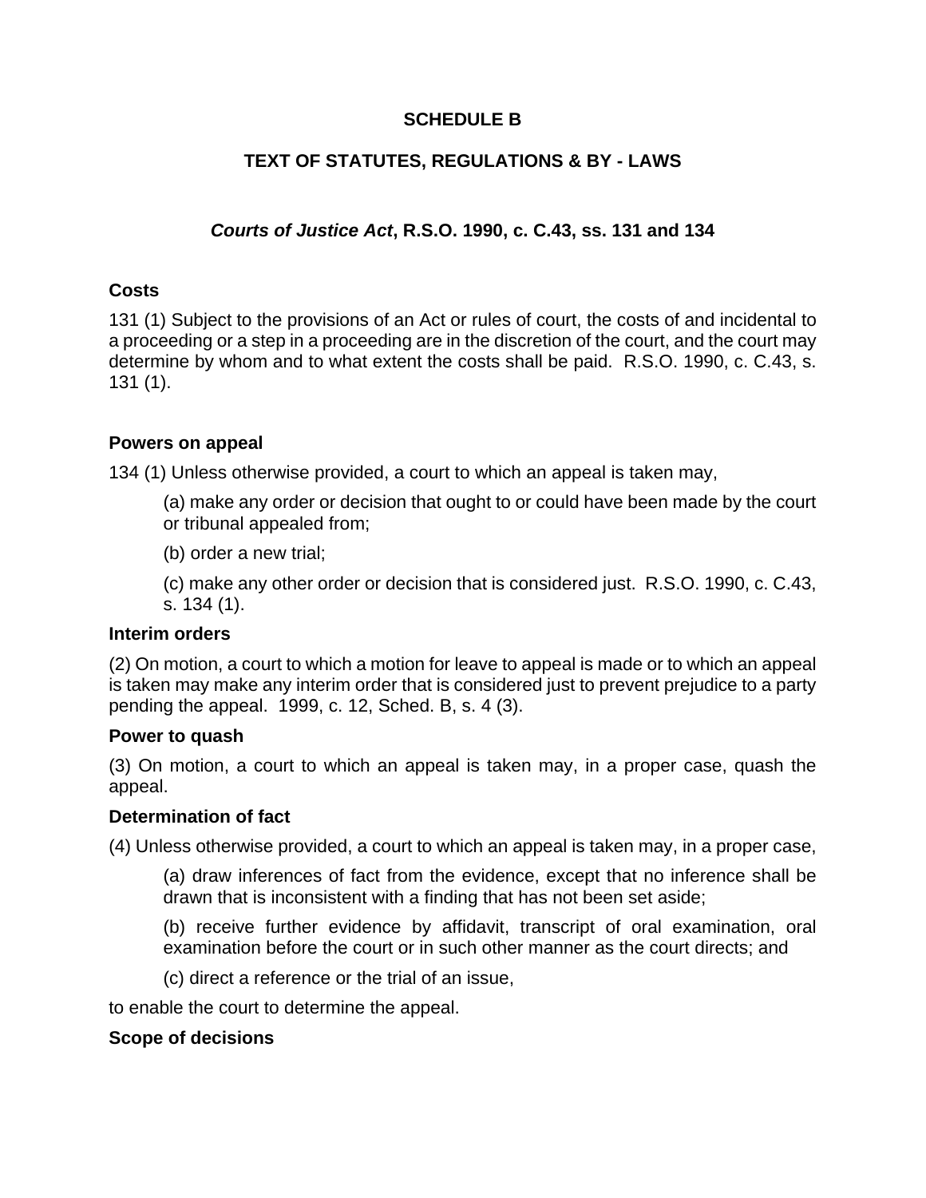# SCHEDULE B

## TEXT OF STATUTES, REGULATIONS & BY - LAWS

### *Courts of Justice Act*, R.S.O. 1990, c. C.43, ss. 131 and 134

**Costs**

131 (1) Subject to the provisions of an Act or rules of court, the costs of and incidental to a proceeding or a step in a proceeding are in the discretion of the court, and the court may determine by whom and to what extent the costs shall be paid. R.S.O. 1990, c. C.43, s. 131 (1).

**Powers on appeal**

134 (1) Unless otherwise provided, a court to which an appeal is taken may,

> (a) make any order or decision that ought to or could have been made by the court or tribunal appealed from;
>
> (b) order a new trial;
>
> (c) make any other order or decision that is considered just. R.S.O. 1990, c. C.43, s. 134 (1).

**Interim orders**

(2) On motion, a court to which a motion for leave to appeal is made or to which an appeal is taken may make any interim order that is considered just to prevent prejudice to a party pending the appeal. 1999, c. 12, Sched. B, s. 4 (3).

**Power to quash**

(3) On motion, a court to which an appeal is taken may, in a proper case, quash the appeal.

**Determination of fact**

(4) Unless otherwise provided, a court to which an appeal is taken may, in a proper case,

> (a) draw inferences of fact from the evidence, except that no inference shall be drawn that is inconsistent with a finding that has not been set aside;
>
> (b) receive further evidence by affidavit, transcript of oral examination, oral examination before the court or in such other manner as the court directs; and
>
> (c) direct a reference or the trial of an issue,

to enable the court to determine the appeal.

**Scope of decisions**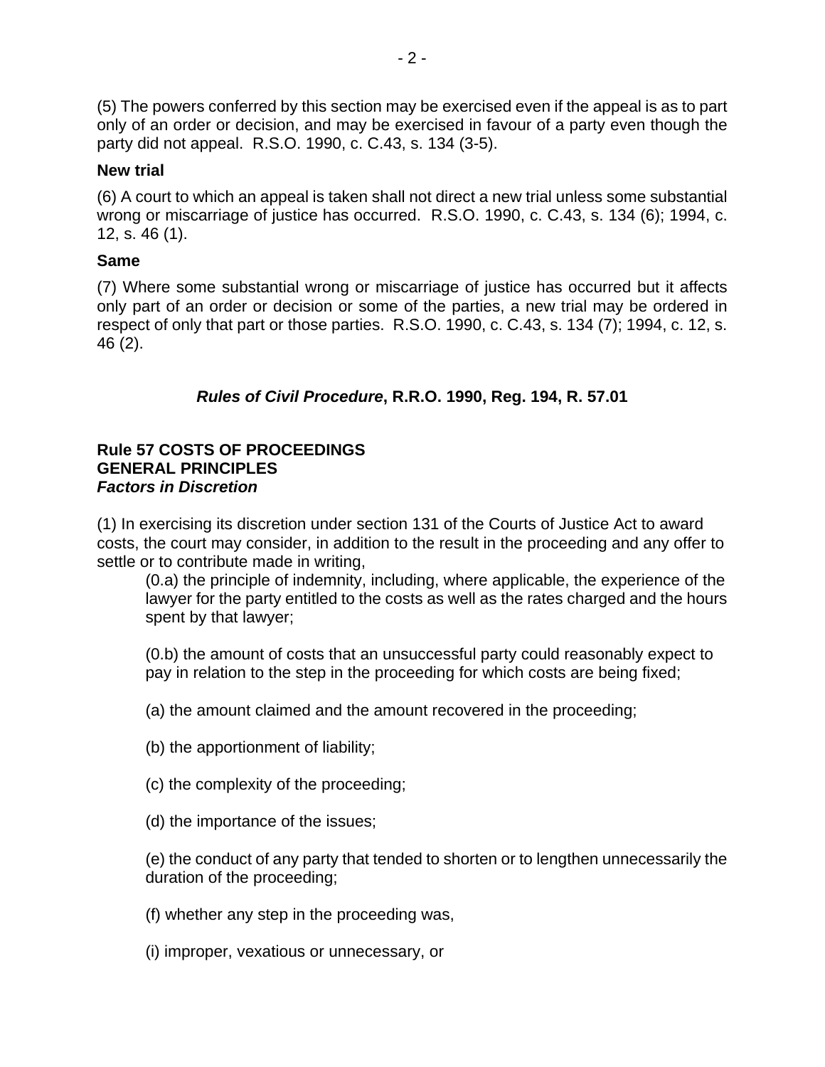(5) The powers conferred by this section may be exercised even if the appeal is as to part only of an order or decision, and may be exercised in favour of a party even though the party did not appeal. R.S.O. 1990, c. C.43, s. 134 (3-5).

**New trial**

(6) A court to which an appeal is taken shall not direct a new trial unless some substantial wrong or miscarriage of justice has occurred. R.S.O. 1990, c. C.43, s. 134 (6); 1994, c. 12, s. 46 (1).

**Same**

(7) Where some substantial wrong or miscarriage of justice has occurred but it affects only part of an order or decision or some of the parties, a new trial may be ordered in respect of only that part or those parties. R.S.O. 1990, c. C.43, s. 134 (7); 1994, c. 12, s. 46 (2).

## ***Rules of Civil Procedure*, R.R.O. 1990, Reg. 194, R. 57.01**

**Rule 57 COSTS OF PROCEEDINGS**
**GENERAL PRINCIPLES**
***Factors in Discretion***

(1) In exercising its discretion under section 131 of the Courts of Justice Act to award costs, the court may consider, in addition to the result in the proceeding and any offer to settle or to contribute made in writing,

(0.a) the principle of indemnity, including, where applicable, the experience of the lawyer for the party entitled to the costs as well as the rates charged and the hours spent by that lawyer;

(0.b) the amount of costs that an unsuccessful party could reasonably expect to pay in relation to the step in the proceeding for which costs are being fixed;

(a) the amount claimed and the amount recovered in the proceeding;

(b) the apportionment of liability;

(c) the complexity of the proceeding;

(d) the importance of the issues;

(e) the conduct of any party that tended to shorten or to lengthen unnecessarily the duration of the proceeding;

(f) whether any step in the proceeding was,

(i) improper, vexatious or unnecessary, or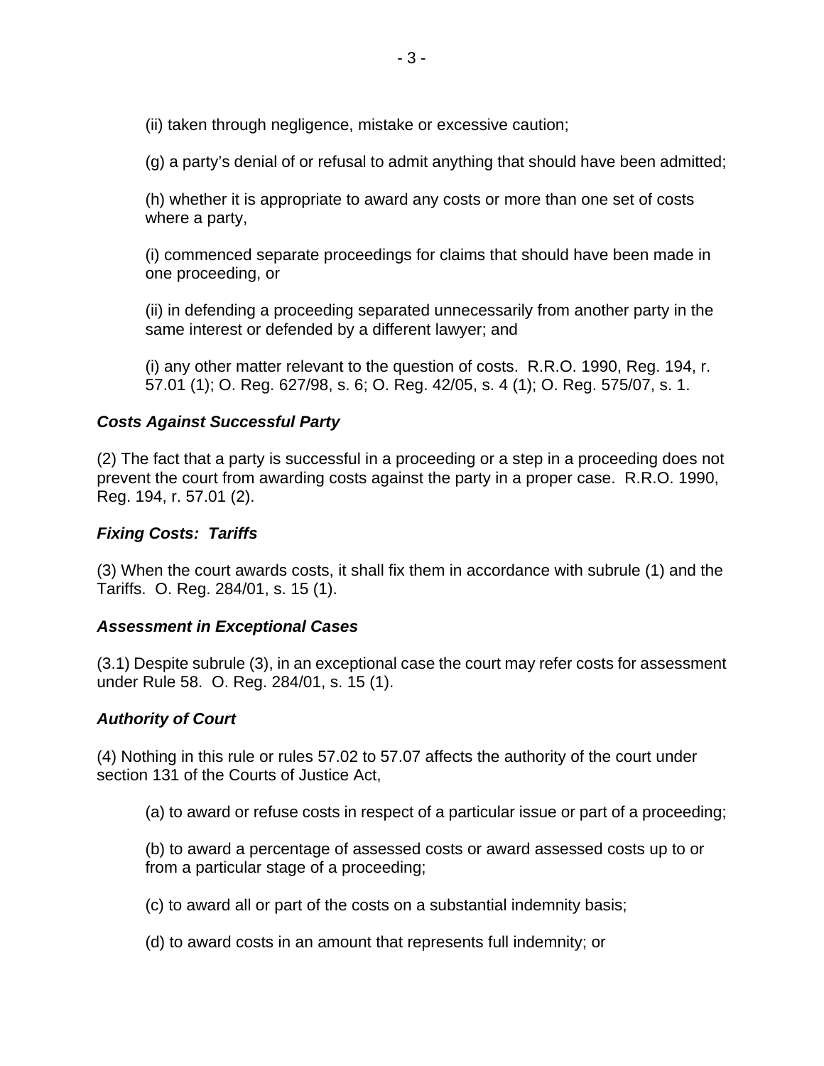(ii) taken through negligence, mistake or excessive caution;

(g) a party's denial of or refusal to admit anything that should have been admitted;

(h) whether it is appropriate to award any costs or more than one set of costs where a party,

(i) commenced separate proceedings for claims that should have been made in one proceeding, or

(ii) in defending a proceeding separated unnecessarily from another party in the same interest or defended by a different lawyer; and

(i) any other matter relevant to the question of costs. R.R.O. 1990, Reg. 194, r. 57.01 (1); O. Reg. 627/98, s. 6; O. Reg. 42/05, s. 4 (1); O. Reg. 575/07, s. 1.

***Costs Against Successful Party***

(2) The fact that a party is successful in a proceeding or a step in a proceeding does not prevent the court from awarding costs against the party in a proper case. R.R.O. 1990, Reg. 194, r. 57.01 (2).

***Fixing Costs: Tariffs***

(3) When the court awards costs, it shall fix them in accordance with subrule (1) and the Tariffs. O. Reg. 284/01, s. 15 (1).

***Assessment in Exceptional Cases***

(3.1) Despite subrule (3), in an exceptional case the court may refer costs for assessment under Rule 58. O. Reg. 284/01, s. 15 (1).

***Authority of Court***

(4) Nothing in this rule or rules 57.02 to 57.07 affects the authority of the court under section 131 of the Courts of Justice Act,

(a) to award or refuse costs in respect of a particular issue or part of a proceeding;

(b) to award a percentage of assessed costs or award assessed costs up to or from a particular stage of a proceeding;

(c) to award all or part of the costs on a substantial indemnity basis;

(d) to award costs in an amount that represents full indemnity; or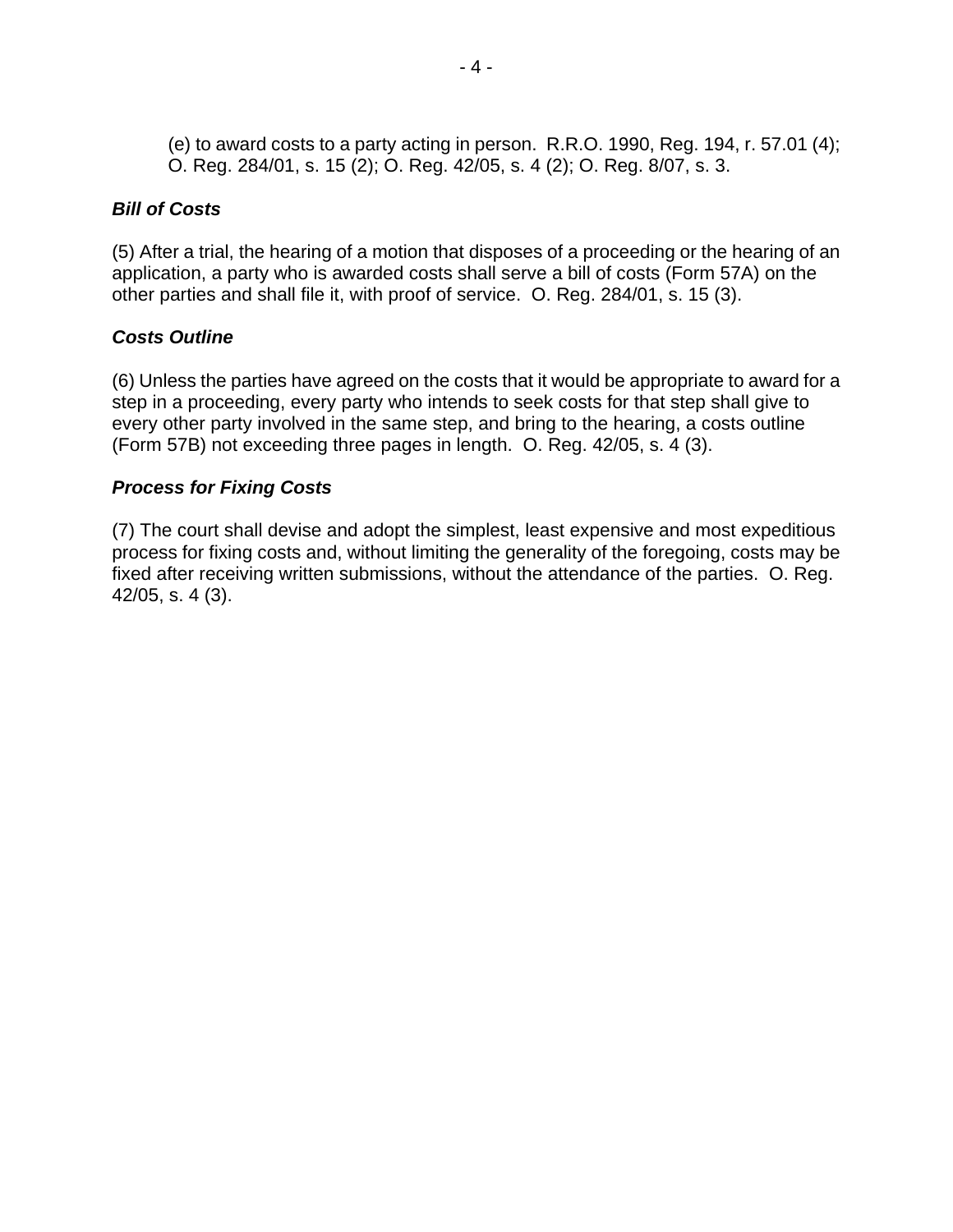(e) to award costs to a party acting in person. R.R.O. 1990, Reg. 194, r. 57.01 (4); O. Reg. 284/01, s. 15 (2); O. Reg. 42/05, s. 4 (2); O. Reg. 8/07, s. 3.

***Bill of Costs***

(5) After a trial, the hearing of a motion that disposes of a proceeding or the hearing of an application, a party who is awarded costs shall serve a bill of costs (Form 57A) on the other parties and shall file it, with proof of service. O. Reg. 284/01, s. 15 (3).

***Costs Outline***

(6) Unless the parties have agreed on the costs that it would be appropriate to award for a step in a proceeding, every party who intends to seek costs for that step shall give to every other party involved in the same step, and bring to the hearing, a costs outline (Form 57B) not exceeding three pages in length. O. Reg. 42/05, s. 4 (3).

***Process for Fixing Costs***

(7) The court shall devise and adopt the simplest, least expensive and most expeditious process for fixing costs and, without limiting the generality of the foregoing, costs may be fixed after receiving written submissions, without the attendance of the parties. O. Reg. 42/05, s. 4 (3).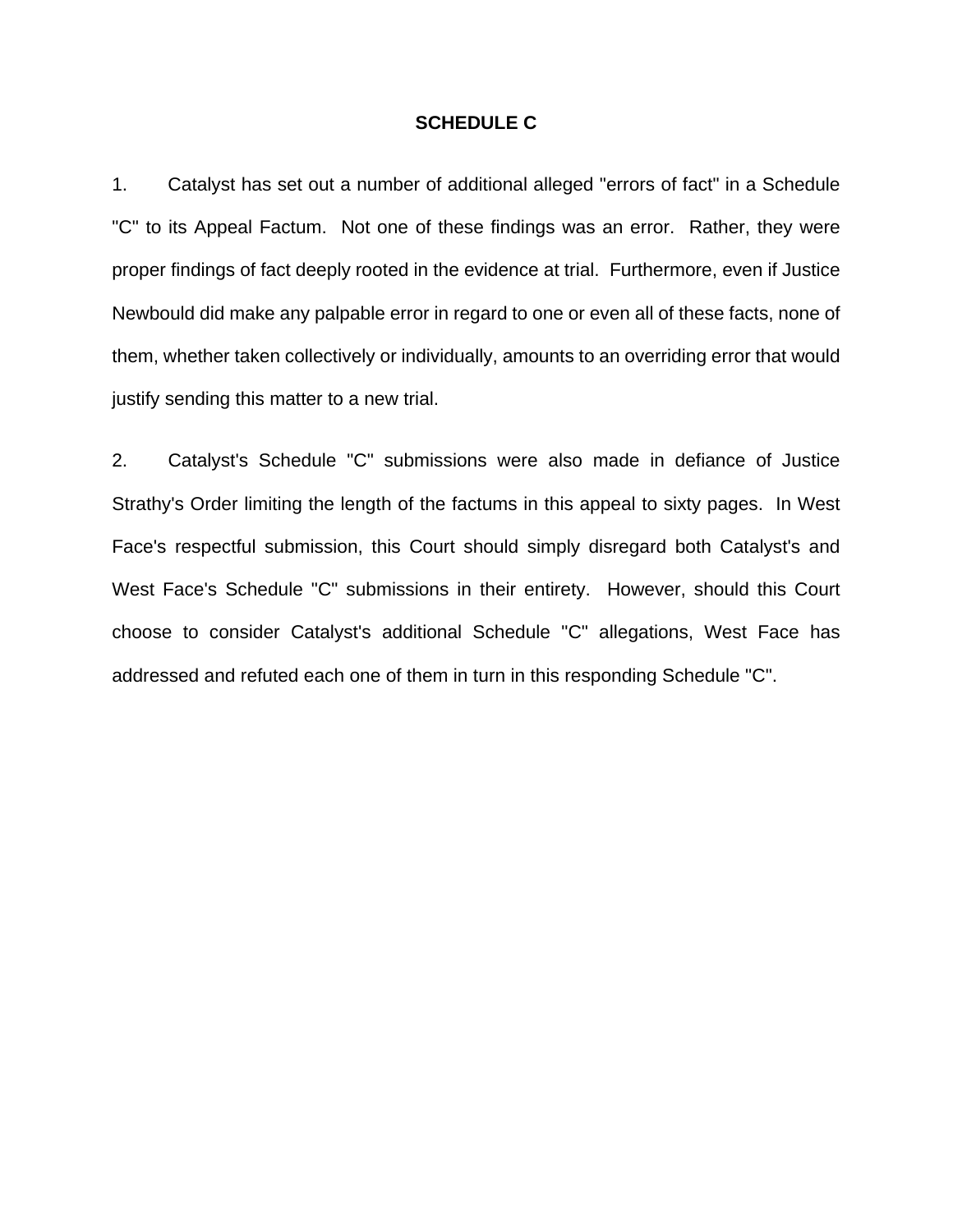## SCHEDULE C

1. Catalyst has set out a number of additional alleged "errors of fact" in a Schedule "C" to its Appeal Factum. Not one of these findings was an error. Rather, they were proper findings of fact deeply rooted in the evidence at trial. Furthermore, even if Justice Newbould did make any palpable error in regard to one or even all of these facts, none of them, whether taken collectively or individually, amounts to an overriding error that would justify sending this matter to a new trial.

2. Catalyst's Schedule "C" submissions were also made in defiance of Justice Strathy's Order limiting the length of the factums in this appeal to sixty pages. In West Face's respectful submission, this Court should simply disregard both Catalyst's and West Face's Schedule "C" submissions in their entirety. However, should this Court choose to consider Catalyst's additional Schedule "C" allegations, West Face has addressed and refuted each one of them in turn in this responding Schedule "C".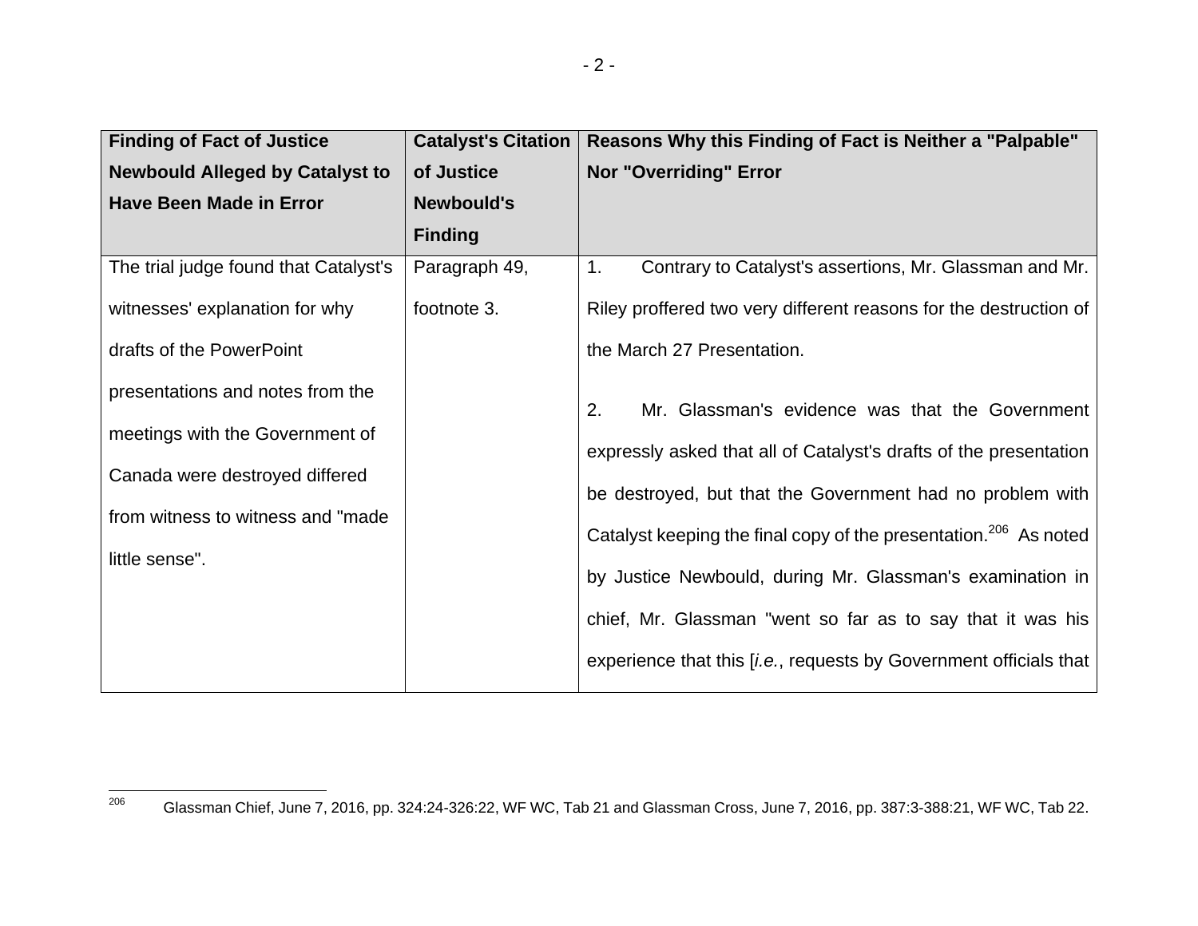| Finding of Fact of Justice Newbould Alleged by Catalyst to Have Been Made in Error | Catalyst's Citation of Justice Newbould's Finding | Reasons Why this Finding of Fact is Neither a "Palpable" Nor "Overriding" Error |
|---|---|---|
| The trial judge found that Catalyst's witnesses' explanation for why drafts of the PowerPoint presentations and notes from the meetings with the Government of Canada were destroyed differed from witness to witness and "made little sense". | Paragraph 49, footnote 3. | 1. Contrary to Catalyst's assertions, Mr. Glassman and Mr. Riley proffered two very different reasons for the destruction of the March 27 Presentation.<br><br>2. Mr. Glassman's evidence was that the Government expressly asked that all of Catalyst's drafts of the presentation be destroyed, but that the Government had no problem with Catalyst keeping the final copy of the presentation.[206] As noted by Justice Newbould, during Mr. Glassman's examination in chief, Mr. Glassman "went so far as to say that it was his experience that this [*i.e.*, requests by Government officials that |

[206] Glassman Chief, June 7, 2016, pp. 324:24-326:22, WF WC, Tab 21 and Glassman Cross, June 7, 2016, pp. 387:3-388:21, WF WC, Tab 22.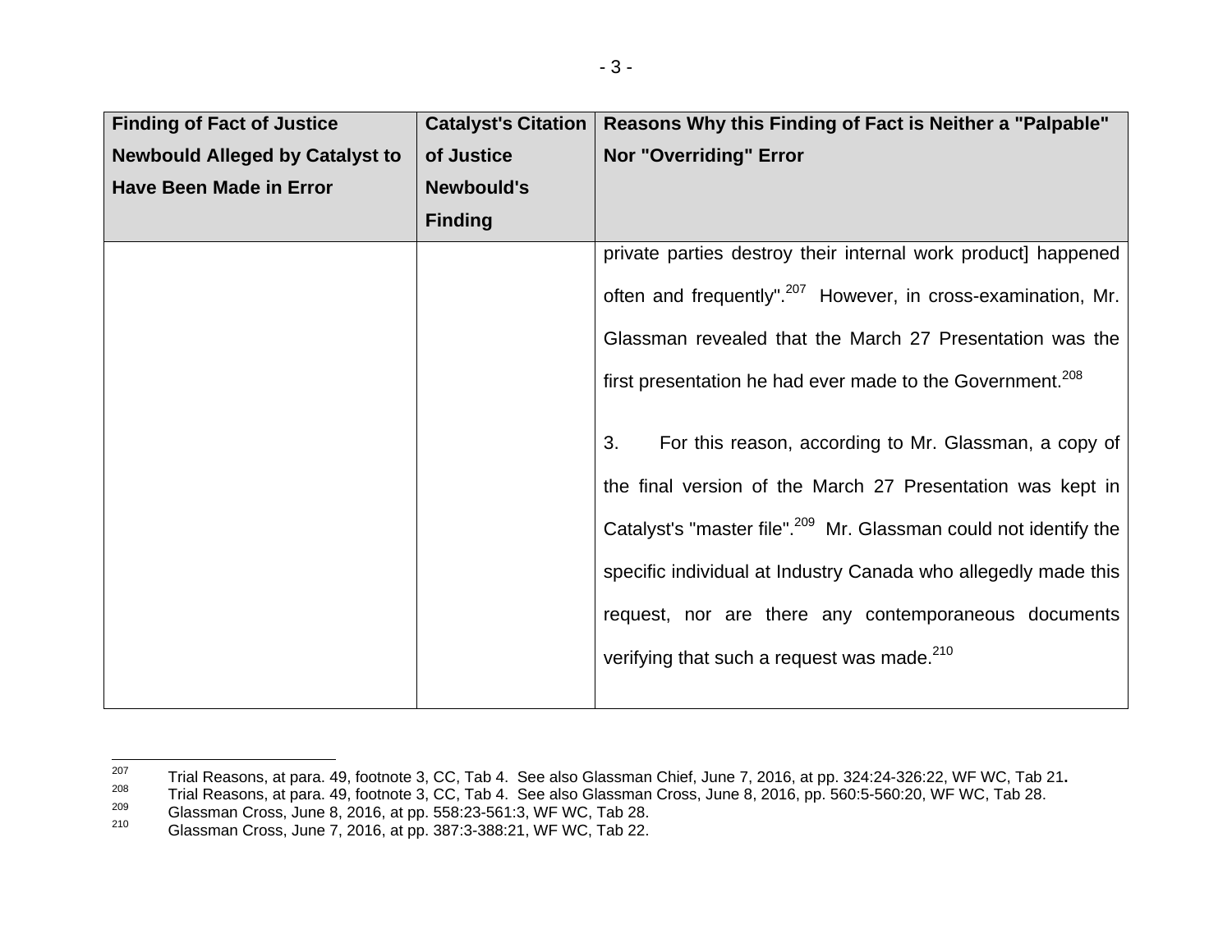| Finding of Fact of Justice Newbould Alleged by Catalyst to Have Been Made in Error | Catalyst's Citation of Justice Newbould's Finding | Reasons Why this Finding of Fact is Neither a "Palpable" Nor "Overriding" Error |
|---|---|---|
| | | private parties destroy their internal work product] happened often and frequently".[207] However, in cross-examination, Mr. Glassman revealed that the March 27 Presentation was the first presentation he had ever made to the Government.[208]<br><br>3. For this reason, according to Mr. Glassman, a copy of the final version of the March 27 Presentation was kept in Catalyst's "master file".[209] Mr. Glassman could not identify the specific individual at Industry Canada who allegedly made this request, nor are there any contemporaneous documents verifying that such a request was made.[210] |

---

[207] Trial Reasons, at para. 49, footnote 3, CC, Tab 4. See also Glassman Chief, June 7, 2016, at pp. 324:24-326:22, WF WC, Tab 21.

[208] Trial Reasons, at para. 49, footnote 3, CC, Tab 4. See also Glassman Cross, June 8, 2016, pp. 560:5-560:20, WF WC, Tab 28.

[209] Glassman Cross, June 8, 2016, at pp. 558:23-561:3, WF WC, Tab 28.

[210] Glassman Cross, June 7, 2016, at pp. 387:3-388:21, WF WC, Tab 22.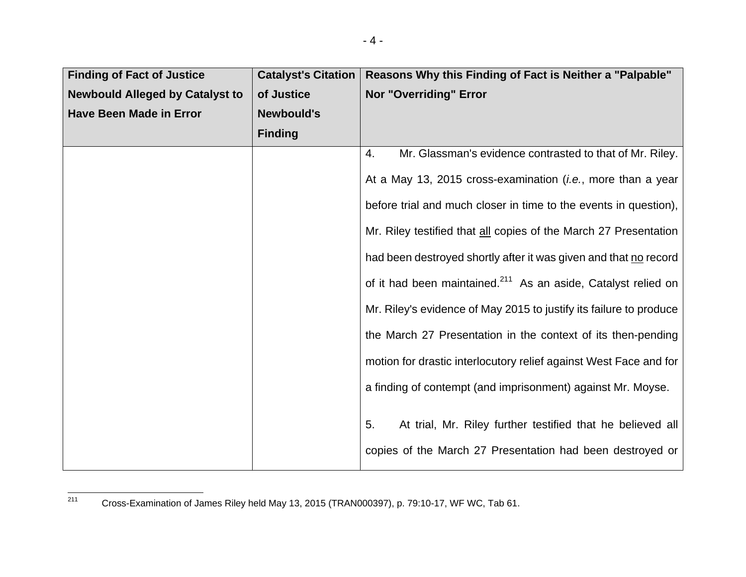| Finding of Fact of Justice Newbould Alleged by Catalyst to Have Been Made in Error | Catalyst's Citation of Justice Newbould's Finding | Reasons Why this Finding of Fact is Neither a "Palpable" Nor "Overriding" Error |
|---|---|---|
| | | 4. Mr. Glassman's evidence contrasted to that of Mr. Riley. At a May 13, 2015 cross-examination (*i.e.*, more than a year before trial and much closer in time to the events in question), Mr. Riley testified that <u>all</u> copies of the March 27 Presentation had been destroyed shortly after it was given and that <u>no</u> record of it had been maintained.[211] As an aside, Catalyst relied on Mr. Riley's evidence of May 2015 to justify its failure to produce the March 27 Presentation in the context of its then-pending motion for drastic interlocutory relief against West Face and for a finding of contempt (and imprisonment) against Mr. Moyse.<br><br>5. At trial, Mr. Riley further testified that he believed all copies of the March 27 Presentation had been destroyed or |

[211] Cross-Examination of James Riley held May 13, 2015 (TRAN000397), p. 79:10-17, WF WC, Tab 61.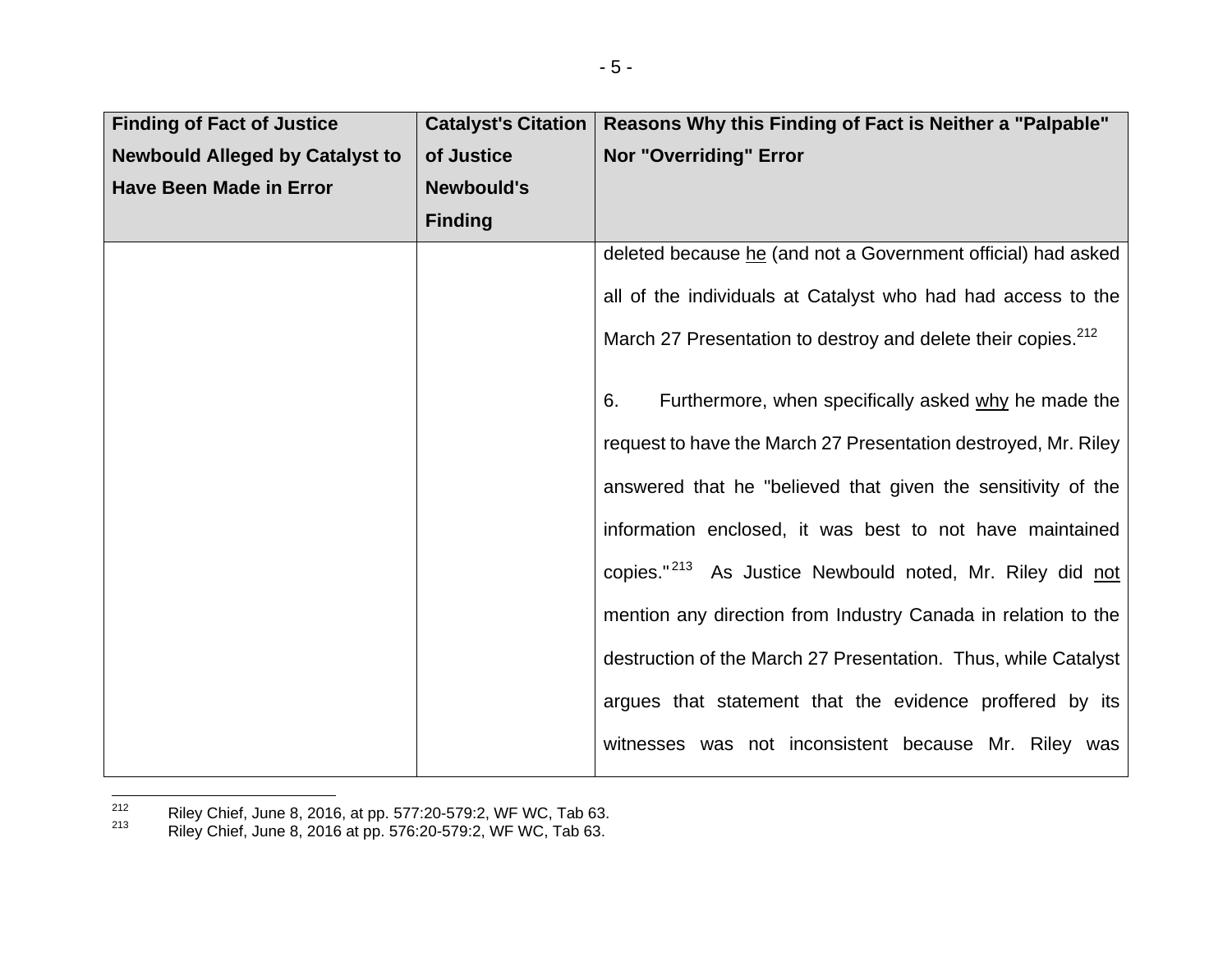| Finding of Fact of Justice Newbould Alleged by Catalyst to Have Been Made in Error | Catalyst's Citation of Justice Newbould's Finding | Reasons Why this Finding of Fact is Neither a "Palpable" Nor "Overriding" Error |
| --- | --- | --- |
| | | deleted because he (and not a Government official) had asked all of the individuals at Catalyst who had had access to the March 27 Presentation to destroy and delete their copies.[212]<br><br>6. Furthermore, when specifically asked why he made the request to have the March 27 Presentation destroyed, Mr. Riley answered that he "believed that given the sensitivity of the information enclosed, it was best to not have maintained copies."[213] As Justice Newbould noted, Mr. Riley did not mention any direction from Industry Canada in relation to the destruction of the March 27 Presentation. Thus, while Catalyst argues that statement that the evidence proffered by its witnesses was not inconsistent because Mr. Riley was |

[212] Riley Chief, June 8, 2016, at pp. 577:20-579:2, WF WC, Tab 63.

[213] Riley Chief, June 8, 2016 at pp. 576:20-579:2, WF WC, Tab 63.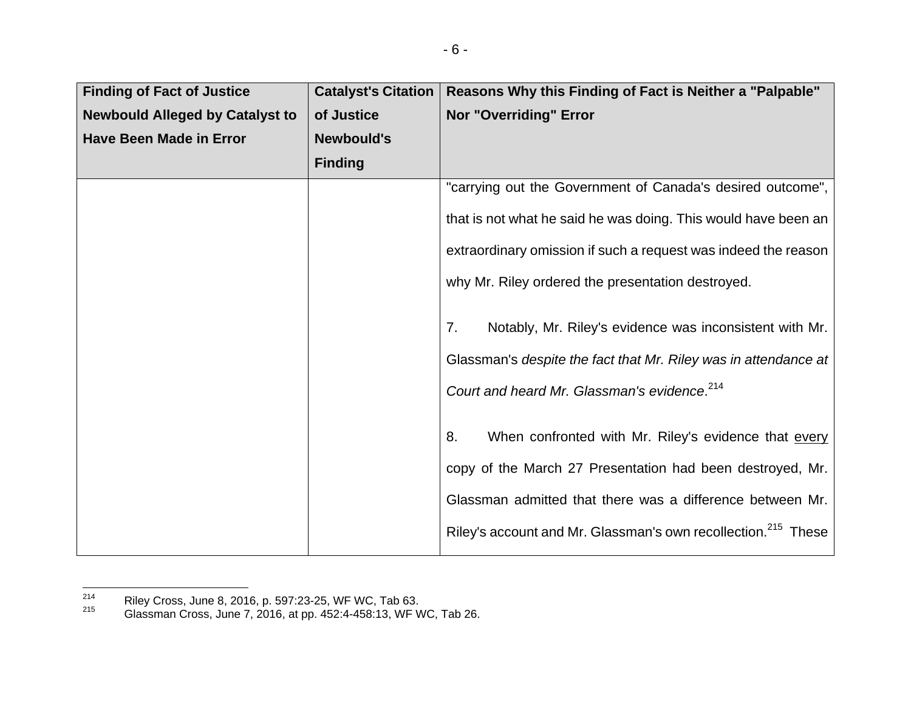| Finding of Fact of Justice Newbould Alleged by Catalyst to Have Been Made in Error | Catalyst's Citation of Justice Newbould's Finding | Reasons Why this Finding of Fact is Neither a "Palpable" Nor "Overriding" Error |
|---|---|---|
| | | "carrying out the Government of Canada's desired outcome", that is not what he said he was doing. This would have been an extraordinary omission if such a request was indeed the reason why Mr. Riley ordered the presentation destroyed.<br><br>7. Notably, Mr. Riley's evidence was inconsistent with Mr. Glassman's *despite the fact that Mr. Riley was in attendance at Court and heard Mr. Glassman's evidence*.[214]<br><br>8. When confronted with Mr. Riley's evidence that <u>every</u> copy of the March 27 Presentation had been destroyed, Mr. Glassman admitted that there was a difference between Mr. Riley's account and Mr. Glassman's own recollection.[215] These |

[214] Riley Cross, June 8, 2016, p. 597:23-25, WF WC, Tab 63.

[215] Glassman Cross, June 7, 2016, at pp. 452:4-458:13, WF WC, Tab 26.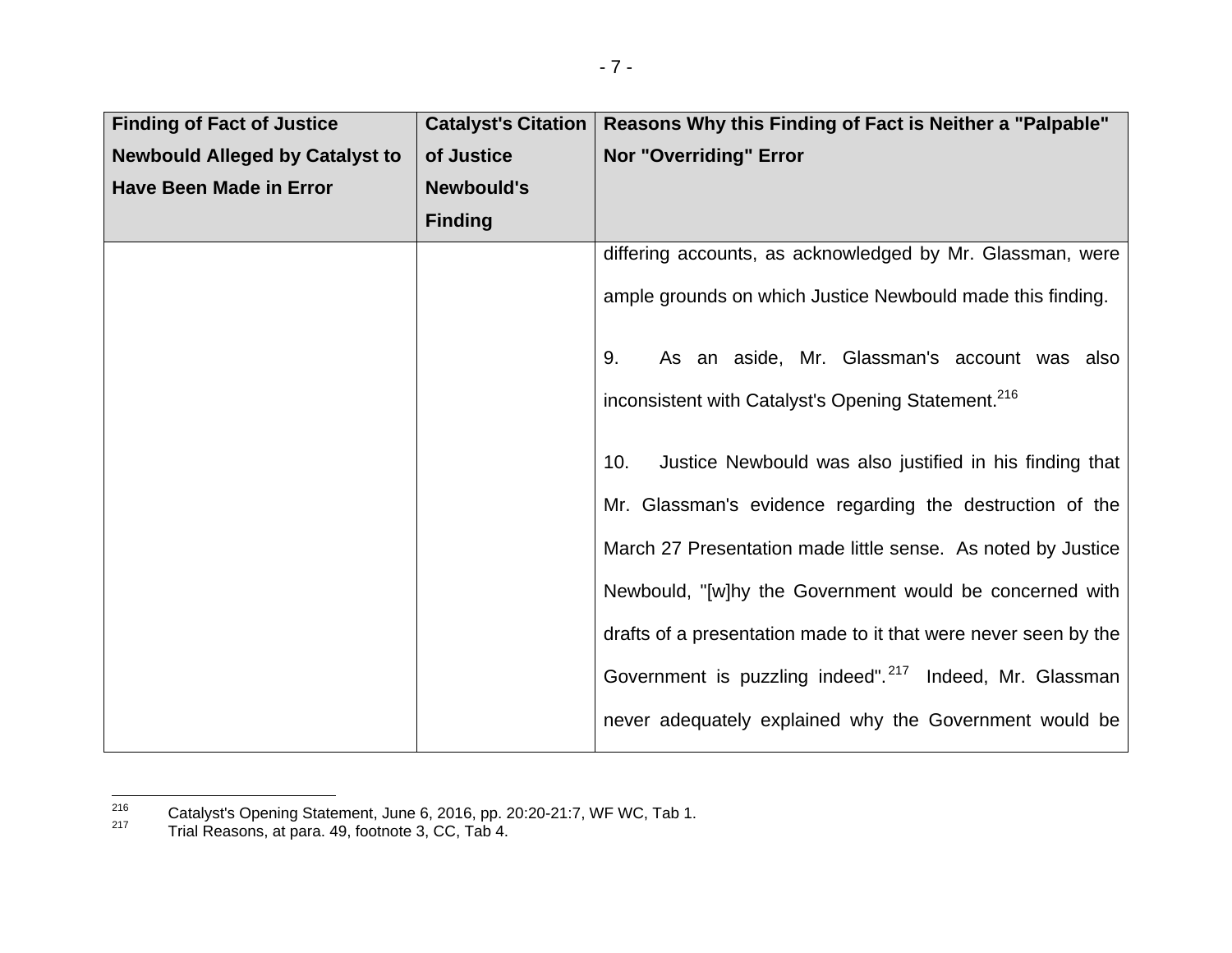| Finding of Fact of Justice Newbould Alleged by Catalyst to Have Been Made in Error | Catalyst's Citation of Justice Newbould's Finding | Reasons Why this Finding of Fact is Neither a "Palpable" Nor "Overriding" Error |
|---|---|---|
| | | differing accounts, as acknowledged by Mr. Glassman, were ample grounds on which Justice Newbould made this finding.<br><br>9. As an aside, Mr. Glassman's account was also inconsistent with Catalyst's Opening Statement.[216]<br><br>10. Justice Newbould was also justified in his finding that Mr. Glassman's evidence regarding the destruction of the March 27 Presentation made little sense. As noted by Justice Newbould, "[w]hy the Government would be concerned with drafts of a presentation made to it that were never seen by the Government is puzzling indeed".[217] Indeed, Mr. Glassman never adequately explained why the Government would be |

[216] Catalyst's Opening Statement, June 6, 2016, pp. 20:20-21:7, WF WC, Tab 1.

[217] Trial Reasons, at para. 49, footnote 3, CC, Tab 4.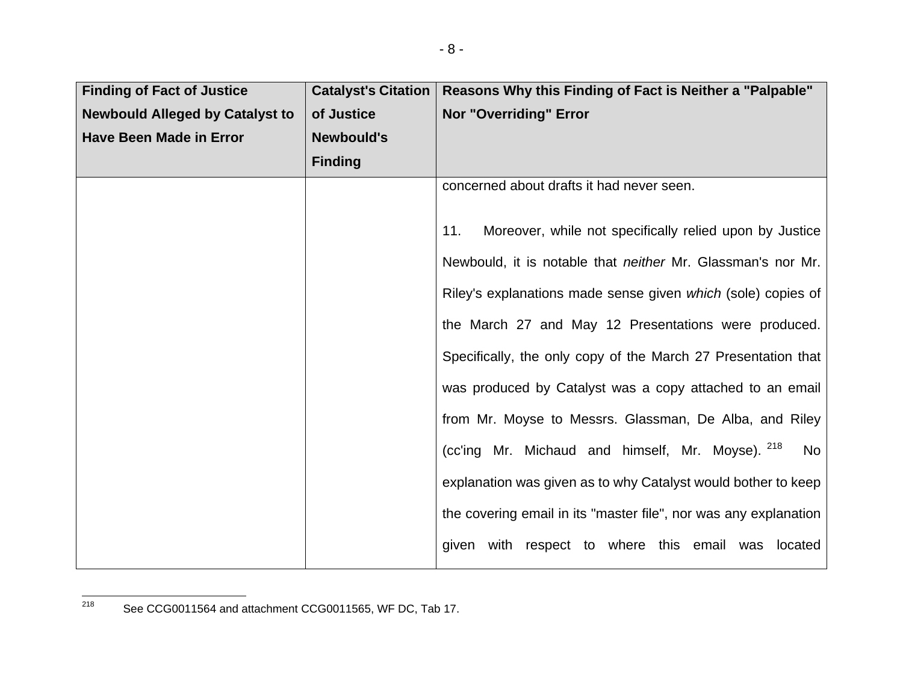| Finding of Fact of Justice Newbould Alleged by Catalyst to Have Been Made in Error | Catalyst's Citation of Justice Newbould's Finding | Reasons Why this Finding of Fact is Neither a "Palpable" Nor "Overriding" Error |
|---|---|---|
| | | concerned about drafts it had never seen.<br><br>11. Moreover, while not specifically relied upon by Justice Newbould, it is notable that *neither* Mr. Glassman's nor Mr. Riley's explanations made sense given *which* (sole) copies of the March 27 and May 12 Presentations were produced. Specifically, the only copy of the March 27 Presentation that was produced by Catalyst was a copy attached to an email from Mr. Moyse to Messrs. Glassman, De Alba, and Riley (cc'ing Mr. Michaud and himself, Mr. Moyse).[218] No explanation was given as to why Catalyst would bother to keep the covering email in its "master file", nor was any explanation given with respect to where this email was located |

[218] See CCG0011564 and attachment CCG0011565, WF DC, Tab 17.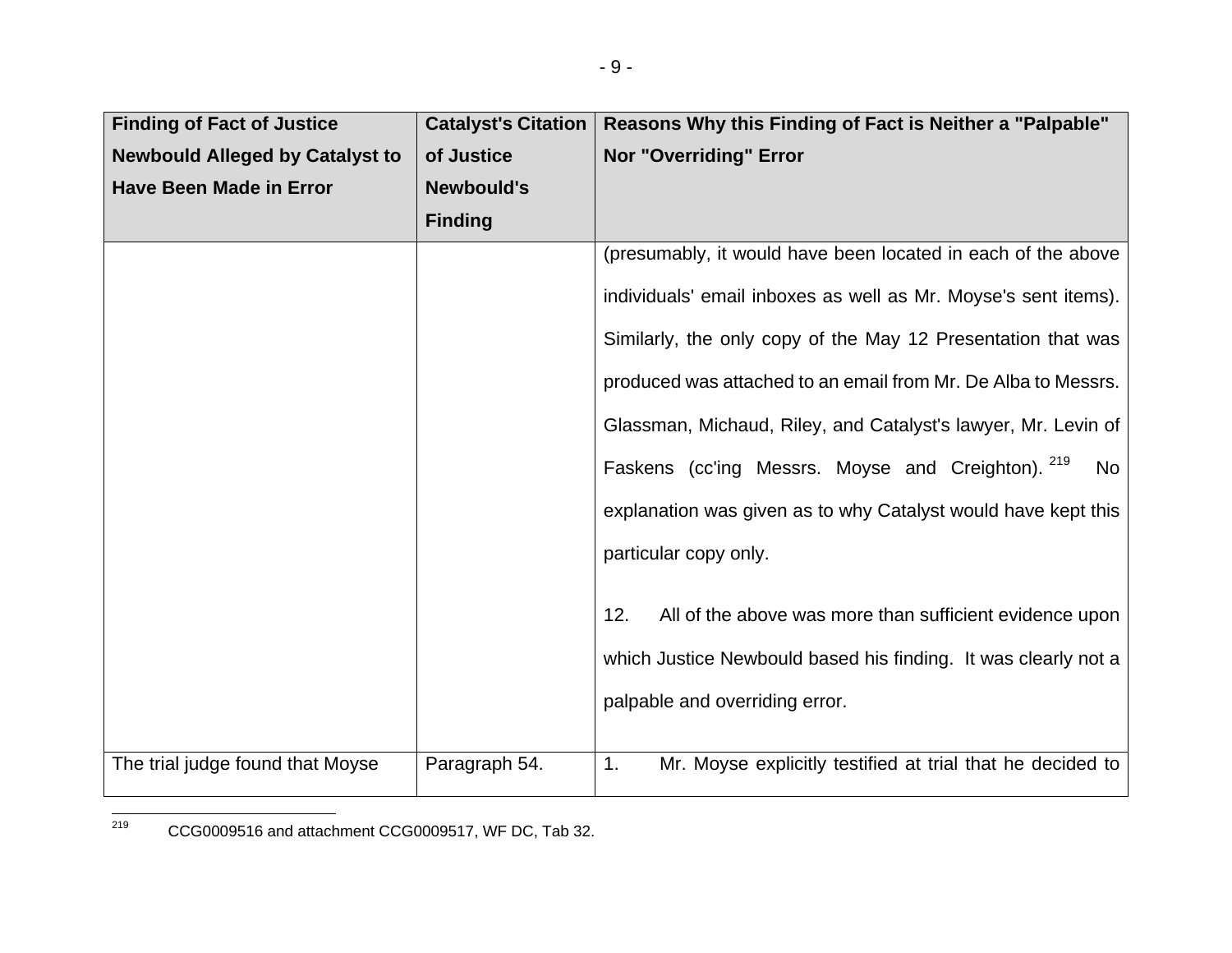| Finding of Fact of Justice Newbould Alleged by Catalyst to Have Been Made in Error | Catalyst's Citation of Justice Newbould's Finding | Reasons Why this Finding of Fact is Neither a "Palpable" Nor "Overriding" Error |
|---|---|---|
| | | (presumably, it would have been located in each of the above individuals' email inboxes as well as Mr. Moyse's sent items). Similarly, the only copy of the May 12 Presentation that was produced was attached to an email from Mr. De Alba to Messrs. Glassman, Michaud, Riley, and Catalyst's lawyer, Mr. Levin of Faskens (cc'ing Messrs. Moyse and Creighton).[219] No explanation was given as to why Catalyst would have kept this particular copy only. <br><br> 12. All of the above was more than sufficient evidence upon which Justice Newbould based his finding. It was clearly not a palpable and overriding error. |
| The trial judge found that Moyse | Paragraph 54. | 1. Mr. Moyse explicitly testified at trial that he decided to |

[219] CCG0009516 and attachment CCG0009517, WF DC, Tab 32.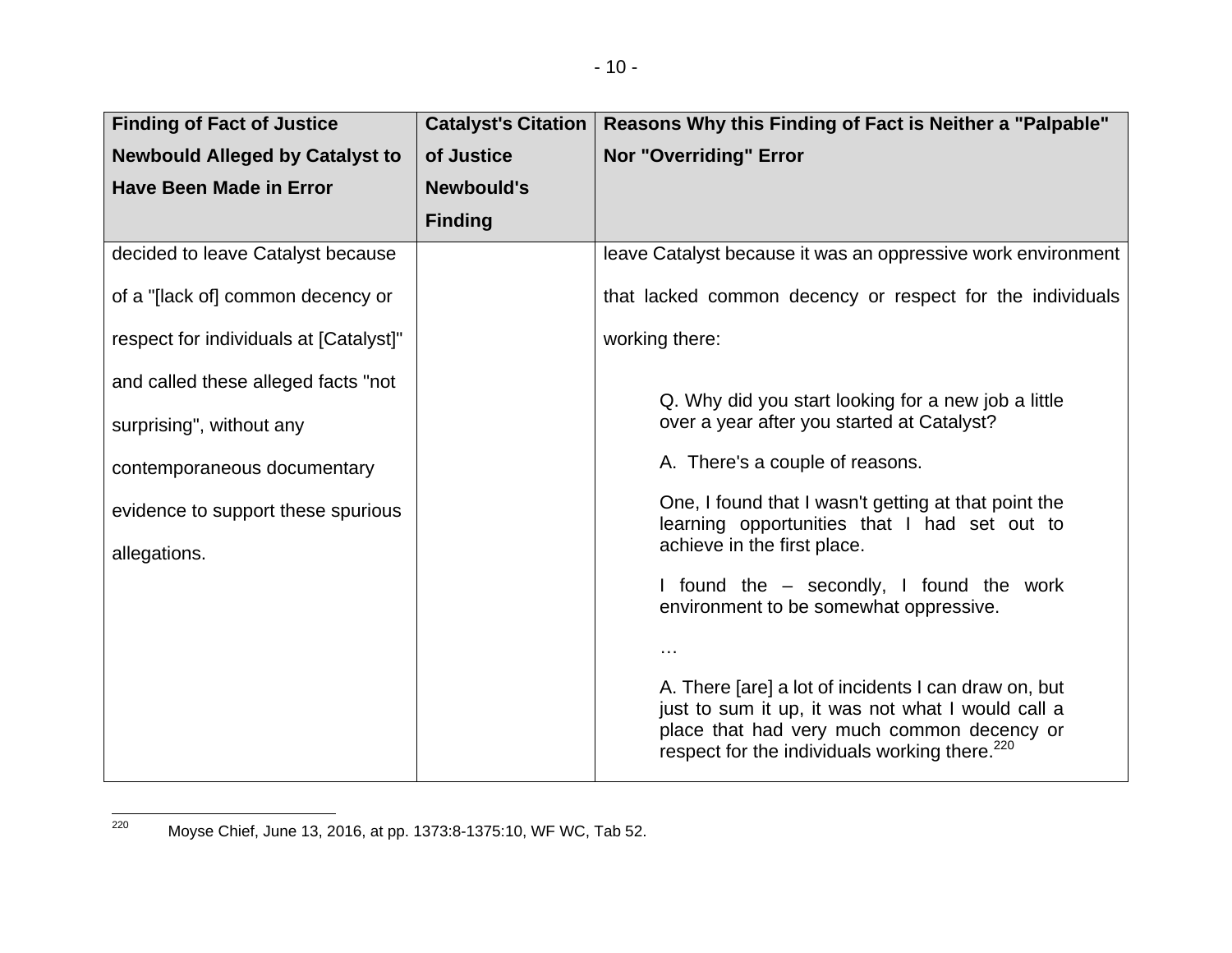| Finding of Fact of Justice Newbould Alleged by Catalyst to Have Been Made in Error | Catalyst's Citation of Justice Newbould's Finding | Reasons Why this Finding of Fact is Neither a "Palpable" Nor "Overriding" Error |
|---|---|---|
| decided to leave Catalyst because of a "[lack of] common decency or respect for individuals at [Catalyst]" and called these alleged facts "not surprising", without any contemporaneous documentary evidence to support these spurious allegations. | | leave Catalyst because it was an oppressive work environment that lacked common decency or respect for the individuals working there:<br><br>Q. Why did you start looking for a new job a little over a year after you started at Catalyst?<br><br>A. There's a couple of reasons.<br><br>One, I found that I wasn't getting at that point the learning opportunities that I had set out to achieve in the first place.<br><br>I found the – secondly, I found the work environment to be somewhat oppressive.<br><br>…<br><br>A. There [are] a lot of incidents I can draw on, but just to sum it up, it was not what I would call a place that had very much common decency or respect for the individuals working there.[220] |

[220] Moyse Chief, June 13, 2016, at pp. 1373:8-1375:10, WF WC, Tab 52.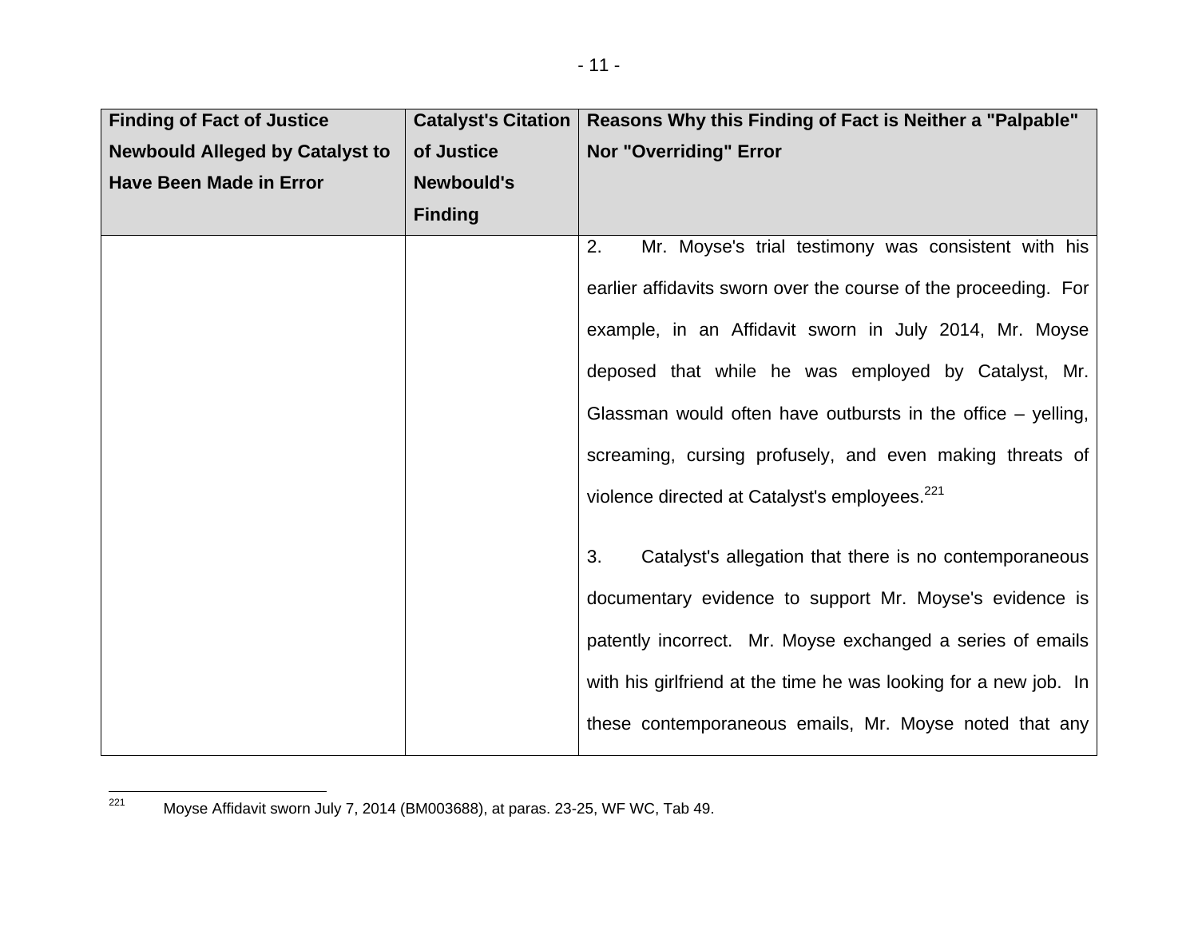| Finding of Fact of Justice Newbould Alleged by Catalyst to Have Been Made in Error | Catalyst's Citation of Justice Newbould's Finding | Reasons Why this Finding of Fact is Neither a "Palpable" Nor "Overriding" Error |
|---|---|---|
| | | 2. Mr. Moyse's trial testimony was consistent with his earlier affidavits sworn over the course of the proceeding. For example, in an Affidavit sworn in July 2014, Mr. Moyse deposed that while he was employed by Catalyst, Mr. Glassman would often have outbursts in the office – yelling, screaming, cursing profusely, and even making threats of violence directed at Catalyst's employees.[221] <br><br> 3. Catalyst's allegation that there is no contemporaneous documentary evidence to support Mr. Moyse's evidence is patently incorrect. Mr. Moyse exchanged a series of emails with his girlfriend at the time he was looking for a new job. In these contemporaneous emails, Mr. Moyse noted that any |

[221] Moyse Affidavit sworn July 7, 2014 (BM003688), at paras. 23-25, WF WC, Tab 49.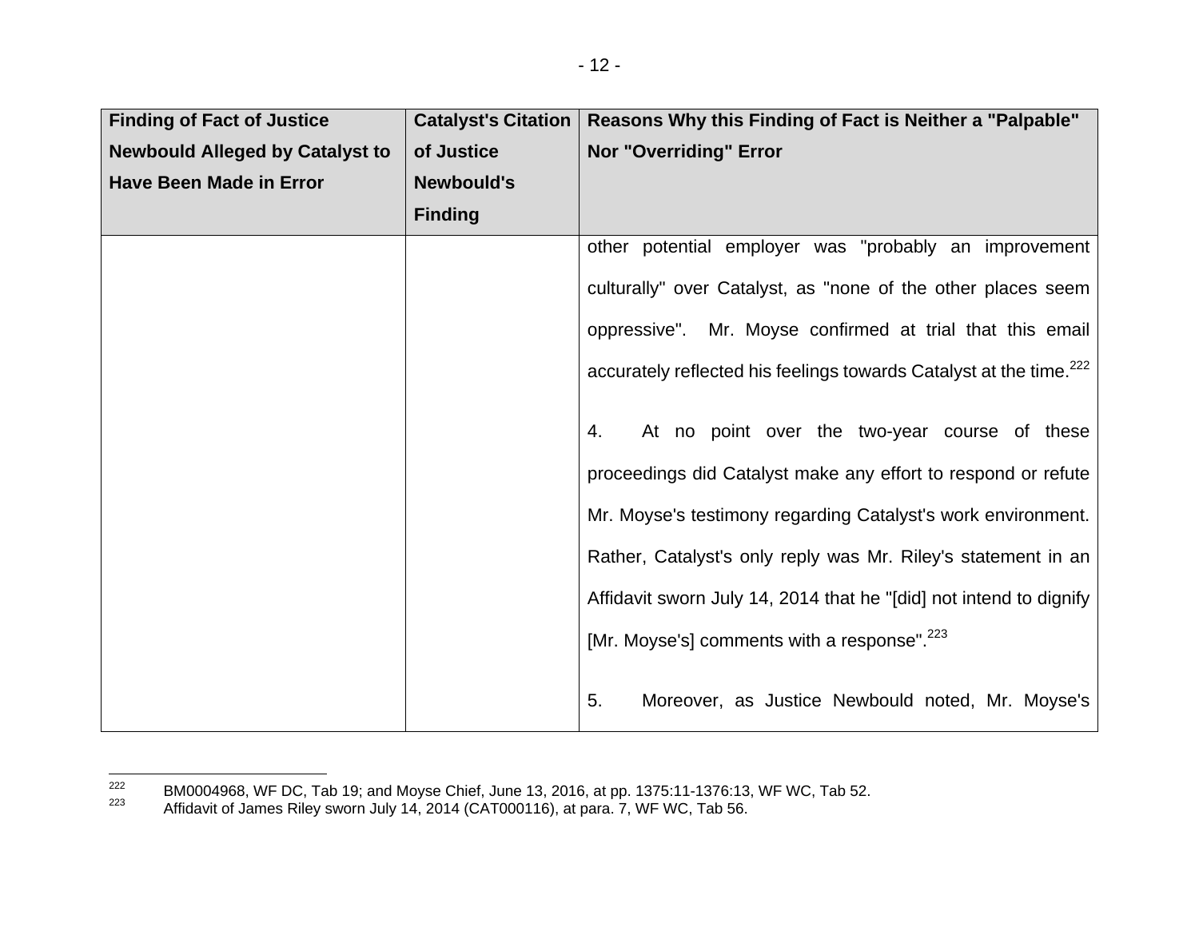| Finding of Fact of Justice Newbould Alleged by Catalyst to Have Been Made in Error | Catalyst's Citation of Justice Newbould's Finding | Reasons Why this Finding of Fact is Neither a "Palpable" Nor "Overriding" Error |
| --- | --- | --- |
| | | other potential employer was "probably an improvement culturally" over Catalyst, as "none of the other places seem oppressive". Mr. Moyse confirmed at trial that this email accurately reflected his feelings towards Catalyst at the time.[222]<br><br>4. At no point over the two-year course of these proceedings did Catalyst make any effort to respond or refute Mr. Moyse's testimony regarding Catalyst's work environment. Rather, Catalyst's only reply was Mr. Riley's statement in an Affidavit sworn July 14, 2014 that he "[did] not intend to dignify [Mr. Moyse's] comments with a response".[223]<br><br>5. Moreover, as Justice Newbould noted, Mr. Moyse's |

[222] BM0004968, WF DC, Tab 19; and Moyse Chief, June 13, 2016, at pp. 1375:11-1376:13, WF WC, Tab 52.

[223] Affidavit of James Riley sworn July 14, 2014 (CAT000116), at para. 7, WF WC, Tab 56.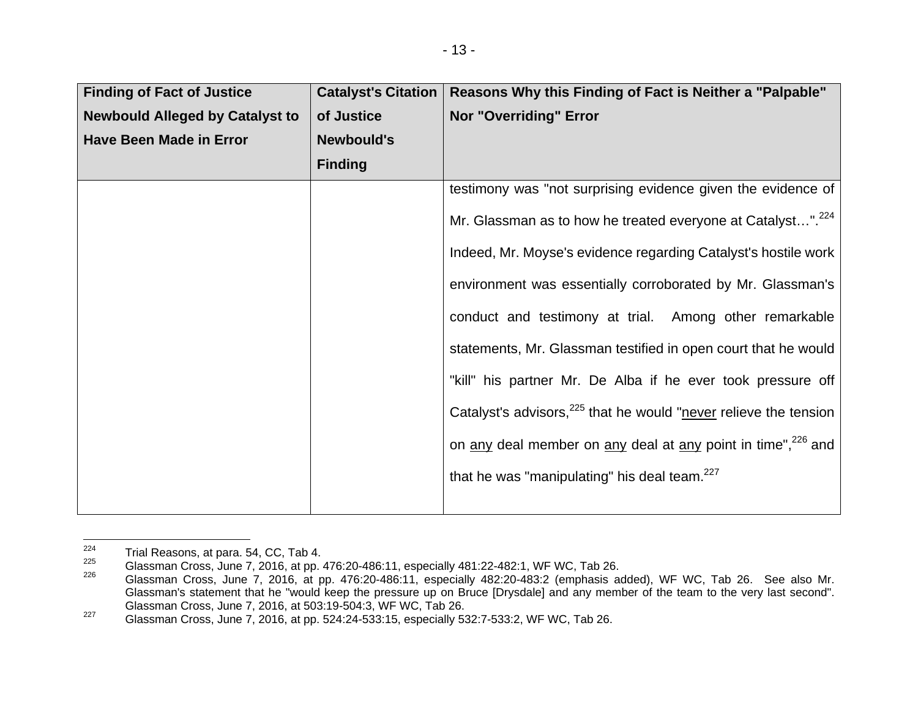| Finding of Fact of Justice Newbould Alleged by Catalyst to Have Been Made in Error | Catalyst's Citation of Justice Newbould's Finding | Reasons Why this Finding of Fact is Neither a "Palpable" Nor "Overriding" Error |
|---|---|---|
| | | testimony was "not surprising evidence given the evidence of Mr. Glassman as to how he treated everyone at Catalyst…".[224] Indeed, Mr. Moyse's evidence regarding Catalyst's hostile work environment was essentially corroborated by Mr. Glassman's conduct and testimony at trial. Among other remarkable statements, Mr. Glassman testified in open court that he would "kill" his partner Mr. De Alba if he ever took pressure off Catalyst's advisors,[225] that he would "<u>never</u> relieve the tension on <u>any</u> deal member on <u>any</u> deal at <u>any</u> point in time",[226] and that he was "manipulating" his deal team.[227] |

[224] Trial Reasons, at para. 54, CC, Tab 4.

[225] Glassman Cross, June 7, 2016, at pp. 476:20-486:11, especially 481:22-482:1, WF WC, Tab 26.

[226] Glassman Cross, June 7, 2016, at pp. 476:20-486:11, especially 482:20-483:2 (emphasis added), WF WC, Tab 26. See also Mr. Glassman's statement that he "would keep the pressure up on Bruce [Drysdale] and any member of the team to the very last second". Glassman Cross, June 7, 2016, at 503:19-504:3, WF WC, Tab 26.

[227] Glassman Cross, June 7, 2016, at pp. 524:24-533:15, especially 532:7-533:2, WF WC, Tab 26.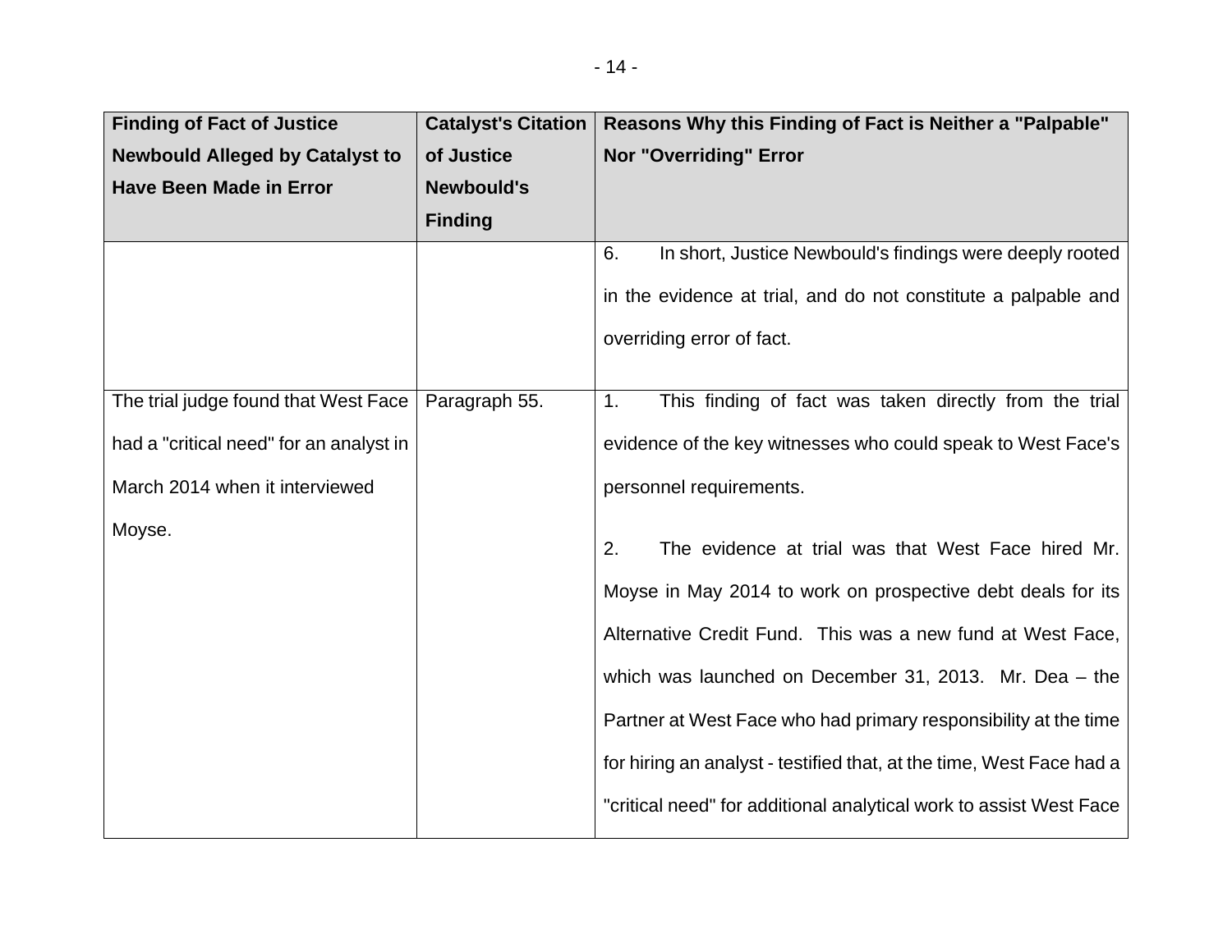| Finding of Fact of Justice Newbould Alleged by Catalyst to Have Been Made in Error | Catalyst's Citation of Justice Newbould's Finding | Reasons Why this Finding of Fact is Neither a "Palpable" Nor "Overriding" Error |
|---|---|---|
| | | 6. In short, Justice Newbould's findings were deeply rooted in the evidence at trial, and do not constitute a palpable and overriding error of fact. |
| The trial judge found that West Face had a "critical need" for an analyst in March 2014 when it interviewed Moyse. | Paragraph 55. | 1. This finding of fact was taken directly from the trial evidence of the key witnesses who could speak to West Face's personnel requirements.<br><br>2. The evidence at trial was that West Face hired Mr. Moyse in May 2014 to work on prospective debt deals for its Alternative Credit Fund. This was a new fund at West Face, which was launched on December 31, 2013. Mr. Dea – the Partner at West Face who had primary responsibility at the time for hiring an analyst - testified that, at the time, West Face had a "critical need" for additional analytical work to assist West Face |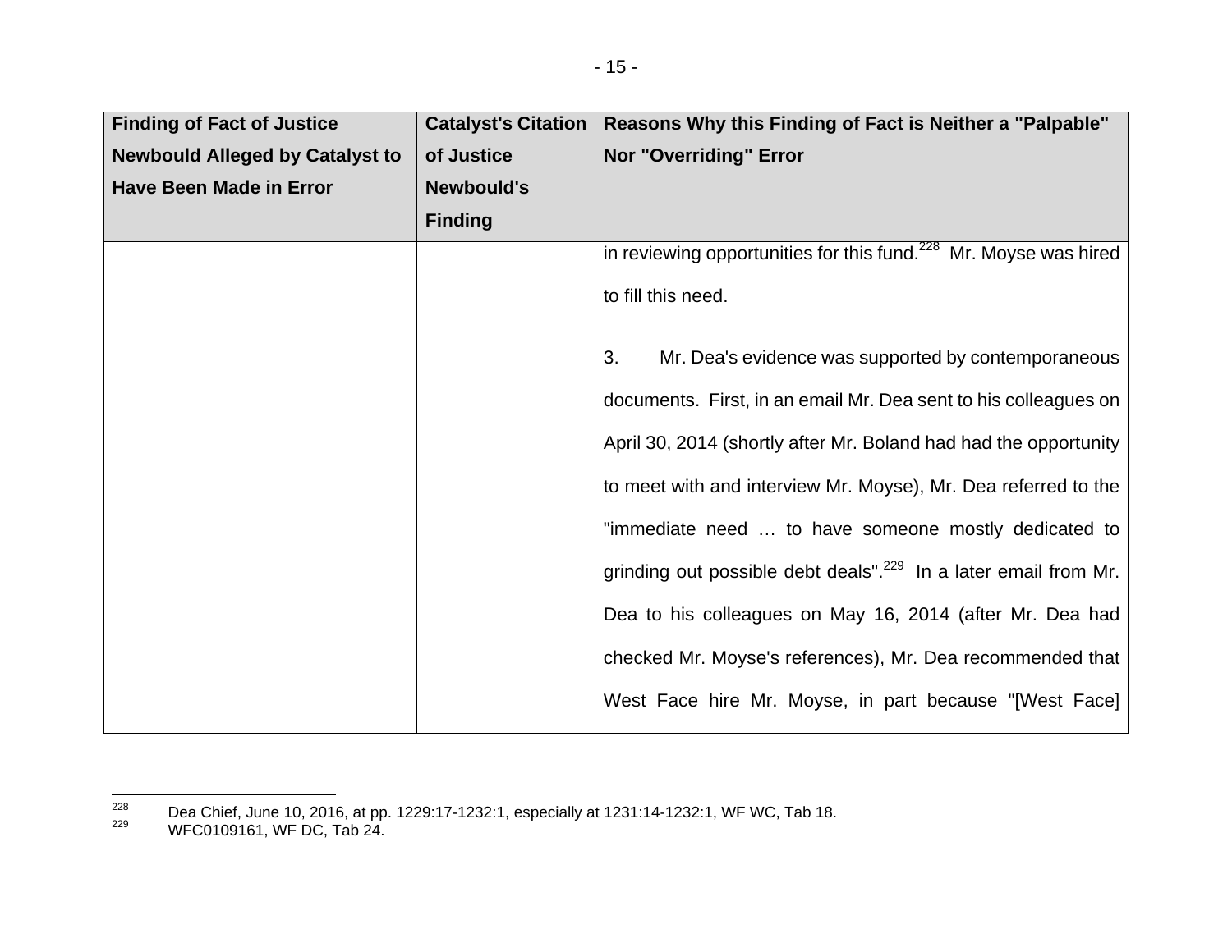| Finding of Fact of Justice Newbould Alleged by Catalyst to Have Been Made in Error | Catalyst's Citation of Justice Newbould's Finding | Reasons Why this Finding of Fact is Neither a "Palpable" Nor "Overriding" Error |
|---|---|---|
| | | in reviewing opportunities for this fund.[228] Mr. Moyse was hired to fill this need.<br><br>3. Mr. Dea's evidence was supported by contemporaneous documents. First, in an email Mr. Dea sent to his colleagues on April 30, 2014 (shortly after Mr. Boland had had the opportunity to meet with and interview Mr. Moyse), Mr. Dea referred to the "immediate need … to have someone mostly dedicated to grinding out possible debt deals".[229] In a later email from Mr. Dea to his colleagues on May 16, 2014 (after Mr. Dea had checked Mr. Moyse's references), Mr. Dea recommended that West Face hire Mr. Moyse, in part because "[West Face] |

[228] Dea Chief, June 10, 2016, at pp. 1229:17-1232:1, especially at 1231:14-1232:1, WF WC, Tab 18.

[229] WFC0109161, WF DC, Tab 24.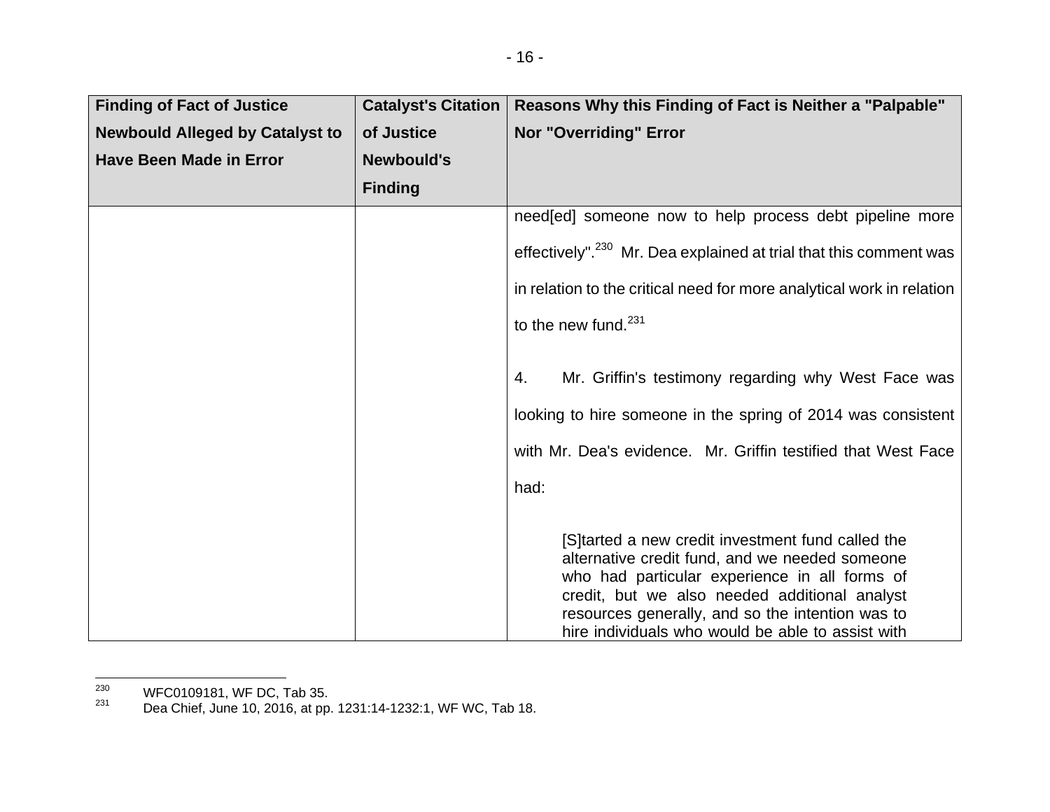| Finding of Fact of Justice Newbould Alleged by Catalyst to Have Been Made in Error | Catalyst's Citation of Justice Newbould's Finding | Reasons Why this Finding of Fact is Neither a "Palpable" Nor "Overriding" Error |
|---|---|---|
| | | need[ed] someone now to help process debt pipeline more effectively".[230] Mr. Dea explained at trial that this comment was in relation to the critical need for more analytical work in relation to the new fund.[231]<br><br>4. Mr. Griffin's testimony regarding why West Face was looking to hire someone in the spring of 2014 was consistent with Mr. Dea's evidence. Mr. Griffin testified that West Face had:<br><br>[S]tarted a new credit investment fund called the alternative credit fund, and we needed someone who had particular experience in all forms of credit, but we also needed additional analyst resources generally, and so the intention was to hire individuals who would be able to assist with |

[230] WFC0109181, WF DC, Tab 35.

[231] Dea Chief, June 10, 2016, at pp. 1231:14-1232:1, WF WC, Tab 18.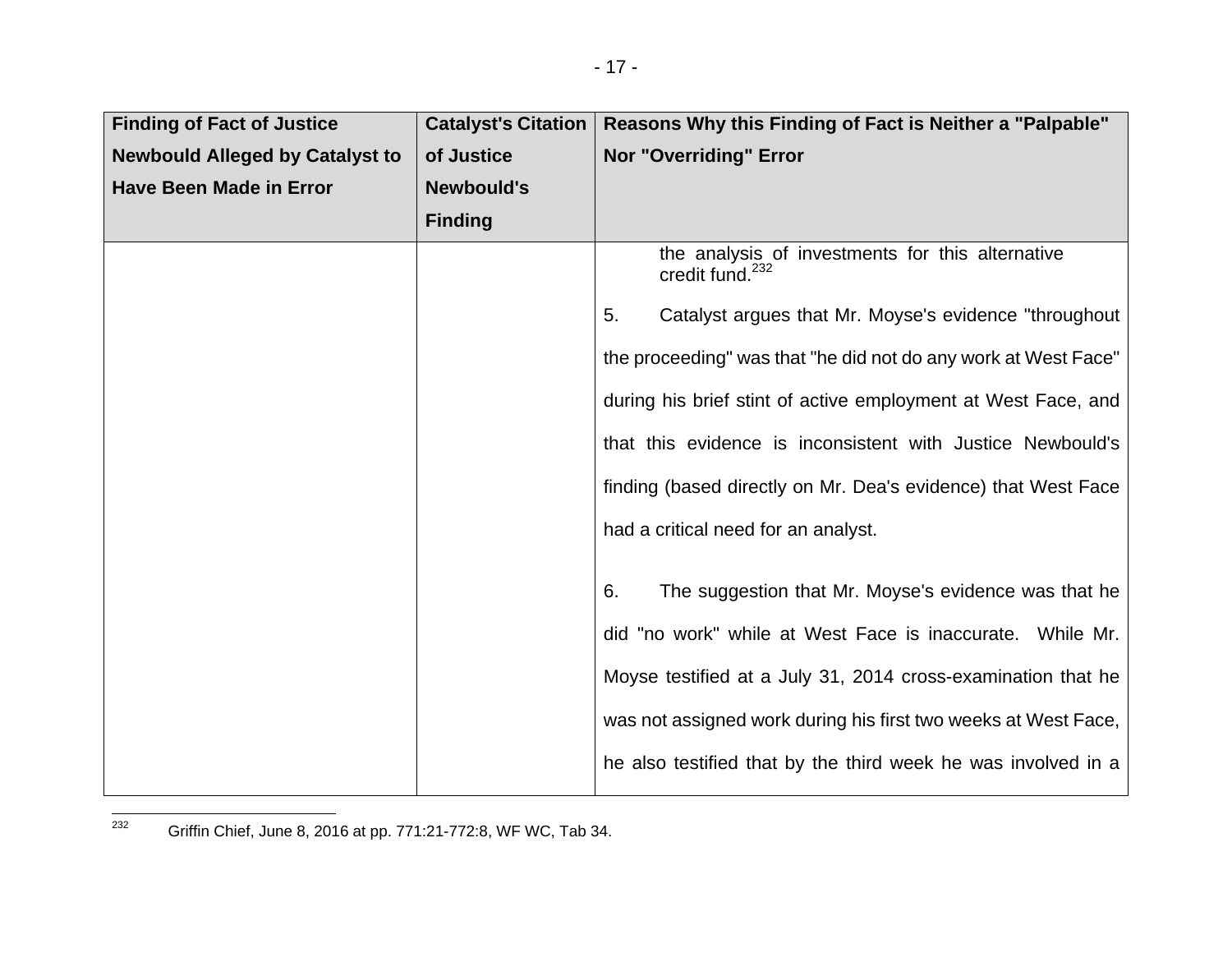| Finding of Fact of Justice Newbould Alleged by Catalyst to Have Been Made in Error | Catalyst's Citation of Justice Newbould's Finding | Reasons Why this Finding of Fact is Neither a "Palpable" Nor "Overriding" Error |
|---|---|---|
| | | the analysis of investments for this alternative credit fund.[232]<br><br>5. Catalyst argues that Mr. Moyse's evidence "throughout the proceeding" was that "he did not do any work at West Face" during his brief stint of active employment at West Face, and that this evidence is inconsistent with Justice Newbould's finding (based directly on Mr. Dea's evidence) that West Face had a critical need for an analyst.<br><br>6. The suggestion that Mr. Moyse's evidence was that he did "no work" while at West Face is inaccurate. While Mr. Moyse testified at a July 31, 2014 cross-examination that he was not assigned work during his first two weeks at West Face, he also testified that by the third week he was involved in a |

[232] Griffin Chief, June 8, 2016 at pp. 771:21-772:8, WF WC, Tab 34.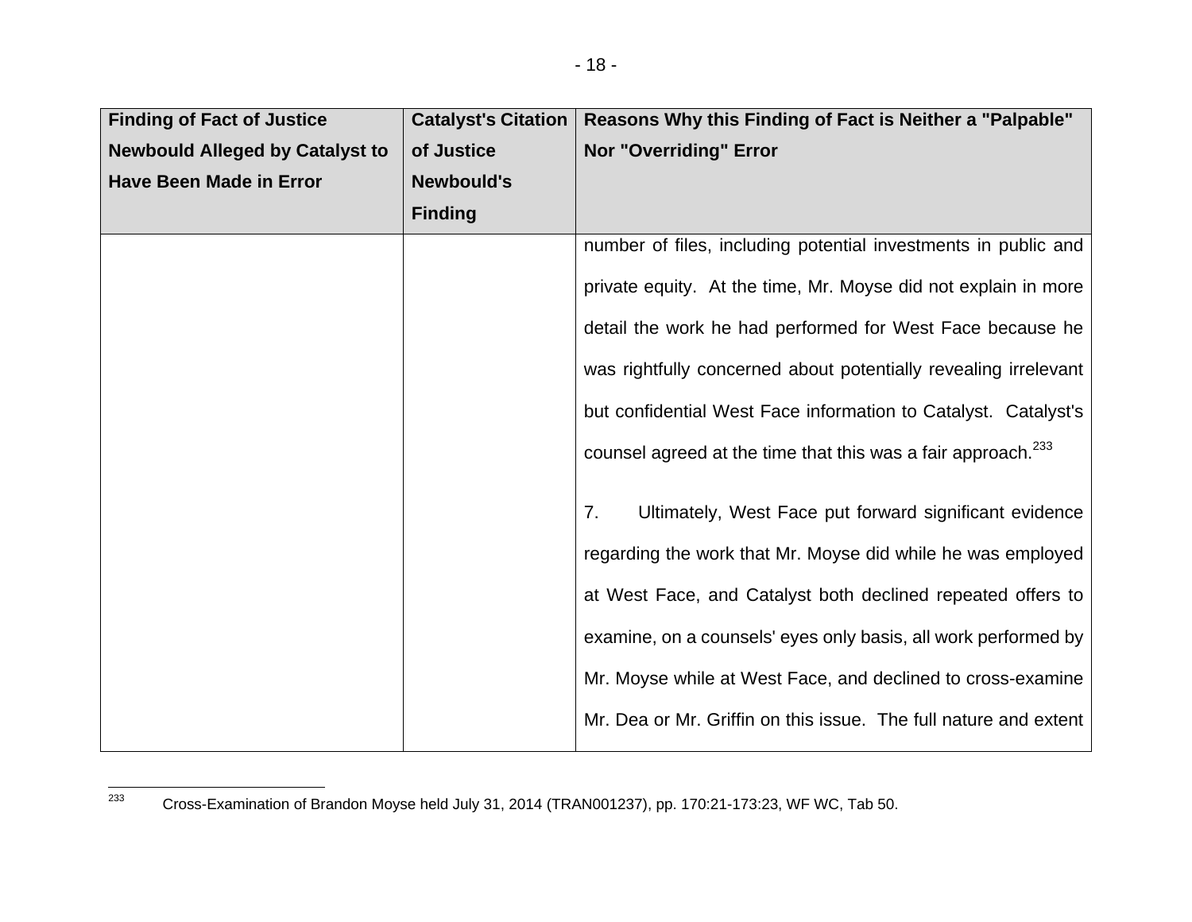| Finding of Fact of Justice Newbould Alleged by Catalyst to Have Been Made in Error | Catalyst's Citation of Justice Newbould's Finding | Reasons Why this Finding of Fact is Neither a "Palpable" Nor "Overriding" Error |
|---|---|---|
| | | number of files, including potential investments in public and private equity. At the time, Mr. Moyse did not explain in more detail the work he had performed for West Face because he was rightfully concerned about potentially revealing irrelevant but confidential West Face information to Catalyst. Catalyst's counsel agreed at the time that this was a fair approach.[233]<br><br>7. Ultimately, West Face put forward significant evidence regarding the work that Mr. Moyse did while he was employed at West Face, and Catalyst both declined repeated offers to examine, on a counsels' eyes only basis, all work performed by Mr. Moyse while at West Face, and declined to cross-examine Mr. Dea or Mr. Griffin on this issue. The full nature and extent |

[233] Cross-Examination of Brandon Moyse held July 31, 2014 (TRAN001237), pp. 170:21-173:23, WF WC, Tab 50.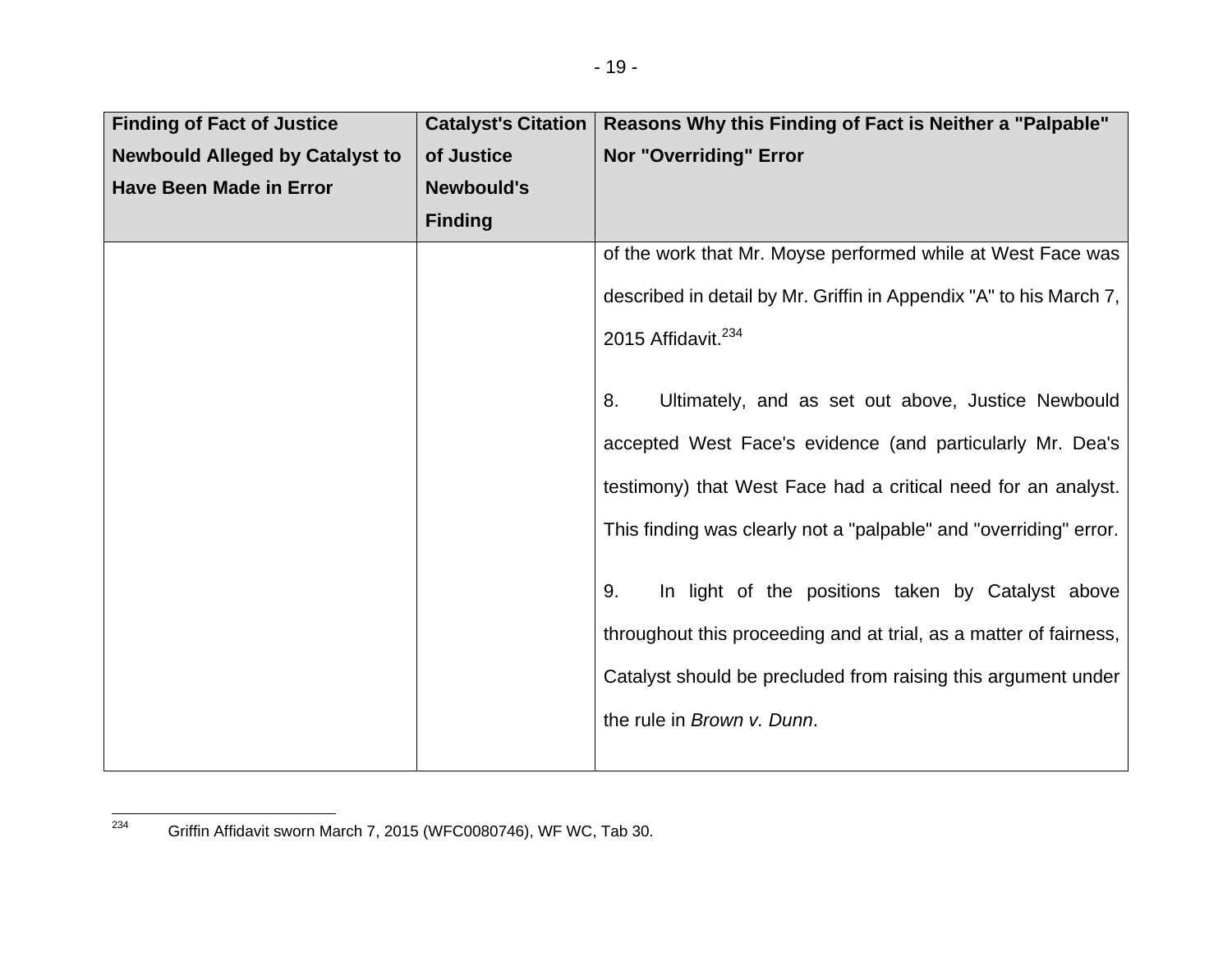| Finding of Fact of Justice Newbould Alleged by Catalyst to Have Been Made in Error | Catalyst's Citation of Justice Newbould's Finding | Reasons Why this Finding of Fact is Neither a "Palpable" Nor "Overriding" Error |
|---|---|---|
| | | of the work that Mr. Moyse performed while at West Face was described in detail by Mr. Griffin in Appendix "A" to his March 7, 2015 Affidavit.[234]<br><br>8. Ultimately, and as set out above, Justice Newbould accepted West Face's evidence (and particularly Mr. Dea's testimony) that West Face had a critical need for an analyst. This finding was clearly not a "palpable" and "overriding" error.<br><br>9. In light of the positions taken by Catalyst above throughout this proceeding and at trial, as a matter of fairness, Catalyst should be precluded from raising this argument under the rule in *Brown v. Dunn*. |

[234] Griffin Affidavit sworn March 7, 2015 (WFC0080746), WF WC, Tab 30.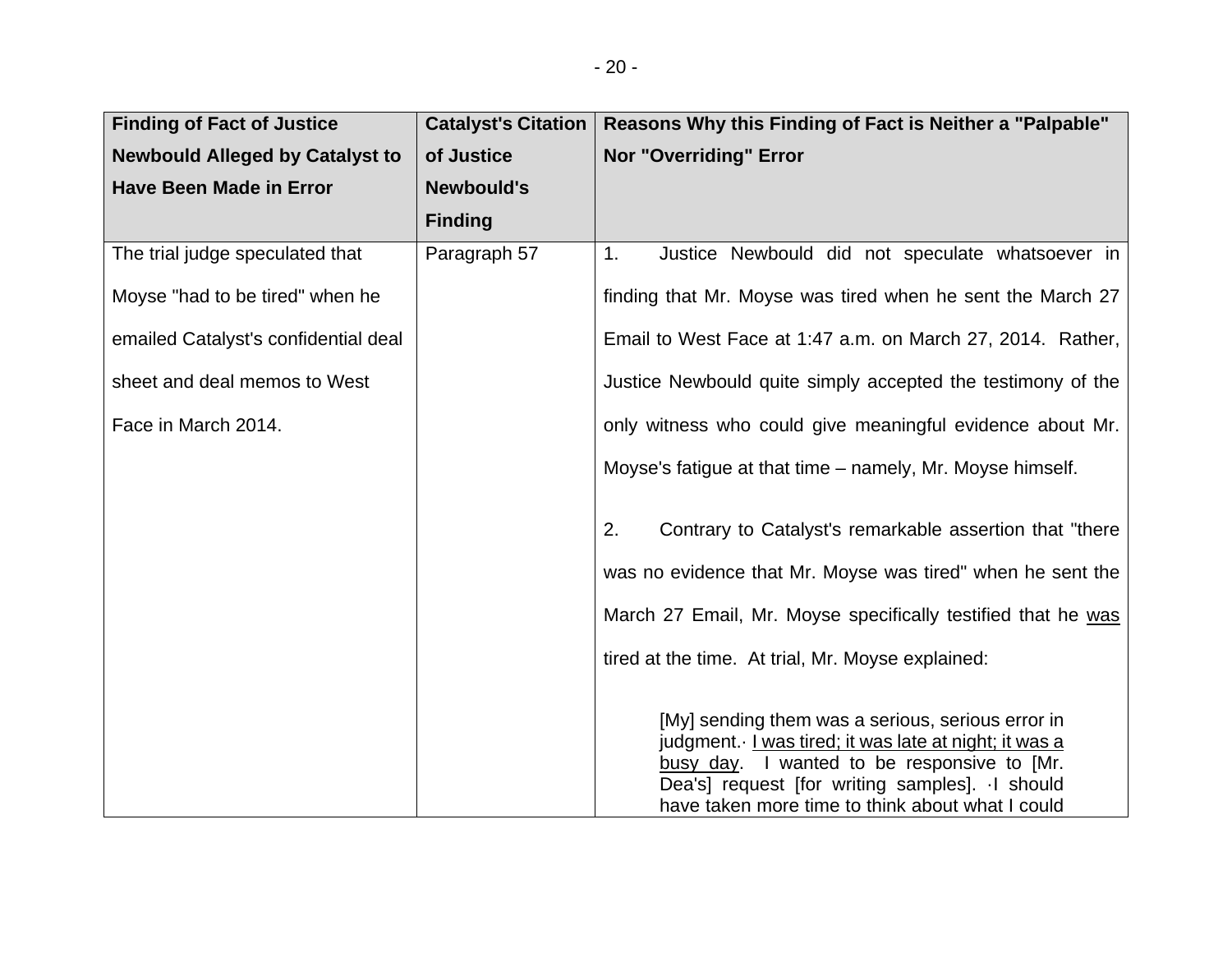| Finding of Fact of Justice Newbould Alleged by Catalyst to Have Been Made in Error | Catalyst's Citation of Justice Newbould's Finding | Reasons Why this Finding of Fact is Neither a "Palpable" Nor "Overriding" Error |
|---|---|---|
| The trial judge speculated that Moyse "had to be tired" when he emailed Catalyst's confidential deal sheet and deal memos to West Face in March 2014. | Paragraph 57 | 1. Justice Newbould did not speculate whatsoever in finding that Mr. Moyse was tired when he sent the March 27 Email to West Face at 1:47 a.m. on March 27, 2014. Rather, Justice Newbould quite simply accepted the testimony of the only witness who could give meaningful evidence about Mr. Moyse's fatigue at that time – namely, Mr. Moyse himself.<br><br>2. Contrary to Catalyst's remarkable assertion that "there was no evidence that Mr. Moyse was tired" when he sent the March 27 Email, Mr. Moyse specifically testified that he <u>was</u> tired at the time. At trial, Mr. Moyse explained:<br><br>> [My] sending them was a serious, serious error in judgment.· <u>I was tired; it was late at night; it was a busy day</u>. I wanted to be responsive to [Mr. Dea's] request [for writing samples]. ·I should have taken more time to think about what I could |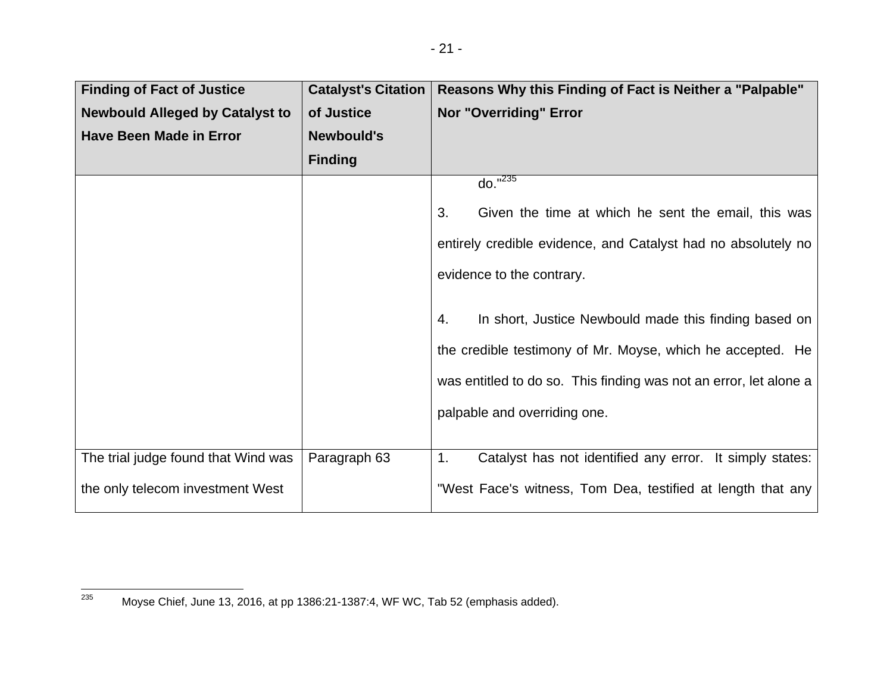| Finding of Fact of Justice Newbould Alleged by Catalyst to Have Been Made in Error | Catalyst's Citation of Justice Newbould's Finding | Reasons Why this Finding of Fact is Neither a "Palpable" Nor "Overriding" Error |
|---|---|---|
| | | do."[235]<br><br>3. Given the time at which he sent the email, this was entirely credible evidence, and Catalyst had no absolutely no evidence to the contrary.<br><br>4. In short, Justice Newbould made this finding based on the credible testimony of Mr. Moyse, which he accepted. He was entitled to do so. This finding was not an error, let alone a palpable and overriding one. |
| The trial judge found that Wind was the only telecom investment West | Paragraph 63 | 1. Catalyst has not identified any error. It simply states: "West Face's witness, Tom Dea, testified at length that any |

[235] Moyse Chief, June 13, 2016, at pp 1386:21-1387:4, WF WC, Tab 52 (emphasis added).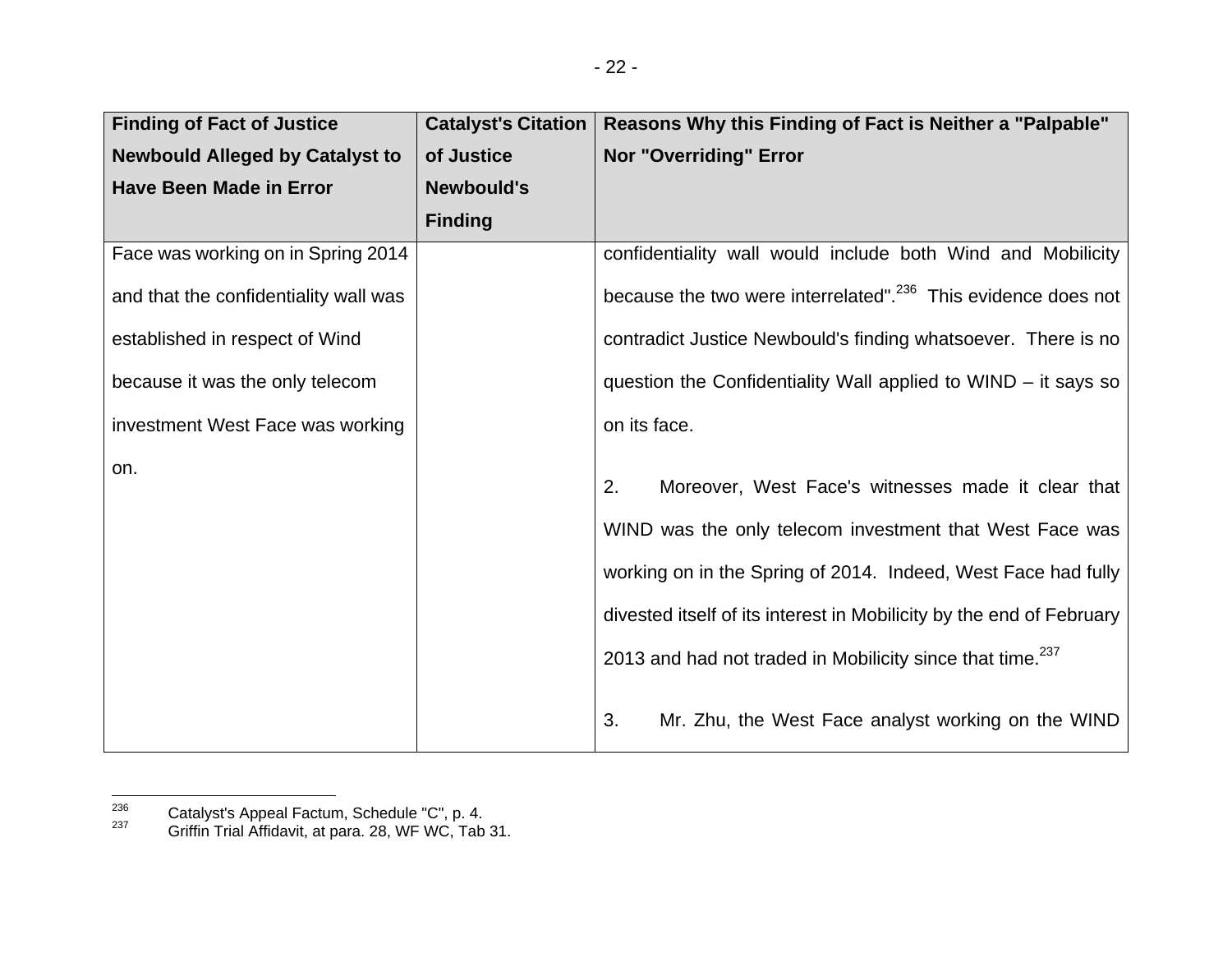| Finding of Fact of Justice Newbould Alleged by Catalyst to Have Been Made in Error | Catalyst's Citation of Justice Newbould's Finding | Reasons Why this Finding of Fact is Neither a "Palpable" Nor "Overriding" Error |
|---|---|---|
| Face was working on in Spring 2014 and that the confidentiality wall was established in respect of Wind because it was the only telecom investment West Face was working on. | | confidentiality wall would include both Wind and Mobilicity because the two were interrelated".[236] This evidence does not contradict Justice Newbould's finding whatsoever. There is no question the Confidentiality Wall applied to WIND – it says so on its face.<br><br>2. Moreover, West Face's witnesses made it clear that WIND was the only telecom investment that West Face was working on in the Spring of 2014. Indeed, West Face had fully divested itself of its interest in Mobilicity by the end of February 2013 and had not traded in Mobilicity since that time.[237]<br><br>3. Mr. Zhu, the West Face analyst working on the WIND |

[236] Catalyst's Appeal Factum, Schedule "C", p. 4.

[237] Griffin Trial Affidavit, at para. 28, WF WC, Tab 31.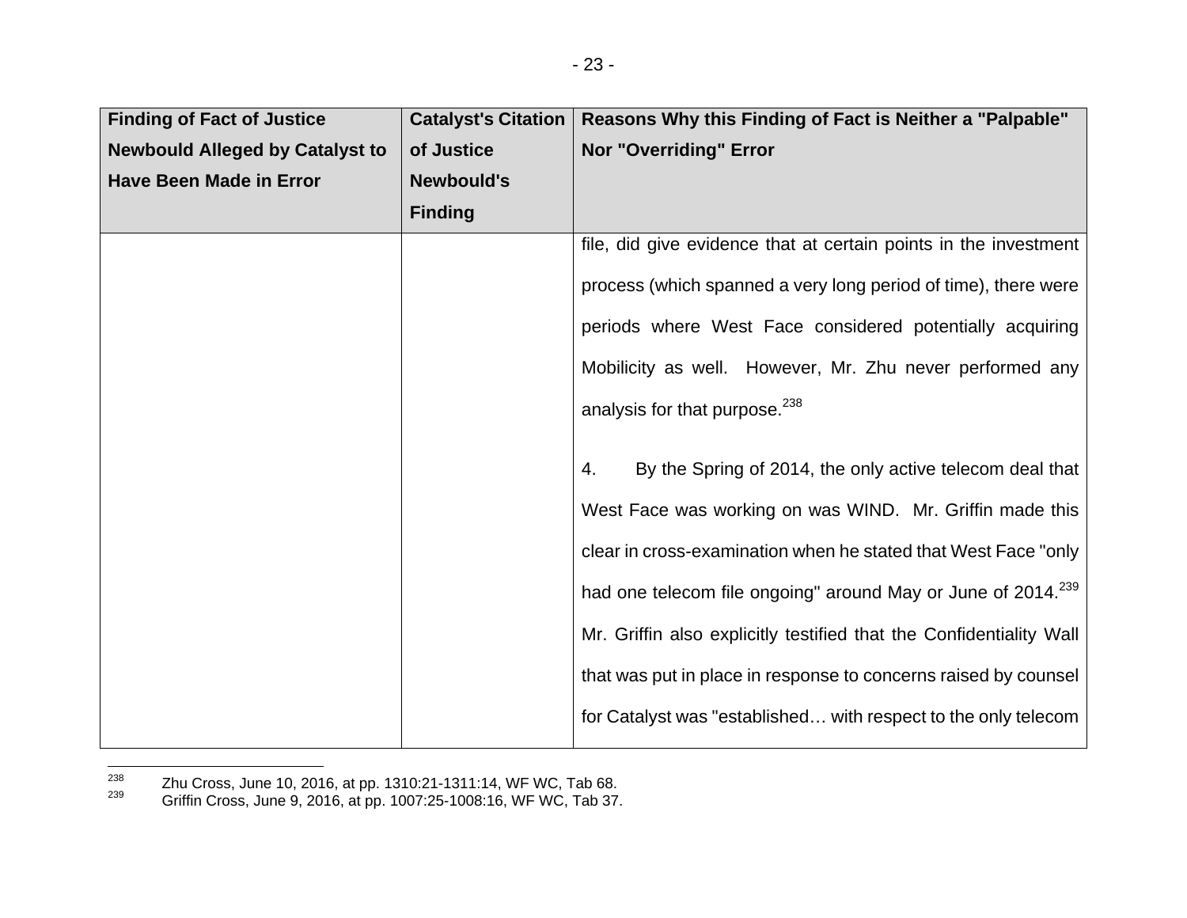| Finding of Fact of Justice Newbould Alleged by Catalyst to Have Been Made in Error | Catalyst's Citation of Justice Newbould's Finding | Reasons Why this Finding of Fact is Neither a "Palpable" Nor "Overriding" Error |
|---|---|---|
| | | file, did give evidence that at certain points in the investment process (which spanned a very long period of time), there were periods where West Face considered potentially acquiring Mobilicity as well. However, Mr. Zhu never performed any analysis for that purpose.[238]<br><br>4. By the Spring of 2014, the only active telecom deal that West Face was working on was WIND. Mr. Griffin made this clear in cross-examination when he stated that West Face "only had one telecom file ongoing" around May or June of 2014.[239] Mr. Griffin also explicitly testified that the Confidentiality Wall that was put in place in response to concerns raised by counsel for Catalyst was "established… with respect to the only telecom |

[238] Zhu Cross, June 10, 2016, at pp. 1310:21-1311:14, WF WC, Tab 68.

[239] Griffin Cross, June 9, 2016, at pp. 1007:25-1008:16, WF WC, Tab 37.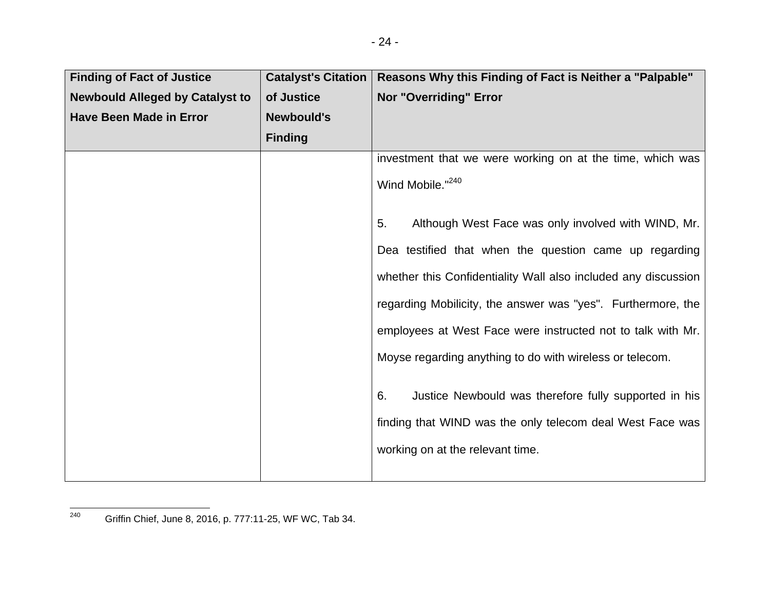| Finding of Fact of Justice Newbould Alleged by Catalyst to Have Been Made in Error | Catalyst's Citation of Justice Newbould's Finding | Reasons Why this Finding of Fact is Neither a "Palpable" Nor "Overriding" Error |
|---|---|---|
| | | investment that we were working on at the time, which was Wind Mobile."[240]<br><br>5. Although West Face was only involved with WIND, Mr. Dea testified that when the question came up regarding whether this Confidentiality Wall also included any discussion regarding Mobilicity, the answer was "yes". Furthermore, the employees at West Face were instructed not to talk with Mr. Moyse regarding anything to do with wireless or telecom.<br><br>6. Justice Newbould was therefore fully supported in his finding that WIND was the only telecom deal West Face was working on at the relevant time. |

[240] Griffin Chief, June 8, 2016, p. 777:11-25, WF WC, Tab 34.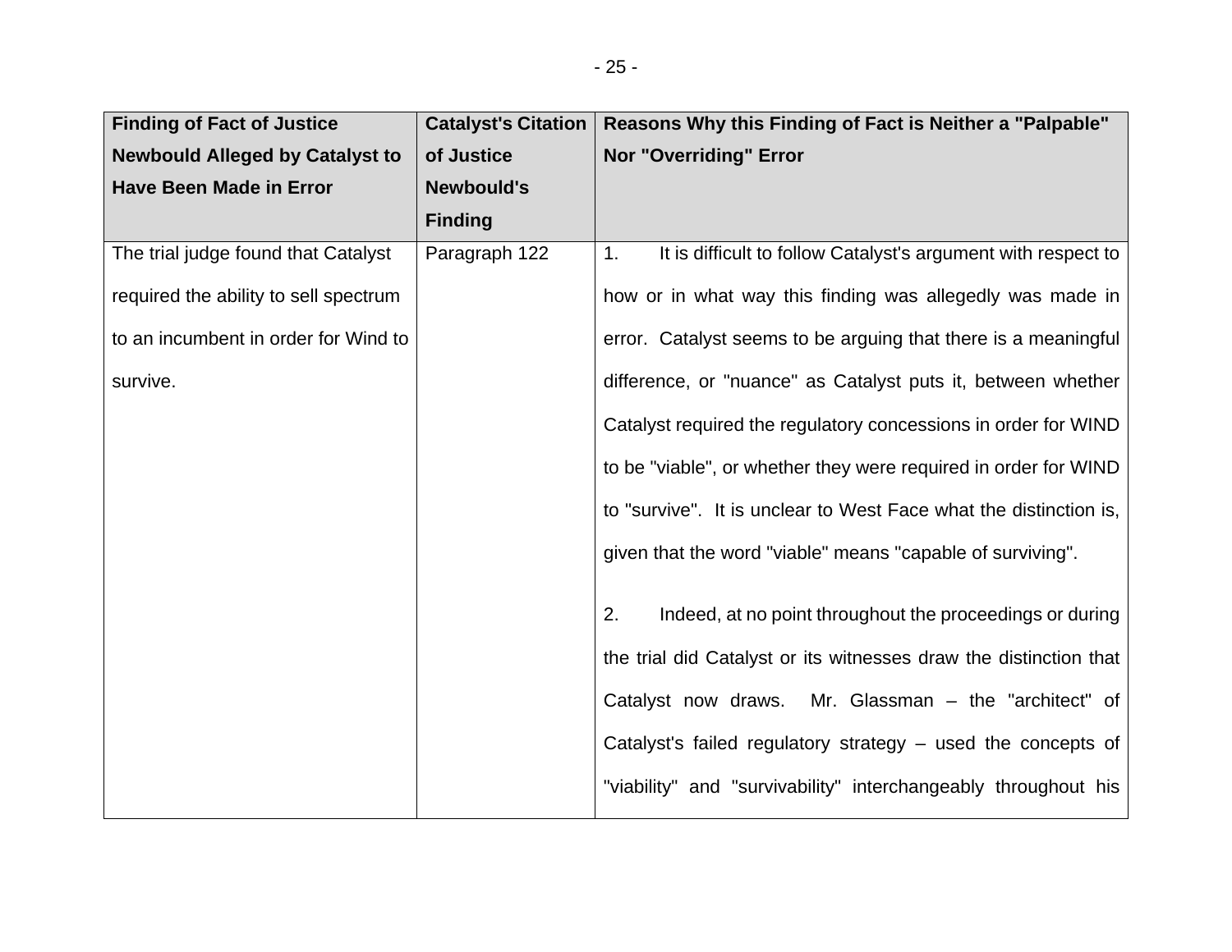| Finding of Fact of Justice Newbould Alleged by Catalyst to Have Been Made in Error | Catalyst's Citation of Justice Newbould's Finding | Reasons Why this Finding of Fact is Neither a "Palpable" Nor "Overriding" Error |
|---|---|---|
| The trial judge found that Catalyst required the ability to sell spectrum to an incumbent in order for Wind to survive. | Paragraph 122 | 1. It is difficult to follow Catalyst's argument with respect to how or in what way this finding was allegedly was made in error. Catalyst seems to be arguing that there is a meaningful difference, or "nuance" as Catalyst puts it, between whether Catalyst required the regulatory concessions in order for WIND to be "viable", or whether they were required in order for WIND to "survive". It is unclear to West Face what the distinction is, given that the word "viable" means "capable of surviving".<br><br>2. Indeed, at no point throughout the proceedings or during the trial did Catalyst or its witnesses draw the distinction that Catalyst now draws. Mr. Glassman – the "architect" of Catalyst's failed regulatory strategy – used the concepts of "viability" and "survivability" interchangeably throughout his |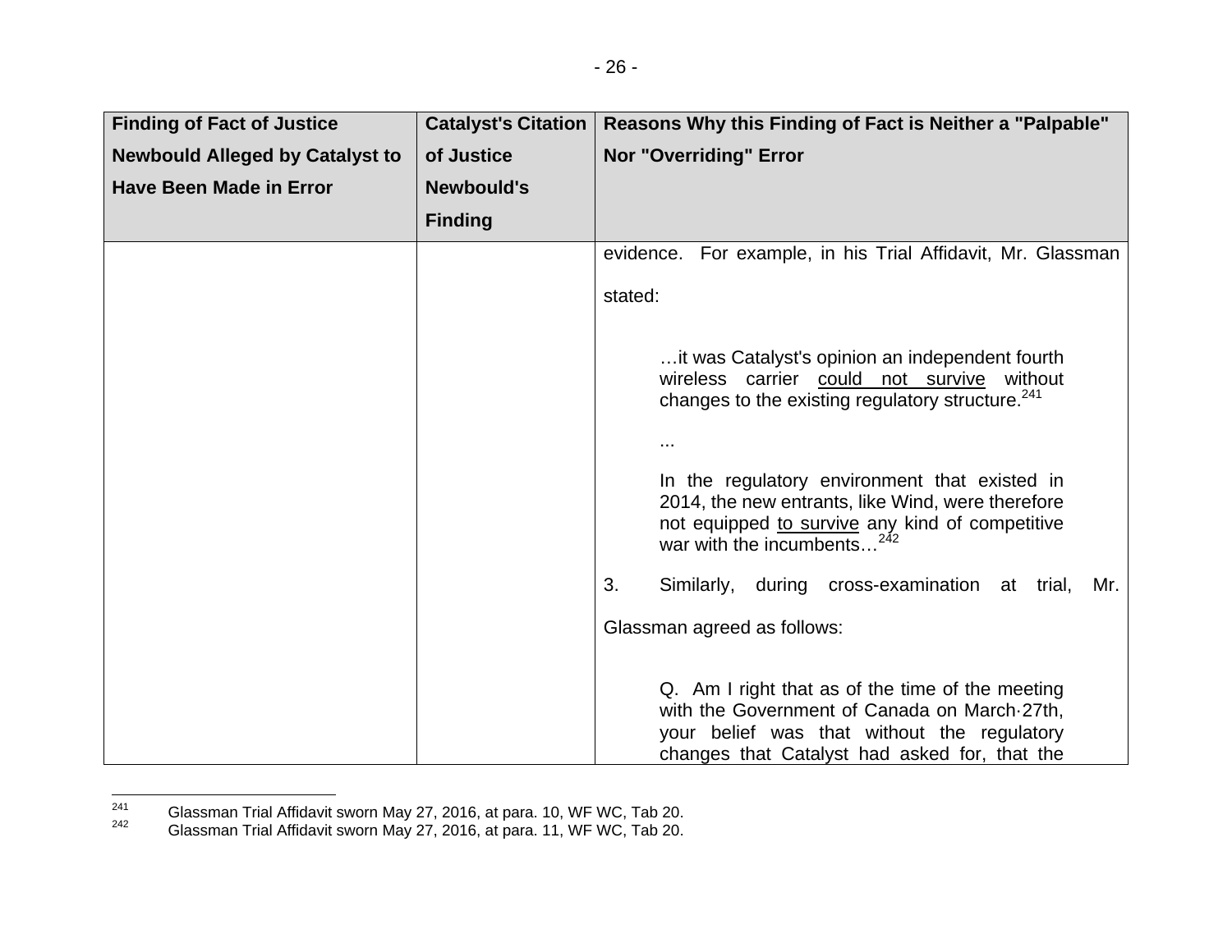| Finding of Fact of Justice Newbould Alleged by Catalyst to Have Been Made in Error | Catalyst's Citation of Justice Newbould's Finding | Reasons Why this Finding of Fact is Neither a "Palpable" Nor "Overriding" Error |
|---|---|---|
| | | evidence. For example, in his Trial Affidavit, Mr. Glassman stated:<br><br>…it was Catalyst's opinion an independent fourth wireless carrier <u>could not survive</u> without changes to the existing regulatory structure.[241]<br><br>...<br><br>In the regulatory environment that existed in 2014, the new entrants, like Wind, were therefore not equipped <u>to survive</u> any kind of competitive war with the incumbents…[242]<br><br>3. Similarly, during cross-examination at trial, Mr. Glassman agreed as follows:<br><br>Q. Am I right that as of the time of the meeting with the Government of Canada on March·27th, your belief was that without the regulatory changes that Catalyst had asked for, that the |

[241] Glassman Trial Affidavit sworn May 27, 2016, at para. 10, WF WC, Tab 20.

[242] Glassman Trial Affidavit sworn May 27, 2016, at para. 11, WF WC, Tab 20.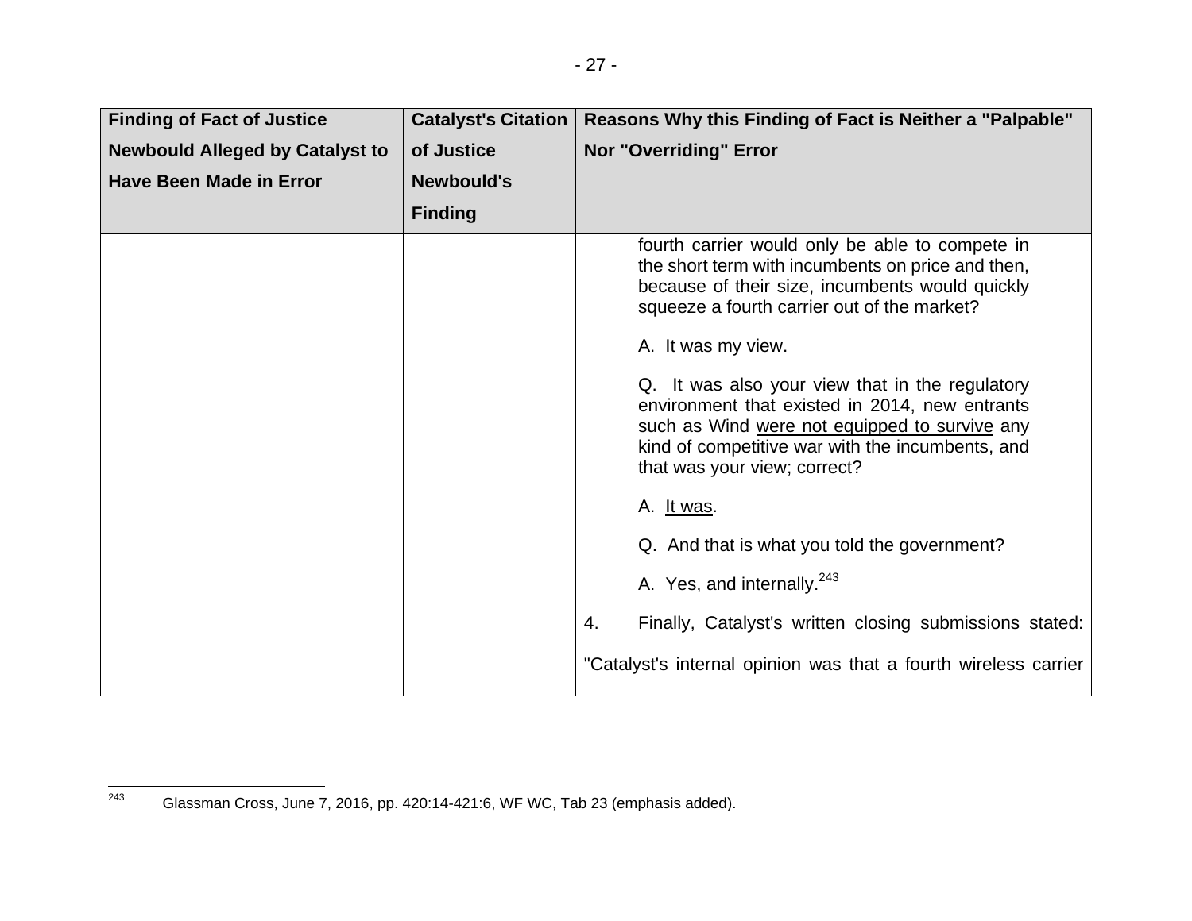| Finding of Fact of Justice Newbould Alleged by Catalyst to Have Been Made in Error | Catalyst's Citation of Justice Newbould's Finding | Reasons Why this Finding of Fact is Neither a "Palpable" Nor "Overriding" Error |
|---|---|---|
| | | fourth carrier would only be able to compete in the short term with incumbents on price and then, because of their size, incumbents would quickly squeeze a fourth carrier out of the market?<br><br>A. It was my view.<br><br>Q. It was also your view that in the regulatory environment that existed in 2014, new entrants such as Wind <u>were not equipped to survive</u> any kind of competitive war with the incumbents, and that was your view; correct?<br><br>A. <u>It was</u>.<br><br>Q. And that is what you told the government?<br><br>A. Yes, and internally.[243]<br><br>4. Finally, Catalyst's written closing submissions stated: "Catalyst's internal opinion was that a fourth wireless carrier |

[243] Glassman Cross, June 7, 2016, pp. 420:14-421:6, WF WC, Tab 23 (emphasis added).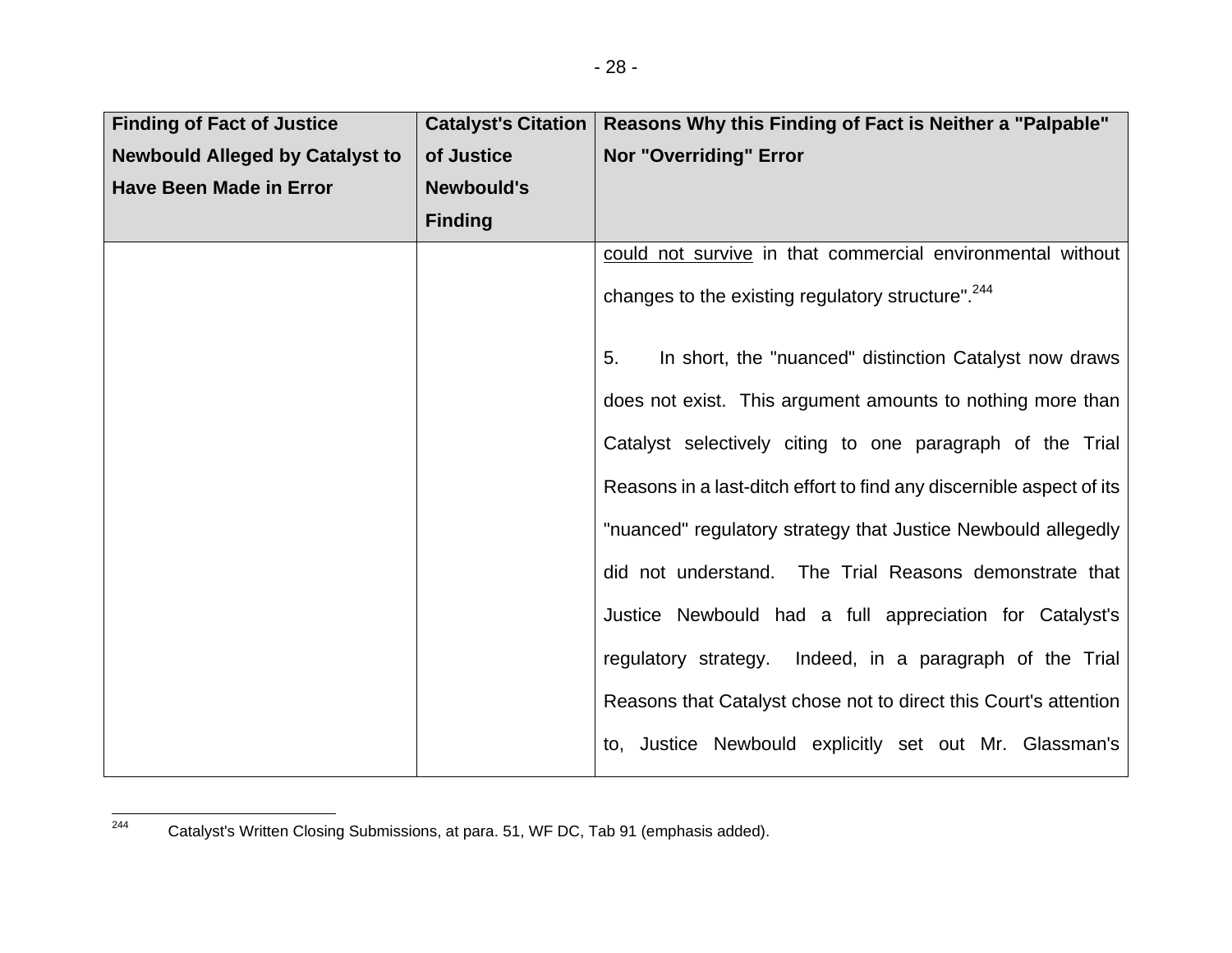| Finding of Fact of Justice Newbould Alleged by Catalyst to Have Been Made in Error | Catalyst's Citation of Justice Newbould's Finding | Reasons Why this Finding of Fact is Neither a "Palpable" Nor "Overriding" Error |
|---|---|---|
| | | could not survive in that commercial environmental without changes to the existing regulatory structure".[244]<br><br>5. In short, the "nuanced" distinction Catalyst now draws does not exist. This argument amounts to nothing more than Catalyst selectively citing to one paragraph of the Trial Reasons in a last-ditch effort to find any discernible aspect of its "nuanced" regulatory strategy that Justice Newbould allegedly did not understand. The Trial Reasons demonstrate that Justice Newbould had a full appreciation for Catalyst's regulatory strategy. Indeed, in a paragraph of the Trial Reasons that Catalyst chose not to direct this Court's attention to, Justice Newbould explicitly set out Mr. Glassman's |

[244] Catalyst's Written Closing Submissions, at para. 51, WF DC, Tab 91 (emphasis added).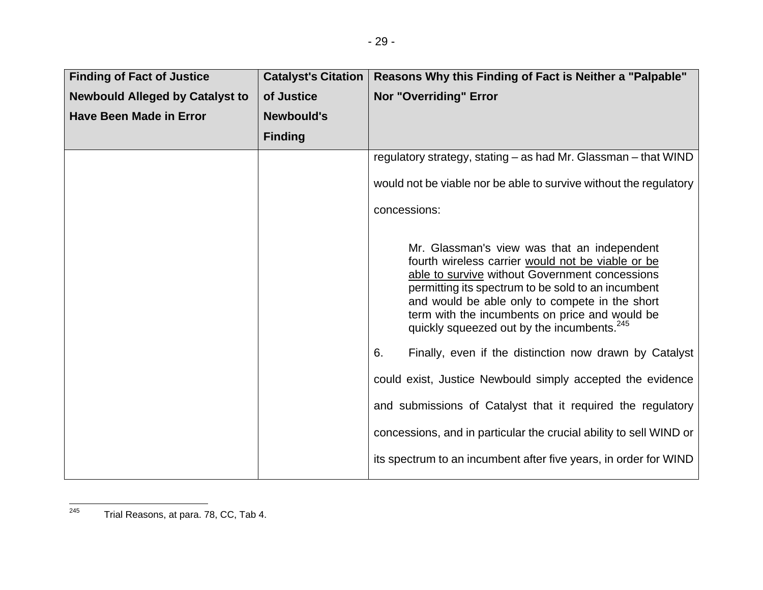| Finding of Fact of Justice Newbould Alleged by Catalyst to Have Been Made in Error | Catalyst's Citation of Justice Newbould's Finding | Reasons Why this Finding of Fact is Neither a "Palpable" Nor "Overriding" Error |
|---|---|---|
| | | regulatory strategy, stating – as had Mr. Glassman – that WIND would not be viable nor be able to survive without the regulatory concessions:<br><br>> Mr. Glassman's view was that an independent fourth wireless carrier <u>would not be viable or be able to survive</u> without Government concessions permitting its spectrum to be sold to an incumbent and would be able only to compete in the short term with the incumbents on price and would be quickly squeezed out by the incumbents.[245]<br><br>6. Finally, even if the distinction now drawn by Catalyst could exist, Justice Newbould simply accepted the evidence and submissions of Catalyst that it required the regulatory concessions, and in particular the crucial ability to sell WIND or its spectrum to an incumbent after five years, in order for WIND |

[245] Trial Reasons, at para. 78, CC, Tab 4.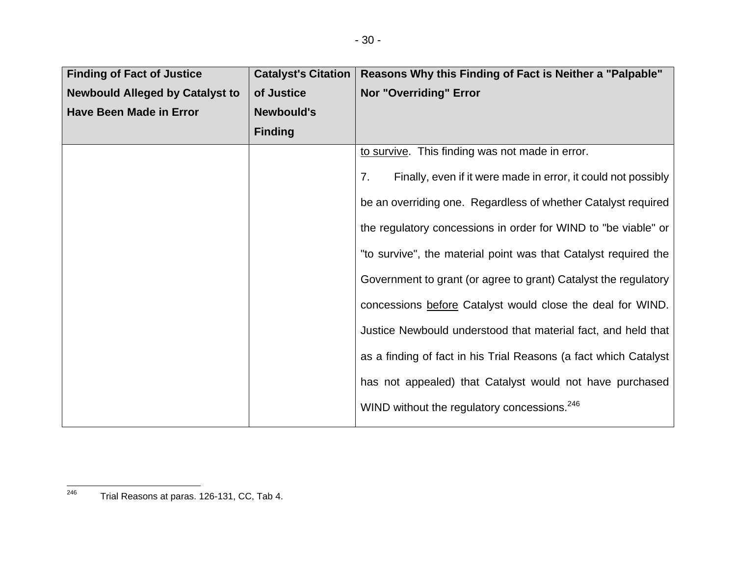| Finding of Fact of Justice Newbould Alleged by Catalyst to Have Been Made in Error | Catalyst's Citation of Justice Newbould's Finding | Reasons Why this Finding of Fact is Neither a "Palpable" Nor "Overriding" Error |
|---|---|---|
| | | <u>to survive</u>. This finding was not made in error.<br><br>7. Finally, even if it were made in error, it could not possibly be an overriding one. Regardless of whether Catalyst required the regulatory concessions in order for WIND to "be viable" or "to survive", the material point was that Catalyst required the Government to grant (or agree to grant) Catalyst the regulatory concessions <u>before</u> Catalyst would close the deal for WIND. Justice Newbould understood that material fact, and held that as a finding of fact in his Trial Reasons (a fact which Catalyst has not appealed) that Catalyst would not have purchased WIND without the regulatory concessions.[246] |

[246] Trial Reasons at paras. 126-131, CC, Tab 4.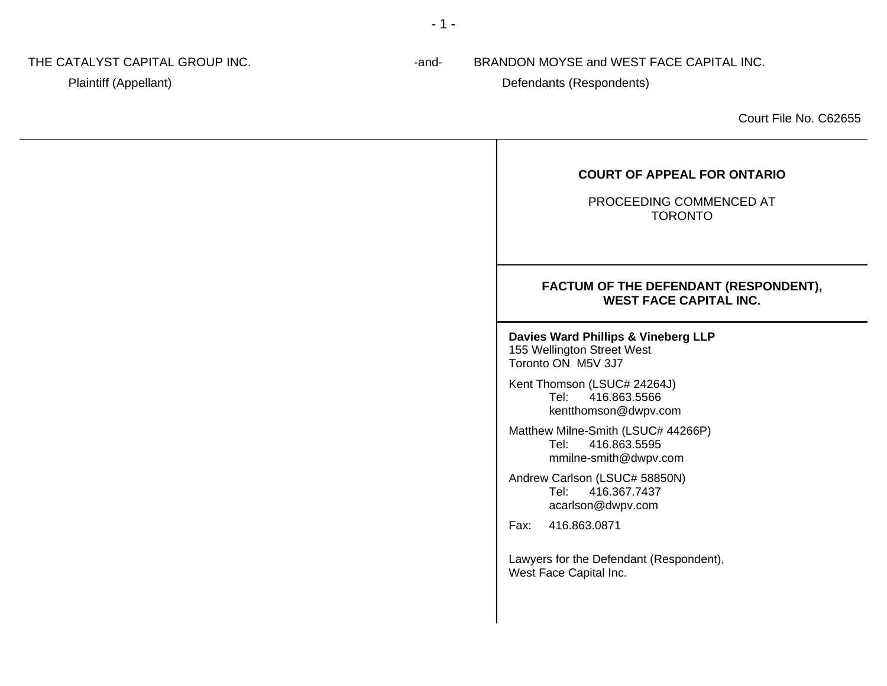THE CATALYST CAPITAL GROUP INC. -and- BRANDON MOYSE and WEST FACE CAPITAL INC.

Plaintiff (Appellant) Defendants (Respondents)

Court File No. C62655

**COURT OF APPEAL FOR ONTARIO**

PROCEEDING COMMENCED AT TORONTO

**FACTUM OF THE DEFENDANT (RESPONDENT), WEST FACE CAPITAL INC.**

**Davies Ward Phillips & Vineberg LLP**
155 Wellington Street West
Toronto ON M5V 3J7

Kent Thomson (LSUC# 24264J)
Tel: 416.863.5566
kentthomson@dwpv.com

Matthew Milne-Smith (LSUC# 44266P)
Tel: 416.863.5595
mmilne-smith@dwpv.com

Andrew Carlson (LSUC# 58850N)
Tel: 416.367.7437
acarlson@dwpv.com

Fax: 416.863.0871

Lawyers for the Defendant (Respondent),
West Face Capital Inc.